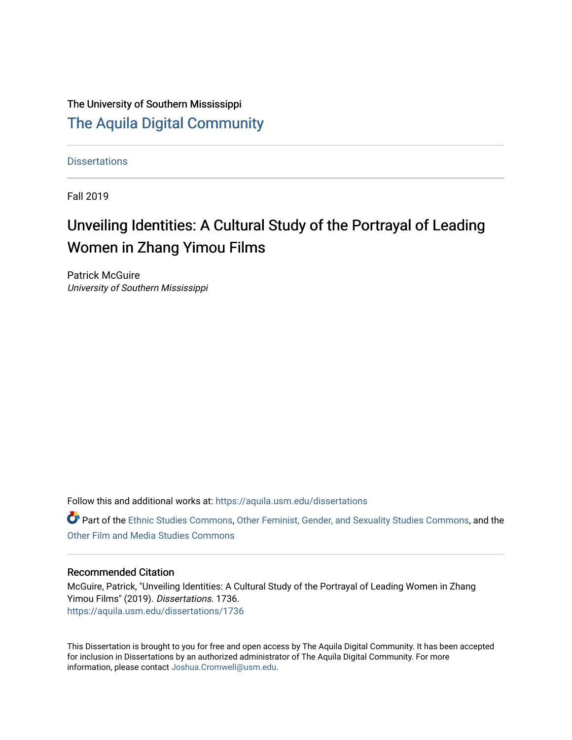The University of Southern Mississippi

# The Aquila Digital Community

Dissertations

Fall 2019

# Unveiling Identities: A Cultural Study of the Portrayal of Leading Women in Zhang Yimou Films

Patrick McGuire
*University of Southern Mississippi*

Follow this and additional works at: https://aquila.usm.edu/dissertations

Part of the Ethnic Studies Commons, Other Feminist, Gender, and Sexuality Studies Commons, and the Other Film and Media Studies Commons

## Recommended Citation

McGuire, Patrick, "Unveiling Identities: A Cultural Study of the Portrayal of Leading Women in Zhang Yimou Films" (2019). *Dissertations*. 1736.
https://aquila.usm.edu/dissertations/1736

This Dissertation is brought to you for free and open access by The Aquila Digital Community. It has been accepted for inclusion in Dissertations by an authorized administrator of The Aquila Digital Community. For more information, please contact Joshua.Cromwell@usm.edu.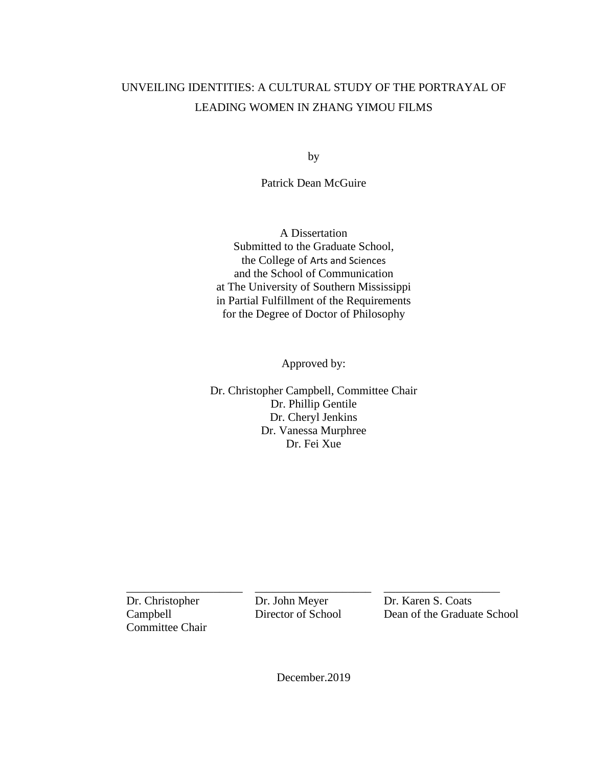UNVEILING IDENTITIES: A CULTURAL STUDY OF THE PORTRAYAL OF LEADING WOMEN IN ZHANG YIMOU FILMS

by

Patrick Dean McGuire

A Dissertation
Submitted to the Graduate School,
the College of Arts and Sciences
and the School of Communication
at The University of Southern Mississippi
in Partial Fulfillment of the Requirements
for the Degree of Doctor of Philosophy

Approved by:

Dr. Christopher Campbell, Committee Chair
Dr. Phillip Gentile
Dr. Cheryl Jenkins
Dr. Vanessa Murphree
Dr. Fei Xue

| ____________________ | ____________________ | ____________________ |
|---|---|---|
| Dr. Christopher Campbell<br>Committee Chair | Dr. John Meyer<br>Director of School | Dr. Karen S. Coats<br>Dean of the Graduate School |

December.2019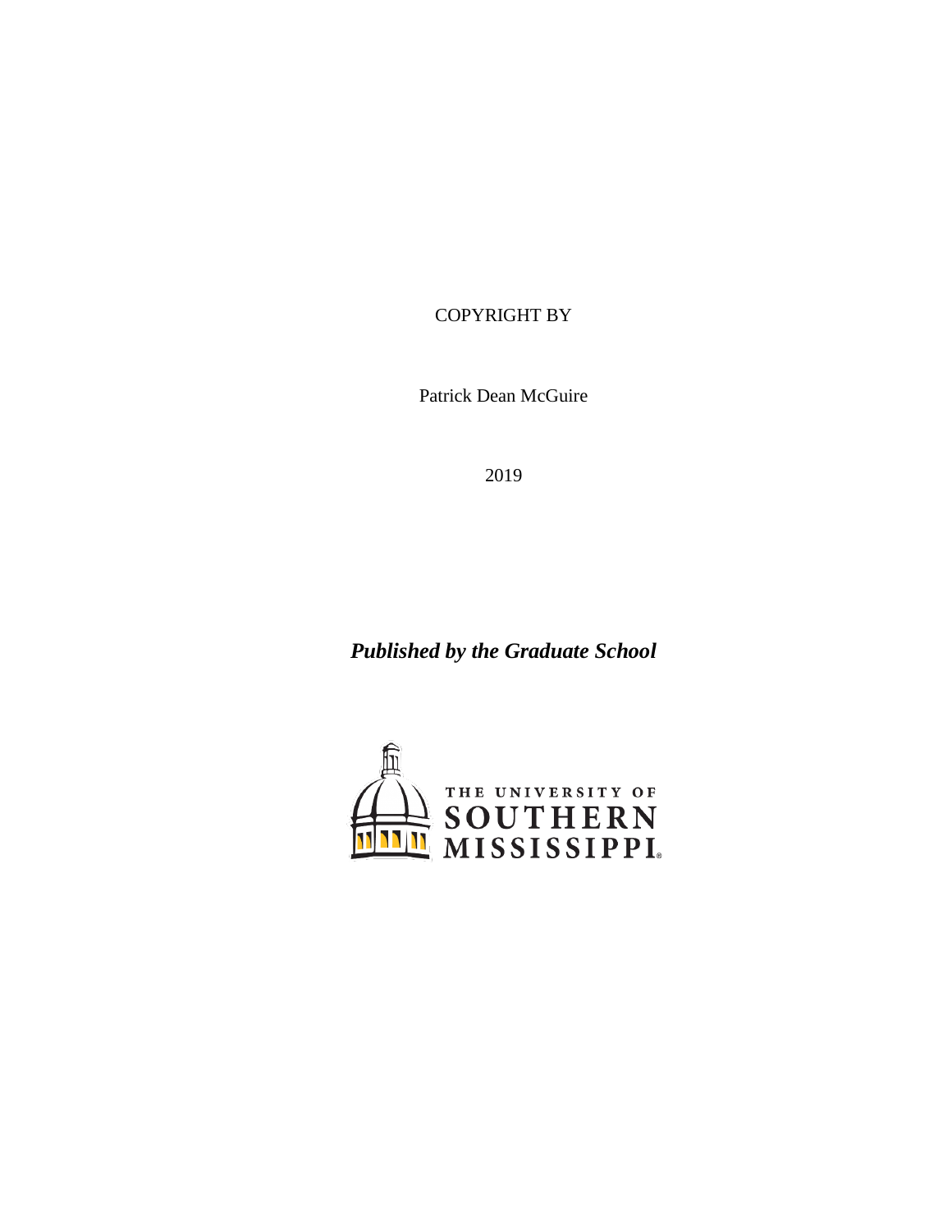COPYRIGHT BY

Patrick Dean McGuire

2019

***Published by the Graduate School***

THE UNIVERSITY OF SOUTHERN MISSISSIPPI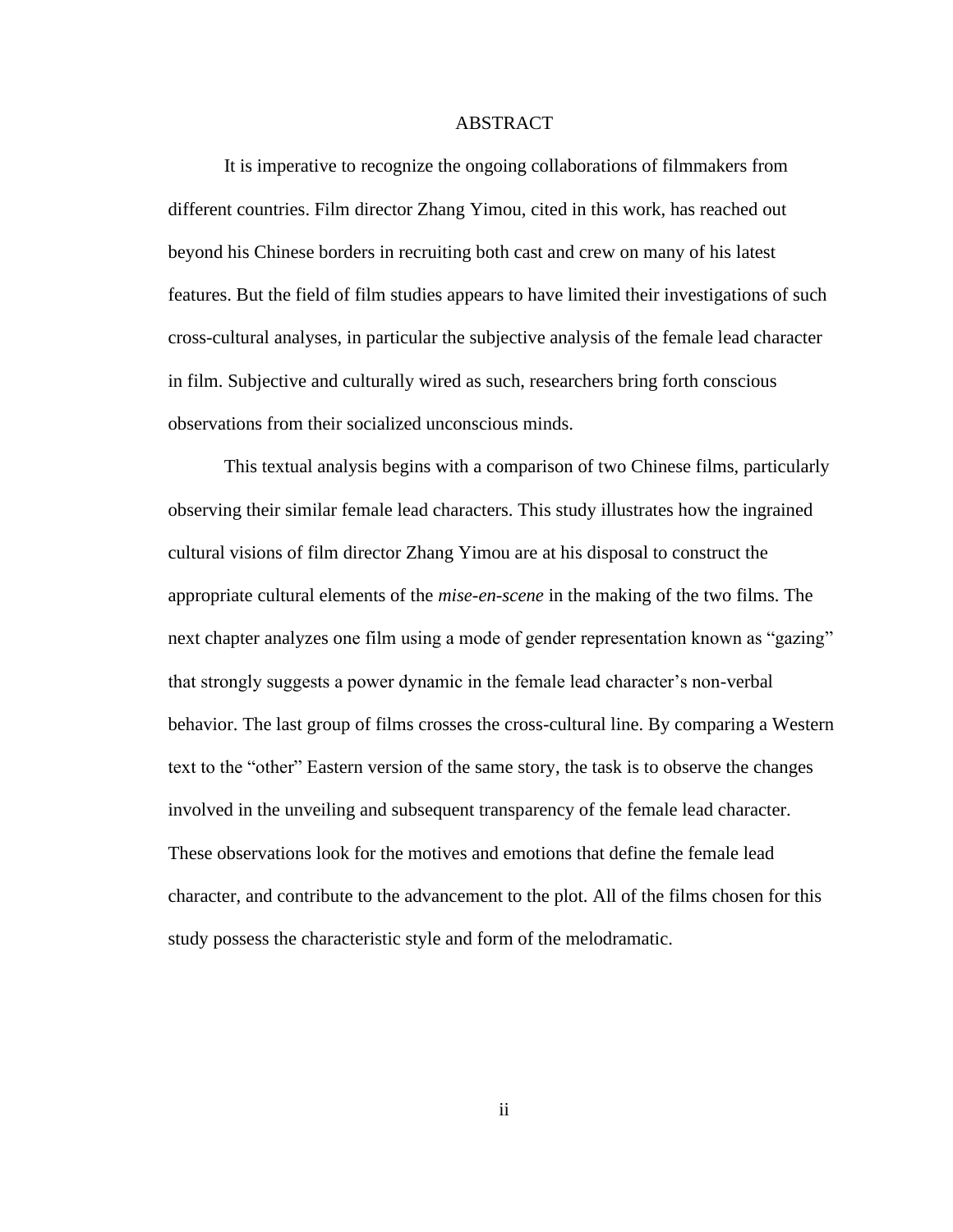# ABSTRACT

It is imperative to recognize the ongoing collaborations of filmmakers from different countries. Film director Zhang Yimou, cited in this work, has reached out beyond his Chinese borders in recruiting both cast and crew on many of his latest features. But the field of film studies appears to have limited their investigations of such cross-cultural analyses, in particular the subjective analysis of the female lead character in film. Subjective and culturally wired as such, researchers bring forth conscious observations from their socialized unconscious minds.

This textual analysis begins with a comparison of two Chinese films, particularly observing their similar female lead characters. This study illustrates how the ingrained cultural visions of film director Zhang Yimou are at his disposal to construct the appropriate cultural elements of the *mise-en-scene* in the making of the two films. The next chapter analyzes one film using a mode of gender representation known as "gazing" that strongly suggests a power dynamic in the female lead character's non-verbal behavior. The last group of films crosses the cross-cultural line. By comparing a Western text to the "other" Eastern version of the same story, the task is to observe the changes involved in the unveiling and subsequent transparency of the female lead character. These observations look for the motives and emotions that define the female lead character, and contribute to the advancement to the plot. All of the films chosen for this study possess the characteristic style and form of the melodramatic.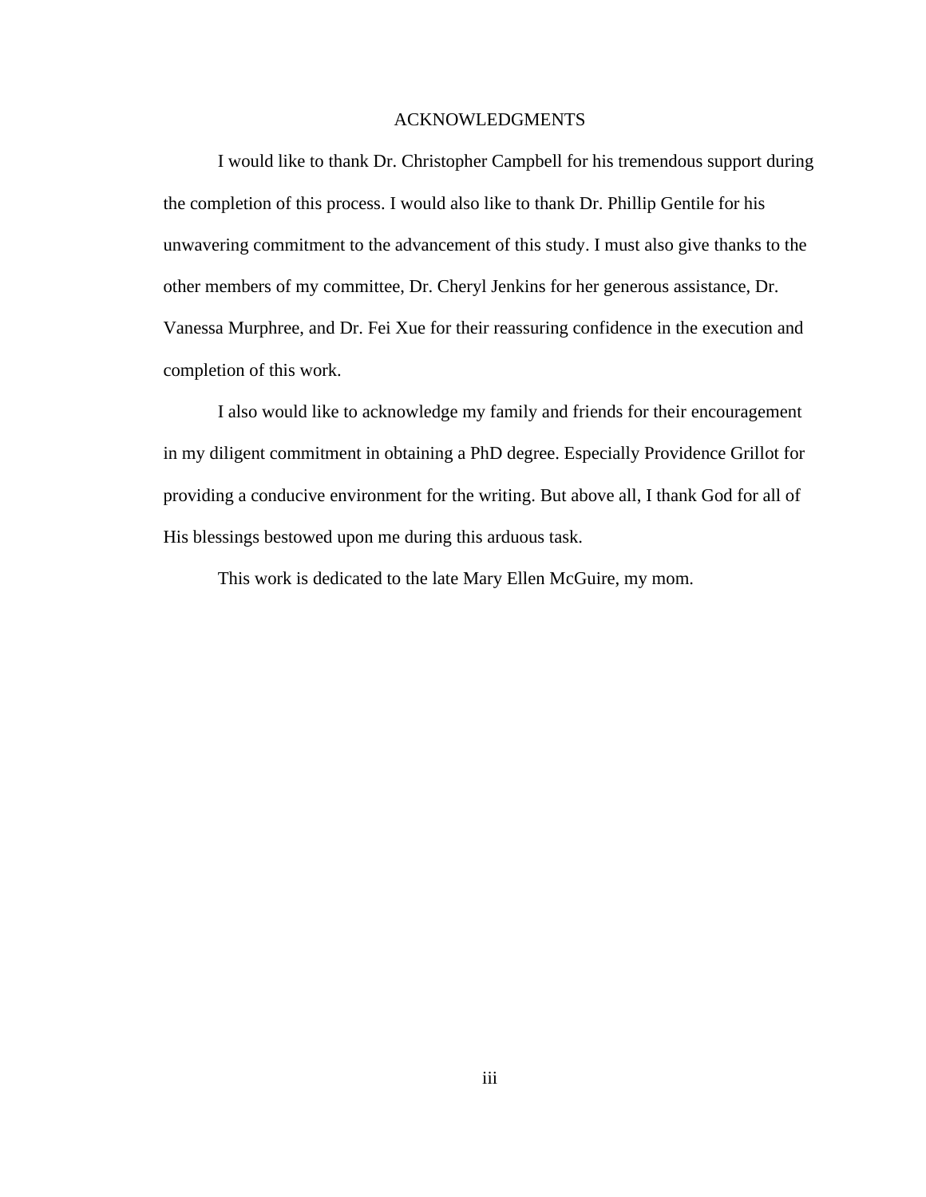# ACKNOWLEDGMENTS

I would like to thank Dr. Christopher Campbell for his tremendous support during the completion of this process. I would also like to thank Dr. Phillip Gentile for his unwavering commitment to the advancement of this study. I must also give thanks to the other members of my committee, Dr. Cheryl Jenkins for her generous assistance, Dr. Vanessa Murphree, and Dr. Fei Xue for their reassuring confidence in the execution and completion of this work.

I also would like to acknowledge my family and friends for their encouragement in my diligent commitment in obtaining a PhD degree. Especially Providence Grillot for providing a conducive environment for the writing. But above all, I thank God for all of His blessings bestowed upon me during this arduous task.

This work is dedicated to the late Mary Ellen McGuire, my mom.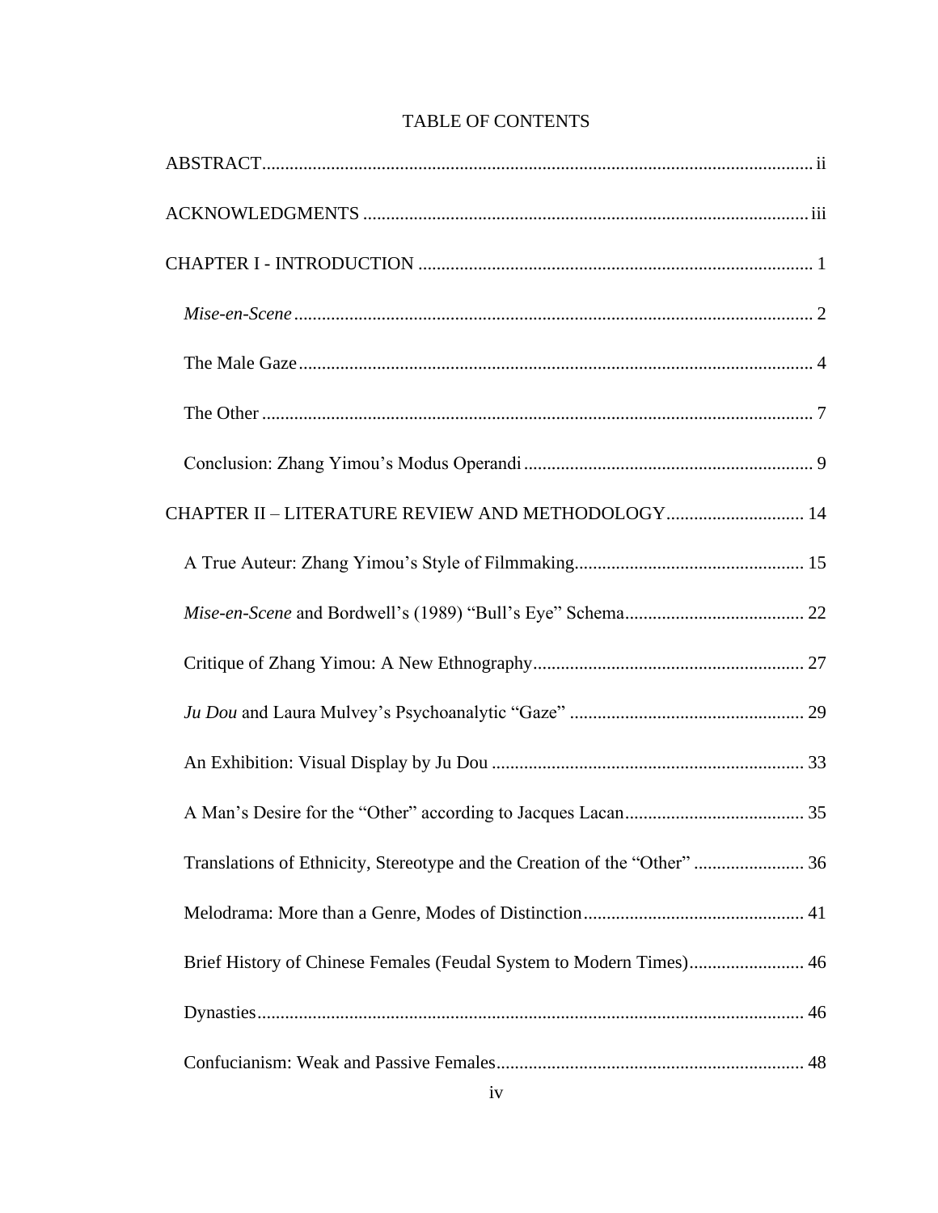# TABLE OF CONTENTS

ABSTRACT....................................................................................................................... ii

ACKNOWLEDGMENTS ................................................................................................ iii

CHAPTER I - INTRODUCTION ..................................................................................... 1

*Mise-en-Scene* ................................................................................................................ 2

The Male Gaze ............................................................................................................... 4

The Other ....................................................................................................................... 7

Conclusion: Zhang Yimou's Modus Operandi .............................................................. 9

CHAPTER II – LITERATURE REVIEW AND METHODOLOGY .............................. 14

A True Auteur: Zhang Yimou's Style of Filmmaking ................................................. 15

*Mise-en-Scene* and Bordwell's (1989) "Bull's Eye" Schema ....................................... 22

Critique of Zhang Yimou: A New Ethnography ........................................................... 27

*Ju Dou* and Laura Mulvey's Psychoanalytic "Gaze" .................................................. 29

An Exhibition: Visual Display by Ju Dou .................................................................... 33

A Man's Desire for the "Other" according to Jacques Lacan ....................................... 35

Translations of Ethnicity, Stereotype and the Creation of the "Other" ........................ 36

Melodrama: More than a Genre, Modes of Distinction ................................................ 41

Brief History of Chinese Females (Feudal System to Modern Times) ......................... 46

Dynasties ...................................................................................................................... 46

Confucianism: Weak and Passive Females ................................................................... 48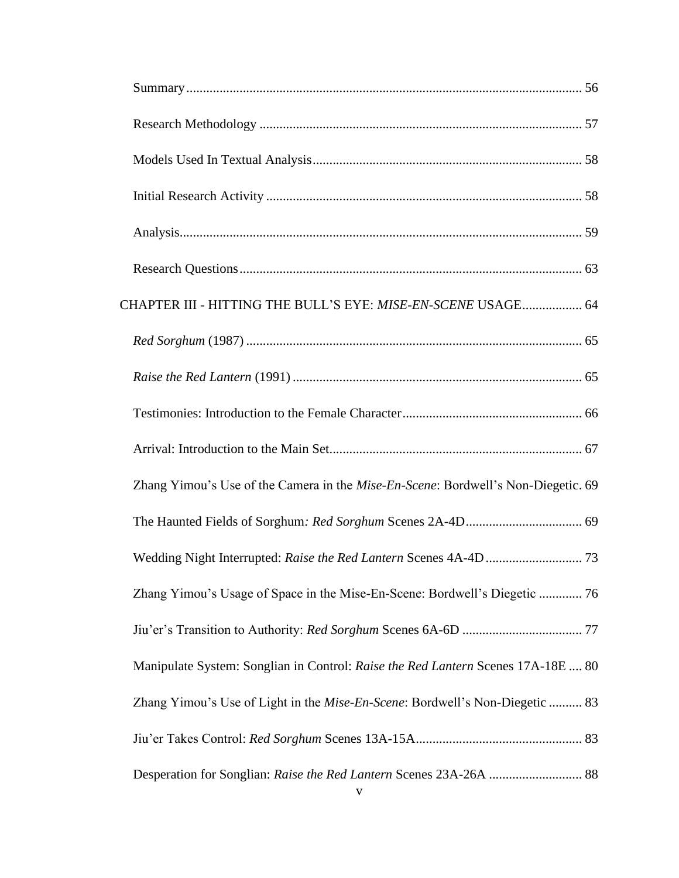Summary ..................................................................................................................... 56

Research Methodology ................................................................................................ 57

Models Used In Textual Analysis ................................................................................ 58

Initial Research Activity .............................................................................................. 58

Analysis ........................................................................................................................ 59

Research Questions ...................................................................................................... 63

CHAPTER III - HITTING THE BULL'S EYE: *MISE-EN-SCENE* USAGE .................. 64

*Red Sorghum* (1987) ..................................................................................................... 65

*Raise the Red Lantern* (1991) ....................................................................................... 65

Testimonies: Introduction to the Female Character ..................................................... 66

Arrival: Introduction to the Main Set ........................................................................... 67

Zhang Yimou's Use of the Camera in the *Mise-En-Scene*: Bordwell's Non-Diegetic . 69

The Haunted Fields of Sorghum*: Red Sorghum* Scenes 2A-4D .................................. 69

Wedding Night Interrupted: *Raise the Red Lantern* Scenes 4A-4D ............................ 73

Zhang Yimou's Usage of Space in the Mise-En-Scene: Bordwell's Diegetic ............. 76

Jiu'er's Transition to Authority: *Red Sorghum* Scenes 6A-6D .................................... 77

Manipulate System: Songlian in Control: *Raise the Red Lantern* Scenes 17A-18E .... 80

Zhang Yimou's Use of Light in the *Mise-En-Scene*: Bordwell's Non-Diegetic .......... 83

Jiu'er Takes Control: *Red Sorghum* Scenes 13A-15A ................................................. 83

Desperation for Songlian: *Raise the Red Lantern* Scenes 23A-26A ............................ 88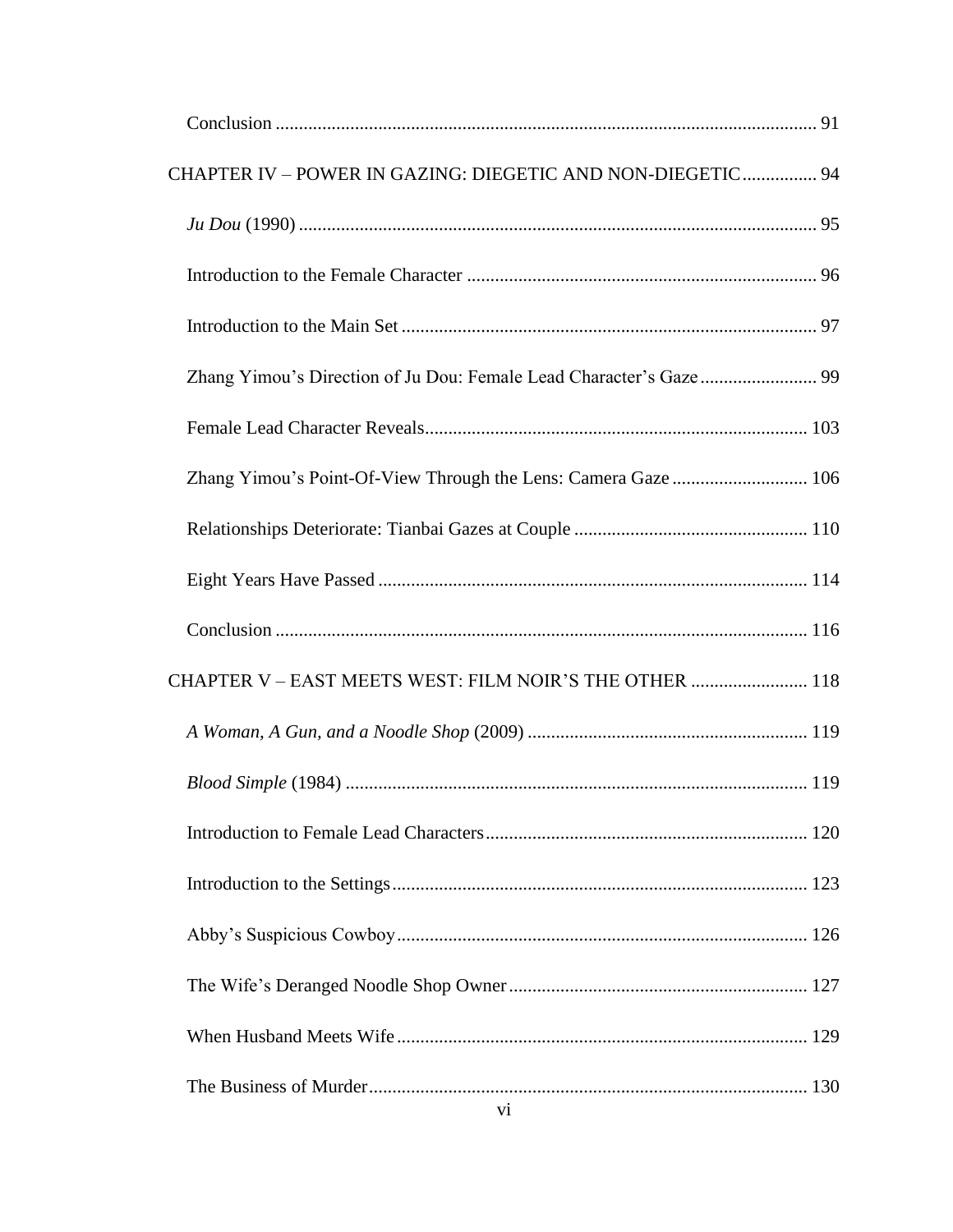Conclusion .................................................................................................................. 91

CHAPTER IV – POWER IN GAZING: DIEGETIC AND NON-DIEGETIC................ 94

*Ju Dou* (1990) .............................................................................................................. 95

Introduction to the Female Character .......................................................................... 96

Introduction to the Main Set ........................................................................................ 97

Zhang Yimou's Direction of Ju Dou: Female Lead Character's Gaze ......................... 99

Female Lead Character Reveals................................................................................. 103

Zhang Yimou's Point-Of-View Through the Lens: Camera Gaze ............................. 106

Relationships Deteriorate: Tianbai Gazes at Couple .................................................. 110

Eight Years Have Passed ........................................................................................... 114

Conclusion ................................................................................................................ 116

CHAPTER V – EAST MEETS WEST: FILM NOIR'S THE OTHER ......................... 118

*A Woman, A Gun, and a Noodle Shop* (2009) ............................................................ 119

*Blood Simple* (1984) .................................................................................................. 119

Introduction to Female Lead Characters.................................................................... 120

Introduction to the Settings........................................................................................ 123

Abby's Suspicious Cowboy....................................................................................... 126

The Wife's Deranged Noodle Shop Owner ............................................................... 127

When Husband Meets Wife ....................................................................................... 129

The Business of Murder............................................................................................. 130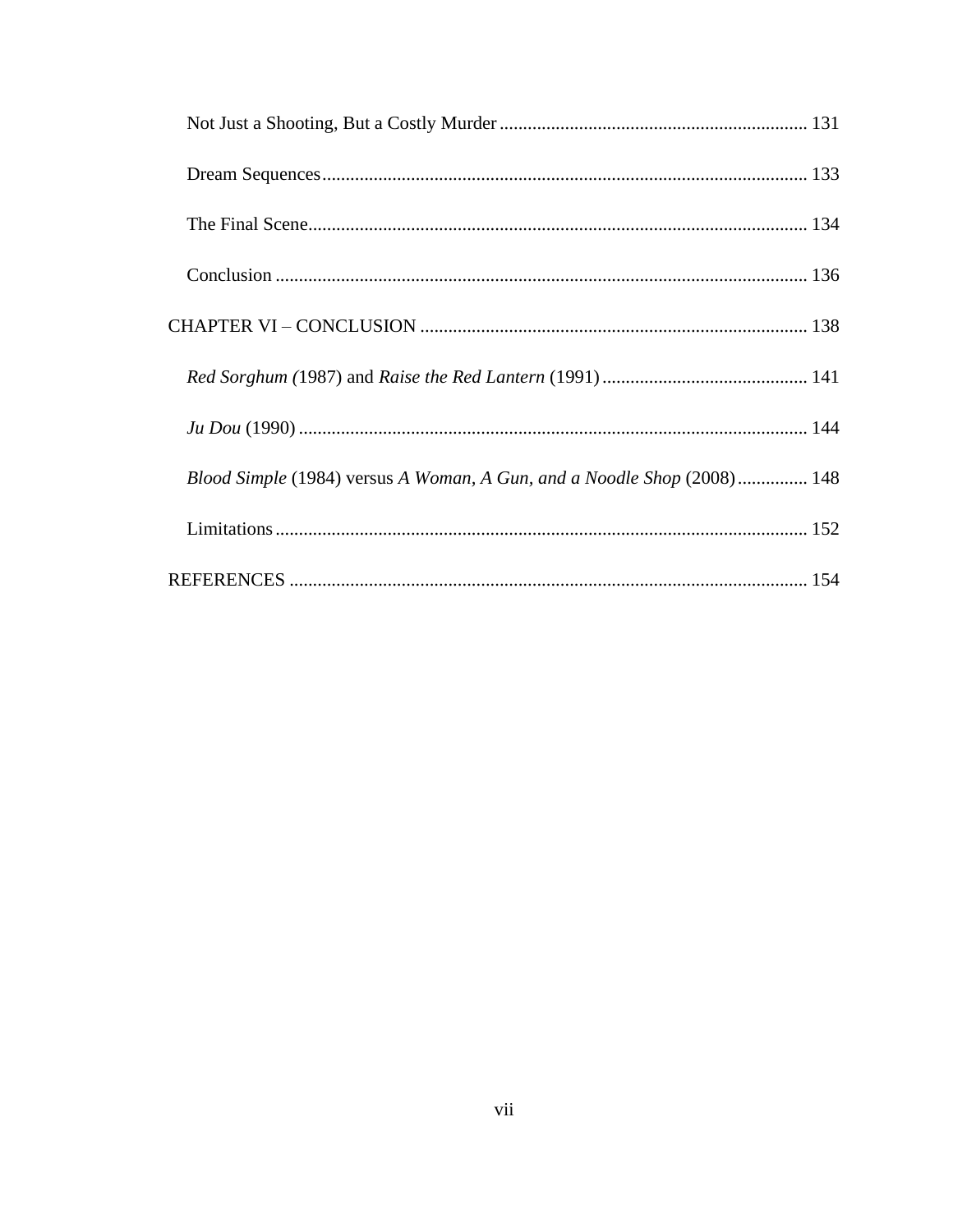Not Just a Shooting, But a Costly Murder ................................................................. 131

Dream Sequences ....................................................................................................... 133

The Final Scene.......................................................................................................... 134

Conclusion ................................................................................................................. 136

CHAPTER VI – CONCLUSION .................................................................................. 138

*Red Sorghum (*1987) and *Raise the Red Lantern* (1991) ............................................ 141

*Ju Dou* (1990) ............................................................................................................ 144

*Blood Simple* (1984) versus *A Woman, A Gun, and a Noodle Shop* (2008) ............... 148

Limitations ................................................................................................................. 152

REFERENCES .............................................................................................................. 154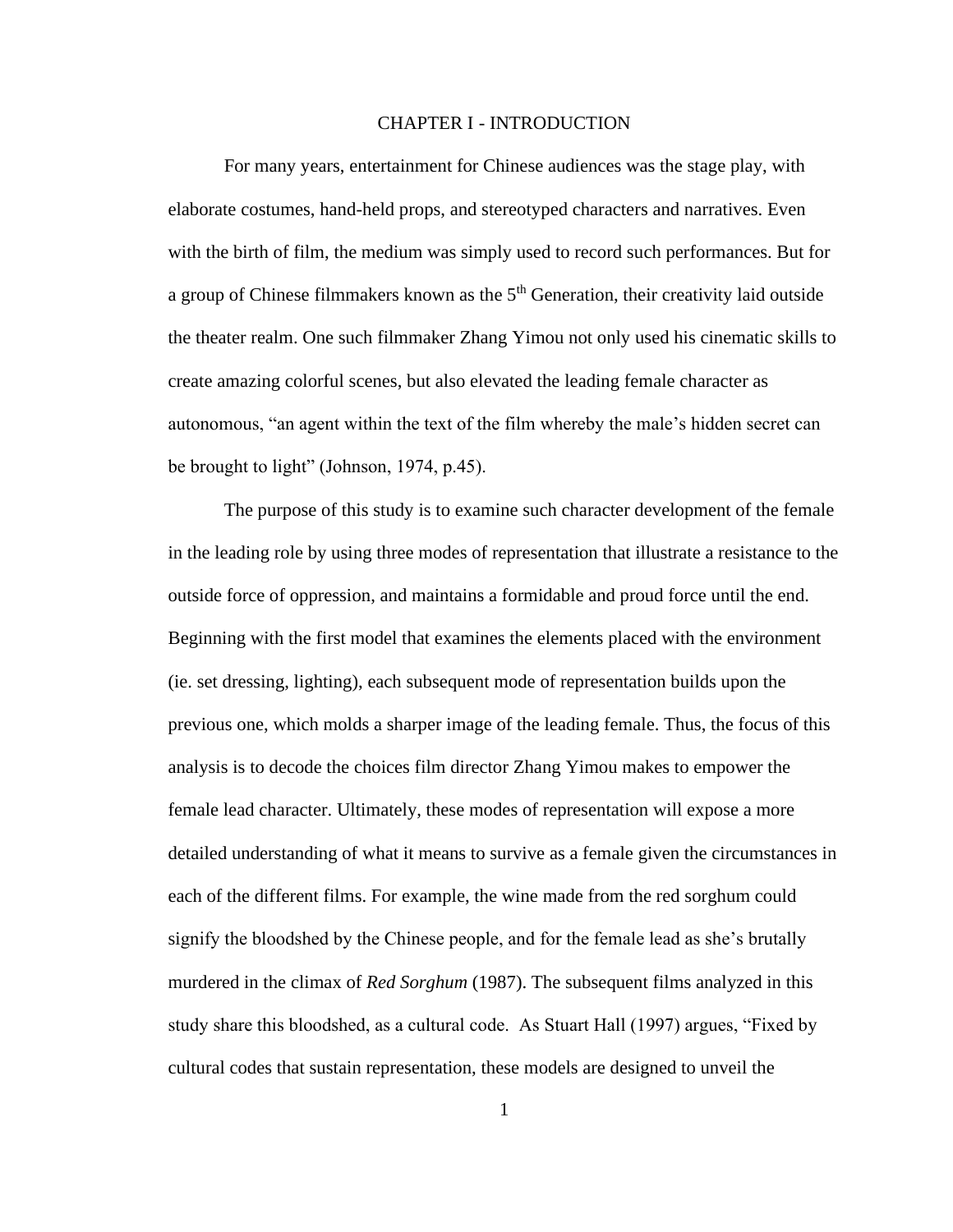# CHAPTER I - INTRODUCTION

For many years, entertainment for Chinese audiences was the stage play, with elaborate costumes, hand-held props, and stereotyped characters and narratives. Even with the birth of film, the medium was simply used to record such performances. But for a group of Chinese filmmakers known as the 5th Generation, their creativity laid outside the theater realm. One such filmmaker Zhang Yimou not only used his cinematic skills to create amazing colorful scenes, but also elevated the leading female character as autonomous, "an agent within the text of the film whereby the male's hidden secret can be brought to light" (Johnson, 1974, p.45).

The purpose of this study is to examine such character development of the female in the leading role by using three modes of representation that illustrate a resistance to the outside force of oppression, and maintains a formidable and proud force until the end. Beginning with the first model that examines the elements placed with the environment (ie. set dressing, lighting), each subsequent mode of representation builds upon the previous one, which molds a sharper image of the leading female. Thus, the focus of this analysis is to decode the choices film director Zhang Yimou makes to empower the female lead character. Ultimately, these modes of representation will expose a more detailed understanding of what it means to survive as a female given the circumstances in each of the different films. For example, the wine made from the red sorghum could signify the bloodshed by the Chinese people, and for the female lead as she's brutally murdered in the climax of *Red Sorghum* (1987). The subsequent films analyzed in this study share this bloodshed, as a cultural code. As Stuart Hall (1997) argues, "Fixed by cultural codes that sustain representation, these models are designed to unveil the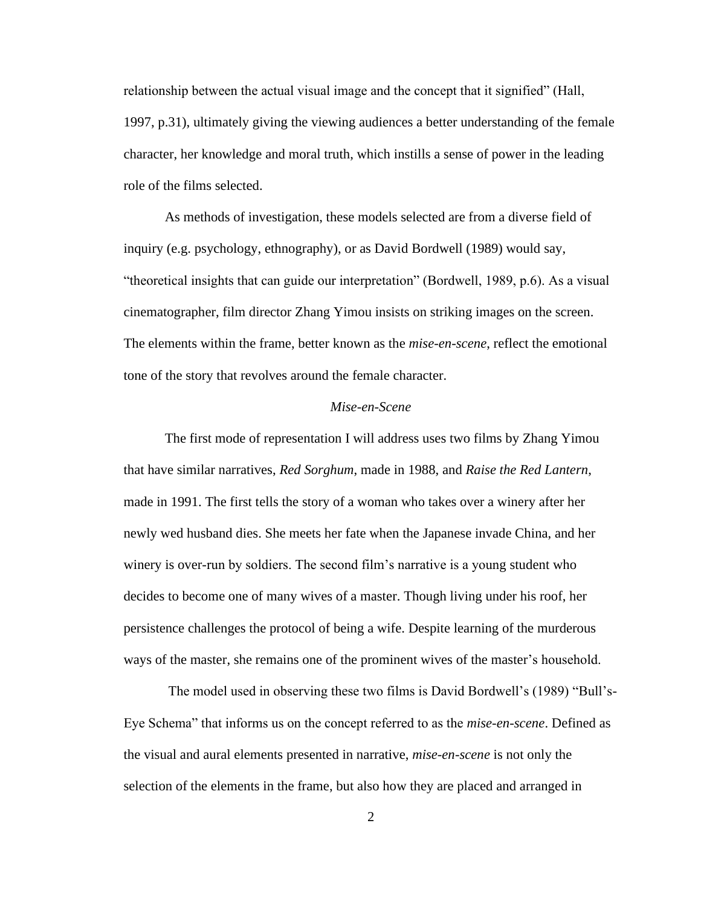relationship between the actual visual image and the concept that it signified" (Hall, 1997, p.31), ultimately giving the viewing audiences a better understanding of the female character, her knowledge and moral truth, which instills a sense of power in the leading role of the films selected.

As methods of investigation, these models selected are from a diverse field of inquiry (e.g. psychology, ethnography), or as David Bordwell (1989) would say, "theoretical insights that can guide our interpretation" (Bordwell, 1989, p.6). As a visual cinematographer, film director Zhang Yimou insists on striking images on the screen. The elements within the frame, better known as the *mise-en-scene*, reflect the emotional tone of the story that revolves around the female character.

### *Mise-en-Scene*

The first mode of representation I will address uses two films by Zhang Yimou that have similar narratives, *Red Sorghum*, made in 1988, and *Raise the Red Lantern*, made in 1991. The first tells the story of a woman who takes over a winery after her newly wed husband dies. She meets her fate when the Japanese invade China, and her winery is over-run by soldiers. The second film's narrative is a young student who decides to become one of many wives of a master. Though living under his roof, her persistence challenges the protocol of being a wife. Despite learning of the murderous ways of the master, she remains one of the prominent wives of the master's household.

The model used in observing these two films is David Bordwell's (1989) "Bull's-Eye Schema" that informs us on the concept referred to as the *mise-en-scene*. Defined as the visual and aural elements presented in narrative, *mise-en-scene* is not only the selection of the elements in the frame, but also how they are placed and arranged in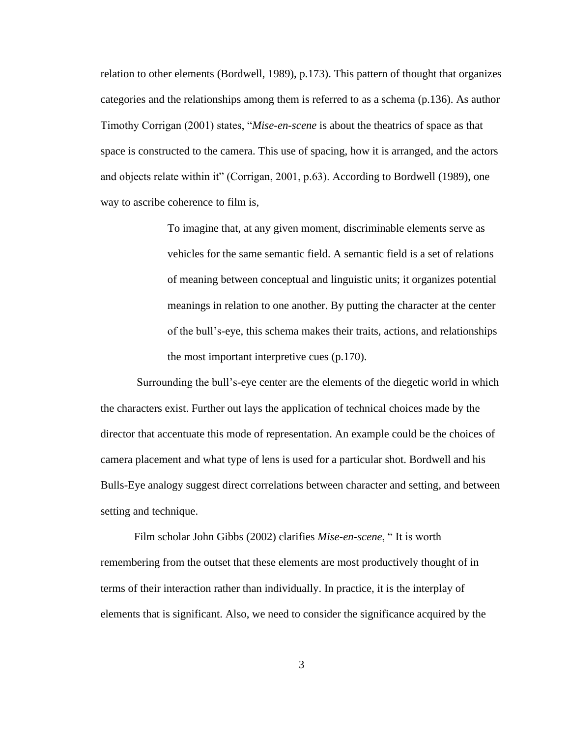relation to other elements (Bordwell, 1989), p.173). This pattern of thought that organizes categories and the relationships among them is referred to as a schema (p.136). As author Timothy Corrigan (2001) states, "*Mise-en-scene* is about the theatrics of space as that space is constructed to the camera. This use of spacing, how it is arranged, and the actors and objects relate within it" (Corrigan, 2001, p.63). According to Bordwell (1989), one way to ascribe coherence to film is,

> To imagine that, at any given moment, discriminable elements serve as vehicles for the same semantic field. A semantic field is a set of relations of meaning between conceptual and linguistic units; it organizes potential meanings in relation to one another. By putting the character at the center of the bull's-eye, this schema makes their traits, actions, and relationships the most important interpretive cues (p.170).

Surrounding the bull's-eye center are the elements of the diegetic world in which the characters exist. Further out lays the application of technical choices made by the director that accentuate this mode of representation. An example could be the choices of camera placement and what type of lens is used for a particular shot. Bordwell and his Bulls-Eye analogy suggest direct correlations between character and setting, and between setting and technique.

Film scholar John Gibbs (2002) clarifies *Mise-en-scene*, " It is worth remembering from the outset that these elements are most productively thought of in terms of their interaction rather than individually. In practice, it is the interplay of elements that is significant. Also, we need to consider the significance acquired by the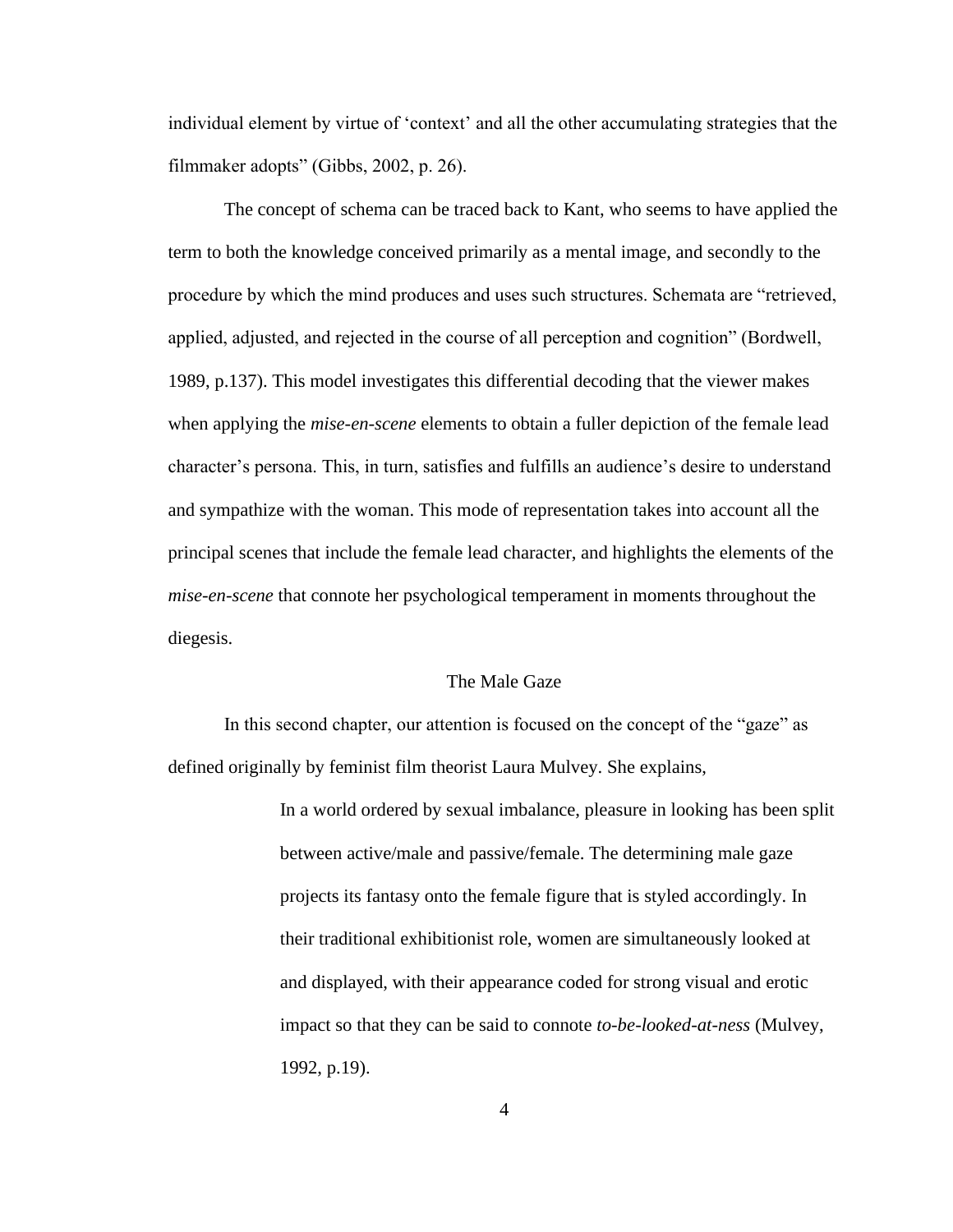individual element by virtue of 'context' and all the other accumulating strategies that the filmmaker adopts" (Gibbs, 2002, p. 26).

The concept of schema can be traced back to Kant, who seems to have applied the term to both the knowledge conceived primarily as a mental image, and secondly to the procedure by which the mind produces and uses such structures. Schemata are "retrieved, applied, adjusted, and rejected in the course of all perception and cognition" (Bordwell, 1989, p.137). This model investigates this differential decoding that the viewer makes when applying the *mise-en-scene* elements to obtain a fuller depiction of the female lead character's persona. This, in turn, satisfies and fulfills an audience's desire to understand and sympathize with the woman. This mode of representation takes into account all the principal scenes that include the female lead character, and highlights the elements of the *mise-en-scene* that connote her psychological temperament in moments throughout the diegesis.

## The Male Gaze

In this second chapter, our attention is focused on the concept of the "gaze" as defined originally by feminist film theorist Laura Mulvey. She explains,

> In a world ordered by sexual imbalance, pleasure in looking has been split between active/male and passive/female. The determining male gaze projects its fantasy onto the female figure that is styled accordingly. In their traditional exhibitionist role, women are simultaneously looked at and displayed, with their appearance coded for strong visual and erotic impact so that they can be said to connote *to-be-looked-at-ness* (Mulvey, 1992, p.19).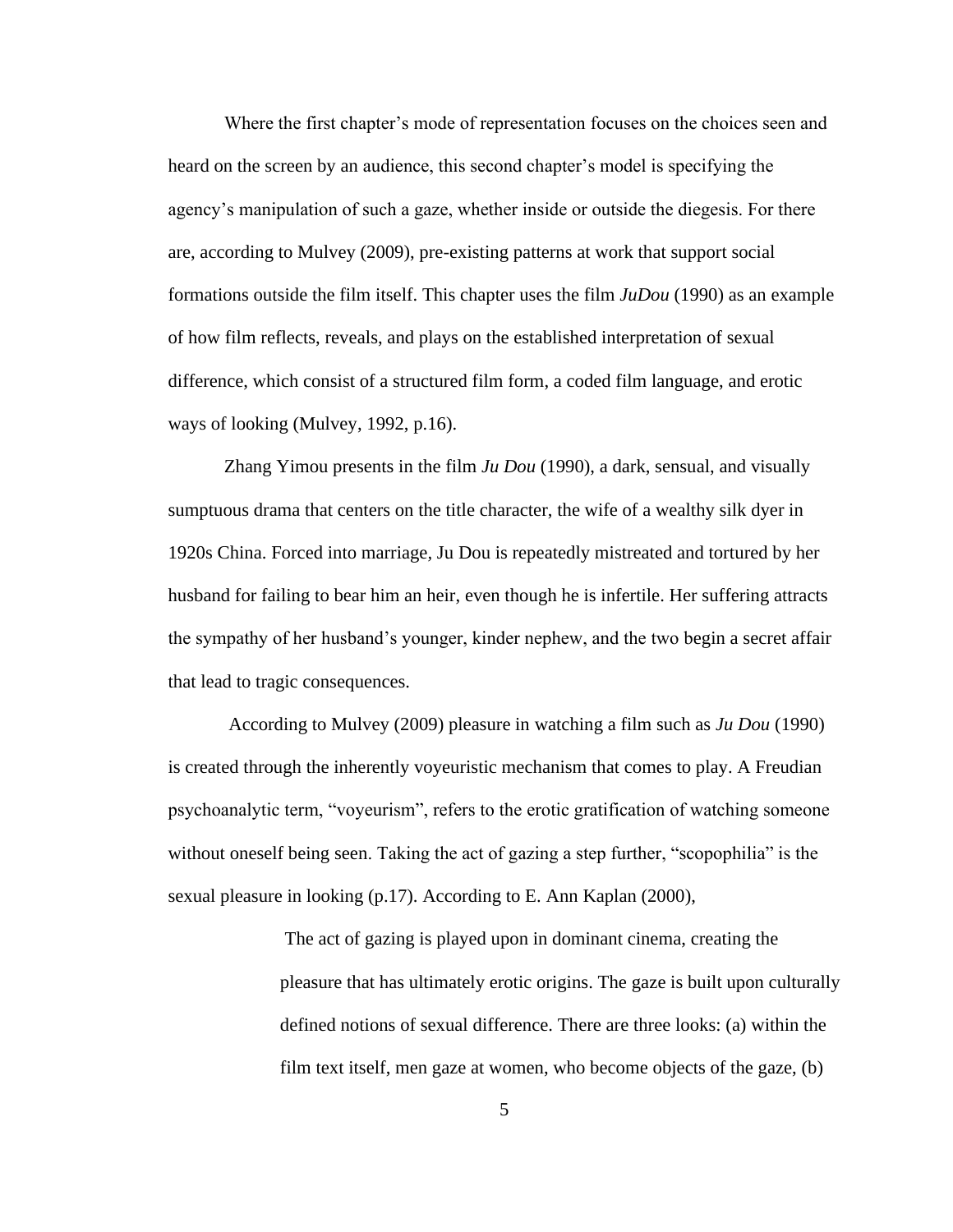Where the first chapter's mode of representation focuses on the choices seen and heard on the screen by an audience, this second chapter's model is specifying the agency's manipulation of such a gaze, whether inside or outside the diegesis. For there are, according to Mulvey (2009), pre-existing patterns at work that support social formations outside the film itself. This chapter uses the film *JuDou* (1990) as an example of how film reflects, reveals, and plays on the established interpretation of sexual difference, which consist of a structured film form, a coded film language, and erotic ways of looking (Mulvey, 1992, p.16).

Zhang Yimou presents in the film *Ju Dou* (1990), a dark, sensual, and visually sumptuous drama that centers on the title character, the wife of a wealthy silk dyer in 1920s China. Forced into marriage, Ju Dou is repeatedly mistreated and tortured by her husband for failing to bear him an heir, even though he is infertile. Her suffering attracts the sympathy of her husband's younger, kinder nephew, and the two begin a secret affair that lead to tragic consequences.

According to Mulvey (2009) pleasure in watching a film such as *Ju Dou* (1990) is created through the inherently voyeuristic mechanism that comes to play. A Freudian psychoanalytic term, "voyeurism", refers to the erotic gratification of watching someone without oneself being seen. Taking the act of gazing a step further, "scopophilia" is the sexual pleasure in looking (p.17). According to E. Ann Kaplan (2000),

> The act of gazing is played upon in dominant cinema, creating the pleasure that has ultimately erotic origins. The gaze is built upon culturally defined notions of sexual difference. There are three looks: (a) within the film text itself, men gaze at women, who become objects of the gaze, (b)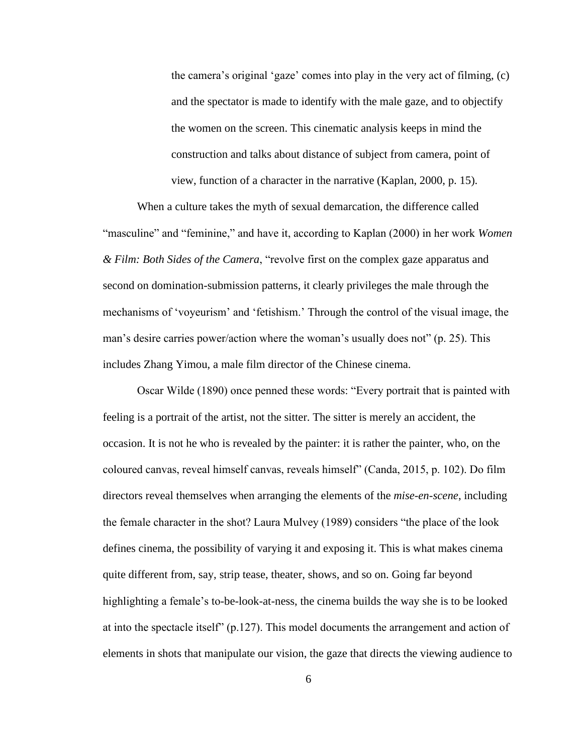> the camera's original 'gaze' comes into play in the very act of filming, (c) and the spectator is made to identify with the male gaze, and to objectify the women on the screen. This cinematic analysis keeps in mind the construction and talks about distance of subject from camera, point of view, function of a character in the narrative (Kaplan, 2000, p. 15).

When a culture takes the myth of sexual demarcation, the difference called "masculine" and "feminine," and have it, according to Kaplan (2000) in her work *Women & Film: Both Sides of the Camera*, "revolve first on the complex gaze apparatus and second on domination-submission patterns, it clearly privileges the male through the mechanisms of 'voyeurism' and 'fetishism.' Through the control of the visual image, the man's desire carries power/action where the woman's usually does not" (p. 25). This includes Zhang Yimou, a male film director of the Chinese cinema.

Oscar Wilde (1890) once penned these words: "Every portrait that is painted with feeling is a portrait of the artist, not the sitter. The sitter is merely an accident, the occasion. It is not he who is revealed by the painter: it is rather the painter, who, on the coloured canvas, reveal himself canvas, reveals himself" (Canda, 2015, p. 102). Do film directors reveal themselves when arranging the elements of the *mise-en-scene*, including the female character in the shot? Laura Mulvey (1989) considers "the place of the look defines cinema, the possibility of varying it and exposing it. This is what makes cinema quite different from, say, strip tease, theater, shows, and so on. Going far beyond highlighting a female's to-be-look-at-ness, the cinema builds the way she is to be looked at into the spectacle itself" (p.127). This model documents the arrangement and action of elements in shots that manipulate our vision, the gaze that directs the viewing audience to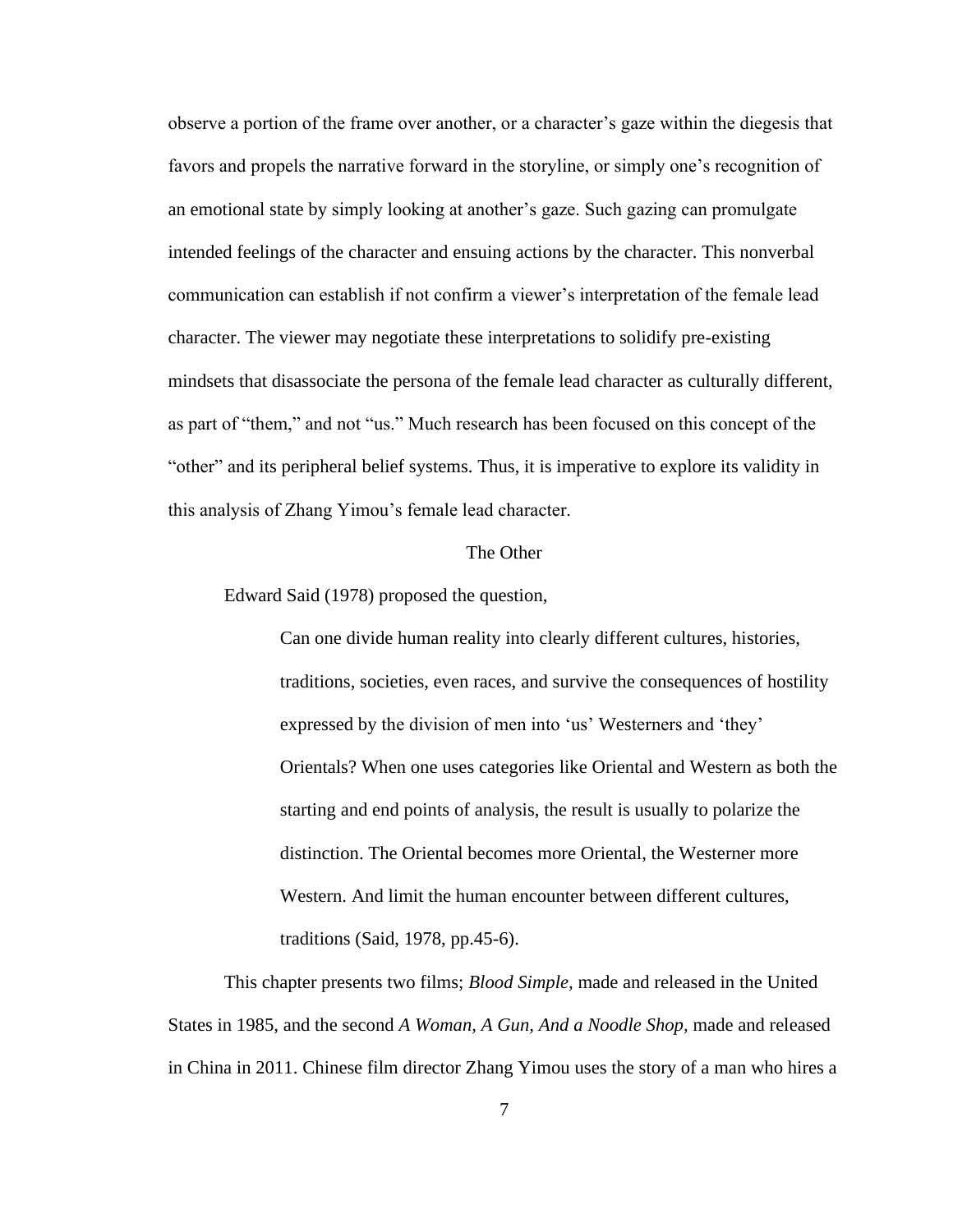observe a portion of the frame over another, or a character's gaze within the diegesis that favors and propels the narrative forward in the storyline, or simply one's recognition of an emotional state by simply looking at another's gaze. Such gazing can promulgate intended feelings of the character and ensuing actions by the character. This nonverbal communication can establish if not confirm a viewer's interpretation of the female lead character. The viewer may negotiate these interpretations to solidify pre-existing mindsets that disassociate the persona of the female lead character as culturally different, as part of "them," and not "us." Much research has been focused on this concept of the "other" and its peripheral belief systems. Thus, it is imperative to explore its validity in this analysis of Zhang Yimou's female lead character.

## The Other

Edward Said (1978) proposed the question,

> Can one divide human reality into clearly different cultures, histories, traditions, societies, even races, and survive the consequences of hostility expressed by the division of men into 'us' Westerners and 'they' Orientals? When one uses categories like Oriental and Western as both the starting and end points of analysis, the result is usually to polarize the distinction. The Oriental becomes more Oriental, the Westerner more Western. And limit the human encounter between different cultures, traditions (Said, 1978, pp.45-6).

This chapter presents two films; *Blood Simple,* made and released in the United States in 1985, and the second *A Woman, A Gun, And a Noodle Shop,* made and released in China in 2011. Chinese film director Zhang Yimou uses the story of a man who hires a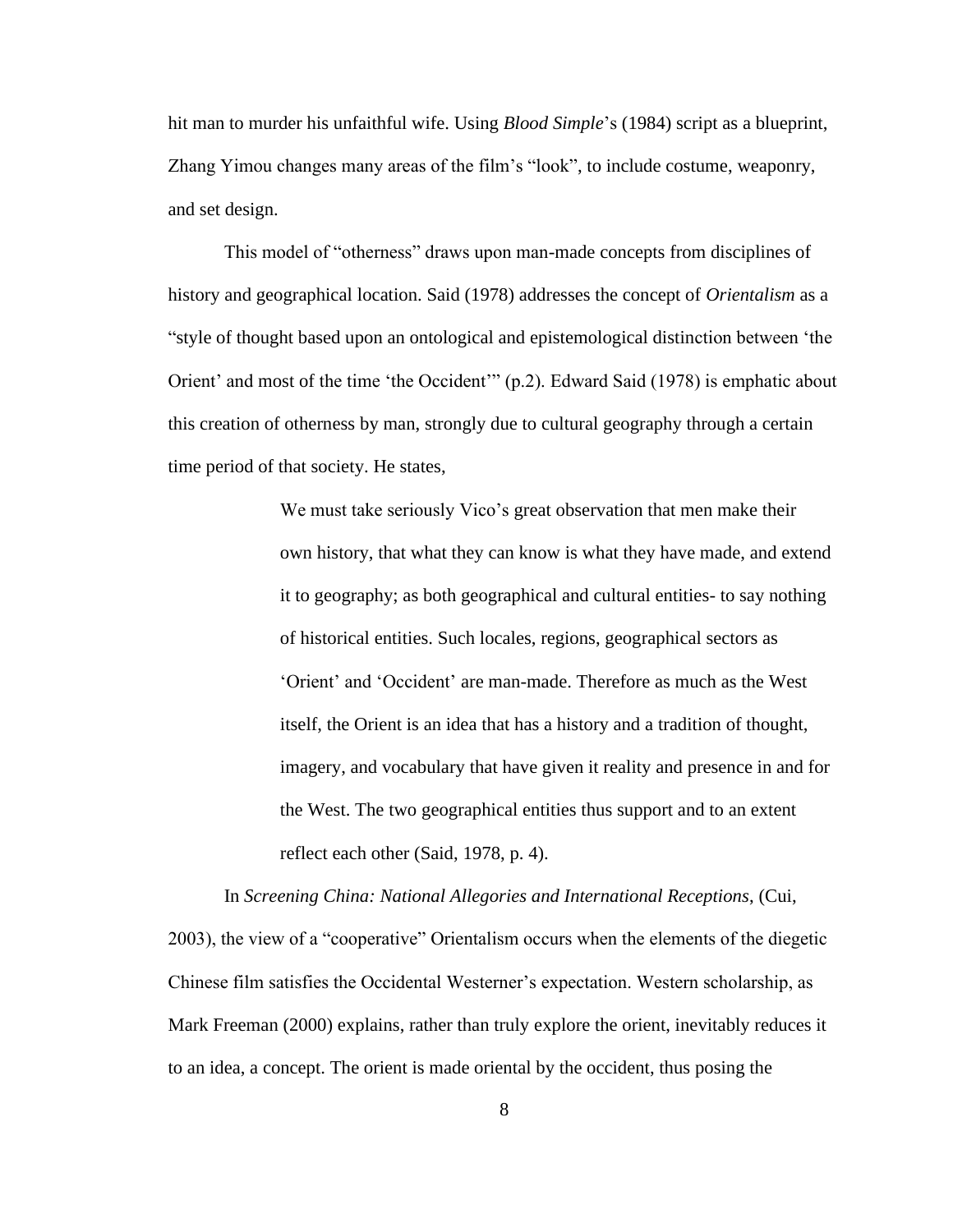hit man to murder his unfaithful wife. Using *Blood Simple*'s (1984) script as a blueprint, Zhang Yimou changes many areas of the film's "look", to include costume, weaponry, and set design.

This model of "otherness" draws upon man-made concepts from disciplines of history and geographical location. Said (1978) addresses the concept of *Orientalism* as a "style of thought based upon an ontological and epistemological distinction between 'the Orient' and most of the time 'the Occident'" (p.2). Edward Said (1978) is emphatic about this creation of otherness by man, strongly due to cultural geography through a certain time period of that society. He states,

> We must take seriously Vico's great observation that men make their own history, that what they can know is what they have made, and extend it to geography; as both geographical and cultural entities- to say nothing of historical entities. Such locales, regions, geographical sectors as 'Orient' and 'Occident' are man-made. Therefore as much as the West itself, the Orient is an idea that has a history and a tradition of thought, imagery, and vocabulary that have given it reality and presence in and for the West. The two geographical entities thus support and to an extent reflect each other (Said, 1978, p. 4).

In *Screening China: National Allegories and International Receptions*, (Cui, 2003), the view of a "cooperative" Orientalism occurs when the elements of the diegetic Chinese film satisfies the Occidental Westerner's expectation. Western scholarship, as Mark Freeman (2000) explains, rather than truly explore the orient, inevitably reduces it to an idea, a concept. The orient is made oriental by the occident, thus posing the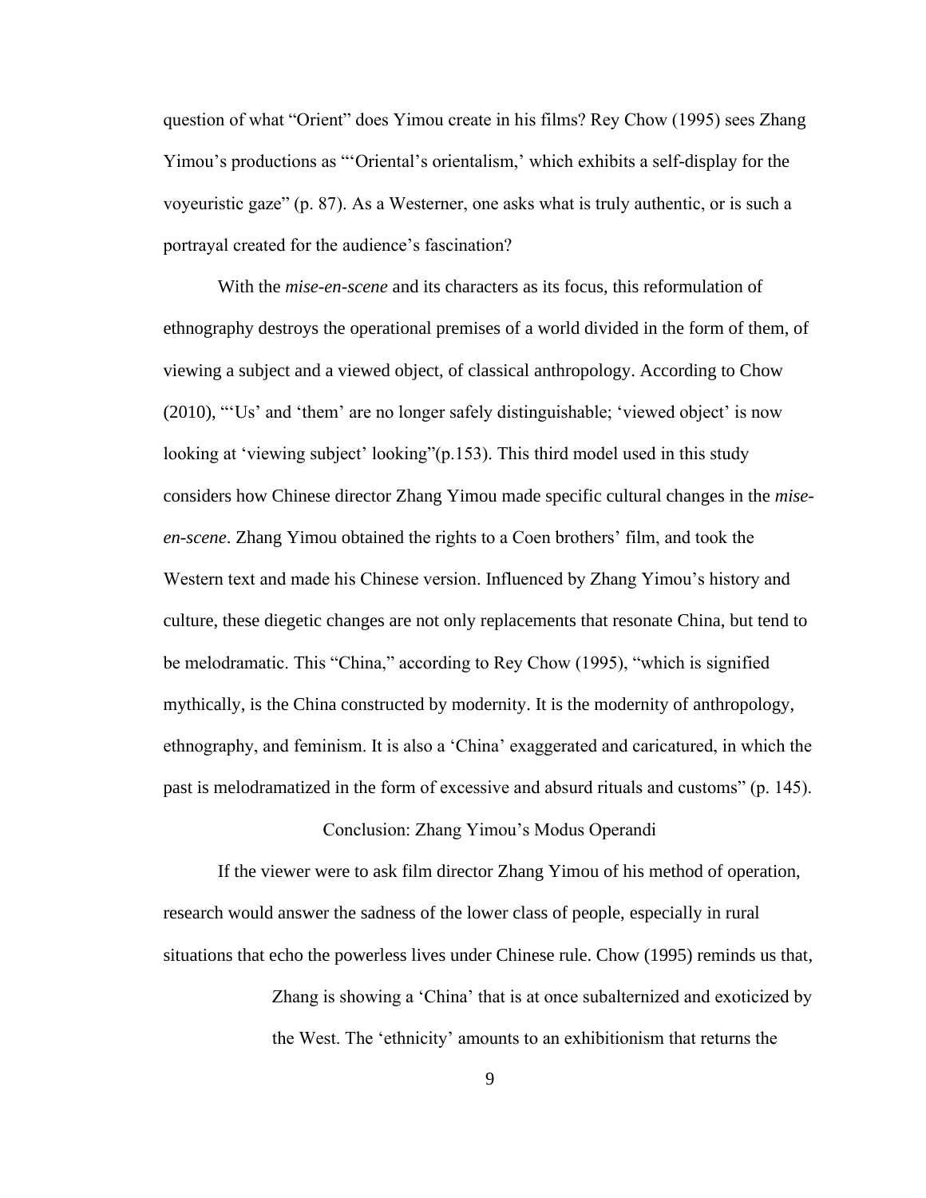question of what "Orient" does Yimou create in his films? Rey Chow (1995) sees Zhang Yimou's productions as "'Oriental's orientalism,' which exhibits a self-display for the voyeuristic gaze" (p. 87). As a Westerner, one asks what is truly authentic, or is such a portrayal created for the audience's fascination?

With the *mise-en-scene* and its characters as its focus, this reformulation of ethnography destroys the operational premises of a world divided in the form of them, of viewing a subject and a viewed object, of classical anthropology. According to Chow (2010), "'Us' and 'them' are no longer safely distinguishable; 'viewed object' is now looking at 'viewing subject' looking"(p.153). This third model used in this study considers how Chinese director Zhang Yimou made specific cultural changes in the *mise-en-scene*. Zhang Yimou obtained the rights to a Coen brothers' film, and took the Western text and made his Chinese version. Influenced by Zhang Yimou's history and culture, these diegetic changes are not only replacements that resonate China, but tend to be melodramatic. This "China," according to Rey Chow (1995), "which is signified mythically, is the China constructed by modernity. It is the modernity of anthropology, ethnography, and feminism. It is also a 'China' exaggerated and caricatured, in which the past is melodramatized in the form of excessive and absurd rituals and customs" (p. 145).

## Conclusion: Zhang Yimou's Modus Operandi

If the viewer were to ask film director Zhang Yimou of his method of operation, research would answer the sadness of the lower class of people, especially in rural situations that echo the powerless lives under Chinese rule. Chow (1995) reminds us that,

> Zhang is showing a 'China' that is at once subalternized and exoticized by the West. The 'ethnicity' amounts to an exhibitionism that returns the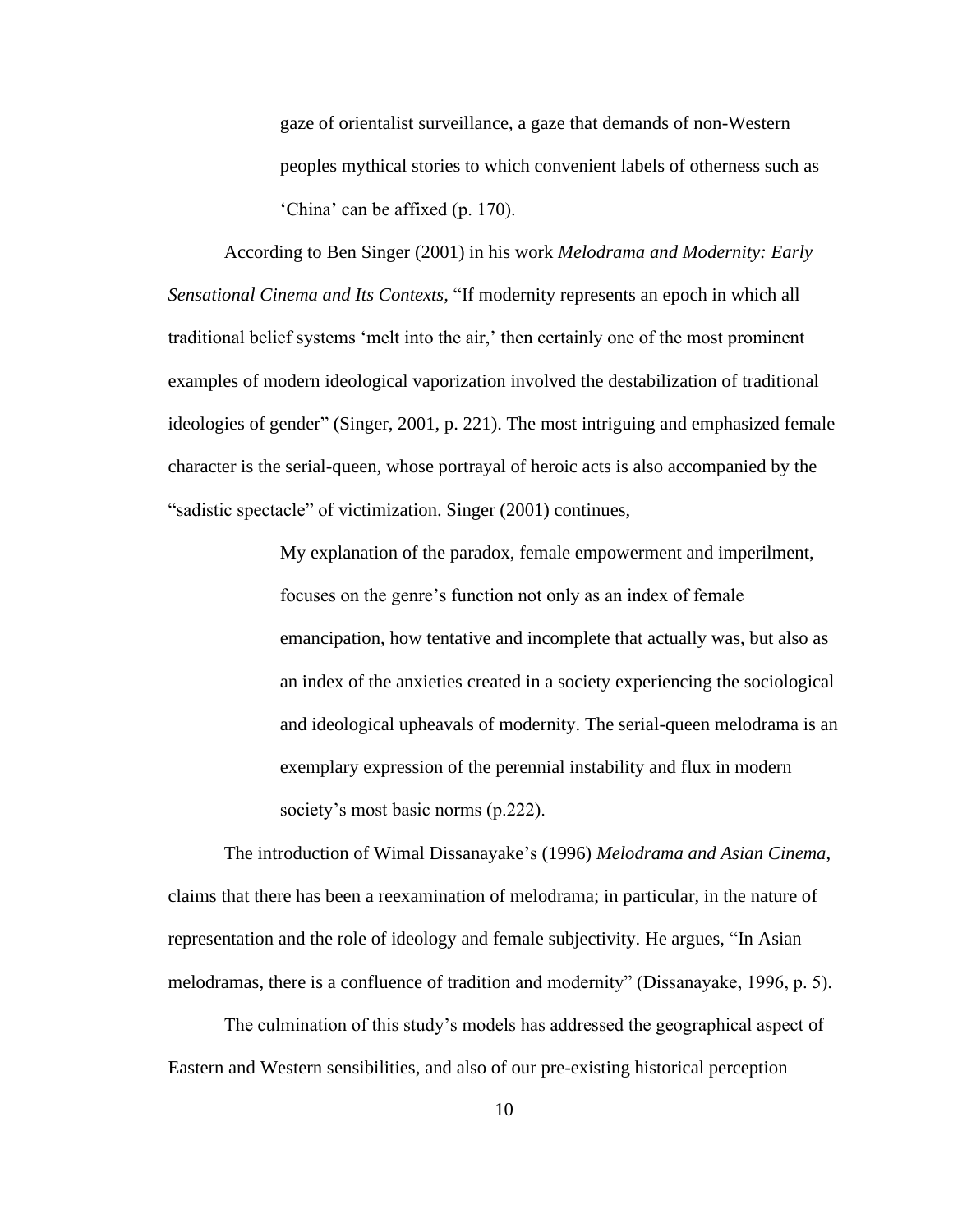> gaze of orientalist surveillance, a gaze that demands of non-Western peoples mythical stories to which convenient labels of otherness such as 'China' can be affixed (p. 170).

According to Ben Singer (2001) in his work *Melodrama and Modernity: Early Sensational Cinema and Its Contexts*, "If modernity represents an epoch in which all traditional belief systems 'melt into the air,' then certainly one of the most prominent examples of modern ideological vaporization involved the destabilization of traditional ideologies of gender" (Singer, 2001, p. 221). The most intriguing and emphasized female character is the serial-queen, whose portrayal of heroic acts is also accompanied by the "sadistic spectacle" of victimization. Singer (2001) continues,

> My explanation of the paradox, female empowerment and imperilment, focuses on the genre's function not only as an index of female emancipation, how tentative and incomplete that actually was, but also as an index of the anxieties created in a society experiencing the sociological and ideological upheavals of modernity. The serial-queen melodrama is an exemplary expression of the perennial instability and flux in modern society's most basic norms (p.222).

The introduction of Wimal Dissanayake's (1996) *Melodrama and Asian Cinema*, claims that there has been a reexamination of melodrama; in particular, in the nature of representation and the role of ideology and female subjectivity. He argues, "In Asian melodramas, there is a confluence of tradition and modernity" (Dissanayake, 1996, p. 5).

The culmination of this study's models has addressed the geographical aspect of Eastern and Western sensibilities, and also of our pre-existing historical perception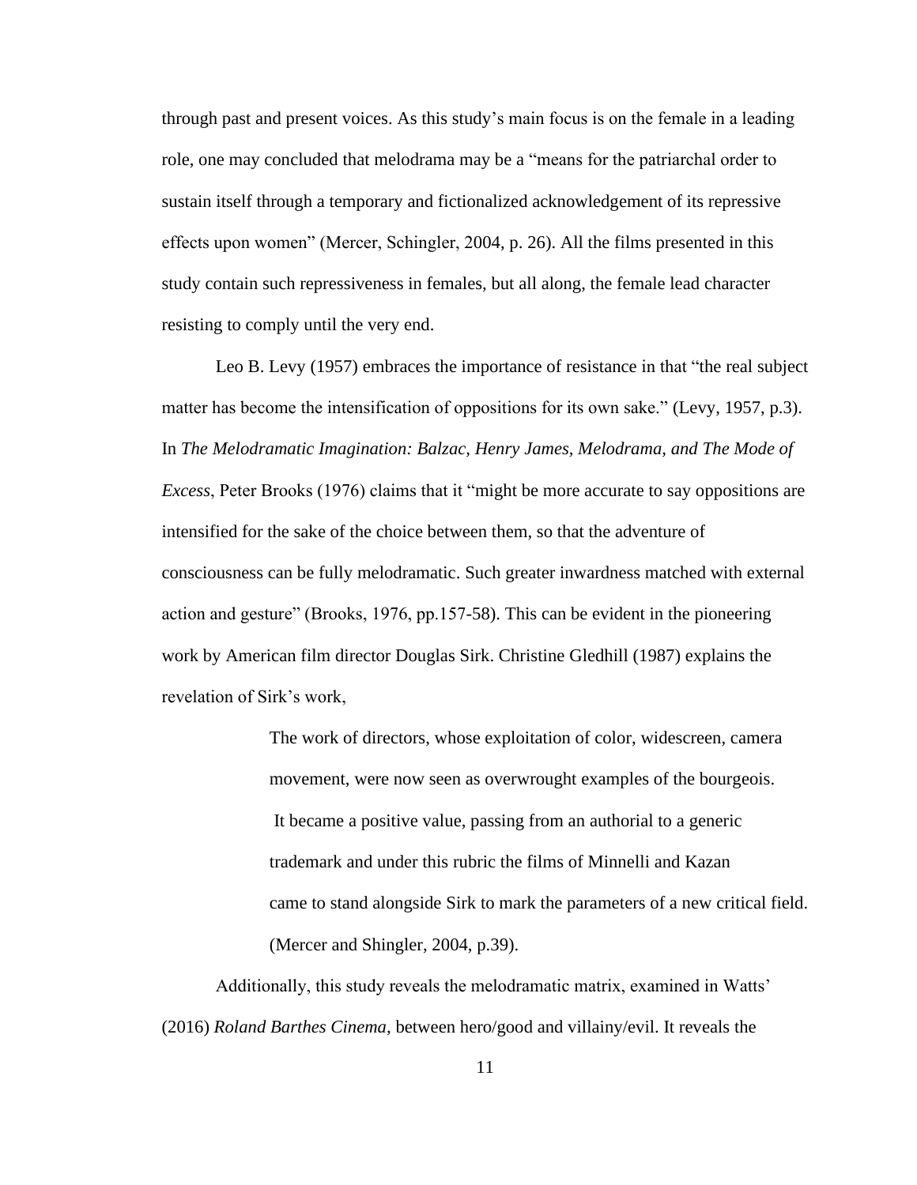through past and present voices. As this study's main focus is on the female in a leading role, one may concluded that melodrama may be a "means for the patriarchal order to sustain itself through a temporary and fictionalized acknowledgement of its repressive effects upon women" (Mercer, Schingler, 2004, p. 26). All the films presented in this study contain such repressiveness in females, but all along, the female lead character resisting to comply until the very end.

Leo B. Levy (1957) embraces the importance of resistance in that "the real subject matter has become the intensification of oppositions for its own sake." (Levy, 1957, p.3). In *The Melodramatic Imagination: Balzac, Henry James, Melodrama, and The Mode of Excess*, Peter Brooks (1976) claims that it "might be more accurate to say oppositions are intensified for the sake of the choice between them, so that the adventure of consciousness can be fully melodramatic. Such greater inwardness matched with external action and gesture" (Brooks, 1976, pp.157-58). This can be evident in the pioneering work by American film director Douglas Sirk. Christine Gledhill (1987) explains the revelation of Sirk's work,

> The work of directors, whose exploitation of color, widescreen, camera movement, were now seen as overwrought examples of the bourgeois. It became a positive value, passing from an authorial to a generic trademark and under this rubric the films of Minnelli and Kazan came to stand alongside Sirk to mark the parameters of a new critical field. (Mercer and Shingler, 2004, p.39).

Additionally, this study reveals the melodramatic matrix, examined in Watts' (2016) *Roland Barthes Cinema,* between hero/good and villainy/evil. It reveals the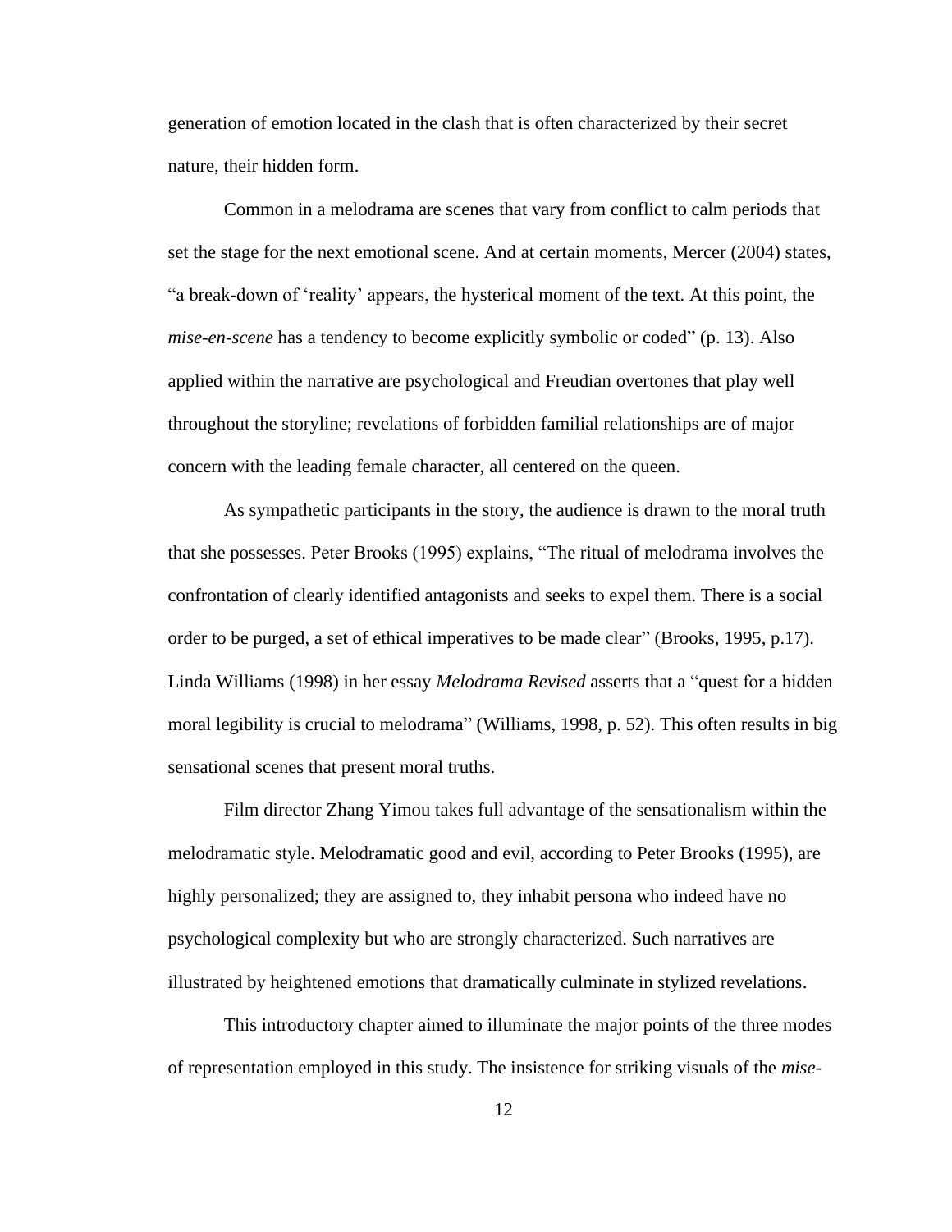generation of emotion located in the clash that is often characterized by their secret nature, their hidden form.

Common in a melodrama are scenes that vary from conflict to calm periods that set the stage for the next emotional scene. And at certain moments, Mercer (2004) states, "a break-down of 'reality' appears, the hysterical moment of the text. At this point, the *mise-en-scene* has a tendency to become explicitly symbolic or coded" (p. 13). Also applied within the narrative are psychological and Freudian overtones that play well throughout the storyline; revelations of forbidden familial relationships are of major concern with the leading female character, all centered on the queen.

As sympathetic participants in the story, the audience is drawn to the moral truth that she possesses. Peter Brooks (1995) explains, "The ritual of melodrama involves the confrontation of clearly identified antagonists and seeks to expel them. There is a social order to be purged, a set of ethical imperatives to be made clear" (Brooks, 1995, p.17). Linda Williams (1998) in her essay *Melodrama Revised* asserts that a "quest for a hidden moral legibility is crucial to melodrama" (Williams, 1998, p. 52). This often results in big sensational scenes that present moral truths.

Film director Zhang Yimou takes full advantage of the sensationalism within the melodramatic style. Melodramatic good and evil, according to Peter Brooks (1995), are highly personalized; they are assigned to, they inhabit persona who indeed have no psychological complexity but who are strongly characterized. Such narratives are illustrated by heightened emotions that dramatically culminate in stylized revelations.

This introductory chapter aimed to illuminate the major points of the three modes of representation employed in this study. The insistence for striking visuals of the *mise-*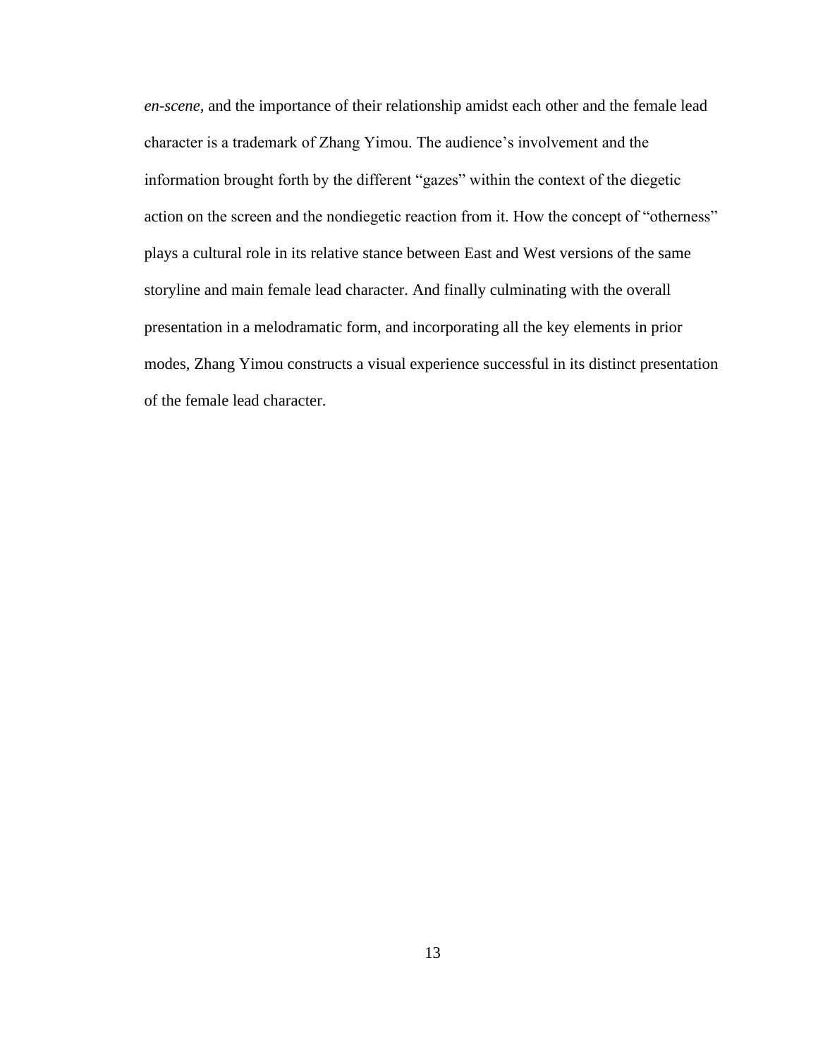*en-scene*, and the importance of their relationship amidst each other and the female lead character is a trademark of Zhang Yimou. The audience's involvement and the information brought forth by the different "gazes" within the context of the diegetic action on the screen and the nondiegetic reaction from it. How the concept of "otherness" plays a cultural role in its relative stance between East and West versions of the same storyline and main female lead character. And finally culminating with the overall presentation in a melodramatic form, and incorporating all the key elements in prior modes, Zhang Yimou constructs a visual experience successful in its distinct presentation of the female lead character.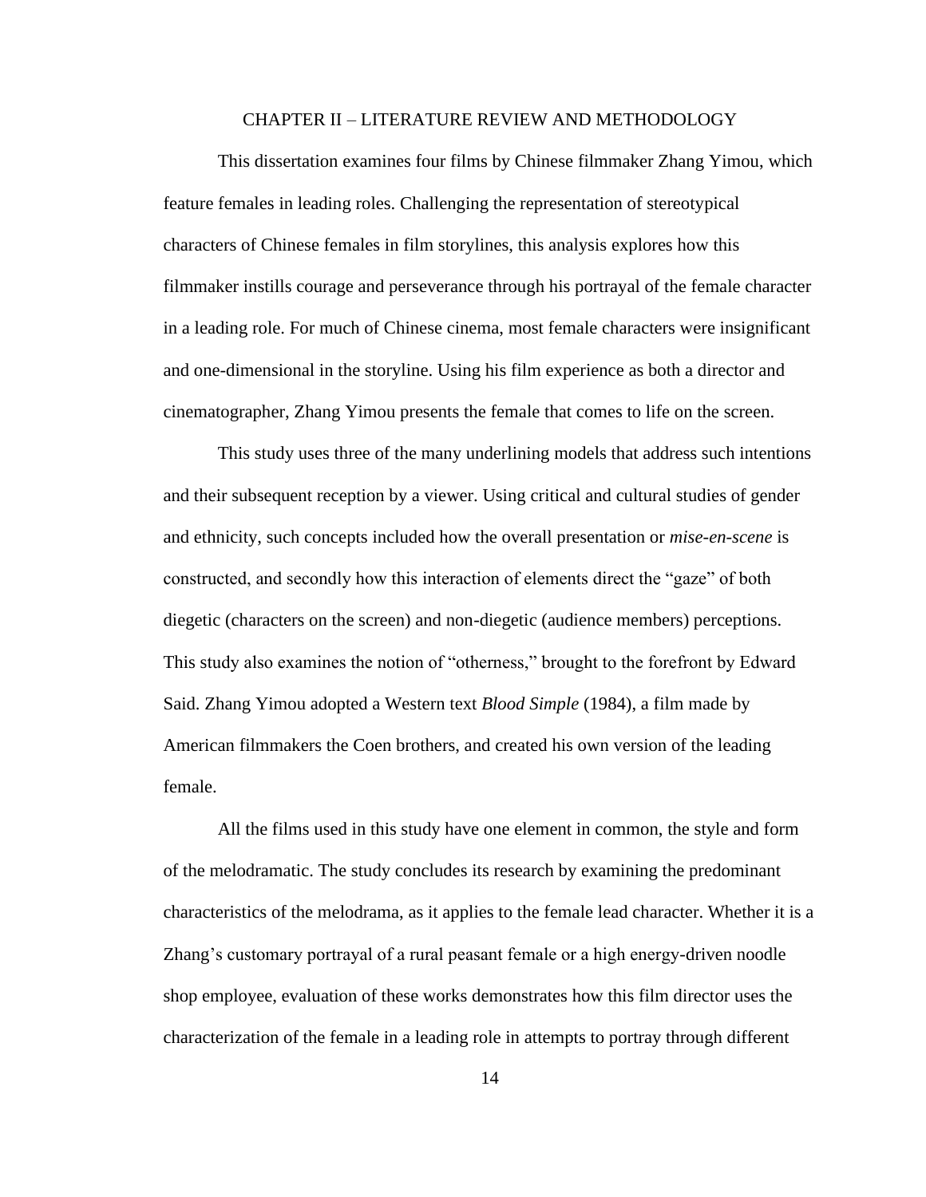# CHAPTER II – LITERATURE REVIEW AND METHODOLOGY

This dissertation examines four films by Chinese filmmaker Zhang Yimou, which feature females in leading roles. Challenging the representation of stereotypical characters of Chinese females in film storylines, this analysis explores how this filmmaker instills courage and perseverance through his portrayal of the female character in a leading role. For much of Chinese cinema, most female characters were insignificant and one-dimensional in the storyline. Using his film experience as both a director and cinematographer, Zhang Yimou presents the female that comes to life on the screen.

This study uses three of the many underlining models that address such intentions and their subsequent reception by a viewer. Using critical and cultural studies of gender and ethnicity, such concepts included how the overall presentation or *mise-en-scene* is constructed, and secondly how this interaction of elements direct the "gaze" of both diegetic (characters on the screen) and non-diegetic (audience members) perceptions. This study also examines the notion of "otherness," brought to the forefront by Edward Said. Zhang Yimou adopted a Western text *Blood Simple* (1984), a film made by American filmmakers the Coen brothers, and created his own version of the leading female.

All the films used in this study have one element in common, the style and form of the melodramatic. The study concludes its research by examining the predominant characteristics of the melodrama, as it applies to the female lead character. Whether it is a Zhang's customary portrayal of a rural peasant female or a high energy-driven noodle shop employee, evaluation of these works demonstrates how this film director uses the characterization of the female in a leading role in attempts to portray through different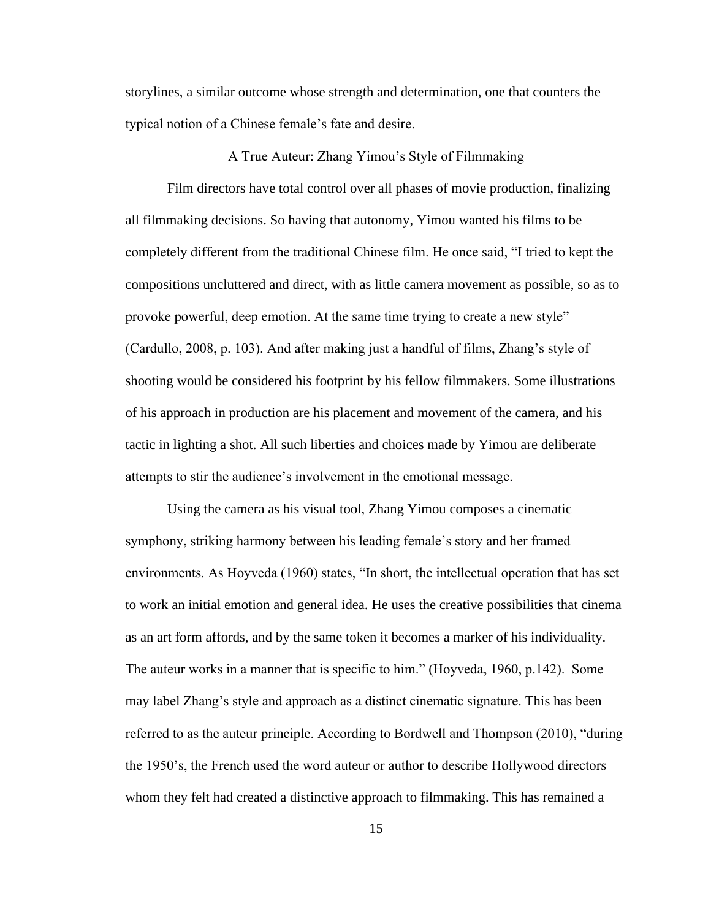storylines, a similar outcome whose strength and determination, one that counters the typical notion of a Chinese female's fate and desire.

## A True Auteur: Zhang Yimou's Style of Filmmaking

Film directors have total control over all phases of movie production, finalizing all filmmaking decisions. So having that autonomy, Yimou wanted his films to be completely different from the traditional Chinese film. He once said, "I tried to kept the compositions uncluttered and direct, with as little camera movement as possible, so as to provoke powerful, deep emotion. At the same time trying to create a new style" (Cardullo, 2008, p. 103). And after making just a handful of films, Zhang's style of shooting would be considered his footprint by his fellow filmmakers. Some illustrations of his approach in production are his placement and movement of the camera, and his tactic in lighting a shot. All such liberties and choices made by Yimou are deliberate attempts to stir the audience's involvement in the emotional message.

Using the camera as his visual tool, Zhang Yimou composes a cinematic symphony, striking harmony between his leading female's story and her framed environments. As Hoyveda (1960) states, "In short, the intellectual operation that has set to work an initial emotion and general idea. He uses the creative possibilities that cinema as an art form affords, and by the same token it becomes a marker of his individuality. The auteur works in a manner that is specific to him." (Hoyveda, 1960, p.142). Some may label Zhang's style and approach as a distinct cinematic signature. This has been referred to as the auteur principle. According to Bordwell and Thompson (2010), "during the 1950's, the French used the word auteur or author to describe Hollywood directors whom they felt had created a distinctive approach to filmmaking. This has remained a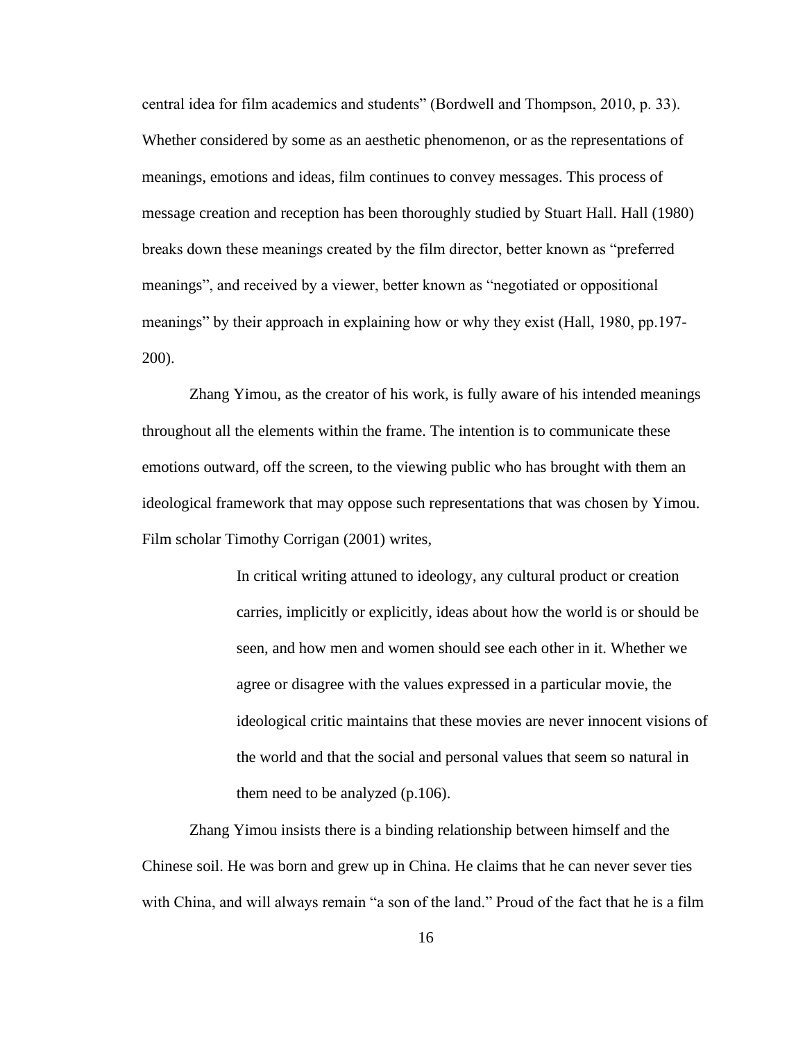central idea for film academics and students" (Bordwell and Thompson, 2010, p. 33). Whether considered by some as an aesthetic phenomenon, or as the representations of meanings, emotions and ideas, film continues to convey messages. This process of message creation and reception has been thoroughly studied by Stuart Hall. Hall (1980) breaks down these meanings created by the film director, better known as "preferred meanings", and received by a viewer, better known as "negotiated or oppositional meanings" by their approach in explaining how or why they exist (Hall, 1980, pp.197-200).

Zhang Yimou, as the creator of his work, is fully aware of his intended meanings throughout all the elements within the frame. The intention is to communicate these emotions outward, off the screen, to the viewing public who has brought with them an ideological framework that may oppose such representations that was chosen by Yimou. Film scholar Timothy Corrigan (2001) writes,

> In critical writing attuned to ideology, any cultural product or creation carries, implicitly or explicitly, ideas about how the world is or should be seen, and how men and women should see each other in it. Whether we agree or disagree with the values expressed in a particular movie, the ideological critic maintains that these movies are never innocent visions of the world and that the social and personal values that seem so natural in them need to be analyzed (p.106).

Zhang Yimou insists there is a binding relationship between himself and the Chinese soil. He was born and grew up in China. He claims that he can never sever ties with China, and will always remain "a son of the land." Proud of the fact that he is a film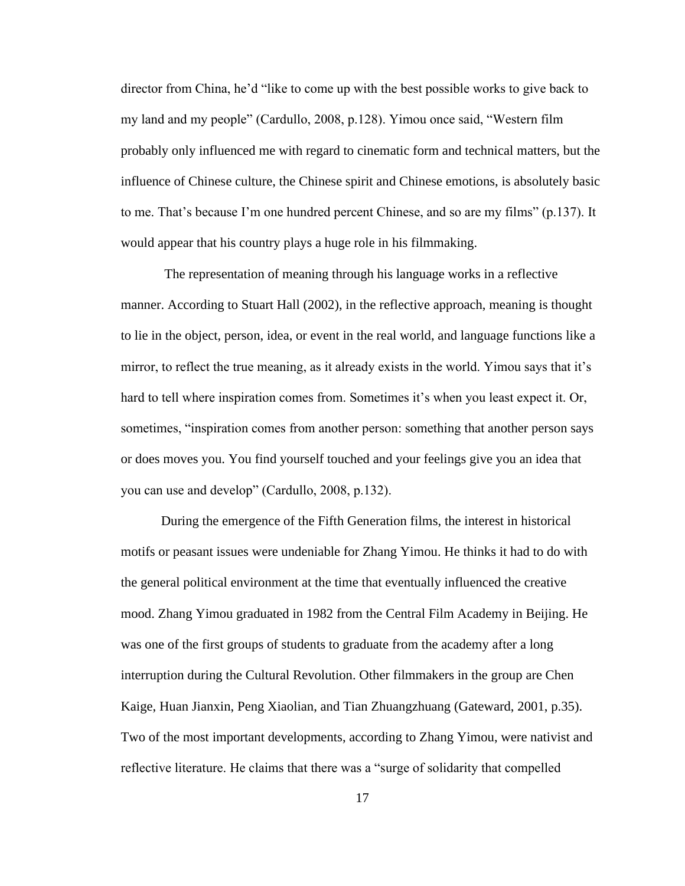director from China, he'd "like to come up with the best possible works to give back to my land and my people" (Cardullo, 2008, p.128). Yimou once said, "Western film probably only influenced me with regard to cinematic form and technical matters, but the influence of Chinese culture, the Chinese spirit and Chinese emotions, is absolutely basic to me. That's because I'm one hundred percent Chinese, and so are my films" (p.137). It would appear that his country plays a huge role in his filmmaking.

The representation of meaning through his language works in a reflective manner. According to Stuart Hall (2002), in the reflective approach, meaning is thought to lie in the object, person, idea, or event in the real world, and language functions like a mirror, to reflect the true meaning, as it already exists in the world. Yimou says that it's hard to tell where inspiration comes from. Sometimes it's when you least expect it. Or, sometimes, "inspiration comes from another person: something that another person says or does moves you. You find yourself touched and your feelings give you an idea that you can use and develop" (Cardullo, 2008, p.132).

During the emergence of the Fifth Generation films, the interest in historical motifs or peasant issues were undeniable for Zhang Yimou. He thinks it had to do with the general political environment at the time that eventually influenced the creative mood. Zhang Yimou graduated in 1982 from the Central Film Academy in Beijing. He was one of the first groups of students to graduate from the academy after a long interruption during the Cultural Revolution. Other filmmakers in the group are Chen Kaige, Huan Jianxin, Peng Xiaolian, and Tian Zhuangzhuang (Gateward, 2001, p.35). Two of the most important developments, according to Zhang Yimou, were nativist and reflective literature. He claims that there was a "surge of solidarity that compelled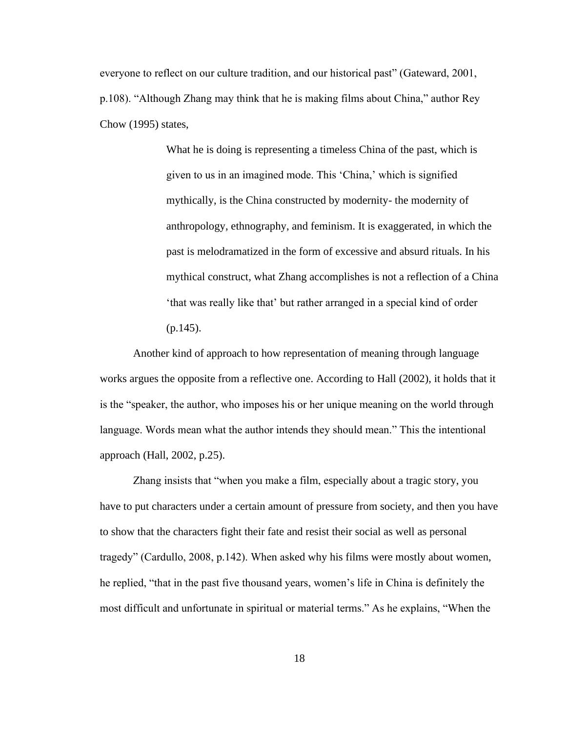everyone to reflect on our culture tradition, and our historical past" (Gateward, 2001, p.108). "Although Zhang may think that he is making films about China," author Rey Chow (1995) states,

> What he is doing is representing a timeless China of the past, which is given to us in an imagined mode. This 'China,' which is signified mythically, is the China constructed by modernity- the modernity of anthropology, ethnography, and feminism. It is exaggerated, in which the past is melodramatized in the form of excessive and absurd rituals. In his mythical construct, what Zhang accomplishes is not a reflection of a China 'that was really like that' but rather arranged in a special kind of order (p.145).

Another kind of approach to how representation of meaning through language works argues the opposite from a reflective one. According to Hall (2002), it holds that it is the "speaker, the author, who imposes his or her unique meaning on the world through language. Words mean what the author intends they should mean." This the intentional approach (Hall, 2002, p.25).

Zhang insists that "when you make a film, especially about a tragic story, you have to put characters under a certain amount of pressure from society, and then you have to show that the characters fight their fate and resist their social as well as personal tragedy" (Cardullo, 2008, p.142). When asked why his films were mostly about women, he replied, "that in the past five thousand years, women's life in China is definitely the most difficult and unfortunate in spiritual or material terms." As he explains, "When the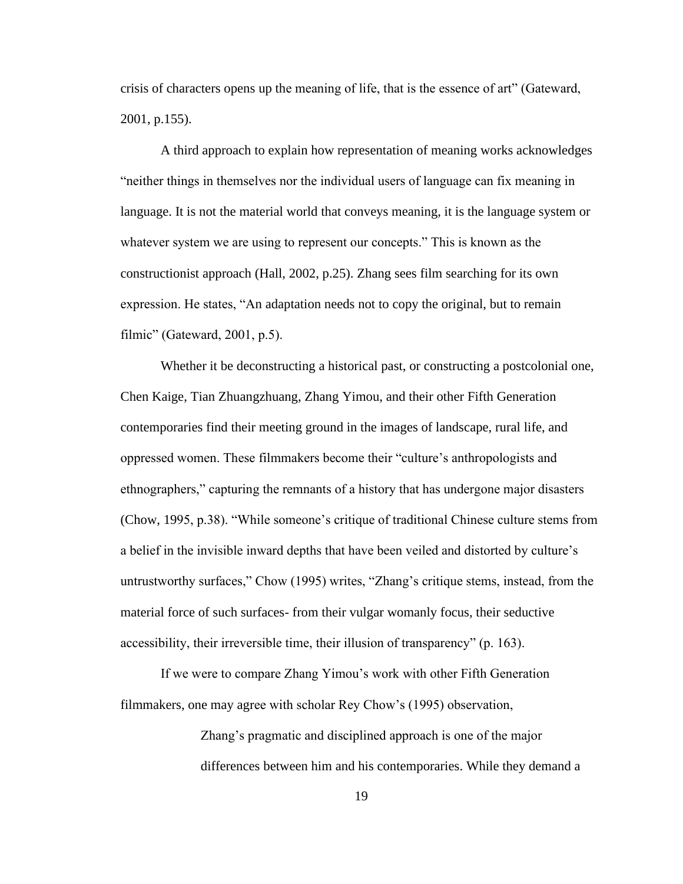crisis of characters opens up the meaning of life, that is the essence of art" (Gateward, 2001, p.155).

A third approach to explain how representation of meaning works acknowledges "neither things in themselves nor the individual users of language can fix meaning in language. It is not the material world that conveys meaning, it is the language system or whatever system we are using to represent our concepts." This is known as the constructionist approach (Hall, 2002, p.25). Zhang sees film searching for its own expression. He states, "An adaptation needs not to copy the original, but to remain filmic" (Gateward, 2001, p.5).

Whether it be deconstructing a historical past, or constructing a postcolonial one, Chen Kaige, Tian Zhuangzhuang, Zhang Yimou, and their other Fifth Generation contemporaries find their meeting ground in the images of landscape, rural life, and oppressed women. These filmmakers become their "culture's anthropologists and ethnographers," capturing the remnants of a history that has undergone major disasters (Chow, 1995, p.38). "While someone's critique of traditional Chinese culture stems from a belief in the invisible inward depths that have been veiled and distorted by culture's untrustworthy surfaces," Chow (1995) writes, "Zhang's critique stems, instead, from the material force of such surfaces- from their vulgar womanly focus, their seductive accessibility, their irreversible time, their illusion of transparency" (p. 163).

If we were to compare Zhang Yimou's work with other Fifth Generation filmmakers, one may agree with scholar Rey Chow's (1995) observation,

> Zhang's pragmatic and disciplined approach is one of the major differences between him and his contemporaries. While they demand a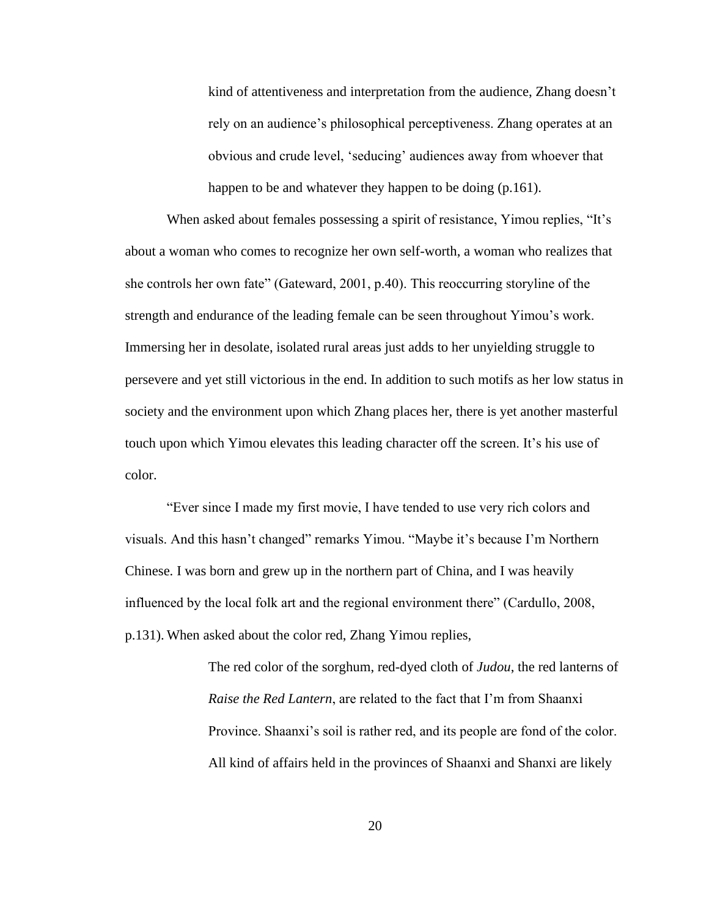> kind of attentiveness and interpretation from the audience, Zhang doesn't rely on an audience's philosophical perceptiveness. Zhang operates at an obvious and crude level, 'seducing' audiences away from whoever that happen to be and whatever they happen to be doing (p.161).

When asked about females possessing a spirit of resistance, Yimou replies, "It's about a woman who comes to recognize her own self-worth, a woman who realizes that she controls her own fate" (Gateward, 2001, p.40). This reoccurring storyline of the strength and endurance of the leading female can be seen throughout Yimou's work. Immersing her in desolate, isolated rural areas just adds to her unyielding struggle to persevere and yet still victorious in the end. In addition to such motifs as her low status in society and the environment upon which Zhang places her, there is yet another masterful touch upon which Yimou elevates this leading character off the screen. It's his use of color.

"Ever since I made my first movie, I have tended to use very rich colors and visuals. And this hasn't changed" remarks Yimou. "Maybe it's because I'm Northern Chinese. I was born and grew up in the northern part of China, and I was heavily influenced by the local folk art and the regional environment there" (Cardullo, 2008, p.131). When asked about the color red, Zhang Yimou replies,

> The red color of the sorghum, red-dyed cloth of *Judou*, the red lanterns of *Raise the Red Lantern*, are related to the fact that I'm from Shaanxi Province. Shaanxi's soil is rather red, and its people are fond of the color. All kind of affairs held in the provinces of Shaanxi and Shanxi are likely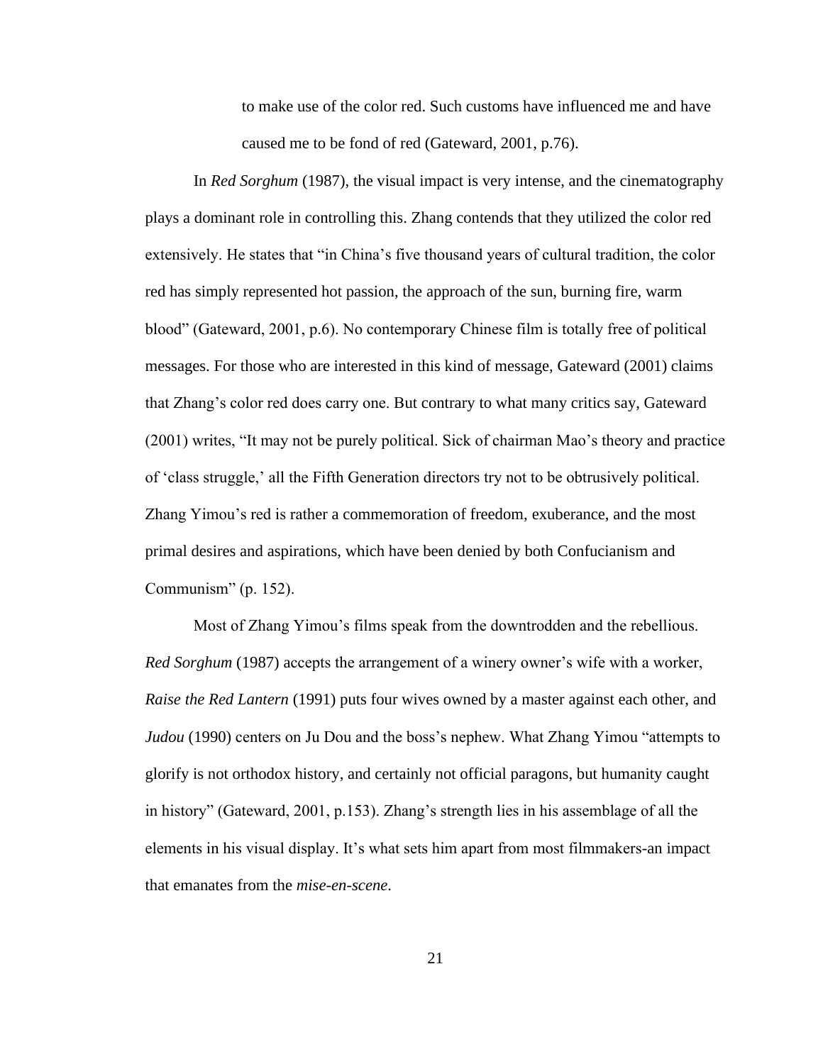> to make use of the color red. Such customs have influenced me and have caused me to be fond of red (Gateward, 2001, p.76).

In *Red Sorghum* (1987), the visual impact is very intense, and the cinematography plays a dominant role in controlling this. Zhang contends that they utilized the color red extensively. He states that "in China's five thousand years of cultural tradition, the color red has simply represented hot passion, the approach of the sun, burning fire, warm blood" (Gateward, 2001, p.6). No contemporary Chinese film is totally free of political messages. For those who are interested in this kind of message, Gateward (2001) claims that Zhang's color red does carry one. But contrary to what many critics say, Gateward (2001) writes, "It may not be purely political. Sick of chairman Mao's theory and practice of 'class struggle,' all the Fifth Generation directors try not to be obtrusively political. Zhang Yimou's red is rather a commemoration of freedom, exuberance, and the most primal desires and aspirations, which have been denied by both Confucianism and Communism" (p. 152).

Most of Zhang Yimou's films speak from the downtrodden and the rebellious. *Red Sorghum* (1987) accepts the arrangement of a winery owner's wife with a worker, *Raise the Red Lantern* (1991) puts four wives owned by a master against each other, and *Judou* (1990) centers on Ju Dou and the boss's nephew. What Zhang Yimou "attempts to glorify is not orthodox history, and certainly not official paragons, but humanity caught in history" (Gateward, 2001, p.153). Zhang's strength lies in his assemblage of all the elements in his visual display. It's what sets him apart from most filmmakers-an impact that emanates from the *mise-en-scene*.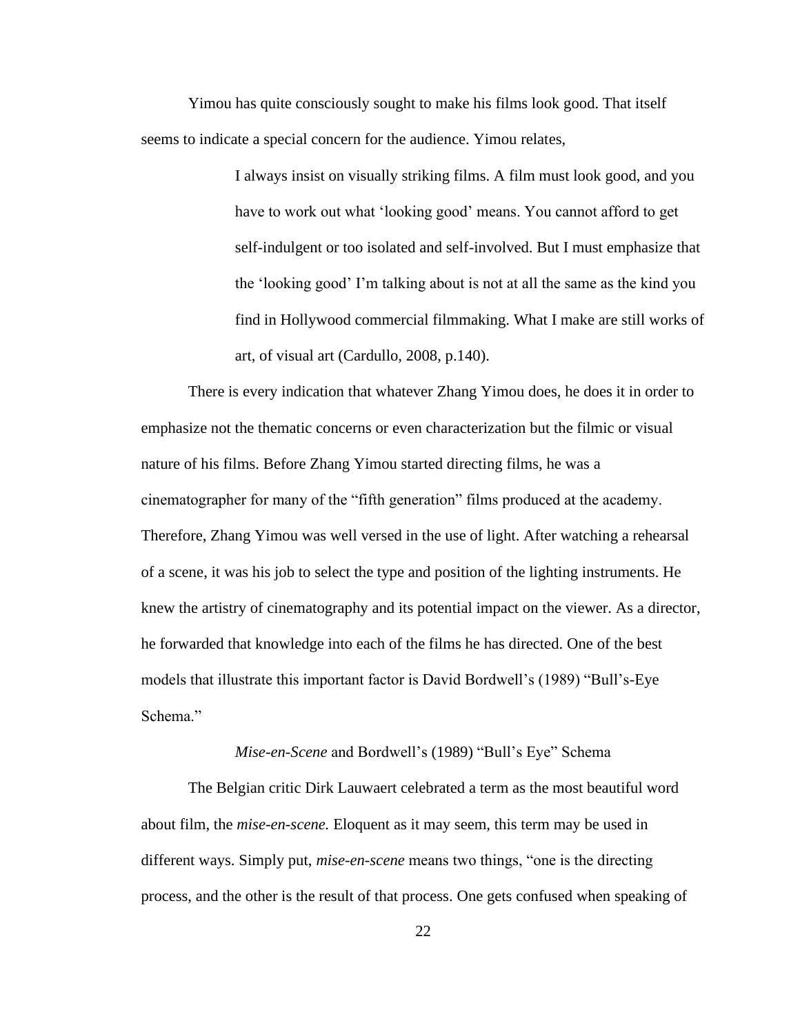Yimou has quite consciously sought to make his films look good. That itself seems to indicate a special concern for the audience. Yimou relates,

> I always insist on visually striking films. A film must look good, and you have to work out what 'looking good' means. You cannot afford to get self-indulgent or too isolated and self-involved. But I must emphasize that the 'looking good' I'm talking about is not at all the same as the kind you find in Hollywood commercial filmmaking. What I make are still works of art, of visual art (Cardullo, 2008, p.140).

There is every indication that whatever Zhang Yimou does, he does it in order to emphasize not the thematic concerns or even characterization but the filmic or visual nature of his films. Before Zhang Yimou started directing films, he was a cinematographer for many of the "fifth generation" films produced at the academy. Therefore, Zhang Yimou was well versed in the use of light. After watching a rehearsal of a scene, it was his job to select the type and position of the lighting instruments. He knew the artistry of cinematography and its potential impact on the viewer. As a director, he forwarded that knowledge into each of the films he has directed. One of the best models that illustrate this important factor is David Bordwell's (1989) "Bull's-Eye Schema."

## *Mise-en-Scene* and Bordwell's (1989) "Bull's Eye" Schema

The Belgian critic Dirk Lauwaert celebrated a term as the most beautiful word about film, the *mise-en-scene.* Eloquent as it may seem, this term may be used in different ways. Simply put, *mise-en-scene* means two things, "one is the directing process, and the other is the result of that process. One gets confused when speaking of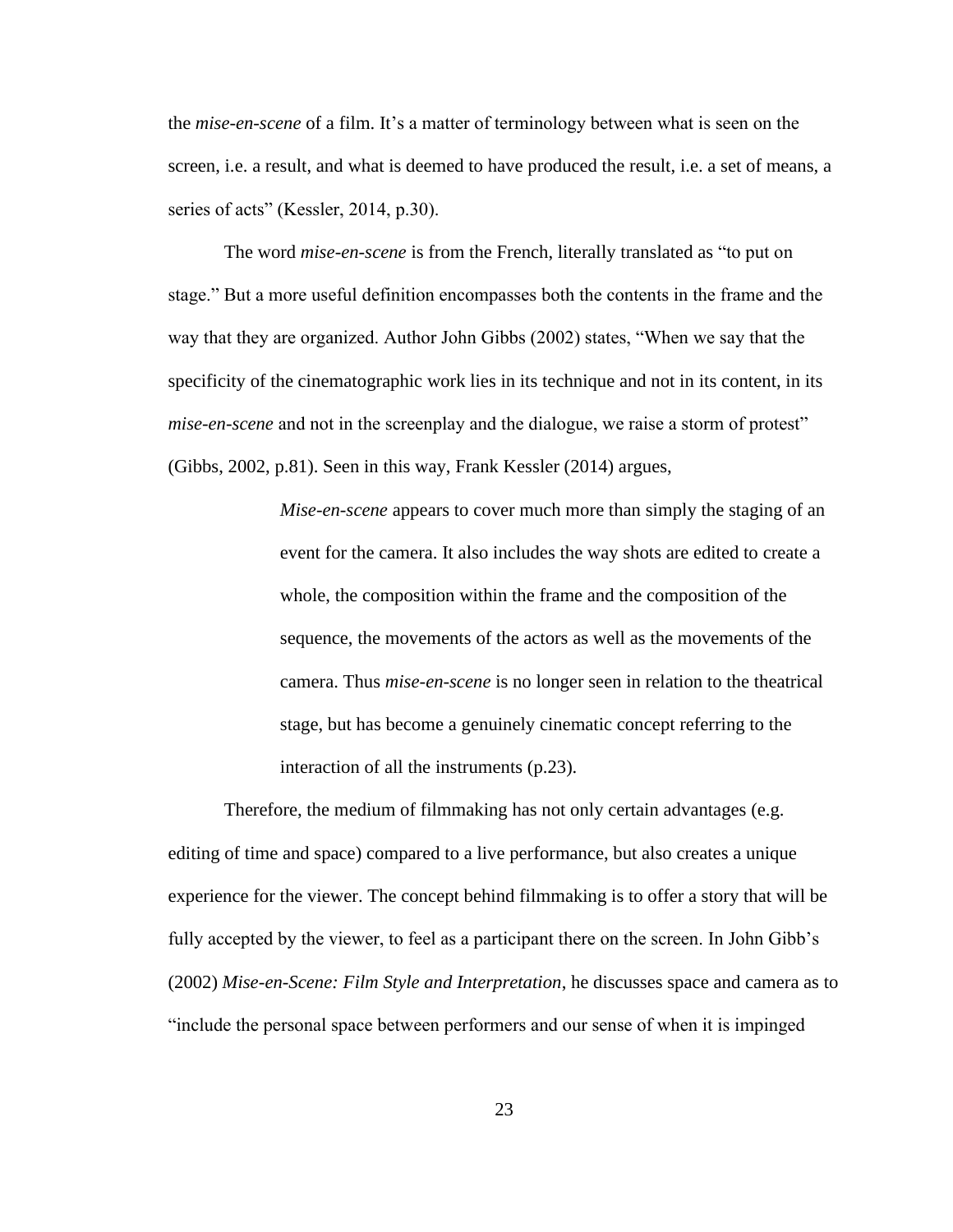the *mise-en-scene* of a film. It's a matter of terminology between what is seen on the screen, i.e. a result, and what is deemed to have produced the result, i.e. a set of means, a series of acts" (Kessler, 2014, p.30).

The word *mise-en-scene* is from the French, literally translated as "to put on stage." But a more useful definition encompasses both the contents in the frame and the way that they are organized. Author John Gibbs (2002) states, "When we say that the specificity of the cinematographic work lies in its technique and not in its content, in its *mise-en-scene* and not in the screenplay and the dialogue, we raise a storm of protest" (Gibbs, 2002, p.81). Seen in this way, Frank Kessler (2014) argues,

> *Mise-en-scene* appears to cover much more than simply the staging of an event for the camera. It also includes the way shots are edited to create a whole, the composition within the frame and the composition of the sequence, the movements of the actors as well as the movements of the camera. Thus *mise-en-scene* is no longer seen in relation to the theatrical stage, but has become a genuinely cinematic concept referring to the interaction of all the instruments (p.23).

Therefore, the medium of filmmaking has not only certain advantages (e.g. editing of time and space) compared to a live performance, but also creates a unique experience for the viewer. The concept behind filmmaking is to offer a story that will be fully accepted by the viewer, to feel as a participant there on the screen. In John Gibb's (2002) *Mise-en-Scene: Film Style and Interpretation*, he discusses space and camera as to "include the personal space between performers and our sense of when it is impinged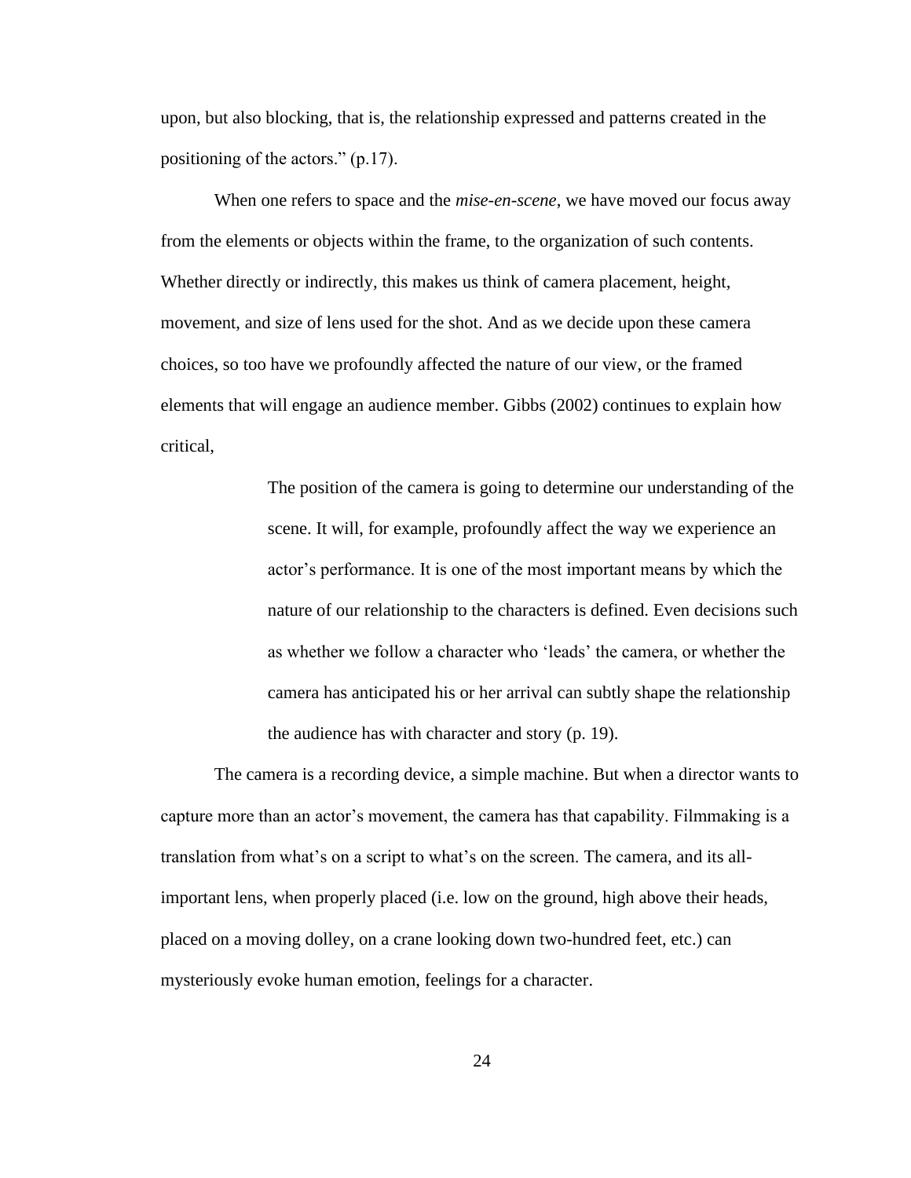upon, but also blocking, that is, the relationship expressed and patterns created in the positioning of the actors." (p.17).

When one refers to space and the *mise-en-scene*, we have moved our focus away from the elements or objects within the frame, to the organization of such contents. Whether directly or indirectly, this makes us think of camera placement, height, movement, and size of lens used for the shot. And as we decide upon these camera choices, so too have we profoundly affected the nature of our view, or the framed elements that will engage an audience member. Gibbs (2002) continues to explain how critical,

> The position of the camera is going to determine our understanding of the scene. It will, for example, profoundly affect the way we experience an actor's performance. It is one of the most important means by which the nature of our relationship to the characters is defined. Even decisions such as whether we follow a character who 'leads' the camera, or whether the camera has anticipated his or her arrival can subtly shape the relationship the audience has with character and story (p. 19).

The camera is a recording device, a simple machine. But when a director wants to capture more than an actor's movement, the camera has that capability. Filmmaking is a translation from what's on a script to what's on the screen. The camera, and its all-important lens, when properly placed (i.e. low on the ground, high above their heads, placed on a moving dolley, on a crane looking down two-hundred feet, etc.) can mysteriously evoke human emotion, feelings for a character.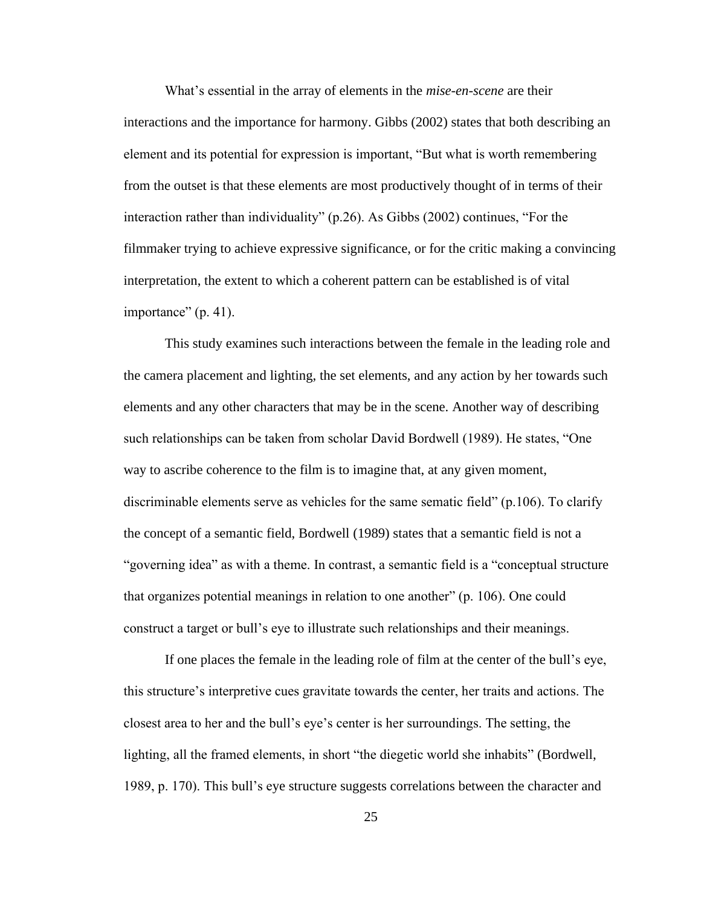What's essential in the array of elements in the *mise-en-scene* are their interactions and the importance for harmony. Gibbs (2002) states that both describing an element and its potential for expression is important, "But what is worth remembering from the outset is that these elements are most productively thought of in terms of their interaction rather than individuality" (p.26). As Gibbs (2002) continues, "For the filmmaker trying to achieve expressive significance, or for the critic making a convincing interpretation, the extent to which a coherent pattern can be established is of vital importance" (p. 41).

This study examines such interactions between the female in the leading role and the camera placement and lighting, the set elements, and any action by her towards such elements and any other characters that may be in the scene. Another way of describing such relationships can be taken from scholar David Bordwell (1989). He states, "One way to ascribe coherence to the film is to imagine that, at any given moment, discriminable elements serve as vehicles for the same sematic field" (p.106). To clarify the concept of a semantic field, Bordwell (1989) states that a semantic field is not a "governing idea" as with a theme. In contrast, a semantic field is a "conceptual structure that organizes potential meanings in relation to one another" (p. 106). One could construct a target or bull's eye to illustrate such relationships and their meanings.

If one places the female in the leading role of film at the center of the bull's eye, this structure's interpretive cues gravitate towards the center, her traits and actions. The closest area to her and the bull's eye's center is her surroundings. The setting, the lighting, all the framed elements, in short "the diegetic world she inhabits" (Bordwell, 1989, p. 170). This bull's eye structure suggests correlations between the character and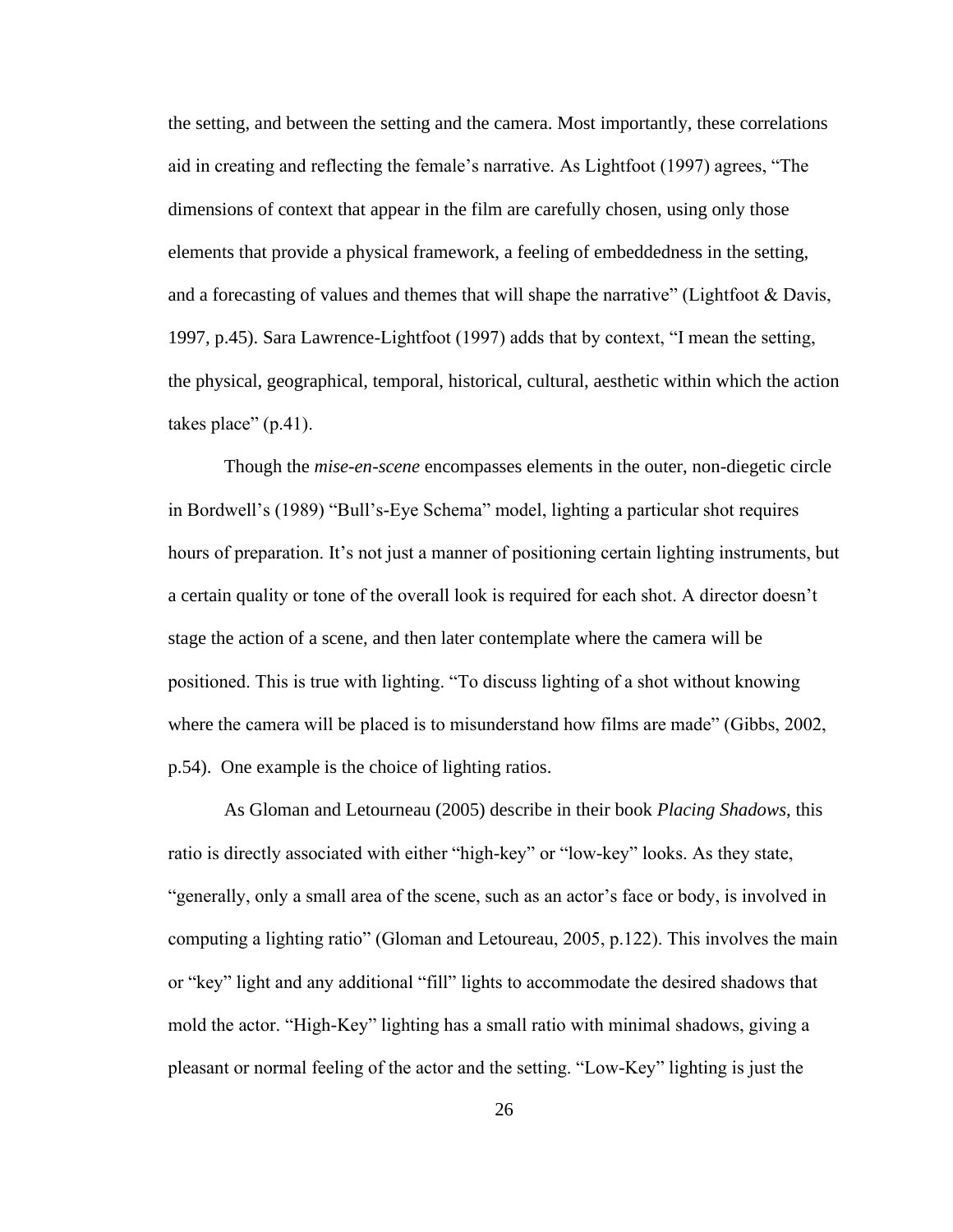the setting, and between the setting and the camera. Most importantly, these correlations aid in creating and reflecting the female's narrative. As Lightfoot (1997) agrees, "The dimensions of context that appear in the film are carefully chosen, using only those elements that provide a physical framework, a feeling of embeddedness in the setting, and a forecasting of values and themes that will shape the narrative" (Lightfoot & Davis, 1997, p.45). Sara Lawrence-Lightfoot (1997) adds that by context, "I mean the setting, the physical, geographical, temporal, historical, cultural, aesthetic within which the action takes place" (p.41).

Though the *mise-en-scene* encompasses elements in the outer, non-diegetic circle in Bordwell's (1989) "Bull's-Eye Schema" model, lighting a particular shot requires hours of preparation. It's not just a manner of positioning certain lighting instruments, but a certain quality or tone of the overall look is required for each shot. A director doesn't stage the action of a scene, and then later contemplate where the camera will be positioned. This is true with lighting. "To discuss lighting of a shot without knowing where the camera will be placed is to misunderstand how films are made" (Gibbs, 2002, p.54). One example is the choice of lighting ratios.

As Gloman and Letourneau (2005) describe in their book *Placing Shadows*, this ratio is directly associated with either "high-key" or "low-key" looks. As they state, "generally, only a small area of the scene, such as an actor's face or body, is involved in computing a lighting ratio" (Gloman and Letoureau, 2005, p.122). This involves the main or "key" light and any additional "fill" lights to accommodate the desired shadows that mold the actor. "High-Key" lighting has a small ratio with minimal shadows, giving a pleasant or normal feeling of the actor and the setting. "Low-Key" lighting is just the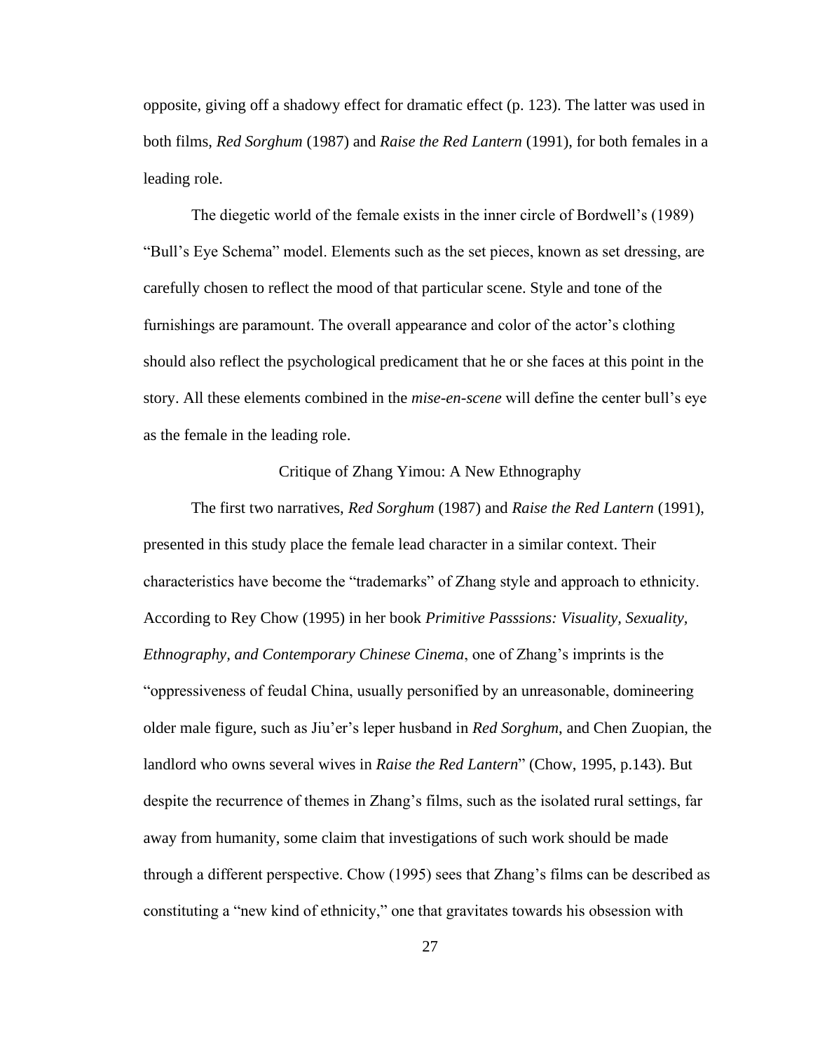opposite, giving off a shadowy effect for dramatic effect (p. 123). The latter was used in both films, *Red Sorghum* (1987) and *Raise the Red Lantern* (1991), for both females in a leading role.

The diegetic world of the female exists in the inner circle of Bordwell's (1989) "Bull's Eye Schema" model. Elements such as the set pieces, known as set dressing, are carefully chosen to reflect the mood of that particular scene. Style and tone of the furnishings are paramount. The overall appearance and color of the actor's clothing should also reflect the psychological predicament that he or she faces at this point in the story. All these elements combined in the *mise-en-scene* will define the center bull's eye as the female in the leading role.

## Critique of Zhang Yimou: A New Ethnography

The first two narratives, *Red Sorghum* (1987) and *Raise the Red Lantern* (1991), presented in this study place the female lead character in a similar context. Their characteristics have become the "trademarks" of Zhang style and approach to ethnicity. According to Rey Chow (1995) in her book *Primitive Passsions: Visuality, Sexuality, Ethnography, and Contemporary Chinese Cinema*, one of Zhang's imprints is the "oppressiveness of feudal China, usually personified by an unreasonable, domineering older male figure, such as Jiu'er's leper husband in *Red Sorghum*, and Chen Zuopian, the landlord who owns several wives in *Raise the Red Lantern*" (Chow, 1995, p.143). But despite the recurrence of themes in Zhang's films, such as the isolated rural settings, far away from humanity, some claim that investigations of such work should be made through a different perspective. Chow (1995) sees that Zhang's films can be described as constituting a "new kind of ethnicity," one that gravitates towards his obsession with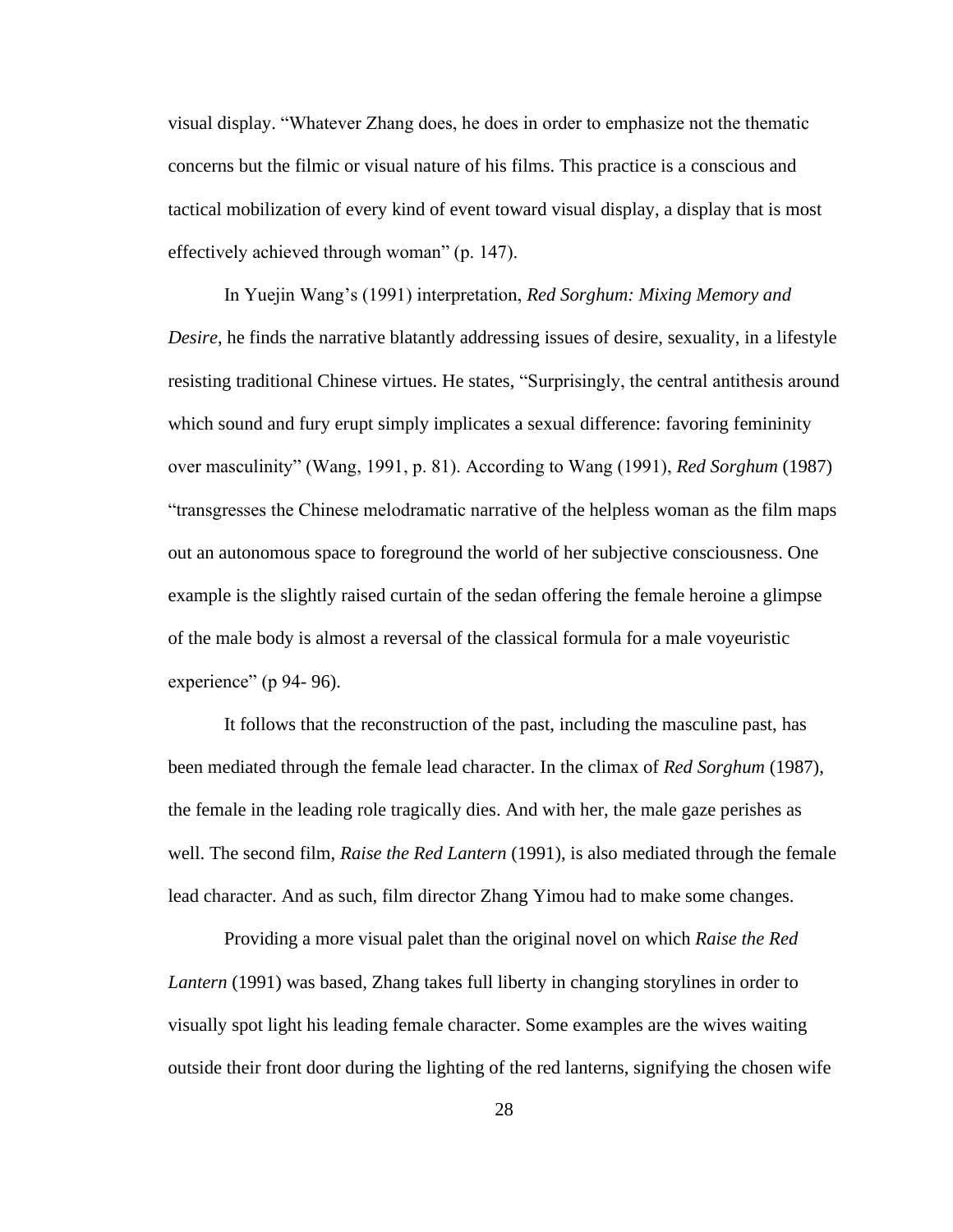visual display. "Whatever Zhang does, he does in order to emphasize not the thematic concerns but the filmic or visual nature of his films. This practice is a conscious and tactical mobilization of every kind of event toward visual display, a display that is most effectively achieved through woman" (p. 147).

In Yuejin Wang's (1991) interpretation, *Red Sorghum: Mixing Memory and Desire*, he finds the narrative blatantly addressing issues of desire, sexuality, in a lifestyle resisting traditional Chinese virtues. He states, "Surprisingly, the central antithesis around which sound and fury erupt simply implicates a sexual difference: favoring femininity over masculinity" (Wang, 1991, p. 81). According to Wang (1991), *Red Sorghum* (1987) "transgresses the Chinese melodramatic narrative of the helpless woman as the film maps out an autonomous space to foreground the world of her subjective consciousness. One example is the slightly raised curtain of the sedan offering the female heroine a glimpse of the male body is almost a reversal of the classical formula for a male voyeuristic experience" (p 94- 96).

It follows that the reconstruction of the past, including the masculine past, has been mediated through the female lead character. In the climax of *Red Sorghum* (1987), the female in the leading role tragically dies. And with her, the male gaze perishes as well. The second film, *Raise the Red Lantern* (1991), is also mediated through the female lead character. And as such, film director Zhang Yimou had to make some changes.

Providing a more visual palet than the original novel on which *Raise the Red Lantern* (1991) was based, Zhang takes full liberty in changing storylines in order to visually spot light his leading female character. Some examples are the wives waiting outside their front door during the lighting of the red lanterns, signifying the chosen wife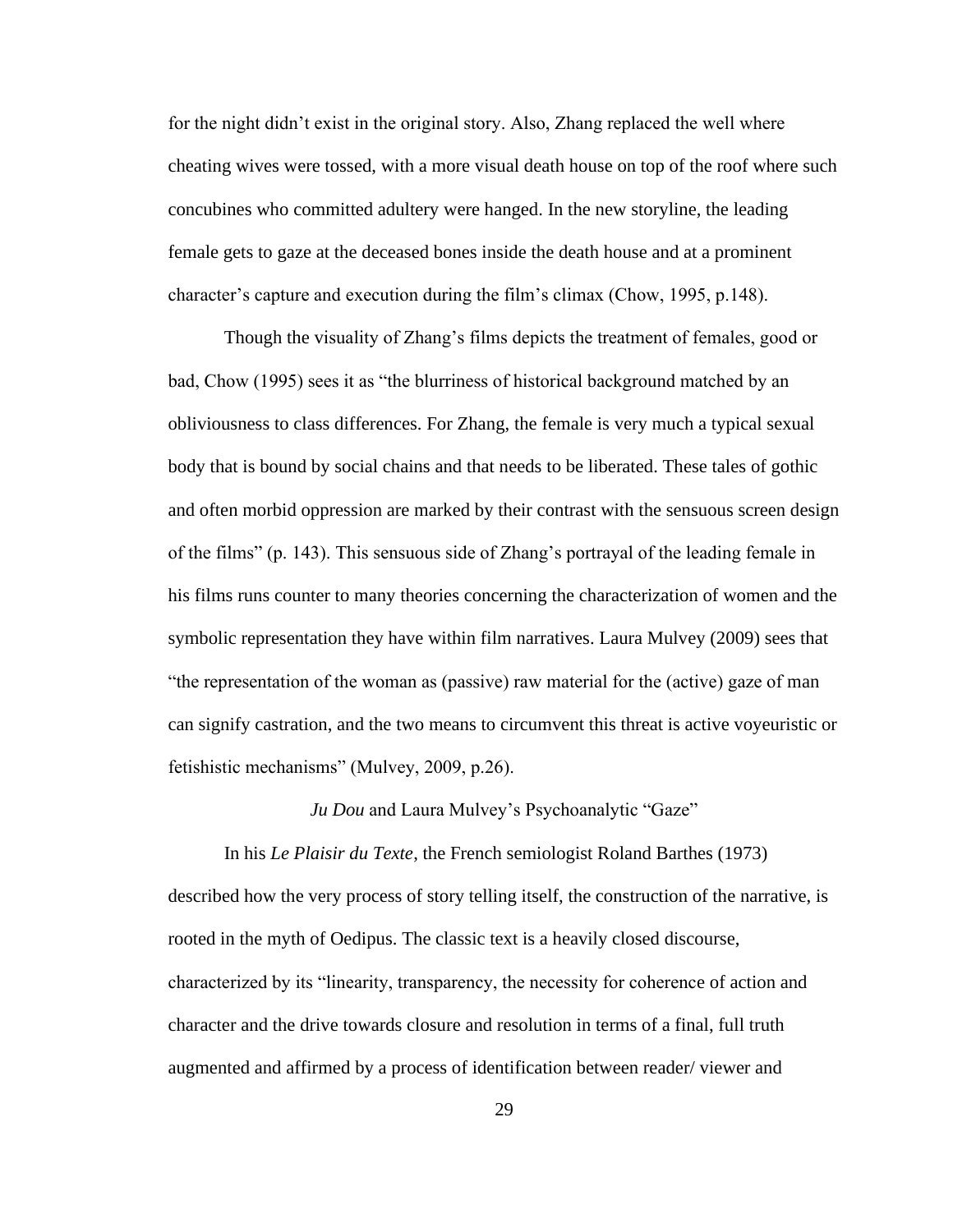for the night didn’t exist in the original story. Also, Zhang replaced the well where cheating wives were tossed, with a more visual death house on top of the roof where such concubines who committed adultery were hanged. In the new storyline, the leading female gets to gaze at the deceased bones inside the death house and at a prominent character’s capture and execution during the film’s climax (Chow, 1995, p.148).

Though the visuality of Zhang’s films depicts the treatment of females, good or bad, Chow (1995) sees it as “the blurriness of historical background matched by an obliviousness to class differences. For Zhang, the female is very much a typical sexual body that is bound by social chains and that needs to be liberated. These tales of gothic and often morbid oppression are marked by their contrast with the sensuous screen design of the films” (p. 143). This sensuous side of Zhang’s portrayal of the leading female in his films runs counter to many theories concerning the characterization of women and the symbolic representation they have within film narratives. Laura Mulvey (2009) sees that “the representation of the woman as (passive) raw material for the (active) gaze of man can signify castration, and the two means to circumvent this threat is active voyeuristic or fetishistic mechanisms” (Mulvey, 2009, p.26).

### *Ju Dou* and Laura Mulvey’s Psychoanalytic “Gaze”

In his *Le Plaisir du Texte*, the French semiologist Roland Barthes (1973) described how the very process of story telling itself, the construction of the narrative, is rooted in the myth of Oedipus. The classic text is a heavily closed discourse, characterized by its “linearity, transparency, the necessity for coherence of action and character and the drive towards closure and resolution in terms of a final, full truth augmented and affirmed by a process of identification between reader/ viewer and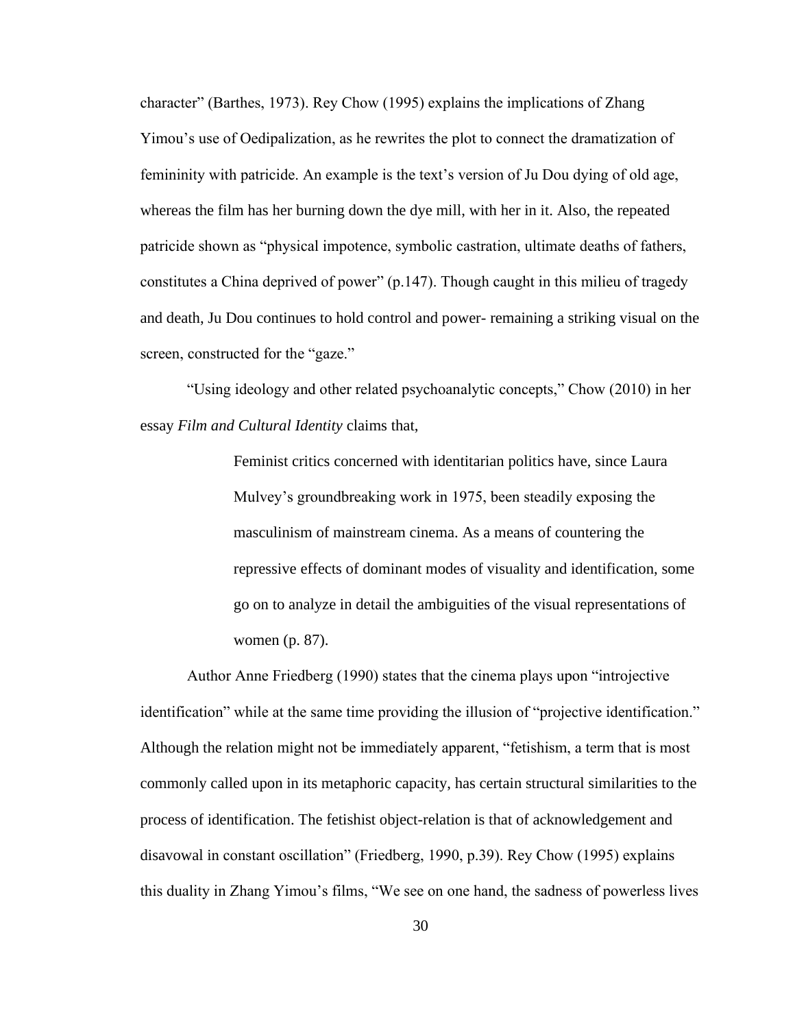character" (Barthes, 1973). Rey Chow (1995) explains the implications of Zhang Yimou's use of Oedipalization, as he rewrites the plot to connect the dramatization of femininity with patricide. An example is the text's version of Ju Dou dying of old age, whereas the film has her burning down the dye mill, with her in it. Also, the repeated patricide shown as "physical impotence, symbolic castration, ultimate deaths of fathers, constitutes a China deprived of power" (p.147). Though caught in this milieu of tragedy and death, Ju Dou continues to hold control and power- remaining a striking visual on the screen, constructed for the "gaze."

"Using ideology and other related psychoanalytic concepts," Chow (2010) in her essay *Film and Cultural Identity* claims that,

> Feminist critics concerned with identitarian politics have, since Laura Mulvey's groundbreaking work in 1975, been steadily exposing the masculinism of mainstream cinema. As a means of countering the repressive effects of dominant modes of visuality and identification, some go on to analyze in detail the ambiguities of the visual representations of women (p. 87).

Author Anne Friedberg (1990) states that the cinema plays upon "introjective identification" while at the same time providing the illusion of "projective identification." Although the relation might not be immediately apparent, "fetishism, a term that is most commonly called upon in its metaphoric capacity, has certain structural similarities to the process of identification. The fetishist object-relation is that of acknowledgement and disavowal in constant oscillation" (Friedberg, 1990, p.39). Rey Chow (1995) explains this duality in Zhang Yimou's films, "We see on one hand, the sadness of powerless lives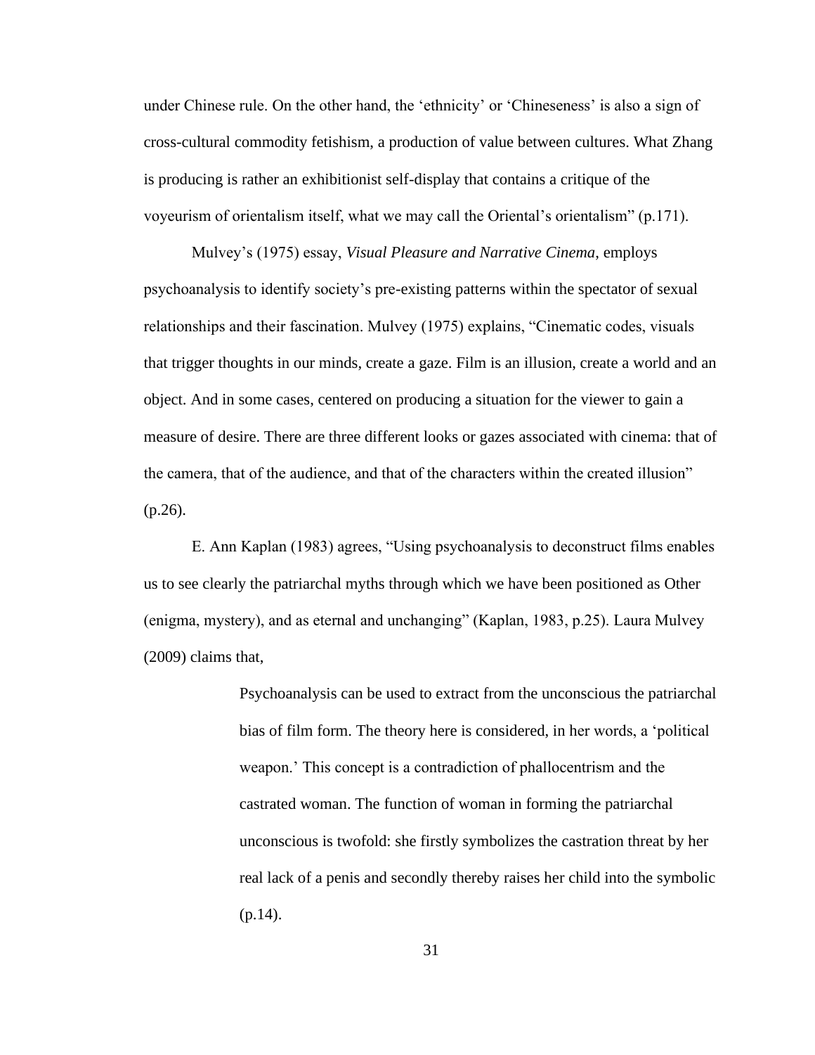under Chinese rule. On the other hand, the 'ethnicity' or 'Chineseness' is also a sign of cross-cultural commodity fetishism, a production of value between cultures. What Zhang is producing is rather an exhibitionist self-display that contains a critique of the voyeurism of orientalism itself, what we may call the Oriental's orientalism" (p.171).

Mulvey's (1975) essay, *Visual Pleasure and Narrative Cinema*, employs psychoanalysis to identify society's pre-existing patterns within the spectator of sexual relationships and their fascination. Mulvey (1975) explains, "Cinematic codes, visuals that trigger thoughts in our minds, create a gaze. Film is an illusion, create a world and an object. And in some cases, centered on producing a situation for the viewer to gain a measure of desire. There are three different looks or gazes associated with cinema: that of the camera, that of the audience, and that of the characters within the created illusion" (p.26).

E. Ann Kaplan (1983) agrees, "Using psychoanalysis to deconstruct films enables us to see clearly the patriarchal myths through which we have been positioned as Other (enigma, mystery), and as eternal and unchanging" (Kaplan, 1983, p.25). Laura Mulvey (2009) claims that,

> Psychoanalysis can be used to extract from the unconscious the patriarchal bias of film form. The theory here is considered, in her words, a 'political weapon.' This concept is a contradiction of phallocentrism and the castrated woman. The function of woman in forming the patriarchal unconscious is twofold: she firstly symbolizes the castration threat by her real lack of a penis and secondly thereby raises her child into the symbolic (p.14).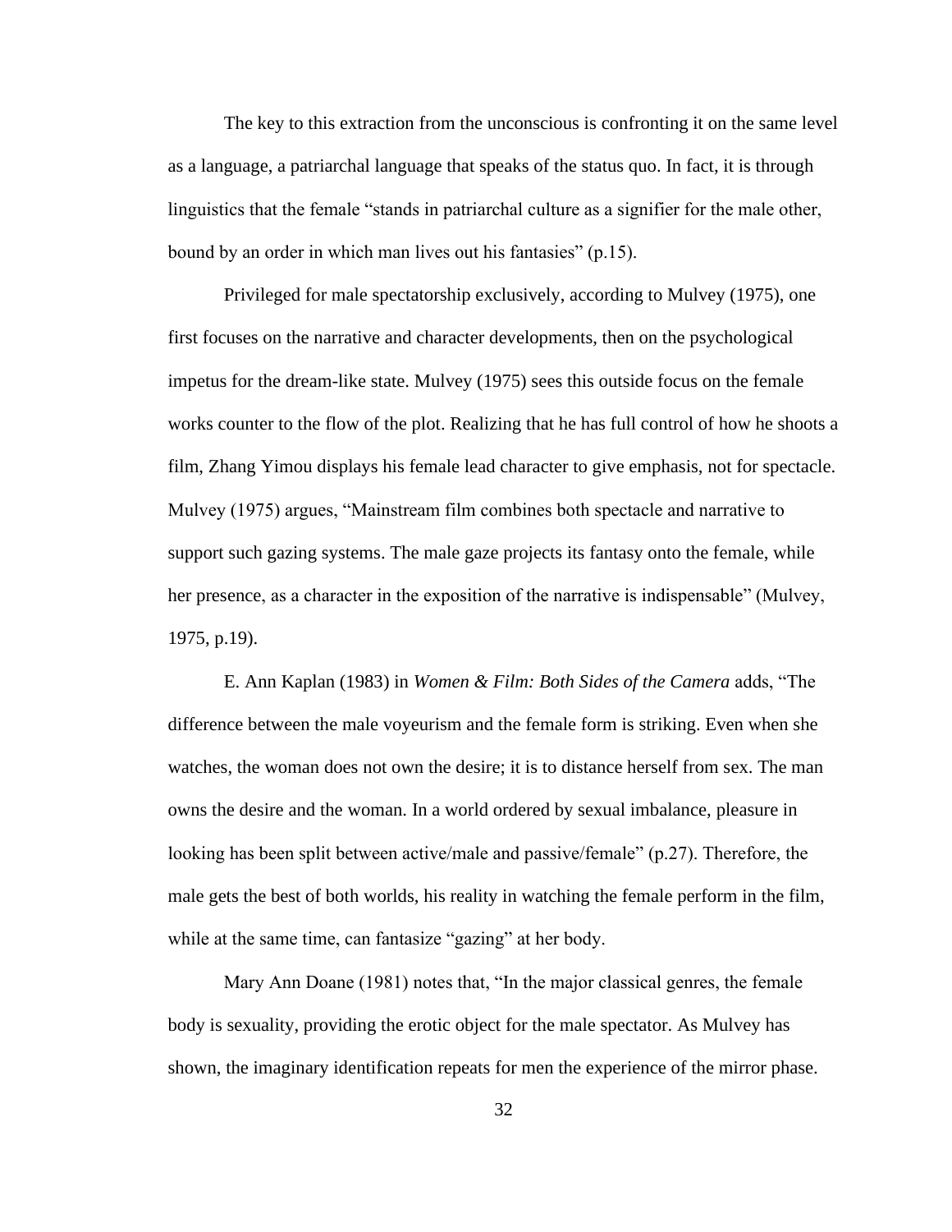The key to this extraction from the unconscious is confronting it on the same level as a language, a patriarchal language that speaks of the status quo. In fact, it is through linguistics that the female "stands in patriarchal culture as a signifier for the male other, bound by an order in which man lives out his fantasies" (p.15).

Privileged for male spectatorship exclusively, according to Mulvey (1975), one first focuses on the narrative and character developments, then on the psychological impetus for the dream-like state. Mulvey (1975) sees this outside focus on the female works counter to the flow of the plot. Realizing that he has full control of how he shoots a film, Zhang Yimou displays his female lead character to give emphasis, not for spectacle. Mulvey (1975) argues, "Mainstream film combines both spectacle and narrative to support such gazing systems. The male gaze projects its fantasy onto the female, while her presence, as a character in the exposition of the narrative is indispensable" (Mulvey, 1975, p.19).

E. Ann Kaplan (1983) in *Women & Film: Both Sides of the Camera* adds, "The difference between the male voyeurism and the female form is striking. Even when she watches, the woman does not own the desire; it is to distance herself from sex. The man owns the desire and the woman. In a world ordered by sexual imbalance, pleasure in looking has been split between active/male and passive/female" (p.27). Therefore, the male gets the best of both worlds, his reality in watching the female perform in the film, while at the same time, can fantasize "gazing" at her body.

Mary Ann Doane (1981) notes that, "In the major classical genres, the female body is sexuality, providing the erotic object for the male spectator. As Mulvey has shown, the imaginary identification repeats for men the experience of the mirror phase.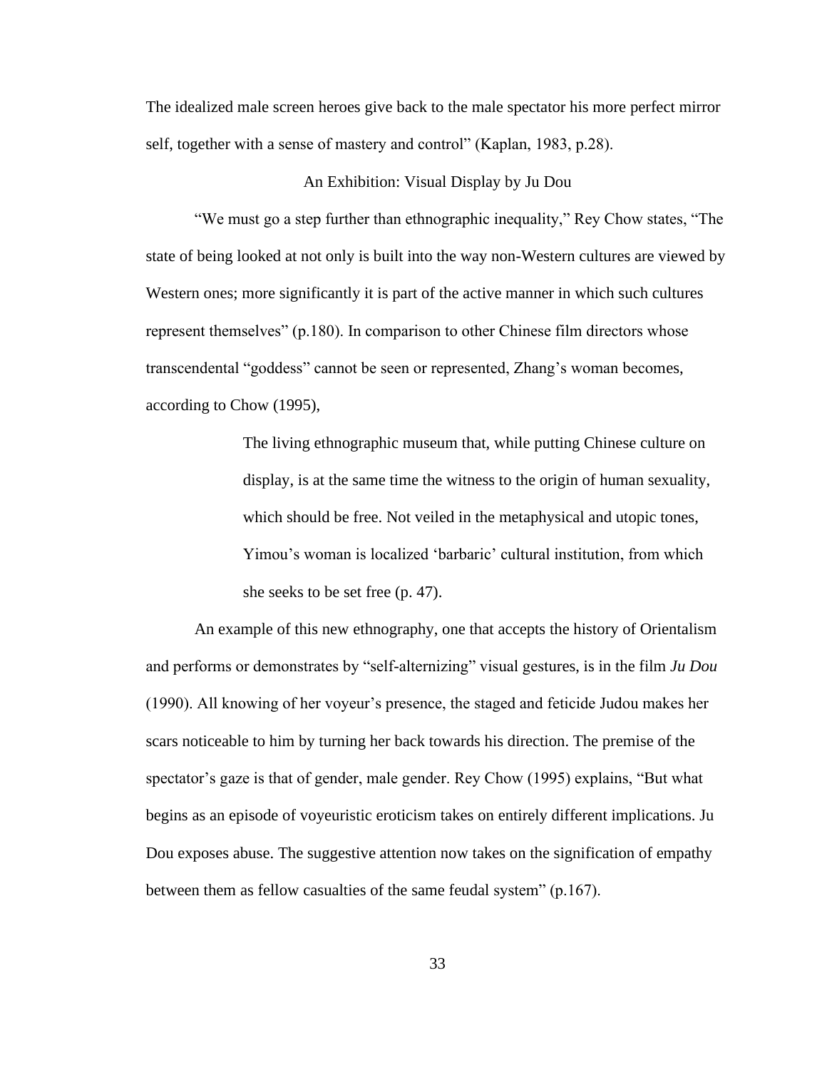The idealized male screen heroes give back to the male spectator his more perfect mirror self, together with a sense of mastery and control" (Kaplan, 1983, p.28).

## An Exhibition: Visual Display by Ju Dou

"We must go a step further than ethnographic inequality," Rey Chow states, "The state of being looked at not only is built into the way non-Western cultures are viewed by Western ones; more significantly it is part of the active manner in which such cultures represent themselves" (p.180). In comparison to other Chinese film directors whose transcendental "goddess" cannot be seen or represented, Zhang's woman becomes, according to Chow (1995),

> The living ethnographic museum that, while putting Chinese culture on display, is at the same time the witness to the origin of human sexuality, which should be free. Not veiled in the metaphysical and utopic tones, Yimou's woman is localized 'barbaric' cultural institution, from which she seeks to be set free (p. 47).

An example of this new ethnography, one that accepts the history of Orientalism and performs or demonstrates by "self-alternizing" visual gestures, is in the film *Ju Dou* (1990). All knowing of her voyeur's presence, the staged and feticide Judou makes her scars noticeable to him by turning her back towards his direction. The premise of the spectator's gaze is that of gender, male gender. Rey Chow (1995) explains, "But what begins as an episode of voyeuristic eroticism takes on entirely different implications. Ju Dou exposes abuse. The suggestive attention now takes on the signification of empathy between them as fellow casualties of the same feudal system" (p.167).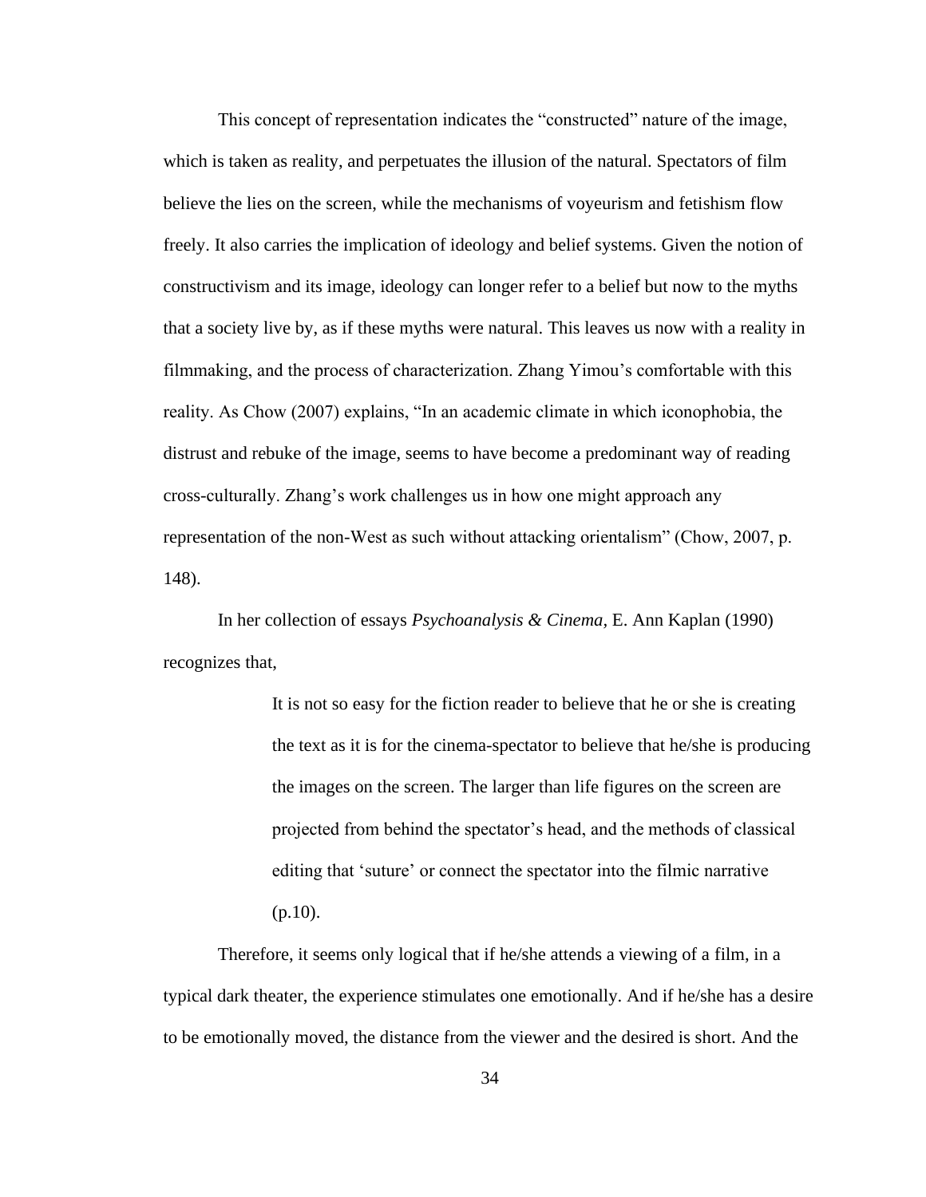This concept of representation indicates the "constructed" nature of the image, which is taken as reality, and perpetuates the illusion of the natural. Spectators of film believe the lies on the screen, while the mechanisms of voyeurism and fetishism flow freely. It also carries the implication of ideology and belief systems. Given the notion of constructivism and its image, ideology can longer refer to a belief but now to the myths that a society live by, as if these myths were natural. This leaves us now with a reality in filmmaking, and the process of characterization. Zhang Yimou's comfortable with this reality. As Chow (2007) explains, "In an academic climate in which iconophobia, the distrust and rebuke of the image, seems to have become a predominant way of reading cross-culturally. Zhang's work challenges us in how one might approach any representation of the non-West as such without attacking orientalism" (Chow, 2007, p. 148).

In her collection of essays *Psychoanalysis & Cinema*, E. Ann Kaplan (1990) recognizes that,

> It is not so easy for the fiction reader to believe that he or she is creating the text as it is for the cinema-spectator to believe that he/she is producing the images on the screen. The larger than life figures on the screen are projected from behind the spectator's head, and the methods of classical editing that 'suture' or connect the spectator into the filmic narrative (p.10).

Therefore, it seems only logical that if he/she attends a viewing of a film, in a typical dark theater, the experience stimulates one emotionally. And if he/she has a desire to be emotionally moved, the distance from the viewer and the desired is short. And the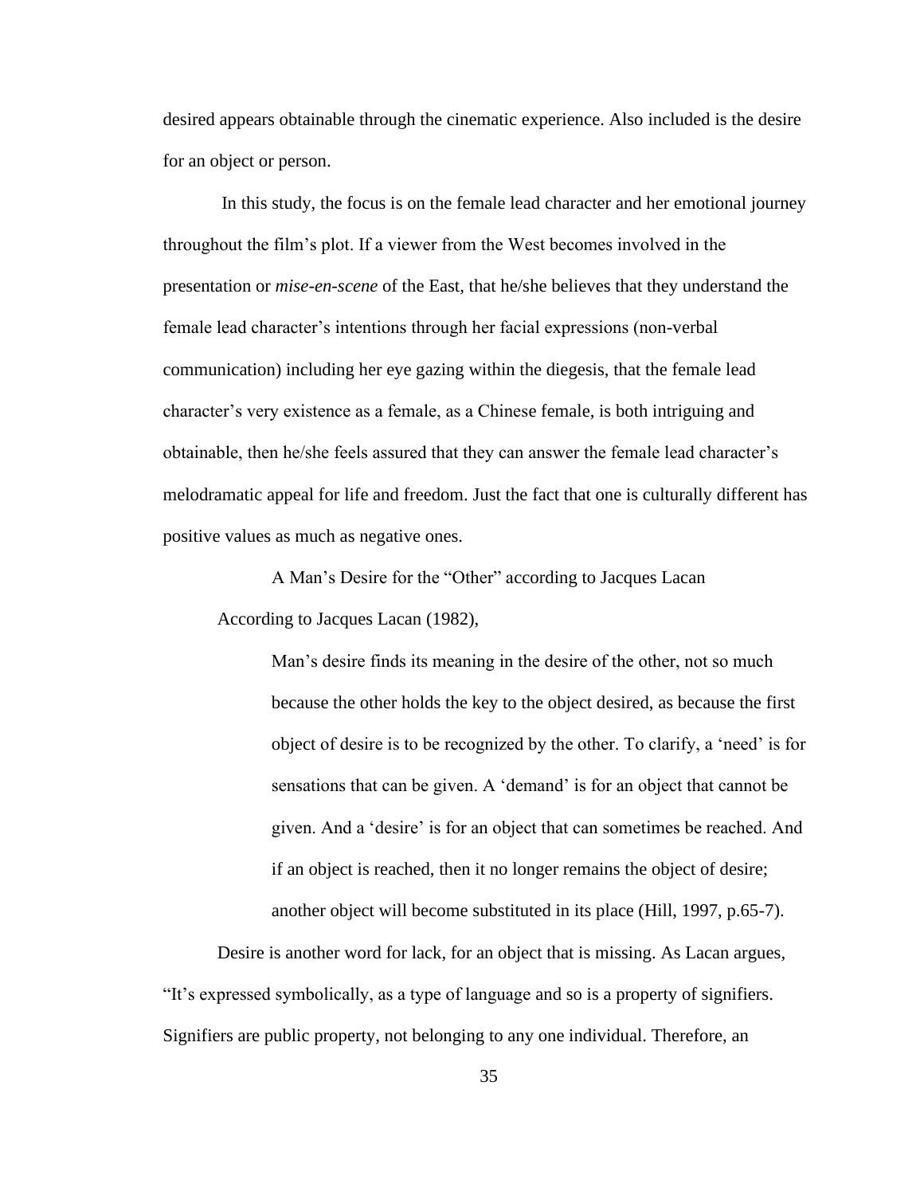desired appears obtainable through the cinematic experience. Also included is the desire for an object or person.

In this study, the focus is on the female lead character and her emotional journey throughout the film's plot. If a viewer from the West becomes involved in the presentation or *mise-en-scene* of the East, that he/she believes that they understand the female lead character's intentions through her facial expressions (non-verbal communication) including her eye gazing within the diegesis, that the female lead character's very existence as a female, as a Chinese female, is both intriguing and obtainable, then he/she feels assured that they can answer the female lead character's melodramatic appeal for life and freedom. Just the fact that one is culturally different has positive values as much as negative ones.

### A Man's Desire for the "Other" according to Jacques Lacan

According to Jacques Lacan (1982),

> Man's desire finds its meaning in the desire of the other, not so much because the other holds the key to the object desired, as because the first object of desire is to be recognized by the other. To clarify, a 'need' is for sensations that can be given. A 'demand' is for an object that cannot be given. And a 'desire' is for an object that can sometimes be reached. And if an object is reached, then it no longer remains the object of desire; another object will become substituted in its place (Hill, 1997, p.65-7).

Desire is another word for lack, for an object that is missing. As Lacan argues, "It's expressed symbolically, as a type of language and so is a property of signifiers. Signifiers are public property, not belonging to any one individual. Therefore, an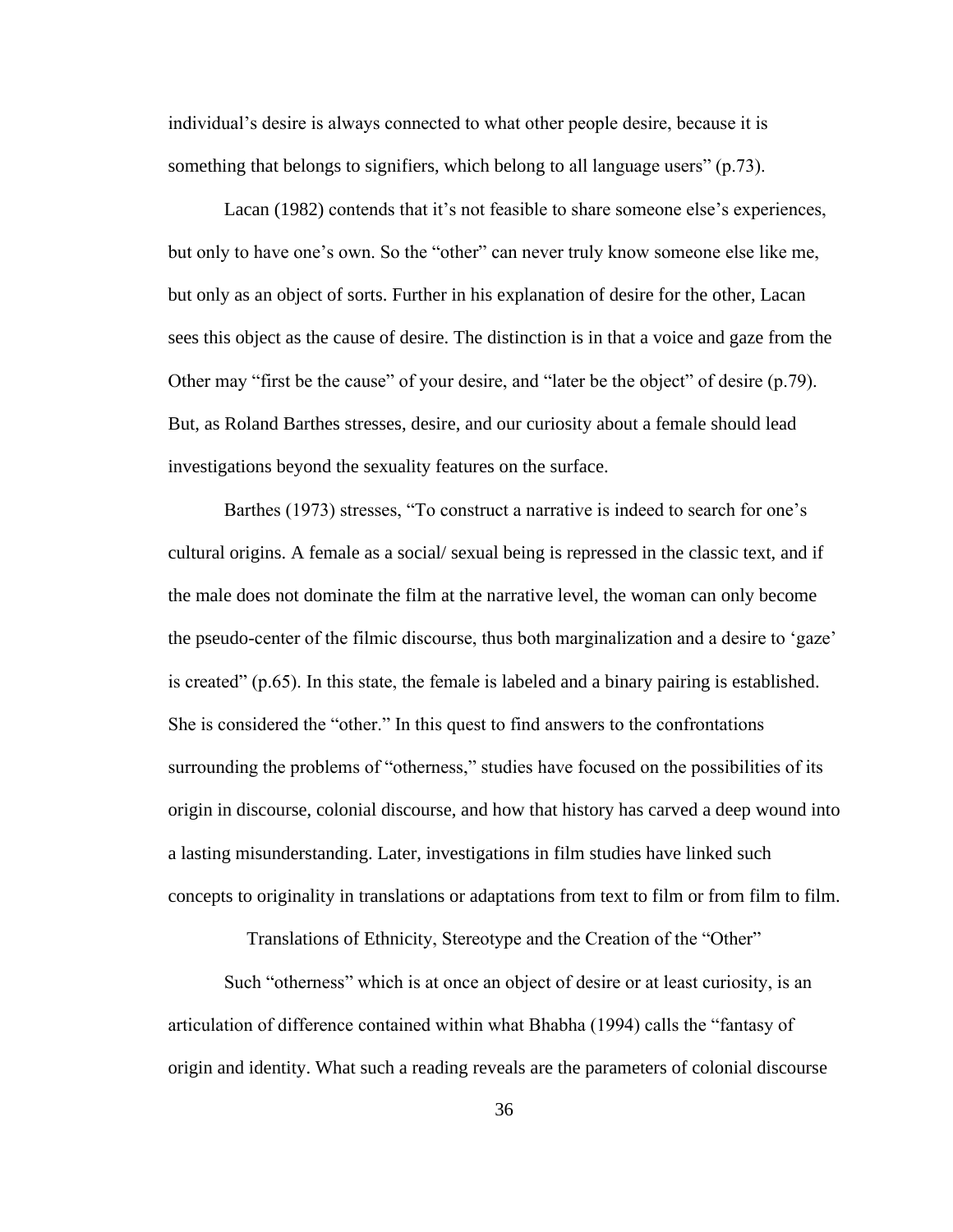individual's desire is always connected to what other people desire, because it is something that belongs to signifiers, which belong to all language users" (p.73).

Lacan (1982) contends that it's not feasible to share someone else's experiences, but only to have one's own. So the "other" can never truly know someone else like me, but only as an object of sorts. Further in his explanation of desire for the other, Lacan sees this object as the cause of desire. The distinction is in that a voice and gaze from the Other may "first be the cause" of your desire, and "later be the object" of desire (p.79). But, as Roland Barthes stresses, desire, and our curiosity about a female should lead investigations beyond the sexuality features on the surface.

Barthes (1973) stresses, "To construct a narrative is indeed to search for one's cultural origins. A female as a social/ sexual being is repressed in the classic text, and if the male does not dominate the film at the narrative level, the woman can only become the pseudo-center of the filmic discourse, thus both marginalization and a desire to 'gaze' is created" (p.65). In this state, the female is labeled and a binary pairing is established. She is considered the "other." In this quest to find answers to the confrontations surrounding the problems of "otherness," studies have focused on the possibilities of its origin in discourse, colonial discourse, and how that history has carved a deep wound into a lasting misunderstanding. Later, investigations in film studies have linked such concepts to originality in translations or adaptations from text to film or from film to film.

## Translations of Ethnicity, Stereotype and the Creation of the "Other"

Such "otherness" which is at once an object of desire or at least curiosity, is an articulation of difference contained within what Bhabha (1994) calls the "fantasy of origin and identity. What such a reading reveals are the parameters of colonial discourse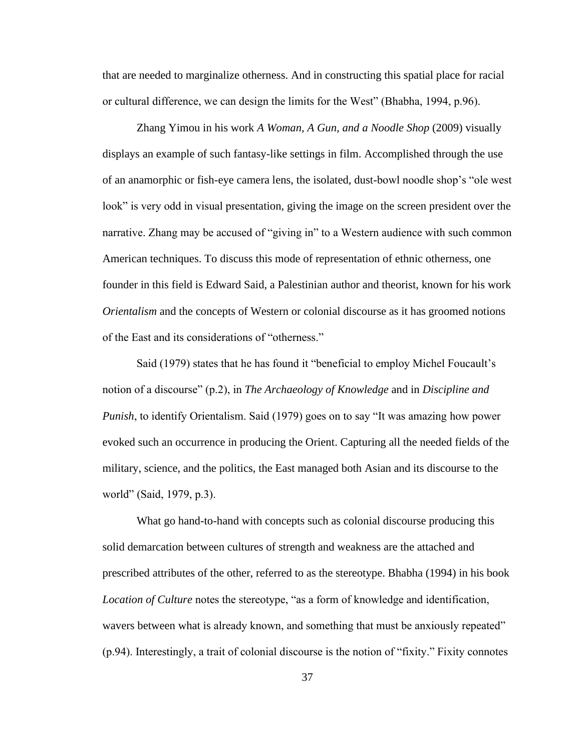that are needed to marginalize otherness. And in constructing this spatial place for racial or cultural difference, we can design the limits for the West" (Bhabha, 1994, p.96).

Zhang Yimou in his work *A Woman, A Gun, and a Noodle Shop* (2009) visually displays an example of such fantasy-like settings in film. Accomplished through the use of an anamorphic or fish-eye camera lens, the isolated, dust-bowl noodle shop's "ole west look" is very odd in visual presentation, giving the image on the screen president over the narrative. Zhang may be accused of "giving in" to a Western audience with such common American techniques. To discuss this mode of representation of ethnic otherness, one founder in this field is Edward Said, a Palestinian author and theorist, known for his work *Orientalism* and the concepts of Western or colonial discourse as it has groomed notions of the East and its considerations of "otherness."

Said (1979) states that he has found it "beneficial to employ Michel Foucault's notion of a discourse" (p.2), in *The Archaeology of Knowledge* and in *Discipline and Punish*, to identify Orientalism. Said (1979) goes on to say "It was amazing how power evoked such an occurrence in producing the Orient. Capturing all the needed fields of the military, science, and the politics, the East managed both Asian and its discourse to the world" (Said, 1979, p.3).

What go hand-to-hand with concepts such as colonial discourse producing this solid demarcation between cultures of strength and weakness are the attached and prescribed attributes of the other, referred to as the stereotype. Bhabha (1994) in his book *Location of Culture* notes the stereotype, "as a form of knowledge and identification, wavers between what is already known, and something that must be anxiously repeated" (p.94). Interestingly, a trait of colonial discourse is the notion of "fixity." Fixity connotes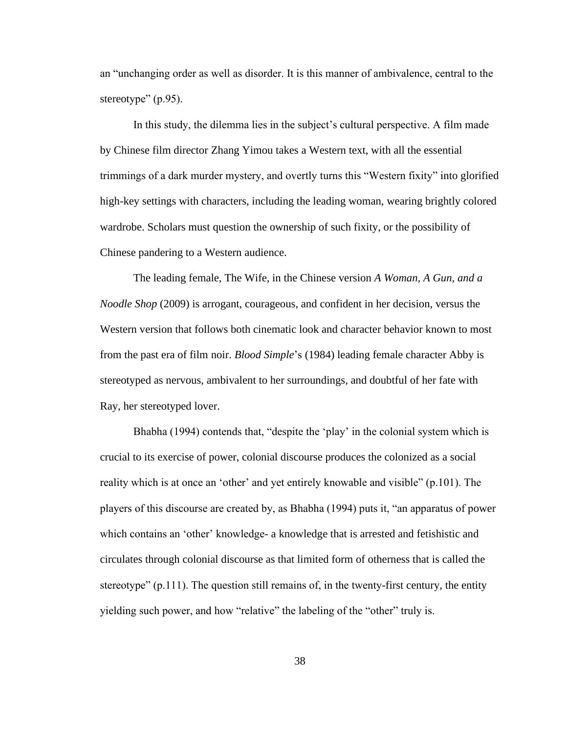an "unchanging order as well as disorder. It is this manner of ambivalence, central to the stereotype" (p.95).

In this study, the dilemma lies in the subject's cultural perspective. A film made by Chinese film director Zhang Yimou takes a Western text, with all the essential trimmings of a dark murder mystery, and overtly turns this "Western fixity" into glorified high-key settings with characters, including the leading woman, wearing brightly colored wardrobe. Scholars must question the ownership of such fixity, or the possibility of Chinese pandering to a Western audience.

The leading female, The Wife, in the Chinese version *A Woman, A Gun, and a Noodle Shop* (2009) is arrogant, courageous, and confident in her decision, versus the Western version that follows both cinematic look and character behavior known to most from the past era of film noir. *Blood Simple*'s (1984) leading female character Abby is stereotyped as nervous, ambivalent to her surroundings, and doubtful of her fate with Ray, her stereotyped lover.

Bhabha (1994) contends that, "despite the 'play' in the colonial system which is crucial to its exercise of power, colonial discourse produces the colonized as a social reality which is at once an 'other' and yet entirely knowable and visible" (p.101). The players of this discourse are created by, as Bhabha (1994) puts it, "an apparatus of power which contains an 'other' knowledge- a knowledge that is arrested and fetishistic and circulates through colonial discourse as that limited form of otherness that is called the stereotype" (p.111). The question still remains of, in the twenty-first century, the entity yielding such power, and how "relative" the labeling of the "other" truly is.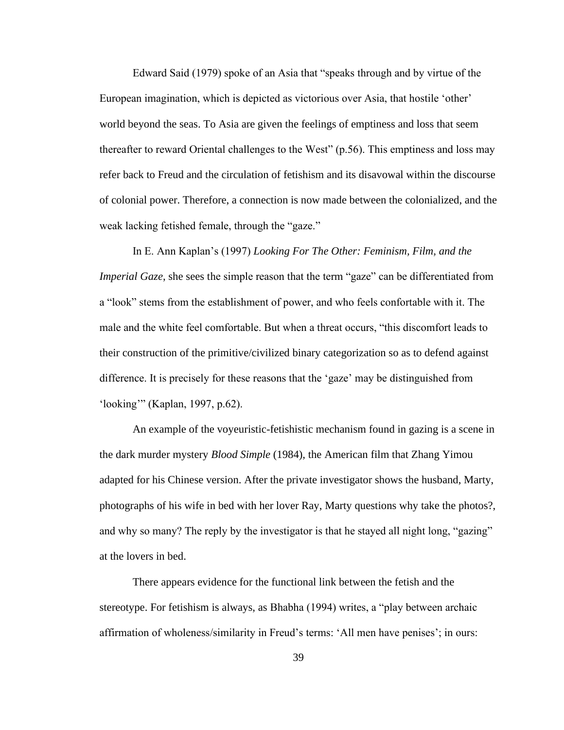Edward Said (1979) spoke of an Asia that "speaks through and by virtue of the European imagination, which is depicted as victorious over Asia, that hostile 'other' world beyond the seas. To Asia are given the feelings of emptiness and loss that seem thereafter to reward Oriental challenges to the West" (p.56). This emptiness and loss may refer back to Freud and the circulation of fetishism and its disavowal within the discourse of colonial power. Therefore, a connection is now made between the colonialized, and the weak lacking fetished female, through the "gaze."

In E. Ann Kaplan's (1997) *Looking For The Other: Feminism, Film, and the Imperial Gaze*, she sees the simple reason that the term "gaze" can be differentiated from a "look" stems from the establishment of power, and who feels confortable with it. The male and the white feel comfortable. But when a threat occurs, "this discomfort leads to their construction of the primitive/civilized binary categorization so as to defend against difference. It is precisely for these reasons that the 'gaze' may be distinguished from 'looking'" (Kaplan, 1997, p.62).

An example of the voyeuristic-fetishistic mechanism found in gazing is a scene in the dark murder mystery *Blood Simple* (1984), the American film that Zhang Yimou adapted for his Chinese version. After the private investigator shows the husband, Marty, photographs of his wife in bed with her lover Ray, Marty questions why take the photos?, and why so many? The reply by the investigator is that he stayed all night long, "gazing" at the lovers in bed.

There appears evidence for the functional link between the fetish and the stereotype. For fetishism is always, as Bhabha (1994) writes, a "play between archaic affirmation of wholeness/similarity in Freud's terms: 'All men have penises'; in ours: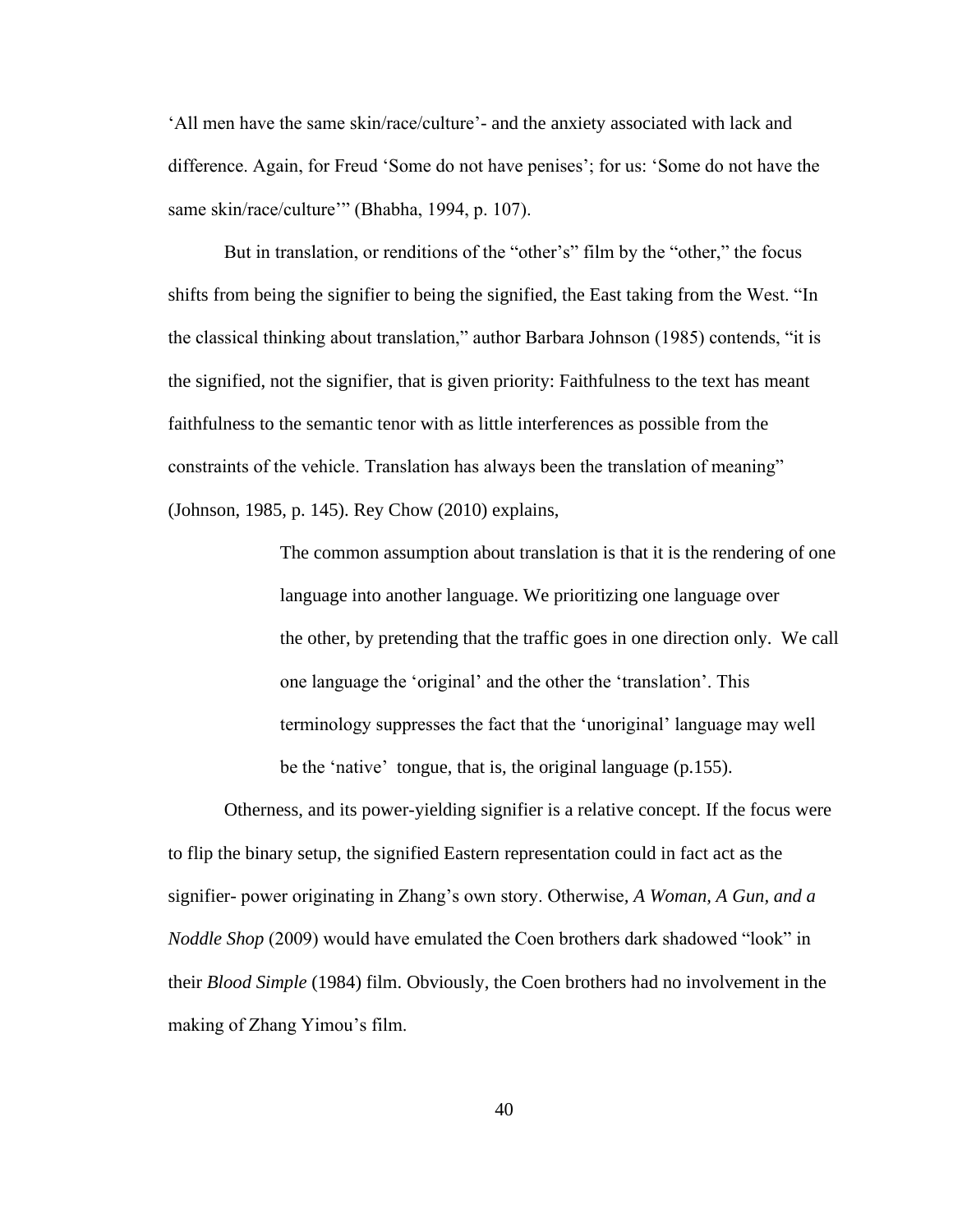‘All men have the same skin/race/culture’- and the anxiety associated with lack and difference. Again, for Freud ‘Some do not have penises’; for us: ‘Some do not have the same skin/race/culture’” (Bhabha, 1994, p. 107).

But in translation, or renditions of the “other’s” film by the “other,” the focus shifts from being the signifier to being the signified, the East taking from the West. “In the classical thinking about translation,” author Barbara Johnson (1985) contends, “it is the signified, not the signifier, that is given priority: Faithfulness to the text has meant faithfulness to the semantic tenor with as little interferences as possible from the constraints of the vehicle. Translation has always been the translation of meaning” (Johnson, 1985, p. 145). Rey Chow (2010) explains,

> The common assumption about translation is that it is the rendering of one language into another language. We prioritizing one language over the other, by pretending that the traffic goes in one direction only. We call one language the ‘original’ and the other the ‘translation’. This terminology suppresses the fact that the ‘unoriginal’ language may well be the ‘native’ tongue, that is, the original language (p.155).

Otherness, and its power-yielding signifier is a relative concept. If the focus were to flip the binary setup, the signified Eastern representation could in fact act as the signifier- power originating in Zhang’s own story. Otherwise, *A Woman, A Gun, and a Noddle Shop* (2009) would have emulated the Coen brothers dark shadowed “look” in their *Blood Simple* (1984) film. Obviously, the Coen brothers had no involvement in the making of Zhang Yimou’s film.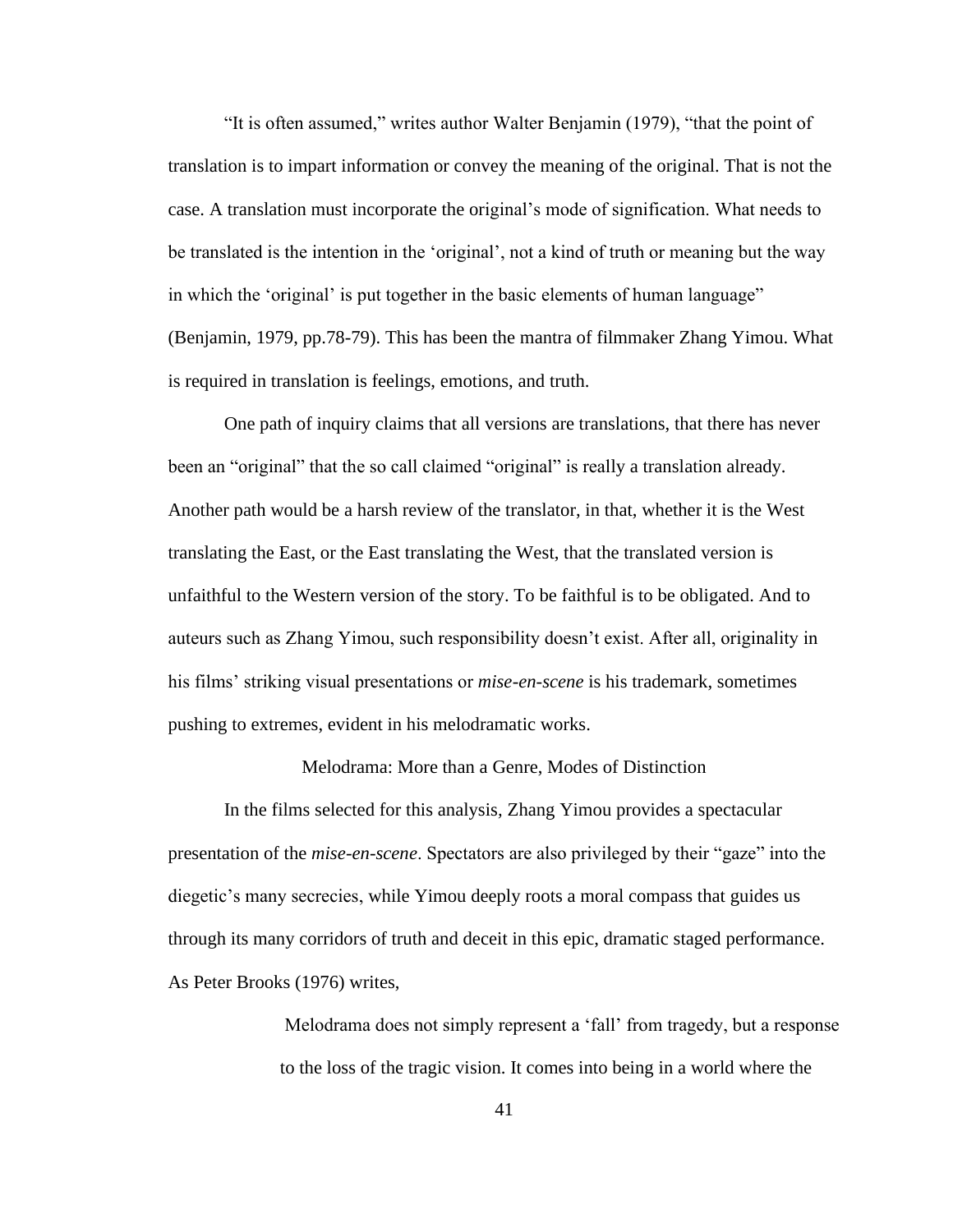"It is often assumed," writes author Walter Benjamin (1979), "that the point of translation is to impart information or convey the meaning of the original. That is not the case. A translation must incorporate the original's mode of signification. What needs to be translated is the intention in the 'original', not a kind of truth or meaning but the way in which the 'original' is put together in the basic elements of human language" (Benjamin, 1979, pp.78-79). This has been the mantra of filmmaker Zhang Yimou. What is required in translation is feelings, emotions, and truth.

One path of inquiry claims that all versions are translations, that there has never been an "original" that the so call claimed "original" is really a translation already. Another path would be a harsh review of the translator, in that, whether it is the West translating the East, or the East translating the West, that the translated version is unfaithful to the Western version of the story. To be faithful is to be obligated. And to auteurs such as Zhang Yimou, such responsibility doesn't exist. After all, originality in his films' striking visual presentations or *mise-en-scene* is his trademark, sometimes pushing to extremes, evident in his melodramatic works.

## Melodrama: More than a Genre, Modes of Distinction

In the films selected for this analysis, Zhang Yimou provides a spectacular presentation of the *mise-en-scene*. Spectators are also privileged by their "gaze" into the diegetic's many secrecies, while Yimou deeply roots a moral compass that guides us through its many corridors of truth and deceit in this epic, dramatic staged performance. As Peter Brooks (1976) writes,

> Melodrama does not simply represent a 'fall' from tragedy, but a response to the loss of the tragic vision. It comes into being in a world where the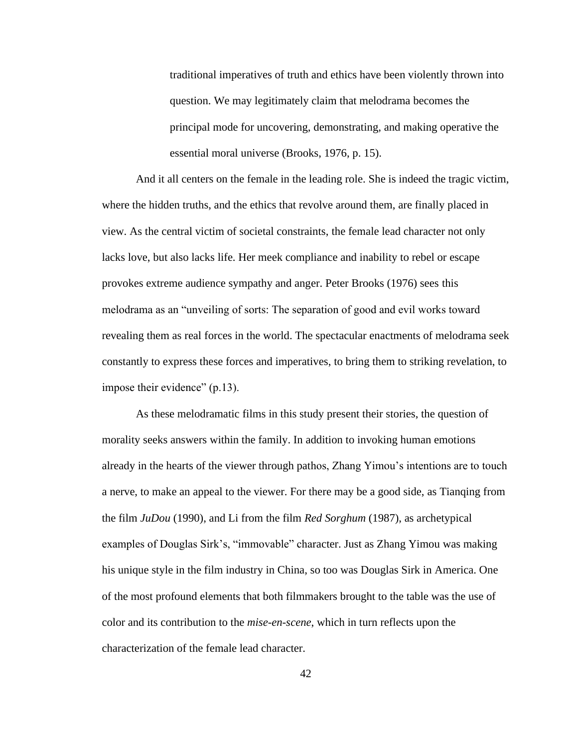> traditional imperatives of truth and ethics have been violently thrown into question. We may legitimately claim that melodrama becomes the principal mode for uncovering, demonstrating, and making operative the essential moral universe (Brooks, 1976, p. 15).

And it all centers on the female in the leading role. She is indeed the tragic victim, where the hidden truths, and the ethics that revolve around them, are finally placed in view. As the central victim of societal constraints, the female lead character not only lacks love, but also lacks life. Her meek compliance and inability to rebel or escape provokes extreme audience sympathy and anger. Peter Brooks (1976) sees this melodrama as an "unveiling of sorts: The separation of good and evil works toward revealing them as real forces in the world. The spectacular enactments of melodrama seek constantly to express these forces and imperatives, to bring them to striking revelation, to impose their evidence" (p.13).

As these melodramatic films in this study present their stories, the question of morality seeks answers within the family. In addition to invoking human emotions already in the hearts of the viewer through pathos, Zhang Yimou's intentions are to touch a nerve, to make an appeal to the viewer. For there may be a good side, as Tianqing from the film *JuDou* (1990), and Li from the film *Red Sorghum* (1987), as archetypical examples of Douglas Sirk's, "immovable" character. Just as Zhang Yimou was making his unique style in the film industry in China, so too was Douglas Sirk in America. One of the most profound elements that both filmmakers brought to the table was the use of color and its contribution to the *mise-en-scene*, which in turn reflects upon the characterization of the female lead character.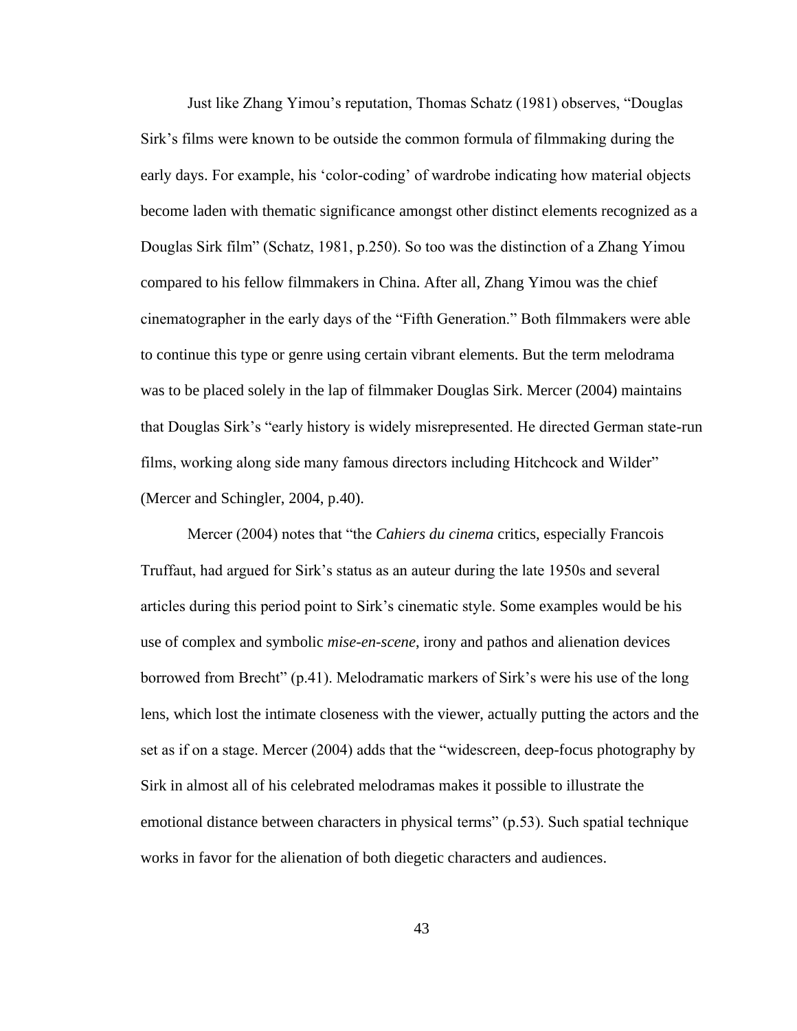Just like Zhang Yimou's reputation, Thomas Schatz (1981) observes, "Douglas Sirk's films were known to be outside the common formula of filmmaking during the early days. For example, his 'color-coding' of wardrobe indicating how material objects become laden with thematic significance amongst other distinct elements recognized as a Douglas Sirk film" (Schatz, 1981, p.250). So too was the distinction of a Zhang Yimou compared to his fellow filmmakers in China. After all, Zhang Yimou was the chief cinematographer in the early days of the "Fifth Generation." Both filmmakers were able to continue this type or genre using certain vibrant elements. But the term melodrama was to be placed solely in the lap of filmmaker Douglas Sirk. Mercer (2004) maintains that Douglas Sirk's "early history is widely misrepresented. He directed German state-run films, working along side many famous directors including Hitchcock and Wilder" (Mercer and Schingler, 2004, p.40).

Mercer (2004) notes that "the *Cahiers du cinema* critics, especially Francois Truffaut, had argued for Sirk's status as an auteur during the late 1950s and several articles during this period point to Sirk's cinematic style. Some examples would be his use of complex and symbolic *mise-en-scene*, irony and pathos and alienation devices borrowed from Brecht" (p.41). Melodramatic markers of Sirk's were his use of the long lens, which lost the intimate closeness with the viewer, actually putting the actors and the set as if on a stage. Mercer (2004) adds that the "widescreen, deep-focus photography by Sirk in almost all of his celebrated melodramas makes it possible to illustrate the emotional distance between characters in physical terms" (p.53). Such spatial technique works in favor for the alienation of both diegetic characters and audiences.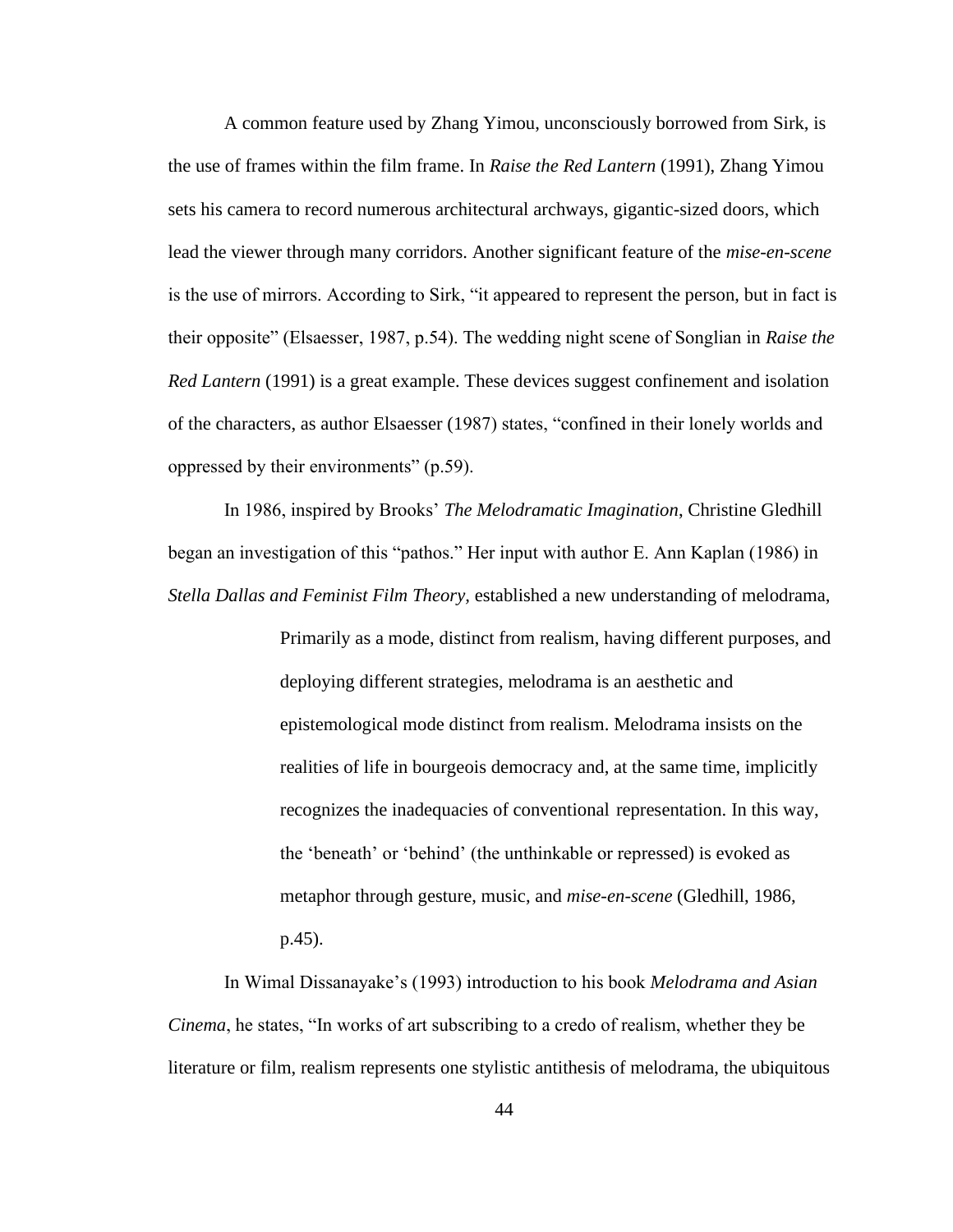A common feature used by Zhang Yimou, unconsciously borrowed from Sirk, is the use of frames within the film frame. In *Raise the Red Lantern* (1991), Zhang Yimou sets his camera to record numerous architectural archways, gigantic-sized doors, which lead the viewer through many corridors. Another significant feature of the *mise-en-scene* is the use of mirrors. According to Sirk, "it appeared to represent the person, but in fact is their opposite" (Elsaesser, 1987, p.54). The wedding night scene of Songlian in *Raise the Red Lantern* (1991) is a great example. These devices suggest confinement and isolation of the characters, as author Elsaesser (1987) states, "confined in their lonely worlds and oppressed by their environments" (p.59).

In 1986, inspired by Brooks' *The Melodramatic Imagination*, Christine Gledhill began an investigation of this "pathos." Her input with author E. Ann Kaplan (1986) in *Stella Dallas and Feminist Film Theory,* established a new understanding of melodrama,

> Primarily as a mode, distinct from realism, having different purposes, and deploying different strategies, melodrama is an aesthetic and epistemological mode distinct from realism. Melodrama insists on the realities of life in bourgeois democracy and, at the same time, implicitly recognizes the inadequacies of conventional representation. In this way, the 'beneath' or 'behind' (the unthinkable or repressed) is evoked as metaphor through gesture, music, and *mise-en-scene* (Gledhill, 1986, p.45).

In Wimal Dissanayake's (1993) introduction to his book *Melodrama and Asian Cinema*, he states, "In works of art subscribing to a credo of realism, whether they be literature or film, realism represents one stylistic antithesis of melodrama, the ubiquitous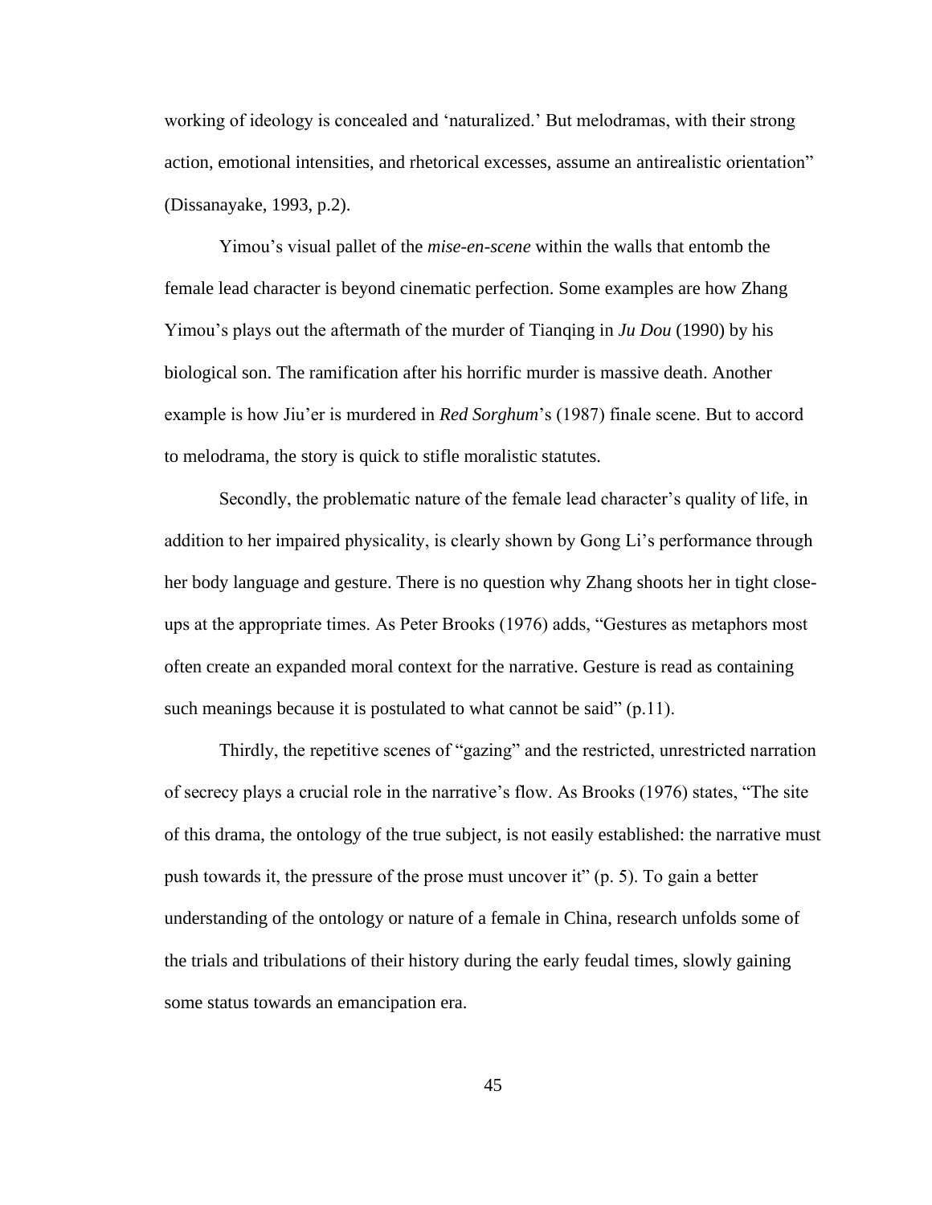working of ideology is concealed and 'naturalized.' But melodramas, with their strong action, emotional intensities, and rhetorical excesses, assume an antirealistic orientation" (Dissanayake, 1993, p.2).

Yimou's visual pallet of the *mise-en-scene* within the walls that entomb the female lead character is beyond cinematic perfection. Some examples are how Zhang Yimou's plays out the aftermath of the murder of Tianqing in *Ju Dou* (1990) by his biological son. The ramification after his horrific murder is massive death. Another example is how Jiu'er is murdered in *Red Sorghum*'s (1987) finale scene. But to accord to melodrama, the story is quick to stifle moralistic statutes.

Secondly, the problematic nature of the female lead character's quality of life, in addition to her impaired physicality, is clearly shown by Gong Li's performance through her body language and gesture. There is no question why Zhang shoots her in tight close-ups at the appropriate times. As Peter Brooks (1976) adds, "Gestures as metaphors most often create an expanded moral context for the narrative. Gesture is read as containing such meanings because it is postulated to what cannot be said" (p.11).

Thirdly, the repetitive scenes of "gazing" and the restricted, unrestricted narration of secrecy plays a crucial role in the narrative's flow. As Brooks (1976) states, "The site of this drama, the ontology of the true subject, is not easily established: the narrative must push towards it, the pressure of the prose must uncover it" (p. 5). To gain a better understanding of the ontology or nature of a female in China, research unfolds some of the trials and tribulations of their history during the early feudal times, slowly gaining some status towards an emancipation era.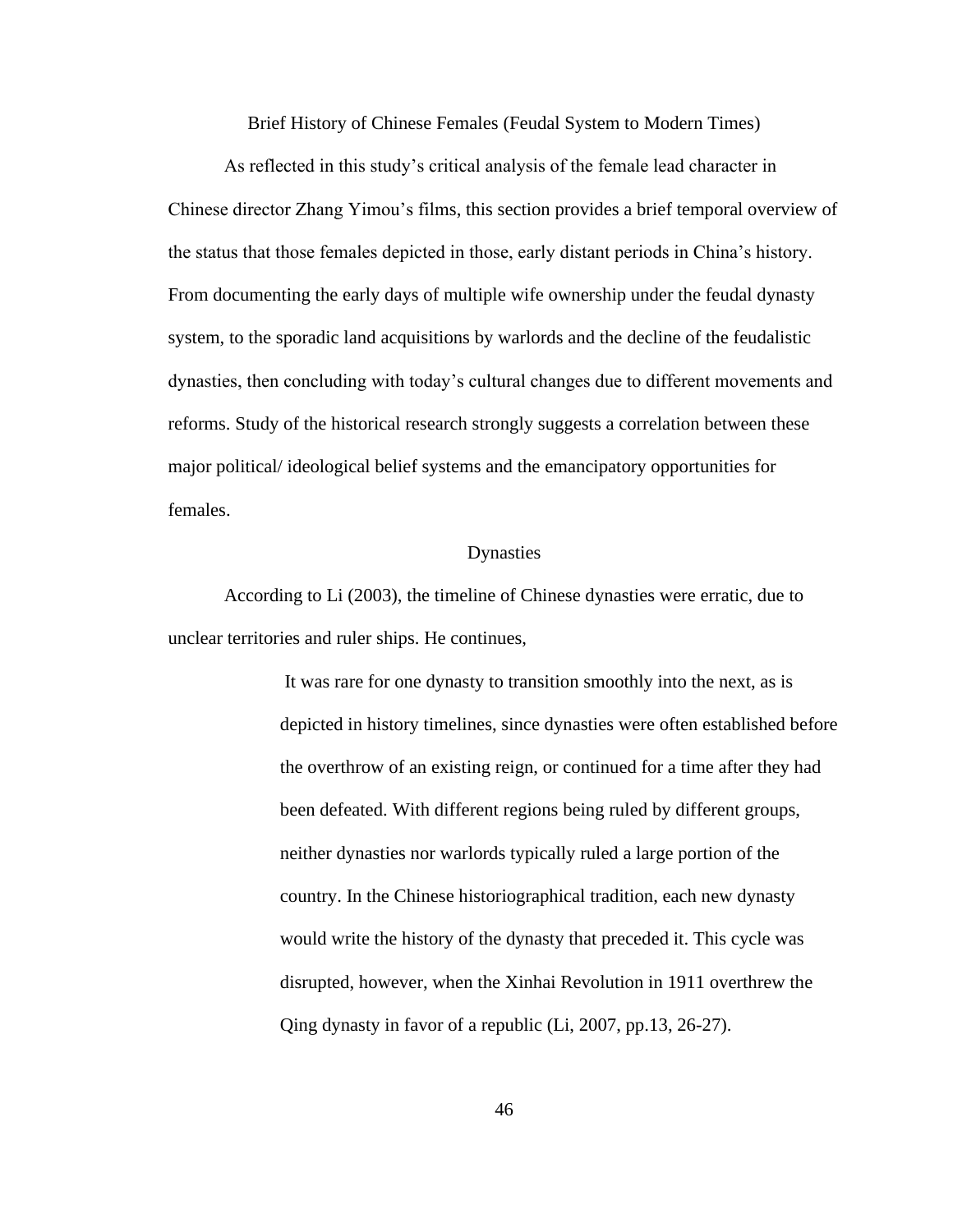## Brief History of Chinese Females (Feudal System to Modern Times)

As reflected in this study's critical analysis of the female lead character in Chinese director Zhang Yimou's films, this section provides a brief temporal overview of the status that those females depicted in those, early distant periods in China's history. From documenting the early days of multiple wife ownership under the feudal dynasty system, to the sporadic land acquisitions by warlords and the decline of the feudalistic dynasties, then concluding with today's cultural changes due to different movements and reforms. Study of the historical research strongly suggests a correlation between these major political/ ideological belief systems and the emancipatory opportunities for females.

### Dynasties

According to Li (2003), the timeline of Chinese dynasties were erratic, due to unclear territories and ruler ships. He continues,

> It was rare for one dynasty to transition smoothly into the next, as is depicted in history timelines, since dynasties were often established before the overthrow of an existing reign, or continued for a time after they had been defeated. With different regions being ruled by different groups, neither dynasties nor warlords typically ruled a large portion of the country. In the Chinese historiographical tradition, each new dynasty would write the history of the dynasty that preceded it. This cycle was disrupted, however, when the Xinhai Revolution in 1911 overthrew the Qing dynasty in favor of a republic (Li, 2007, pp.13, 26-27).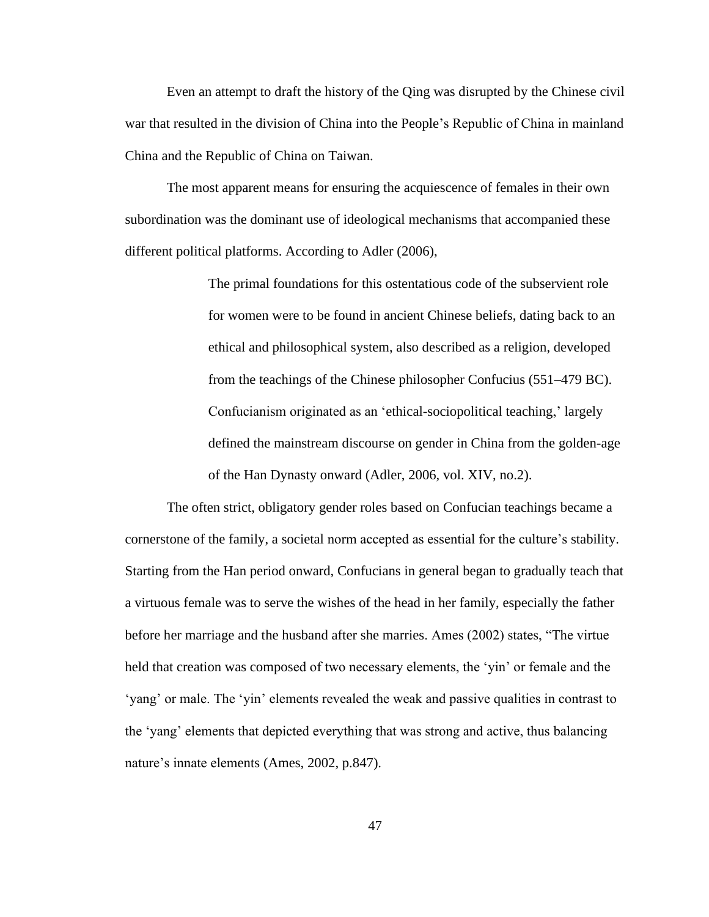Even an attempt to draft the history of the Qing was disrupted by the Chinese civil war that resulted in the division of China into the People's Republic of China in mainland China and the Republic of China on Taiwan.

The most apparent means for ensuring the acquiescence of females in their own subordination was the dominant use of ideological mechanisms that accompanied these different political platforms. According to Adler (2006),

> The primal foundations for this ostentatious code of the subservient role for women were to be found in ancient Chinese beliefs, dating back to an ethical and philosophical system, also described as a religion, developed from the teachings of the Chinese philosopher Confucius (551–479 BC). Confucianism originated as an 'ethical-sociopolitical teaching,' largely defined the mainstream discourse on gender in China from the golden-age of the Han Dynasty onward (Adler, 2006, vol. XIV, no.2).

The often strict, obligatory gender roles based on Confucian teachings became a cornerstone of the family, a societal norm accepted as essential for the culture's stability. Starting from the Han period onward, Confucians in general began to gradually teach that a virtuous female was to serve the wishes of the head in her family, especially the father before her marriage and the husband after she marries. Ames (2002) states, "The virtue held that creation was composed of two necessary elements, the 'yin' or female and the 'yang' or male. The 'yin' elements revealed the weak and passive qualities in contrast to the 'yang' elements that depicted everything that was strong and active, thus balancing nature's innate elements (Ames, 2002, p.847).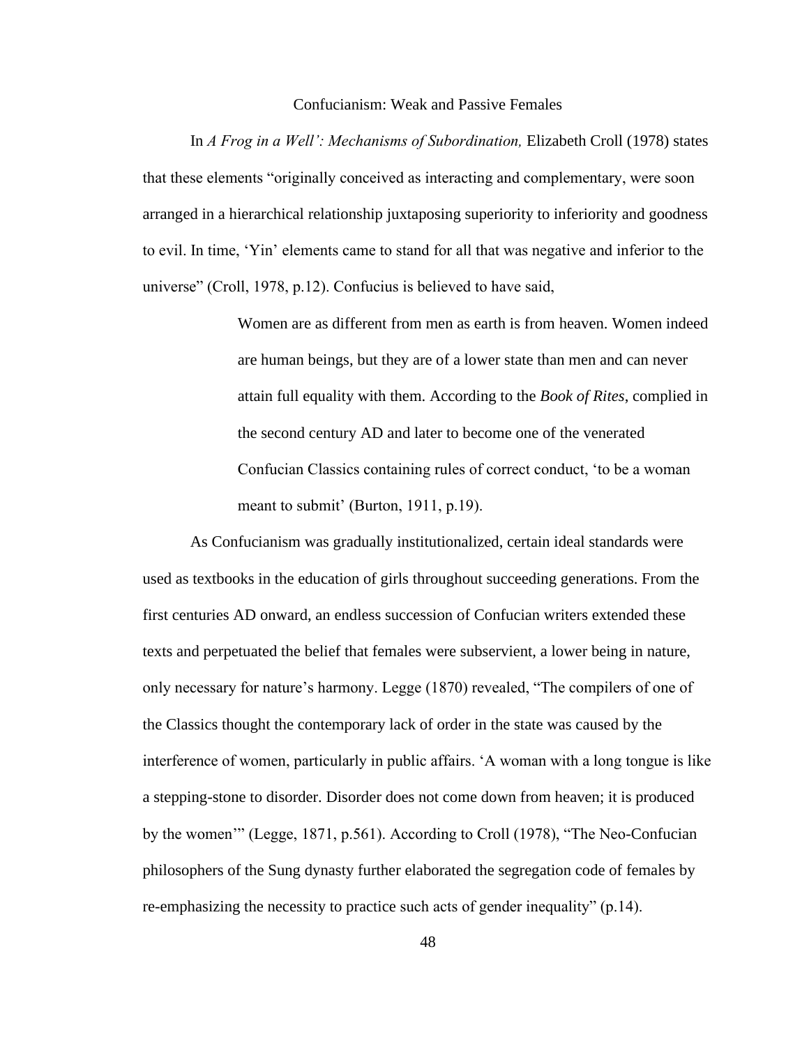## Confucianism: Weak and Passive Females

In *A Frog in a Well': Mechanisms of Subordination,* Elizabeth Croll (1978) states that these elements "originally conceived as interacting and complementary, were soon arranged in a hierarchical relationship juxtaposing superiority to inferiority and goodness to evil. In time, 'Yin' elements came to stand for all that was negative and inferior to the universe" (Croll, 1978, p.12). Confucius is believed to have said,

> Women are as different from men as earth is from heaven. Women indeed are human beings, but they are of a lower state than men and can never attain full equality with them. According to the *Book of Rites*, complied in the second century AD and later to become one of the venerated Confucian Classics containing rules of correct conduct, 'to be a woman meant to submit' (Burton, 1911, p.19).

As Confucianism was gradually institutionalized, certain ideal standards were used as textbooks in the education of girls throughout succeeding generations. From the first centuries AD onward, an endless succession of Confucian writers extended these texts and perpetuated the belief that females were subservient, a lower being in nature, only necessary for nature's harmony. Legge (1870) revealed, "The compilers of one of the Classics thought the contemporary lack of order in the state was caused by the interference of women, particularly in public affairs. 'A woman with a long tongue is like a stepping-stone to disorder. Disorder does not come down from heaven; it is produced by the women'" (Legge, 1871, p.561). According to Croll (1978), "The Neo-Confucian philosophers of the Sung dynasty further elaborated the segregation code of females by re-emphasizing the necessity to practice such acts of gender inequality" (p.14).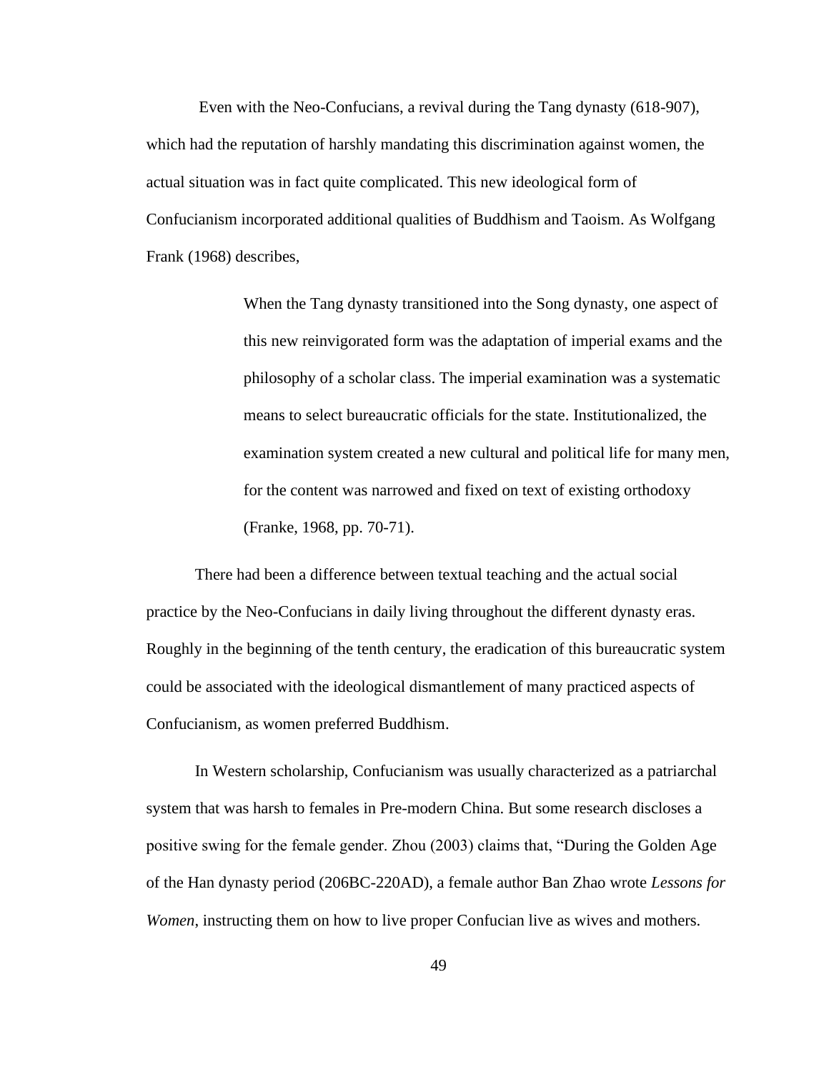Even with the Neo-Confucians, a revival during the Tang dynasty (618-907), which had the reputation of harshly mandating this discrimination against women, the actual situation was in fact quite complicated. This new ideological form of Confucianism incorporated additional qualities of Buddhism and Taoism. As Wolfgang Frank (1968) describes,

> When the Tang dynasty transitioned into the Song dynasty, one aspect of this new reinvigorated form was the adaptation of imperial exams and the philosophy of a scholar class. The imperial examination was a systematic means to select bureaucratic officials for the state. Institutionalized, the examination system created a new cultural and political life for many men, for the content was narrowed and fixed on text of existing orthodoxy (Franke, 1968, pp. 70-71).

There had been a difference between textual teaching and the actual social practice by the Neo-Confucians in daily living throughout the different dynasty eras. Roughly in the beginning of the tenth century, the eradication of this bureaucratic system could be associated with the ideological dismantlement of many practiced aspects of Confucianism, as women preferred Buddhism.

In Western scholarship, Confucianism was usually characterized as a patriarchal system that was harsh to females in Pre-modern China. But some research discloses a positive swing for the female gender. Zhou (2003) claims that, "During the Golden Age of the Han dynasty period (206BC-220AD), a female author Ban Zhao wrote *Lessons for Women*, instructing them on how to live proper Confucian live as wives and mothers.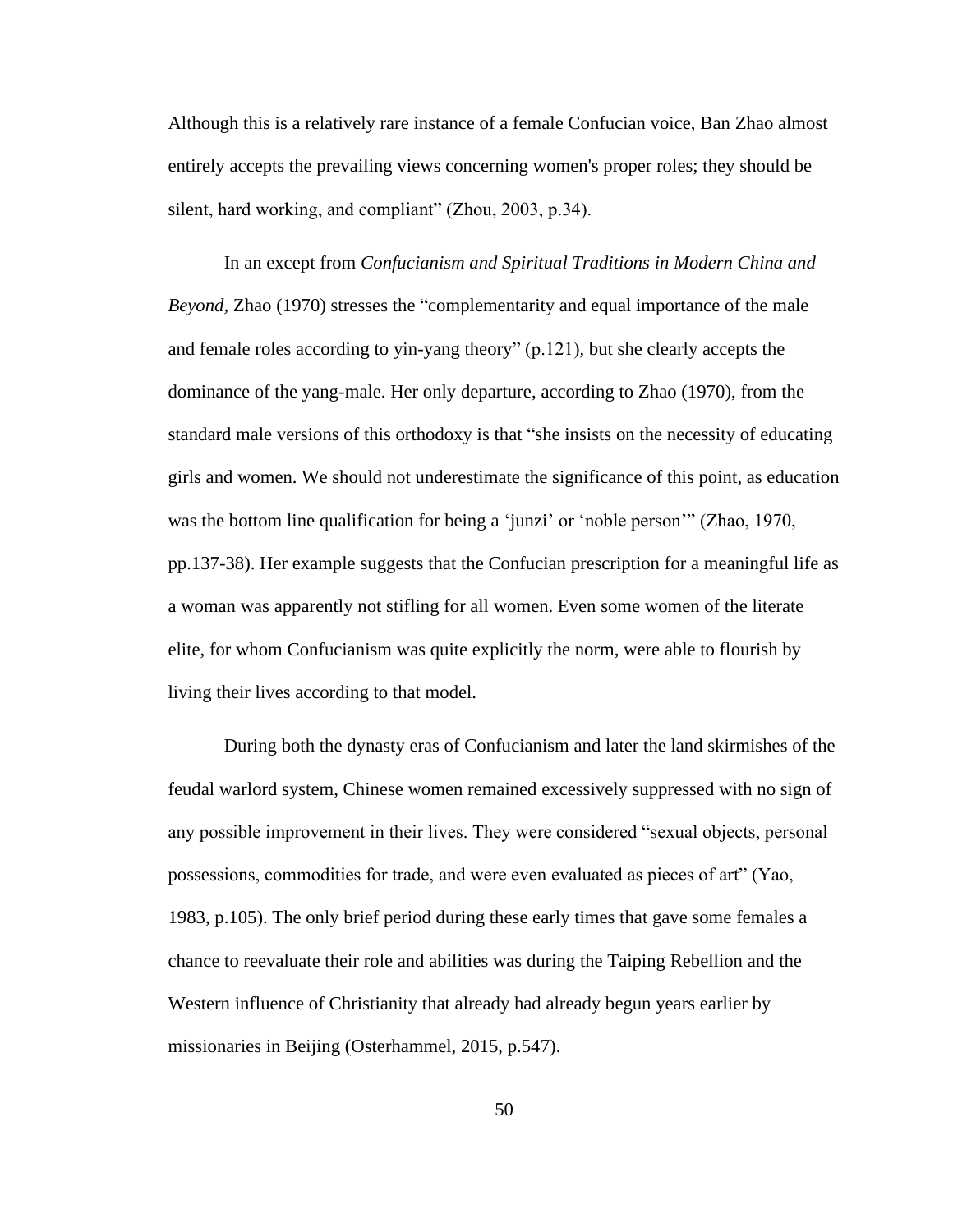Although this is a relatively rare instance of a female Confucian voice, Ban Zhao almost entirely accepts the prevailing views concerning women's proper roles; they should be silent, hard working, and compliant" (Zhou, 2003, p.34).

In an except from *Confucianism and Spiritual Traditions in Modern China and Beyond*, Zhao (1970) stresses the "complementarity and equal importance of the male and female roles according to yin-yang theory" (p.121), but she clearly accepts the dominance of the yang-male. Her only departure, according to Zhao (1970), from the standard male versions of this orthodoxy is that "she insists on the necessity of educating girls and women. We should not underestimate the significance of this point, as education was the bottom line qualification for being a 'junzi' or 'noble person'" (Zhao, 1970, pp.137-38). Her example suggests that the Confucian prescription for a meaningful life as a woman was apparently not stifling for all women. Even some women of the literate elite, for whom Confucianism was quite explicitly the norm, were able to flourish by living their lives according to that model.

During both the dynasty eras of Confucianism and later the land skirmishes of the feudal warlord system, Chinese women remained excessively suppressed with no sign of any possible improvement in their lives. They were considered "sexual objects, personal possessions, commodities for trade, and were even evaluated as pieces of art" (Yao, 1983, p.105). The only brief period during these early times that gave some females a chance to reevaluate their role and abilities was during the Taiping Rebellion and the Western influence of Christianity that already had already begun years earlier by missionaries in Beijing (Osterhammel, 2015, p.547).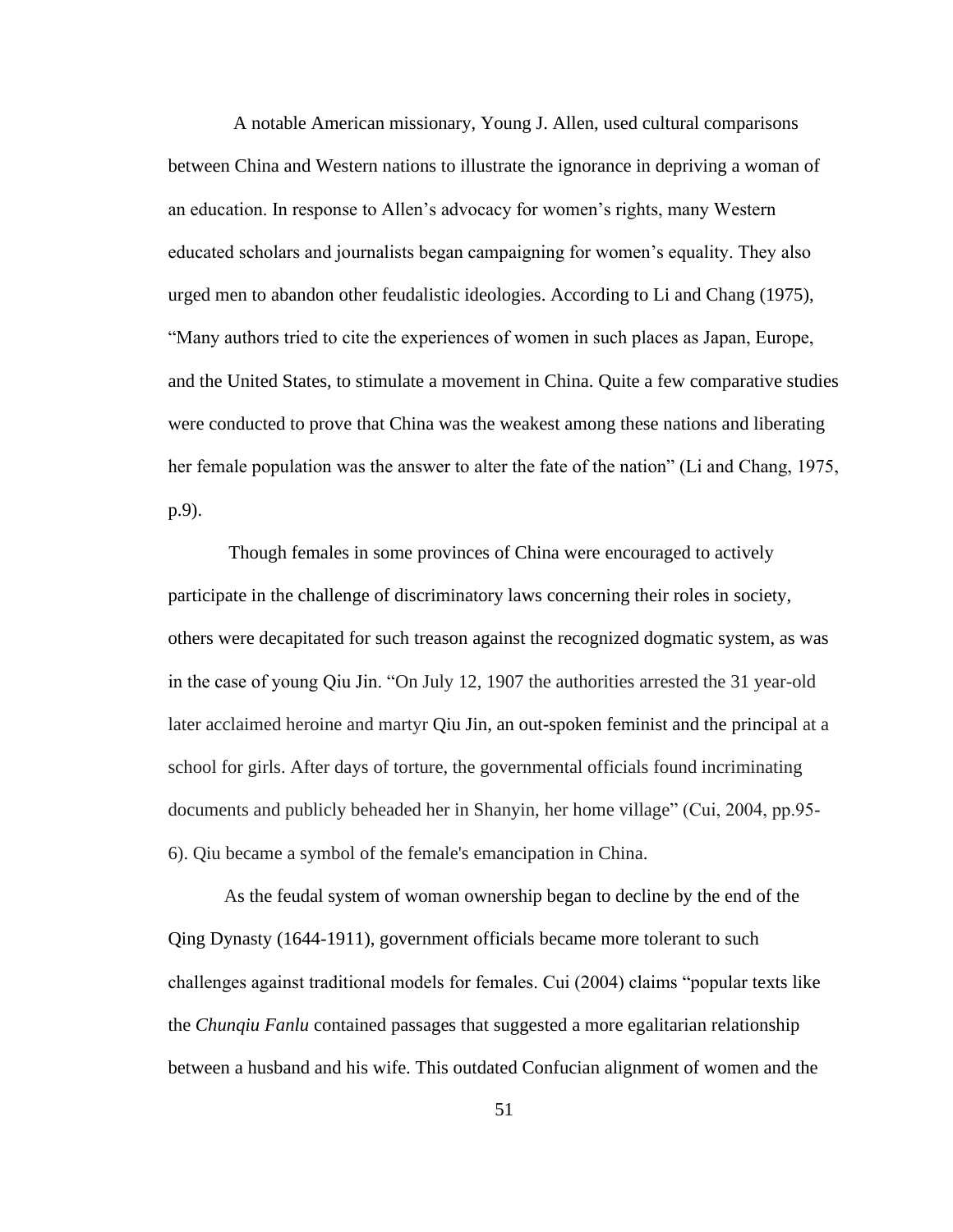A notable American missionary, Young J. Allen, used cultural comparisons between China and Western nations to illustrate the ignorance in depriving a woman of an education. In response to Allen's advocacy for women's rights, many Western educated scholars and journalists began campaigning for women's equality. They also urged men to abandon other feudalistic ideologies. According to Li and Chang (1975), "Many authors tried to cite the experiences of women in such places as Japan, Europe, and the United States, to stimulate a movement in China. Quite a few comparative studies were conducted to prove that China was the weakest among these nations and liberating her female population was the answer to alter the fate of the nation" (Li and Chang, 1975, p.9).

Though females in some provinces of China were encouraged to actively participate in the challenge of discriminatory laws concerning their roles in society, others were decapitated for such treason against the recognized dogmatic system, as was in the case of young Qiu Jin. "On July 12, 1907 the authorities arrested the 31 year-old later acclaimed heroine and martyr Qiu Jin, an out-spoken feminist and the principal at a school for girls. After days of torture, the governmental officials found incriminating documents and publicly beheaded her in Shanyin, her home village" (Cui, 2004, pp.95-6). Qiu became a symbol of the female's emancipation in China.

As the feudal system of woman ownership began to decline by the end of the Qing Dynasty (1644-1911), government officials became more tolerant to such challenges against traditional models for females. Cui (2004) claims "popular texts like the *Chunqiu Fanlu* contained passages that suggested a more egalitarian relationship between a husband and his wife. This outdated Confucian alignment of women and the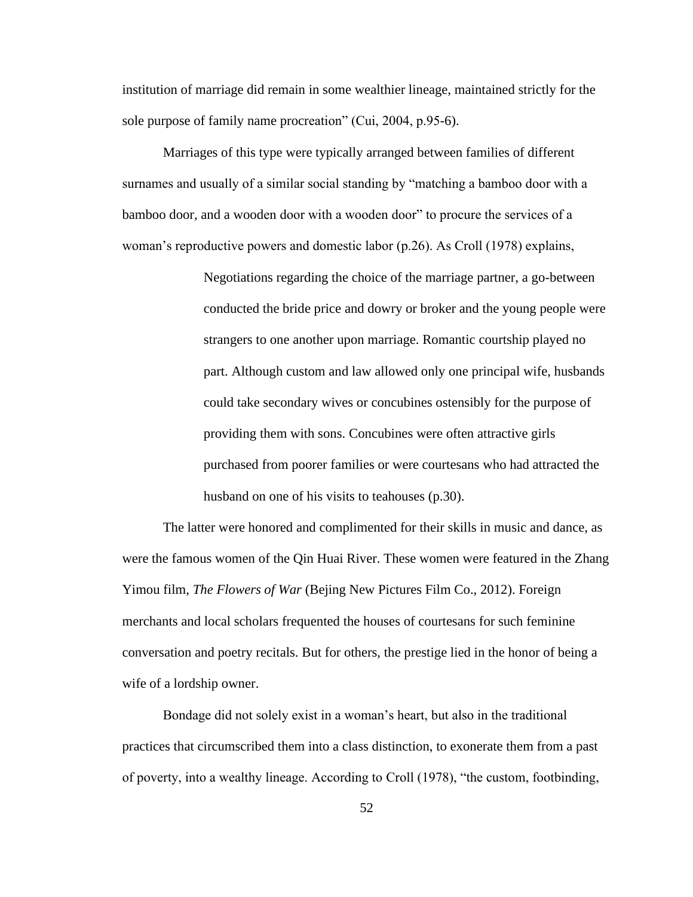institution of marriage did remain in some wealthier lineage, maintained strictly for the sole purpose of family name procreation" (Cui, 2004, p.95-6).

Marriages of this type were typically arranged between families of different surnames and usually of a similar social standing by "matching a bamboo door with a bamboo door, and a wooden door with a wooden door" to procure the services of a woman's reproductive powers and domestic labor (p.26). As Croll (1978) explains,

> Negotiations regarding the choice of the marriage partner, a go-between conducted the bride price and dowry or broker and the young people were strangers to one another upon marriage. Romantic courtship played no part. Although custom and law allowed only one principal wife, husbands could take secondary wives or concubines ostensibly for the purpose of providing them with sons. Concubines were often attractive girls purchased from poorer families or were courtesans who had attracted the husband on one of his visits to teahouses (p.30).

The latter were honored and complimented for their skills in music and dance, as were the famous women of the Qin Huai River. These women were featured in the Zhang Yimou film, *The Flowers of War* (Bejing New Pictures Film Co., 2012). Foreign merchants and local scholars frequented the houses of courtesans for such feminine conversation and poetry recitals. But for others, the prestige lied in the honor of being a wife of a lordship owner.

Bondage did not solely exist in a woman's heart, but also in the traditional practices that circumscribed them into a class distinction, to exonerate them from a past of poverty, into a wealthy lineage. According to Croll (1978), "the custom, footbinding,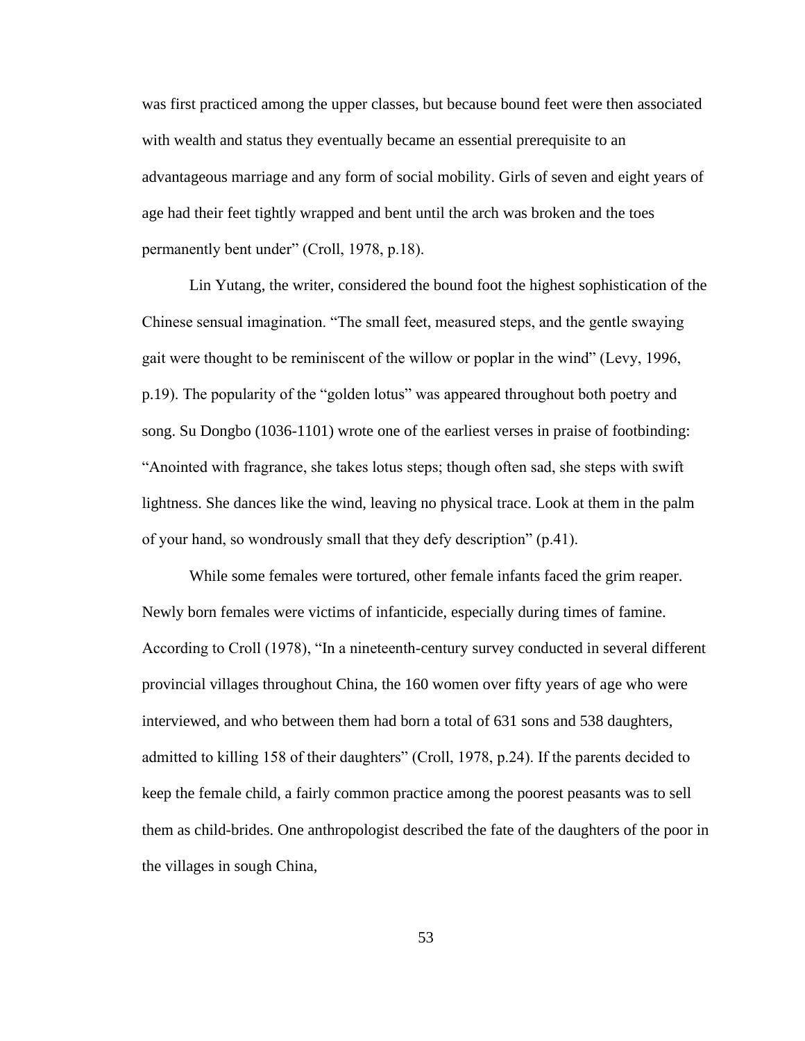was first practiced among the upper classes, but because bound feet were then associated with wealth and status they eventually became an essential prerequisite to an advantageous marriage and any form of social mobility. Girls of seven and eight years of age had their feet tightly wrapped and bent until the arch was broken and the toes permanently bent under" (Croll, 1978, p.18).

Lin Yutang, the writer, considered the bound foot the highest sophistication of the Chinese sensual imagination. "The small feet, measured steps, and the gentle swaying gait were thought to be reminiscent of the willow or poplar in the wind" (Levy, 1996, p.19). The popularity of the "golden lotus" was appeared throughout both poetry and song. Su Dongbo (1036-1101) wrote one of the earliest verses in praise of footbinding: "Anointed with fragrance, she takes lotus steps; though often sad, she steps with swift lightness. She dances like the wind, leaving no physical trace. Look at them in the palm of your hand, so wondrously small that they defy description" (p.41).

While some females were tortured, other female infants faced the grim reaper. Newly born females were victims of infanticide, especially during times of famine. According to Croll (1978), "In a nineteenth-century survey conducted in several different provincial villages throughout China, the 160 women over fifty years of age who were interviewed, and who between them had born a total of 631 sons and 538 daughters, admitted to killing 158 of their daughters" (Croll, 1978, p.24). If the parents decided to keep the female child, a fairly common practice among the poorest peasants was to sell them as child-brides. One anthropologist described the fate of the daughters of the poor in the villages in sough China,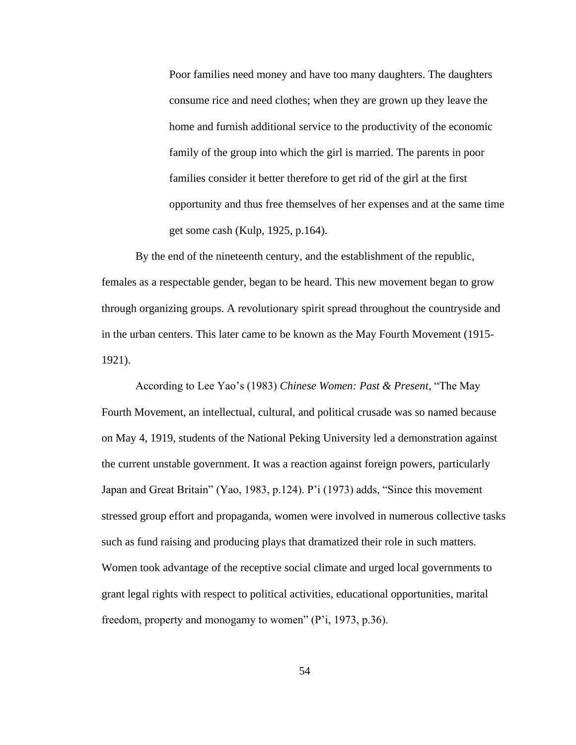> Poor families need money and have too many daughters. The daughters consume rice and need clothes; when they are grown up they leave the home and furnish additional service to the productivity of the economic family of the group into which the girl is married. The parents in poor families consider it better therefore to get rid of the girl at the first opportunity and thus free themselves of her expenses and at the same time get some cash (Kulp, 1925, p.164).

By the end of the nineteenth century, and the establishment of the republic, females as a respectable gender, began to be heard. This new movement began to grow through organizing groups. A revolutionary spirit spread throughout the countryside and in the urban centers. This later came to be known as the May Fourth Movement (1915-1921).

According to Lee Yao's (1983) *Chinese Women: Past & Present*, "The May Fourth Movement, an intellectual, cultural, and political crusade was so named because on May 4, 1919, students of the National Peking University led a demonstration against the current unstable government. It was a reaction against foreign powers, particularly Japan and Great Britain" (Yao, 1983, p.124). P'i (1973) adds, "Since this movement stressed group effort and propaganda, women were involved in numerous collective tasks such as fund raising and producing plays that dramatized their role in such matters. Women took advantage of the receptive social climate and urged local governments to grant legal rights with respect to political activities, educational opportunities, marital freedom, property and monogamy to women" (P'i, 1973, p.36).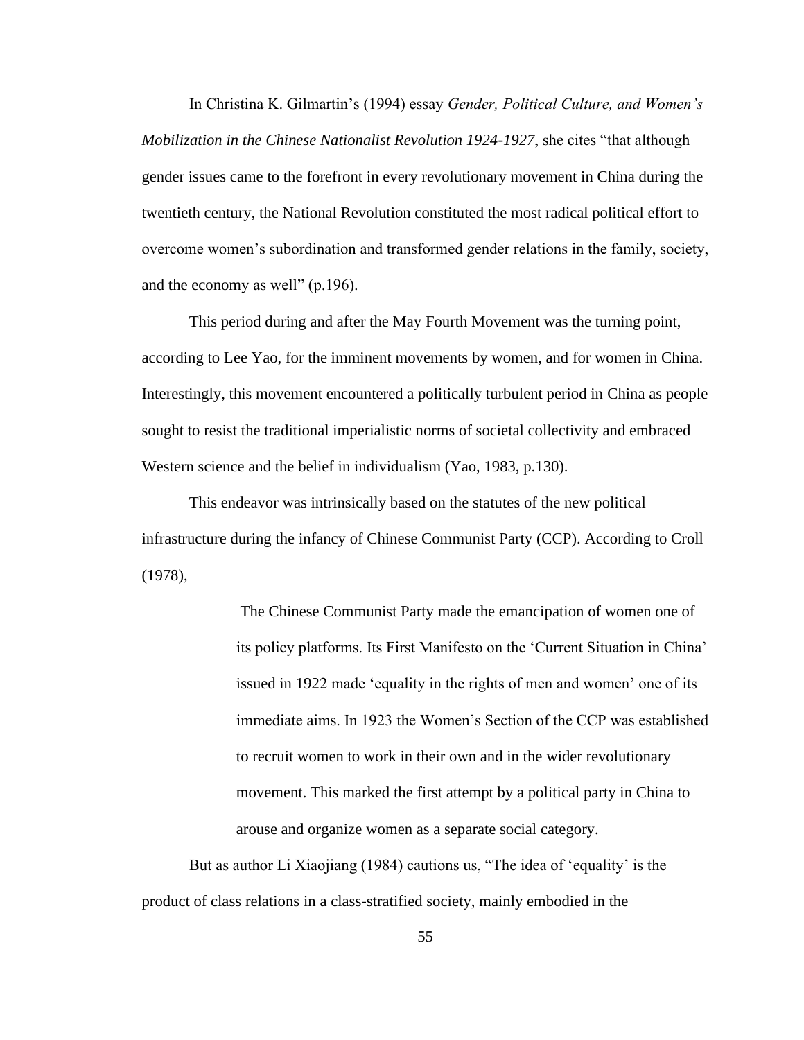In Christina K. Gilmartin's (1994) essay *Gender, Political Culture, and Women's Mobilization in the Chinese Nationalist Revolution 1924-1927*, she cites "that although gender issues came to the forefront in every revolutionary movement in China during the twentieth century, the National Revolution constituted the most radical political effort to overcome women's subordination and transformed gender relations in the family, society, and the economy as well" (p.196).

This period during and after the May Fourth Movement was the turning point, according to Lee Yao, for the imminent movements by women, and for women in China. Interestingly, this movement encountered a politically turbulent period in China as people sought to resist the traditional imperialistic norms of societal collectivity and embraced Western science and the belief in individualism (Yao, 1983, p.130).

This endeavor was intrinsically based on the statutes of the new political infrastructure during the infancy of Chinese Communist Party (CCP). According to Croll (1978),

> The Chinese Communist Party made the emancipation of women one of its policy platforms. Its First Manifesto on the 'Current Situation in China' issued in 1922 made 'equality in the rights of men and women' one of its immediate aims. In 1923 the Women's Section of the CCP was established to recruit women to work in their own and in the wider revolutionary movement. This marked the first attempt by a political party in China to arouse and organize women as a separate social category.

But as author Li Xiaojiang (1984) cautions us, "The idea of 'equality' is the product of class relations in a class-stratified society, mainly embodied in the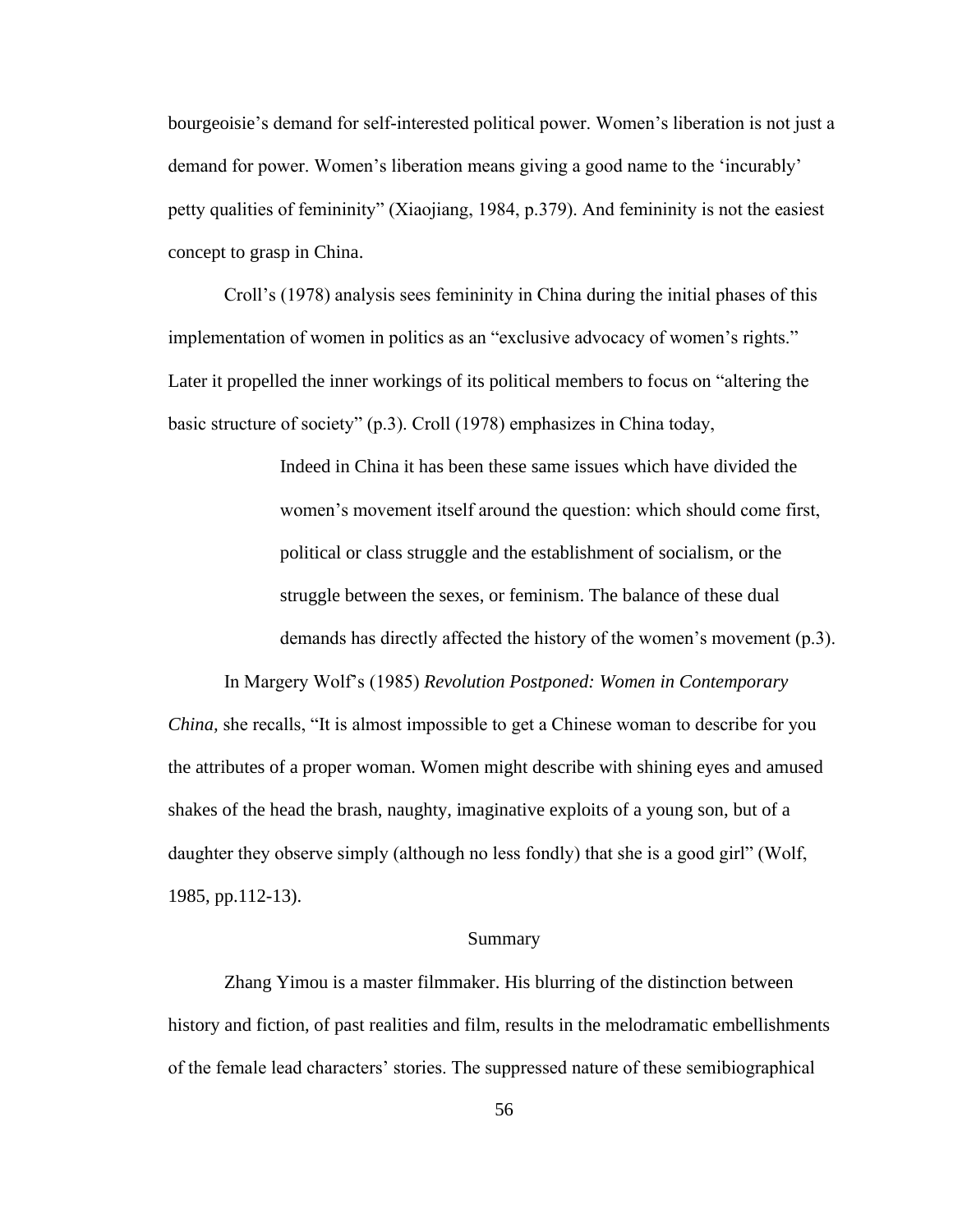bourgeoisie's demand for self-interested political power. Women's liberation is not just a demand for power. Women's liberation means giving a good name to the 'incurably' petty qualities of femininity" (Xiaojiang, 1984, p.379). And femininity is not the easiest concept to grasp in China.

Croll's (1978) analysis sees femininity in China during the initial phases of this implementation of women in politics as an "exclusive advocacy of women's rights." Later it propelled the inner workings of its political members to focus on "altering the basic structure of society" (p.3). Croll (1978) emphasizes in China today,

> Indeed in China it has been these same issues which have divided the women's movement itself around the question: which should come first, political or class struggle and the establishment of socialism, or the struggle between the sexes, or feminism. The balance of these dual demands has directly affected the history of the women's movement (p.3).

In Margery Wolf's (1985) *Revolution Postponed: Women in Contemporary China,* she recalls, "It is almost impossible to get a Chinese woman to describe for you the attributes of a proper woman. Women might describe with shining eyes and amused shakes of the head the brash, naughty, imaginative exploits of a young son, but of a daughter they observe simply (although no less fondly) that she is a good girl" (Wolf, 1985, pp.112-13).

## Summary

Zhang Yimou is a master filmmaker. His blurring of the distinction between history and fiction, of past realities and film, results in the melodramatic embellishments of the female lead characters' stories. The suppressed nature of these semibiographical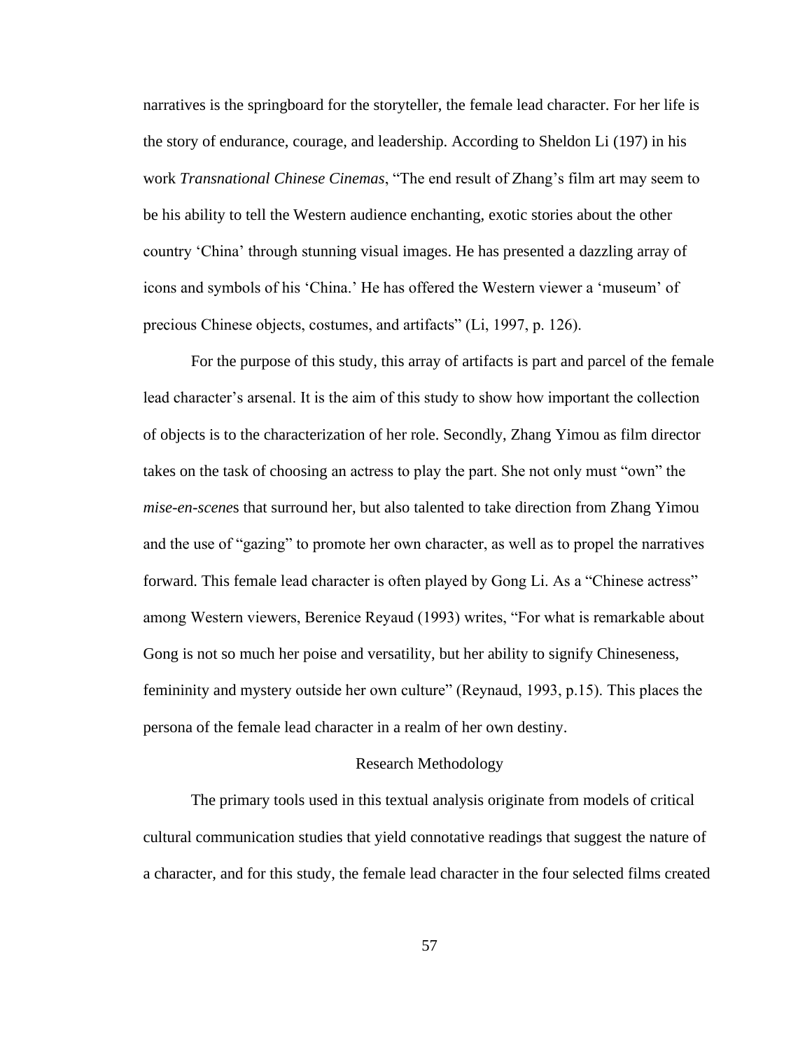narratives is the springboard for the storyteller, the female lead character. For her life is the story of endurance, courage, and leadership. According to Sheldon Li (197) in his work *Transnational Chinese Cinemas*, "The end result of Zhang's film art may seem to be his ability to tell the Western audience enchanting, exotic stories about the other country 'China' through stunning visual images. He has presented a dazzling array of icons and symbols of his 'China.' He has offered the Western viewer a 'museum' of precious Chinese objects, costumes, and artifacts" (Li, 1997, p. 126).

For the purpose of this study, this array of artifacts is part and parcel of the female lead character's arsenal. It is the aim of this study to show how important the collection of objects is to the characterization of her role. Secondly, Zhang Yimou as film director takes on the task of choosing an actress to play the part. She not only must "own" the *mise-en-scene*s that surround her, but also talented to take direction from Zhang Yimou and the use of "gazing" to promote her own character, as well as to propel the narratives forward. This female lead character is often played by Gong Li. As a "Chinese actress" among Western viewers, Berenice Reyaud (1993) writes, "For what is remarkable about Gong is not so much her poise and versatility, but her ability to signify Chineseness, femininity and mystery outside her own culture" (Reynaud, 1993, p.15). This places the persona of the female lead character in a realm of her own destiny.

## Research Methodology

The primary tools used in this textual analysis originate from models of critical cultural communication studies that yield connotative readings that suggest the nature of a character, and for this study, the female lead character in the four selected films created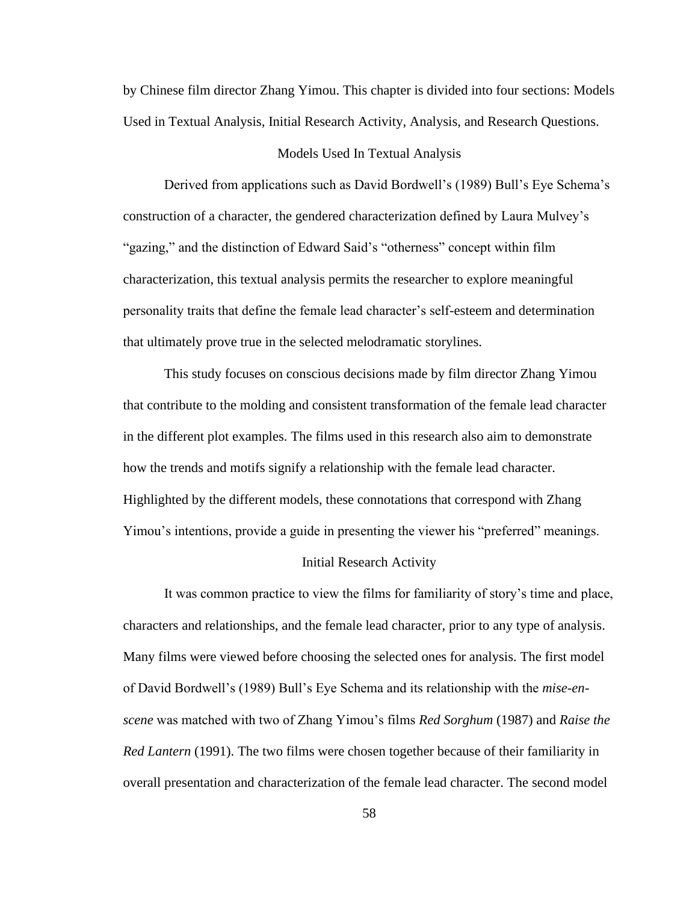by Chinese film director Zhang Yimou. This chapter is divided into four sections: Models Used in Textual Analysis, Initial Research Activity, Analysis, and Research Questions.

## Models Used In Textual Analysis

Derived from applications such as David Bordwell's (1989) Bull's Eye Schema's construction of a character, the gendered characterization defined by Laura Mulvey's "gazing," and the distinction of Edward Said's "otherness" concept within film characterization, this textual analysis permits the researcher to explore meaningful personality traits that define the female lead character's self-esteem and determination that ultimately prove true in the selected melodramatic storylines.

This study focuses on conscious decisions made by film director Zhang Yimou that contribute to the molding and consistent transformation of the female lead character in the different plot examples. The films used in this research also aim to demonstrate how the trends and motifs signify a relationship with the female lead character. Highlighted by the different models, these connotations that correspond with Zhang Yimou's intentions, provide a guide in presenting the viewer his "preferred" meanings.

## Initial Research Activity

It was common practice to view the films for familiarity of story's time and place, characters and relationships, and the female lead character, prior to any type of analysis. Many films were viewed before choosing the selected ones for analysis. The first model of David Bordwell's (1989) Bull's Eye Schema and its relationship with the *mise-en-scene* was matched with two of Zhang Yimou's films *Red Sorghum* (1987) and *Raise the Red Lantern* (1991). The two films were chosen together because of their familiarity in overall presentation and characterization of the female lead character. The second model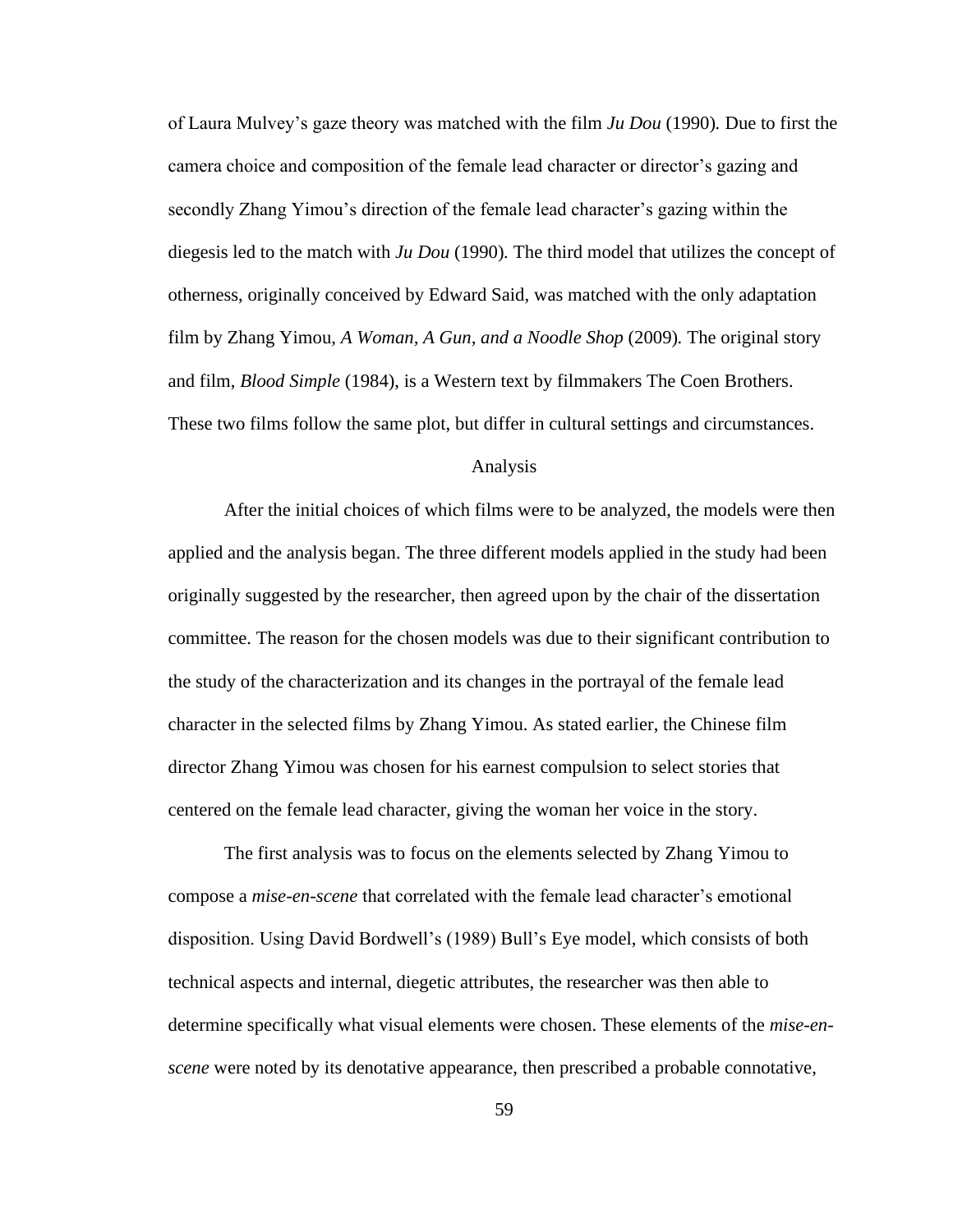of Laura Mulvey's gaze theory was matched with the film *Ju Dou* (1990). Due to first the camera choice and composition of the female lead character or director's gazing and secondly Zhang Yimou's direction of the female lead character's gazing within the diegesis led to the match with *Ju Dou* (1990). The third model that utilizes the concept of otherness, originally conceived by Edward Said, was matched with the only adaptation film by Zhang Yimou, *A Woman, A Gun, and a Noodle Shop* (2009). The original story and film, *Blood Simple* (1984), is a Western text by filmmakers The Coen Brothers. These two films follow the same plot, but differ in cultural settings and circumstances.

## Analysis

After the initial choices of which films were to be analyzed, the models were then applied and the analysis began. The three different models applied in the study had been originally suggested by the researcher, then agreed upon by the chair of the dissertation committee. The reason for the chosen models was due to their significant contribution to the study of the characterization and its changes in the portrayal of the female lead character in the selected films by Zhang Yimou. As stated earlier, the Chinese film director Zhang Yimou was chosen for his earnest compulsion to select stories that centered on the female lead character, giving the woman her voice in the story.

The first analysis was to focus on the elements selected by Zhang Yimou to compose a *mise-en-scene* that correlated with the female lead character's emotional disposition. Using David Bordwell's (1989) Bull's Eye model, which consists of both technical aspects and internal, diegetic attributes, the researcher was then able to determine specifically what visual elements were chosen. These elements of the *mise-en-scene* were noted by its denotative appearance, then prescribed a probable connotative,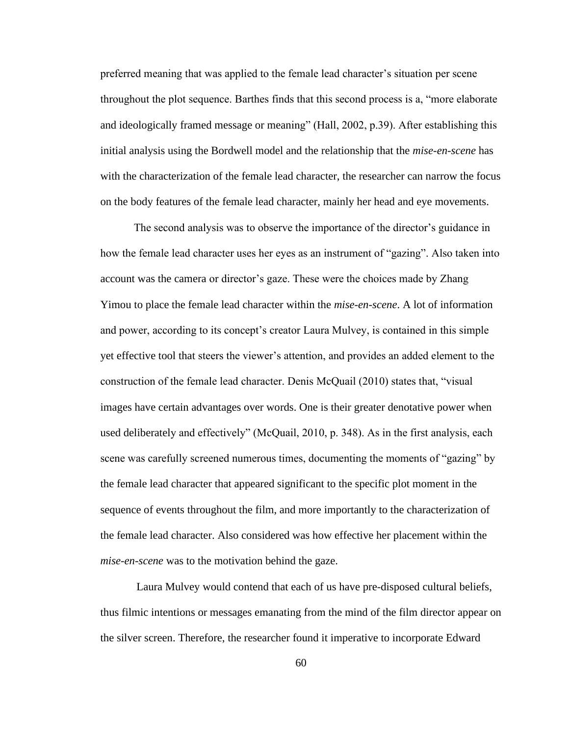preferred meaning that was applied to the female lead character's situation per scene throughout the plot sequence. Barthes finds that this second process is a, "more elaborate and ideologically framed message or meaning" (Hall, 2002, p.39). After establishing this initial analysis using the Bordwell model and the relationship that the *mise-en-scene* has with the characterization of the female lead character, the researcher can narrow the focus on the body features of the female lead character, mainly her head and eye movements.

The second analysis was to observe the importance of the director's guidance in how the female lead character uses her eyes as an instrument of "gazing". Also taken into account was the camera or director's gaze. These were the choices made by Zhang Yimou to place the female lead character within the *mise-en-scene*. A lot of information and power, according to its concept's creator Laura Mulvey, is contained in this simple yet effective tool that steers the viewer's attention, and provides an added element to the construction of the female lead character. Denis McQuail (2010) states that, "visual images have certain advantages over words. One is their greater denotative power when used deliberately and effectively" (McQuail, 2010, p. 348). As in the first analysis, each scene was carefully screened numerous times, documenting the moments of "gazing" by the female lead character that appeared significant to the specific plot moment in the sequence of events throughout the film, and more importantly to the characterization of the female lead character. Also considered was how effective her placement within the *mise-en-scene* was to the motivation behind the gaze.

Laura Mulvey would contend that each of us have pre-disposed cultural beliefs, thus filmic intentions or messages emanating from the mind of the film director appear on the silver screen. Therefore, the researcher found it imperative to incorporate Edward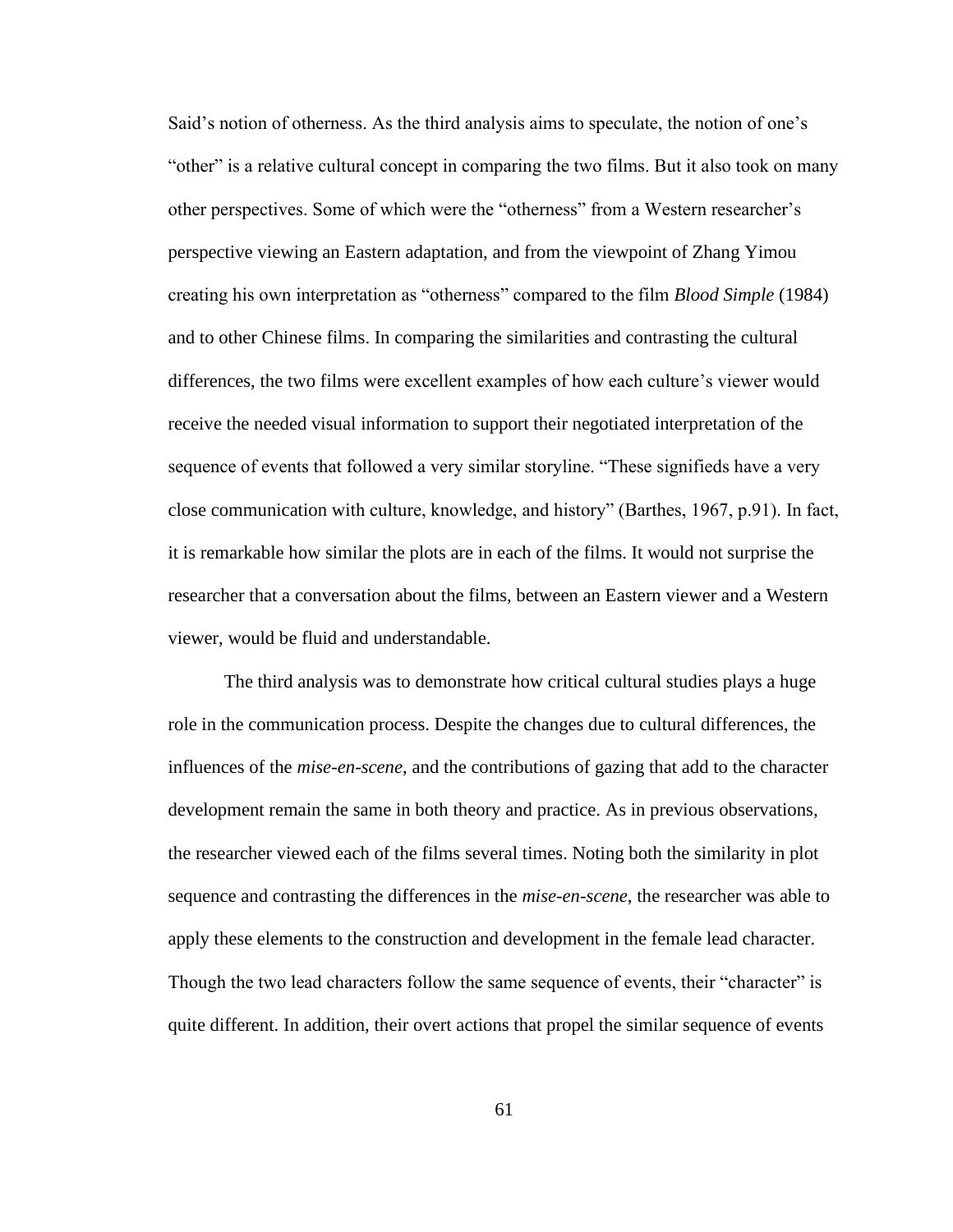Said's notion of otherness. As the third analysis aims to speculate, the notion of one's "other" is a relative cultural concept in comparing the two films. But it also took on many other perspectives. Some of which were the "otherness" from a Western researcher's perspective viewing an Eastern adaptation, and from the viewpoint of Zhang Yimou creating his own interpretation as "otherness" compared to the film *Blood Simple* (1984) and to other Chinese films. In comparing the similarities and contrasting the cultural differences, the two films were excellent examples of how each culture's viewer would receive the needed visual information to support their negotiated interpretation of the sequence of events that followed a very similar storyline. "These signifieds have a very close communication with culture, knowledge, and history" (Barthes, 1967, p.91). In fact, it is remarkable how similar the plots are in each of the films. It would not surprise the researcher that a conversation about the films, between an Eastern viewer and a Western viewer, would be fluid and understandable.

The third analysis was to demonstrate how critical cultural studies plays a huge role in the communication process. Despite the changes due to cultural differences, the influences of the *mise-en-scene*, and the contributions of gazing that add to the character development remain the same in both theory and practice. As in previous observations, the researcher viewed each of the films several times. Noting both the similarity in plot sequence and contrasting the differences in the *mise-en-scene*, the researcher was able to apply these elements to the construction and development in the female lead character. Though the two lead characters follow the same sequence of events, their "character" is quite different. In addition, their overt actions that propel the similar sequence of events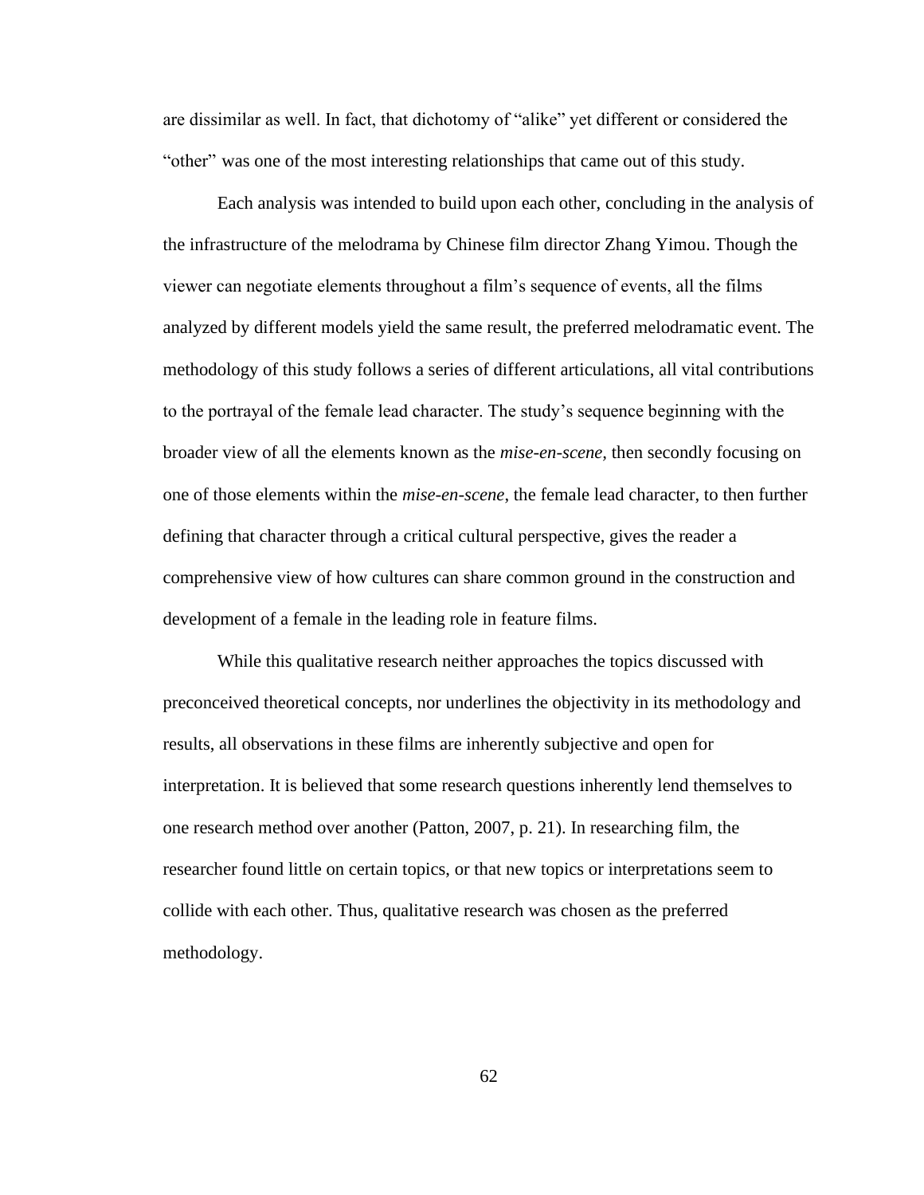are dissimilar as well. In fact, that dichotomy of "alike" yet different or considered the "other" was one of the most interesting relationships that came out of this study.

Each analysis was intended to build upon each other, concluding in the analysis of the infrastructure of the melodrama by Chinese film director Zhang Yimou. Though the viewer can negotiate elements throughout a film's sequence of events, all the films analyzed by different models yield the same result, the preferred melodramatic event. The methodology of this study follows a series of different articulations, all vital contributions to the portrayal of the female lead character. The study's sequence beginning with the broader view of all the elements known as the *mise-en-scene,* then secondly focusing on one of those elements within the *mise-en-scene*, the female lead character, to then further defining that character through a critical cultural perspective, gives the reader a comprehensive view of how cultures can share common ground in the construction and development of a female in the leading role in feature films.

While this qualitative research neither approaches the topics discussed with preconceived theoretical concepts, nor underlines the objectivity in its methodology and results, all observations in these films are inherently subjective and open for interpretation. It is believed that some research questions inherently lend themselves to one research method over another (Patton, 2007, p. 21). In researching film, the researcher found little on certain topics, or that new topics or interpretations seem to collide with each other. Thus, qualitative research was chosen as the preferred methodology.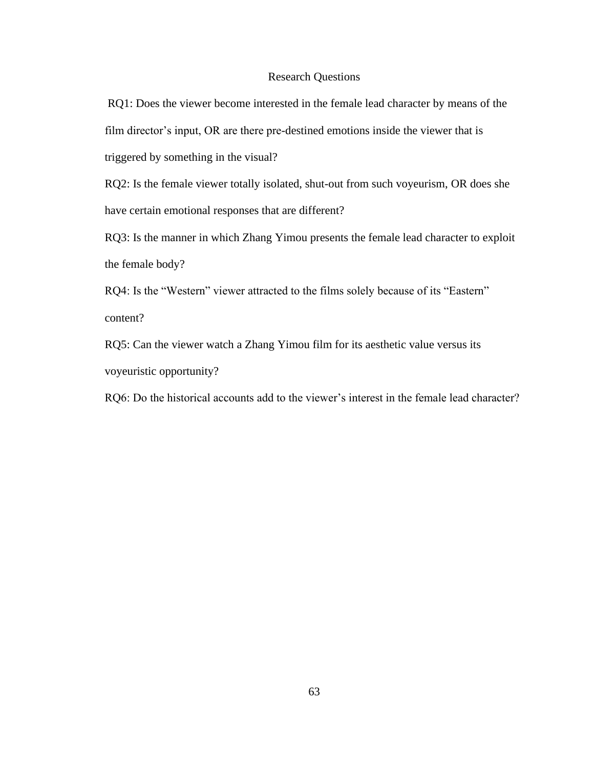## Research Questions

RQ1: Does the viewer become interested in the female lead character by means of the film director's input, OR are there pre-destined emotions inside the viewer that is triggered by something in the visual?

RQ2: Is the female viewer totally isolated, shut-out from such voyeurism, OR does she have certain emotional responses that are different?

RQ3: Is the manner in which Zhang Yimou presents the female lead character to exploit the female body?

RQ4: Is the "Western" viewer attracted to the films solely because of its "Eastern" content?

RQ5: Can the viewer watch a Zhang Yimou film for its aesthetic value versus its voyeuristic opportunity?

RQ6: Do the historical accounts add to the viewer's interest in the female lead character?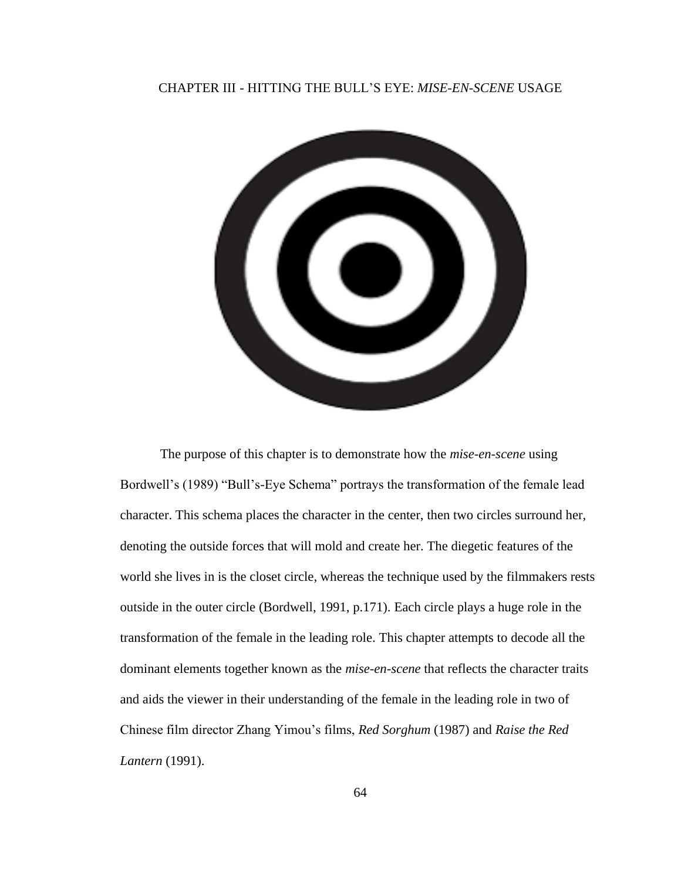# CHAPTER III - HITTING THE BULL’S EYE: *MISE-EN-SCENE* USAGE

The purpose of this chapter is to demonstrate how the *mise-en-scene* using Bordwell’s (1989) “Bull’s-Eye Schema” portrays the transformation of the female lead character. This schema places the character in the center, then two circles surround her, denoting the outside forces that will mold and create her. The diegetic features of the world she lives in is the closet circle, whereas the technique used by the filmmakers rests outside in the outer circle (Bordwell, 1991, p.171). Each circle plays a huge role in the transformation of the female in the leading role. This chapter attempts to decode all the dominant elements together known as the *mise-en-scene* that reflects the character traits and aids the viewer in their understanding of the female in the leading role in two of Chinese film director Zhang Yimou’s films, *Red Sorghum* (1987) and *Raise the Red Lantern* (1991).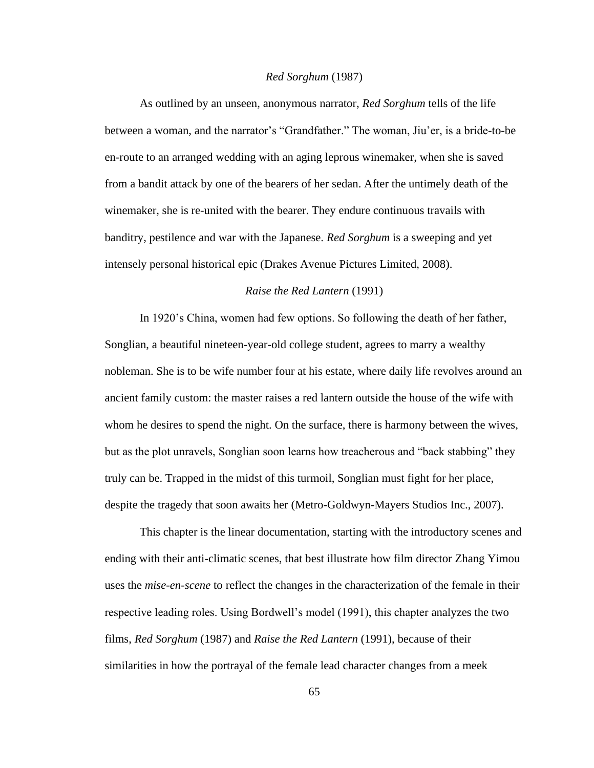### *Red Sorghum* (1987)

As outlined by an unseen, anonymous narrator, *Red Sorghum* tells of the life between a woman, and the narrator's "Grandfather." The woman, Jiu'er, is a bride-to-be en-route to an arranged wedding with an aging leprous winemaker, when she is saved from a bandit attack by one of the bearers of her sedan. After the untimely death of the winemaker, she is re-united with the bearer. They endure continuous travails with banditry, pestilence and war with the Japanese. *Red Sorghum* is a sweeping and yet intensely personal historical epic (Drakes Avenue Pictures Limited, 2008).

### *Raise the Red Lantern* (1991)

In 1920's China, women had few options. So following the death of her father, Songlian, a beautiful nineteen-year-old college student, agrees to marry a wealthy nobleman. She is to be wife number four at his estate, where daily life revolves around an ancient family custom: the master raises a red lantern outside the house of the wife with whom he desires to spend the night. On the surface, there is harmony between the wives, but as the plot unravels, Songlian soon learns how treacherous and "back stabbing" they truly can be. Trapped in the midst of this turmoil, Songlian must fight for her place, despite the tragedy that soon awaits her (Metro-Goldwyn-Mayers Studios Inc., 2007).

This chapter is the linear documentation, starting with the introductory scenes and ending with their anti-climatic scenes, that best illustrate how film director Zhang Yimou uses the *mise-en-scene* to reflect the changes in the characterization of the female in their respective leading roles. Using Bordwell's model (1991), this chapter analyzes the two films, *Red Sorghum* (1987) and *Raise the Red Lantern* (1991), because of their similarities in how the portrayal of the female lead character changes from a meek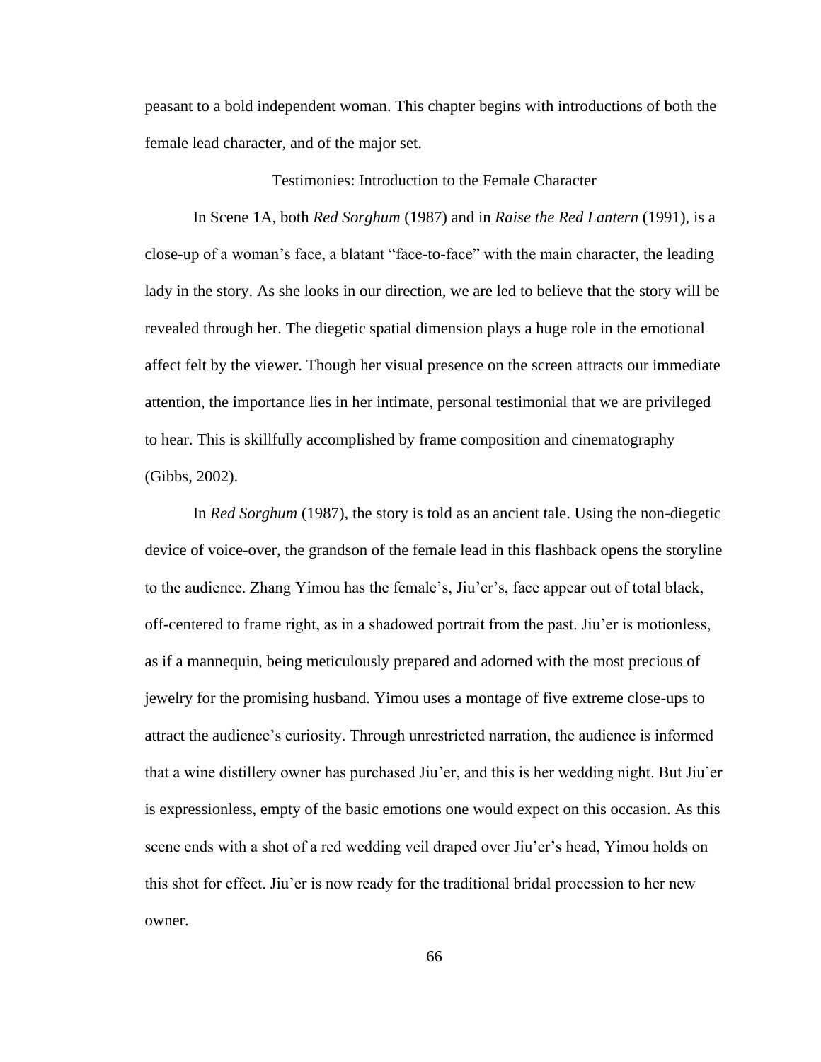peasant to a bold independent woman. This chapter begins with introductions of both the female lead character, and of the major set.

## Testimonies: Introduction to the Female Character

In Scene 1A, both *Red Sorghum* (1987) and in *Raise the Red Lantern* (1991), is a close-up of a woman's face, a blatant "face-to-face" with the main character, the leading lady in the story. As she looks in our direction, we are led to believe that the story will be revealed through her. The diegetic spatial dimension plays a huge role in the emotional affect felt by the viewer. Though her visual presence on the screen attracts our immediate attention, the importance lies in her intimate, personal testimonial that we are privileged to hear. This is skillfully accomplished by frame composition and cinematography (Gibbs, 2002).

In *Red Sorghum* (1987), the story is told as an ancient tale. Using the non-diegetic device of voice-over, the grandson of the female lead in this flashback opens the storyline to the audience. Zhang Yimou has the female's, Jiu'er's, face appear out of total black, off-centered to frame right, as in a shadowed portrait from the past. Jiu'er is motionless, as if a mannequin, being meticulously prepared and adorned with the most precious of jewelry for the promising husband. Yimou uses a montage of five extreme close-ups to attract the audience's curiosity. Through unrestricted narration, the audience is informed that a wine distillery owner has purchased Jiu'er, and this is her wedding night. But Jiu'er is expressionless, empty of the basic emotions one would expect on this occasion. As this scene ends with a shot of a red wedding veil draped over Jiu'er's head, Yimou holds on this shot for effect. Jiu'er is now ready for the traditional bridal procession to her new owner.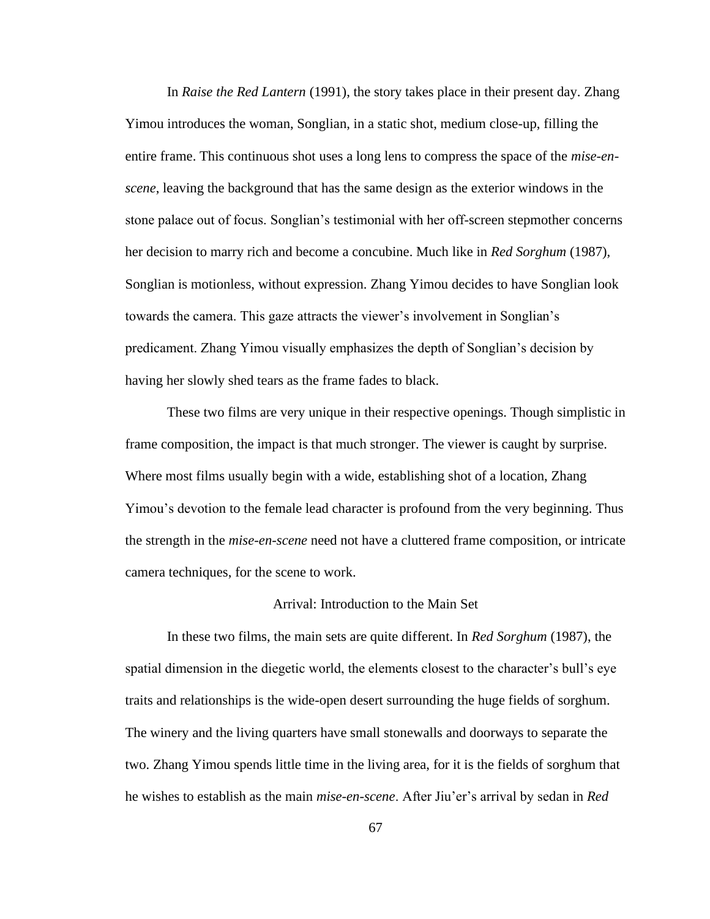In *Raise the Red Lantern* (1991), the story takes place in their present day. Zhang Yimou introduces the woman, Songlian, in a static shot, medium close-up, filling the entire frame. This continuous shot uses a long lens to compress the space of the *mise-en-scene*, leaving the background that has the same design as the exterior windows in the stone palace out of focus. Songlian's testimonial with her off-screen stepmother concerns her decision to marry rich and become a concubine. Much like in *Red Sorghum* (1987), Songlian is motionless, without expression. Zhang Yimou decides to have Songlian look towards the camera. This gaze attracts the viewer's involvement in Songlian's predicament. Zhang Yimou visually emphasizes the depth of Songlian's decision by having her slowly shed tears as the frame fades to black.

These two films are very unique in their respective openings. Though simplistic in frame composition, the impact is that much stronger. The viewer is caught by surprise. Where most films usually begin with a wide, establishing shot of a location, Zhang Yimou's devotion to the female lead character is profound from the very beginning. Thus the strength in the *mise-en-scene* need not have a cluttered frame composition, or intricate camera techniques, for the scene to work.

### Arrival: Introduction to the Main Set

In these two films, the main sets are quite different. In *Red Sorghum* (1987), the spatial dimension in the diegetic world, the elements closest to the character's bull's eye traits and relationships is the wide-open desert surrounding the huge fields of sorghum. The winery and the living quarters have small stonewalls and doorways to separate the two. Zhang Yimou spends little time in the living area, for it is the fields of sorghum that he wishes to establish as the main *mise-en-scene*. After Jiu'er's arrival by sedan in *Red*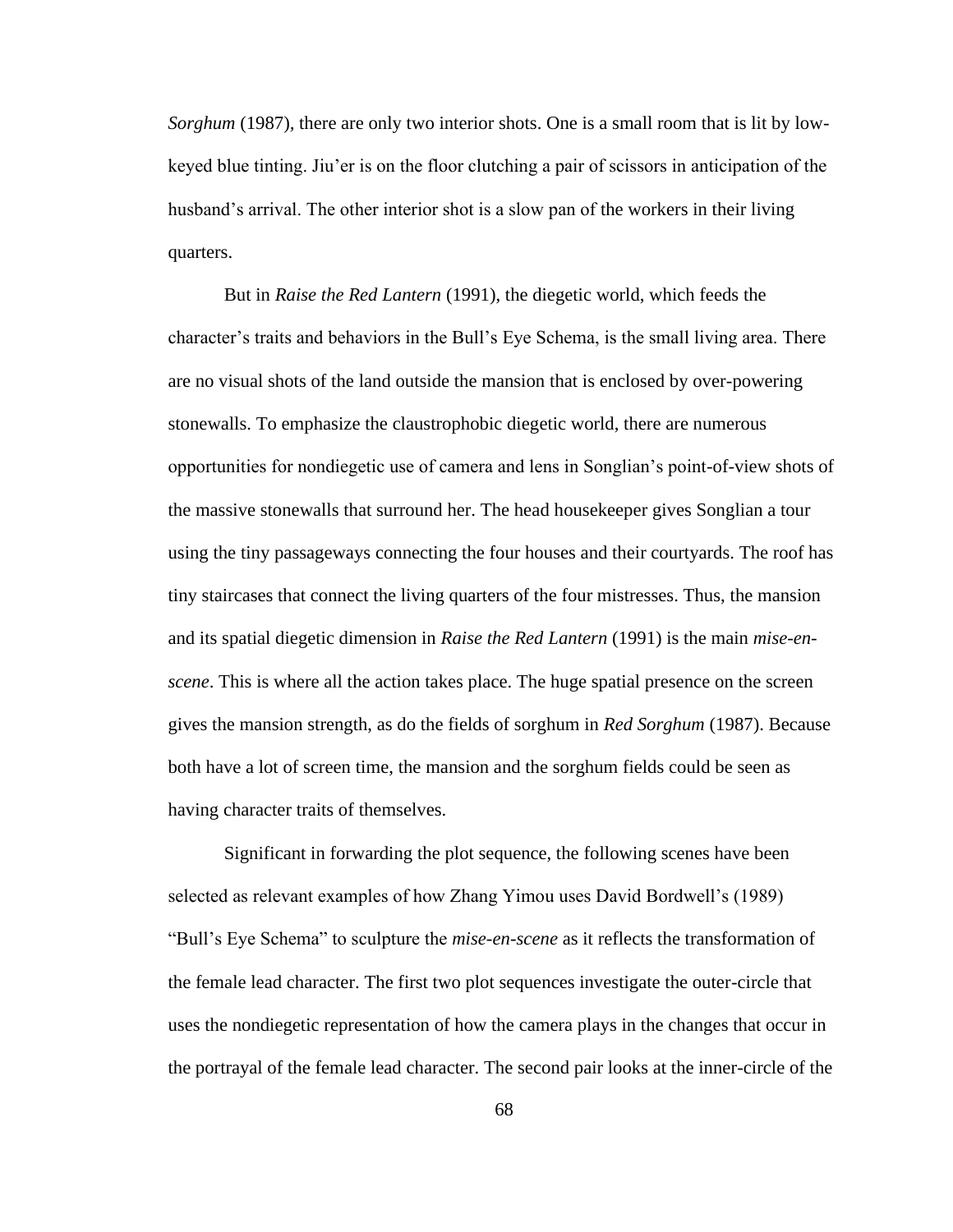*Sorghum* (1987), there are only two interior shots. One is a small room that is lit by low-keyed blue tinting. Jiu'er is on the floor clutching a pair of scissors in anticipation of the husband's arrival. The other interior shot is a slow pan of the workers in their living quarters.

But in *Raise the Red Lantern* (1991), the diegetic world, which feeds the character's traits and behaviors in the Bull's Eye Schema, is the small living area. There are no visual shots of the land outside the mansion that is enclosed by over-powering stonewalls. To emphasize the claustrophobic diegetic world, there are numerous opportunities for nondiegetic use of camera and lens in Songlian's point-of-view shots of the massive stonewalls that surround her. The head housekeeper gives Songlian a tour using the tiny passageways connecting the four houses and their courtyards. The roof has tiny staircases that connect the living quarters of the four mistresses. Thus, the mansion and its spatial diegetic dimension in *Raise the Red Lantern* (1991) is the main *mise-en-scene*. This is where all the action takes place. The huge spatial presence on the screen gives the mansion strength, as do the fields of sorghum in *Red Sorghum* (1987). Because both have a lot of screen time, the mansion and the sorghum fields could be seen as having character traits of themselves.

Significant in forwarding the plot sequence, the following scenes have been selected as relevant examples of how Zhang Yimou uses David Bordwell's (1989) "Bull's Eye Schema" to sculpture the *mise-en-scene* as it reflects the transformation of the female lead character. The first two plot sequences investigate the outer-circle that uses the nondiegetic representation of how the camera plays in the changes that occur in the portrayal of the female lead character. The second pair looks at the inner-circle of the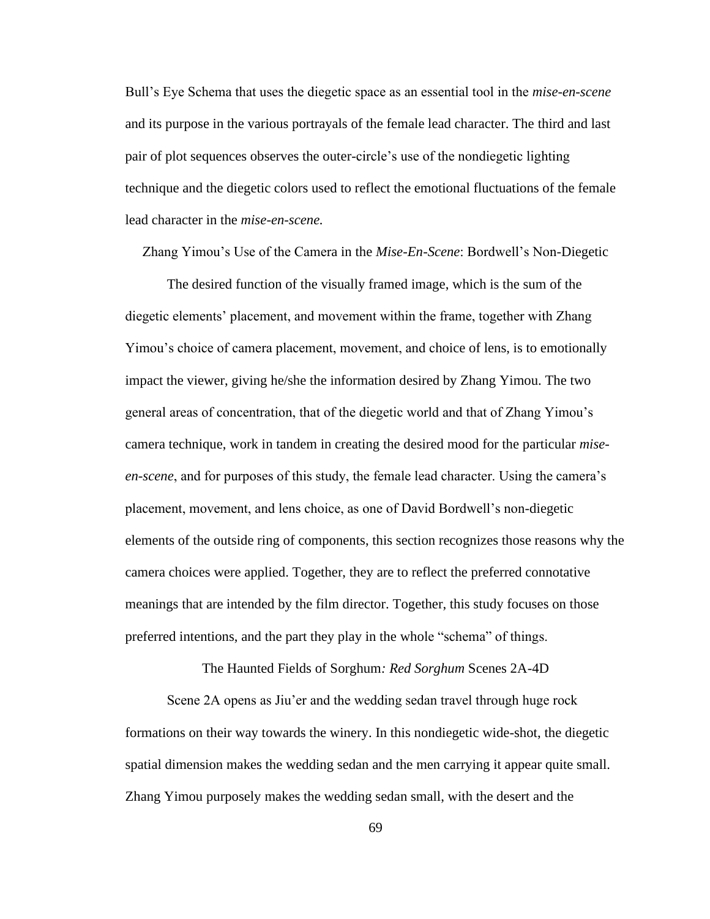Bull's Eye Schema that uses the diegetic space as an essential tool in the *mise-en-scene* and its purpose in the various portrayals of the female lead character. The third and last pair of plot sequences observes the outer-circle's use of the nondiegetic lighting technique and the diegetic colors used to reflect the emotional fluctuations of the female lead character in the *mise-en-scene.*

## Zhang Yimou's Use of the Camera in the *Mise-En-Scene*: Bordwell's Non-Diegetic

The desired function of the visually framed image, which is the sum of the diegetic elements' placement, and movement within the frame, together with Zhang Yimou's choice of camera placement, movement, and choice of lens, is to emotionally impact the viewer, giving he/she the information desired by Zhang Yimou. The two general areas of concentration, that of the diegetic world and that of Zhang Yimou's camera technique, work in tandem in creating the desired mood for the particular *mise-en-scene*, and for purposes of this study, the female lead character. Using the camera's placement, movement, and lens choice, as one of David Bordwell's non-diegetic elements of the outside ring of components, this section recognizes those reasons why the camera choices were applied. Together, they are to reflect the preferred connotative meanings that are intended by the film director. Together, this study focuses on those preferred intentions, and the part they play in the whole "schema" of things.

### The Haunted Fields of Sorghum*: Red Sorghum* Scenes 2A-4D

Scene 2A opens as Jiu'er and the wedding sedan travel through huge rock formations on their way towards the winery. In this nondiegetic wide-shot, the diegetic spatial dimension makes the wedding sedan and the men carrying it appear quite small. Zhang Yimou purposely makes the wedding sedan small, with the desert and the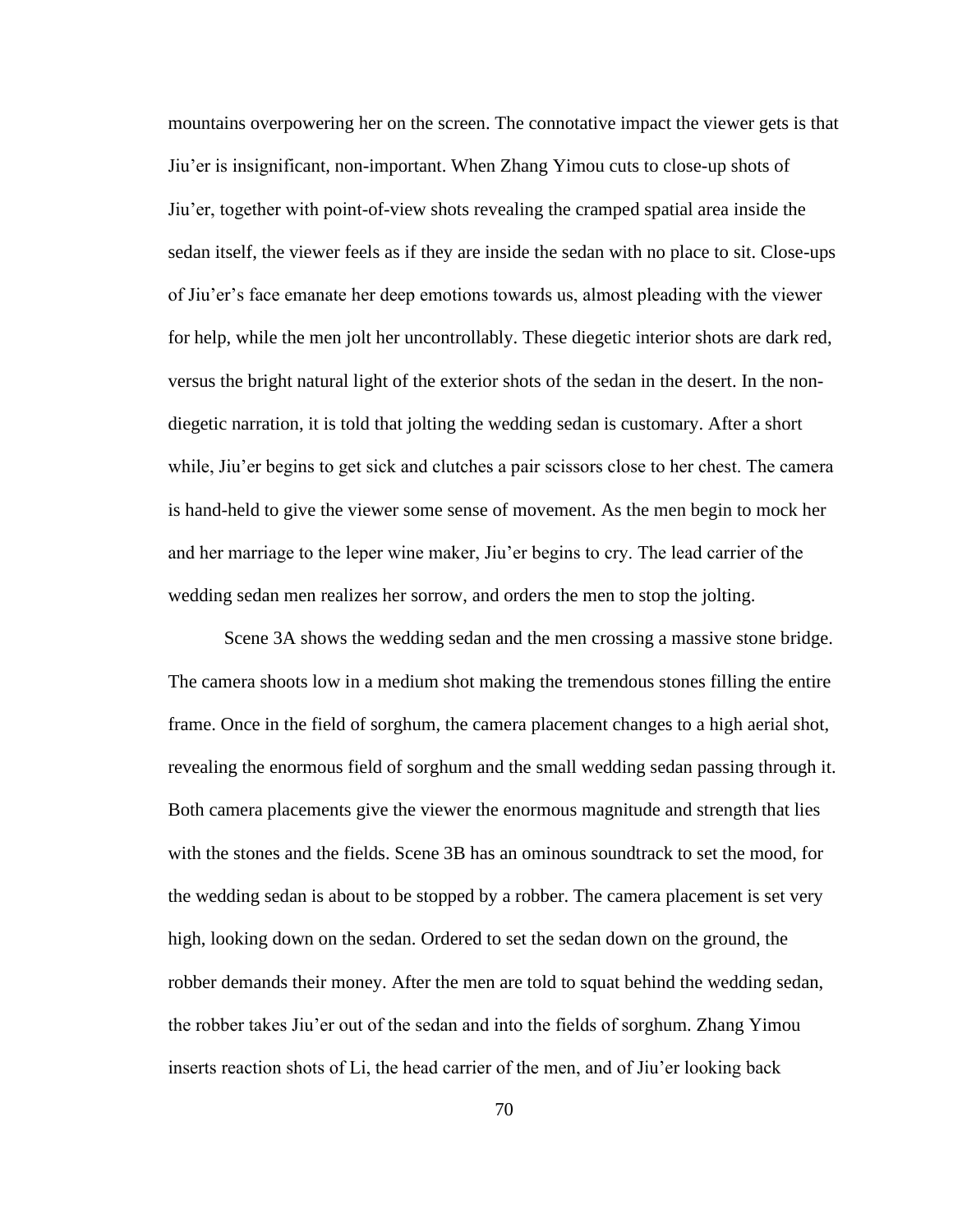mountains overpowering her on the screen. The connotative impact the viewer gets is that Jiu'er is insignificant, non-important. When Zhang Yimou cuts to close-up shots of Jiu'er, together with point-of-view shots revealing the cramped spatial area inside the sedan itself, the viewer feels as if they are inside the sedan with no place to sit. Close-ups of Jiu'er's face emanate her deep emotions towards us, almost pleading with the viewer for help, while the men jolt her uncontrollably. These diegetic interior shots are dark red, versus the bright natural light of the exterior shots of the sedan in the desert. In the non-diegetic narration, it is told that jolting the wedding sedan is customary. After a short while, Jiu'er begins to get sick and clutches a pair scissors close to her chest. The camera is hand-held to give the viewer some sense of movement. As the men begin to mock her and her marriage to the leper wine maker, Jiu'er begins to cry. The lead carrier of the wedding sedan men realizes her sorrow, and orders the men to stop the jolting.

Scene 3A shows the wedding sedan and the men crossing a massive stone bridge. The camera shoots low in a medium shot making the tremendous stones filling the entire frame. Once in the field of sorghum, the camera placement changes to a high aerial shot, revealing the enormous field of sorghum and the small wedding sedan passing through it. Both camera placements give the viewer the enormous magnitude and strength that lies with the stones and the fields. Scene 3B has an ominous soundtrack to set the mood, for the wedding sedan is about to be stopped by a robber. The camera placement is set very high, looking down on the sedan. Ordered to set the sedan down on the ground, the robber demands their money. After the men are told to squat behind the wedding sedan, the robber takes Jiu'er out of the sedan and into the fields of sorghum. Zhang Yimou inserts reaction shots of Li, the head carrier of the men, and of Jiu'er looking back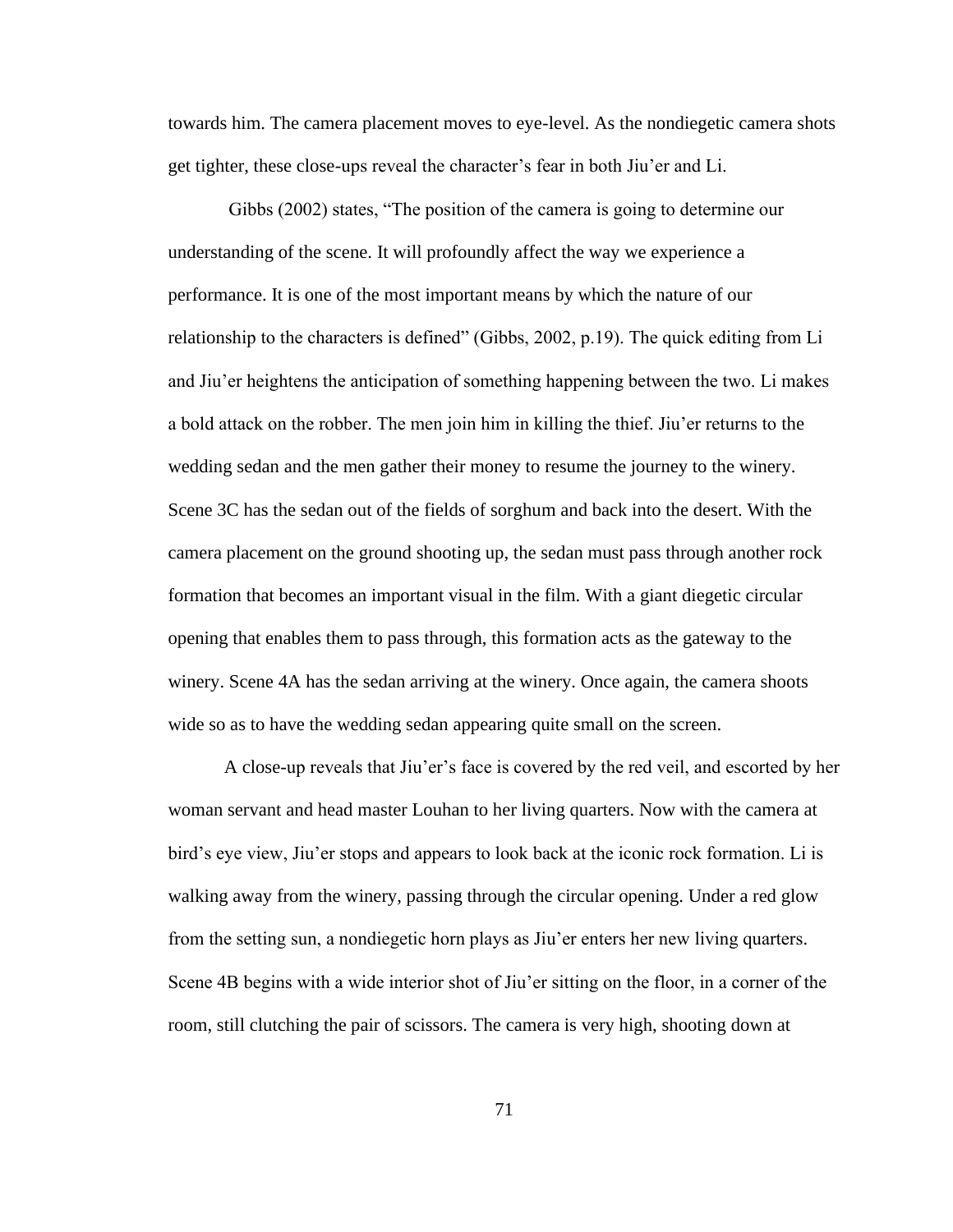towards him. The camera placement moves to eye-level. As the nondiegetic camera shots get tighter, these close-ups reveal the character's fear in both Jiu'er and Li.

Gibbs (2002) states, "The position of the camera is going to determine our understanding of the scene. It will profoundly affect the way we experience a performance. It is one of the most important means by which the nature of our relationship to the characters is defined" (Gibbs, 2002, p.19). The quick editing from Li and Jiu'er heightens the anticipation of something happening between the two. Li makes a bold attack on the robber. The men join him in killing the thief. Jiu'er returns to the wedding sedan and the men gather their money to resume the journey to the winery. Scene 3C has the sedan out of the fields of sorghum and back into the desert. With the camera placement on the ground shooting up, the sedan must pass through another rock formation that becomes an important visual in the film. With a giant diegetic circular opening that enables them to pass through, this formation acts as the gateway to the winery. Scene 4A has the sedan arriving at the winery. Once again, the camera shoots wide so as to have the wedding sedan appearing quite small on the screen.

A close-up reveals that Jiu'er's face is covered by the red veil, and escorted by her woman servant and head master Louhan to her living quarters. Now with the camera at bird's eye view, Jiu'er stops and appears to look back at the iconic rock formation. Li is walking away from the winery, passing through the circular opening. Under a red glow from the setting sun, a nondiegetic horn plays as Jiu'er enters her new living quarters. Scene 4B begins with a wide interior shot of Jiu'er sitting on the floor, in a corner of the room, still clutching the pair of scissors. The camera is very high, shooting down at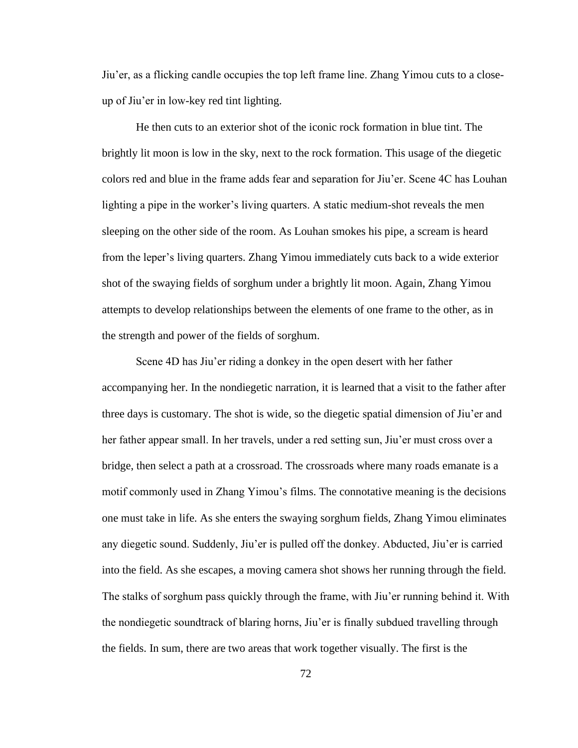Jiu'er, as a flicking candle occupies the top left frame line. Zhang Yimou cuts to a close-up of Jiu'er in low-key red tint lighting.

He then cuts to an exterior shot of the iconic rock formation in blue tint. The brightly lit moon is low in the sky, next to the rock formation. This usage of the diegetic colors red and blue in the frame adds fear and separation for Jiu'er. Scene 4C has Louhan lighting a pipe in the worker's living quarters. A static medium-shot reveals the men sleeping on the other side of the room. As Louhan smokes his pipe, a scream is heard from the leper's living quarters. Zhang Yimou immediately cuts back to a wide exterior shot of the swaying fields of sorghum under a brightly lit moon. Again, Zhang Yimou attempts to develop relationships between the elements of one frame to the other, as in the strength and power of the fields of sorghum.

Scene 4D has Jiu'er riding a donkey in the open desert with her father accompanying her. In the nondiegetic narration, it is learned that a visit to the father after three days is customary. The shot is wide, so the diegetic spatial dimension of Jiu'er and her father appear small. In her travels, under a red setting sun, Jiu'er must cross over a bridge, then select a path at a crossroad. The crossroads where many roads emanate is a motif commonly used in Zhang Yimou's films. The connotative meaning is the decisions one must take in life. As she enters the swaying sorghum fields, Zhang Yimou eliminates any diegetic sound. Suddenly, Jiu'er is pulled off the donkey. Abducted, Jiu'er is carried into the field. As she escapes, a moving camera shot shows her running through the field. The stalks of sorghum pass quickly through the frame, with Jiu'er running behind it. With the nondiegetic soundtrack of blaring horns, Jiu'er is finally subdued travelling through the fields. In sum, there are two areas that work together visually. The first is the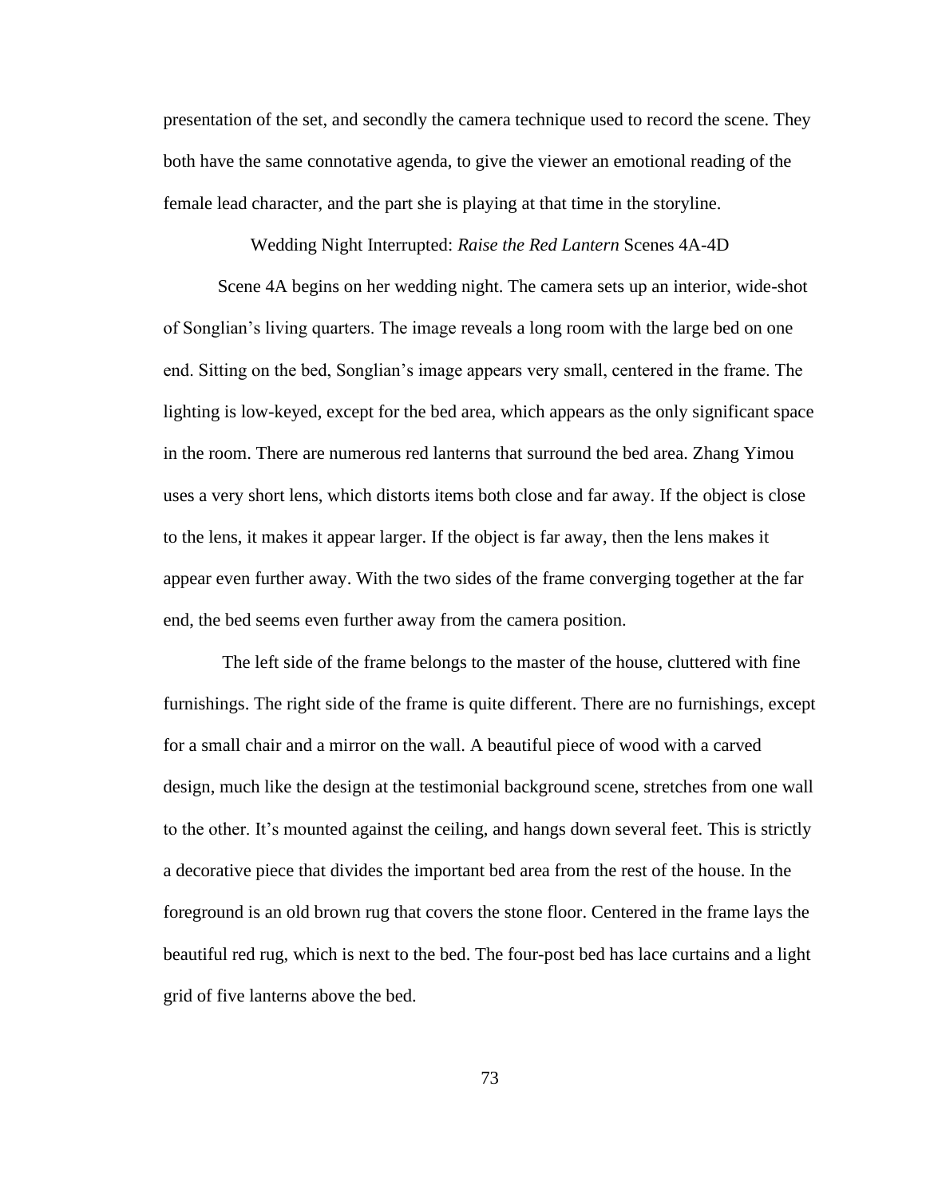presentation of the set, and secondly the camera technique used to record the scene. They both have the same connotative agenda, to give the viewer an emotional reading of the female lead character, and the part she is playing at that time in the storyline.

## Wedding Night Interrupted: *Raise the Red Lantern* Scenes 4A-4D

Scene 4A begins on her wedding night. The camera sets up an interior, wide-shot of Songlian's living quarters. The image reveals a long room with the large bed on one end. Sitting on the bed, Songlian's image appears very small, centered in the frame. The lighting is low-keyed, except for the bed area, which appears as the only significant space in the room. There are numerous red lanterns that surround the bed area. Zhang Yimou uses a very short lens, which distorts items both close and far away. If the object is close to the lens, it makes it appear larger. If the object is far away, then the lens makes it appear even further away. With the two sides of the frame converging together at the far end, the bed seems even further away from the camera position.

The left side of the frame belongs to the master of the house, cluttered with fine furnishings. The right side of the frame is quite different. There are no furnishings, except for a small chair and a mirror on the wall. A beautiful piece of wood with a carved design, much like the design at the testimonial background scene, stretches from one wall to the other. It's mounted against the ceiling, and hangs down several feet. This is strictly a decorative piece that divides the important bed area from the rest of the house. In the foreground is an old brown rug that covers the stone floor. Centered in the frame lays the beautiful red rug, which is next to the bed. The four-post bed has lace curtains and a light grid of five lanterns above the bed.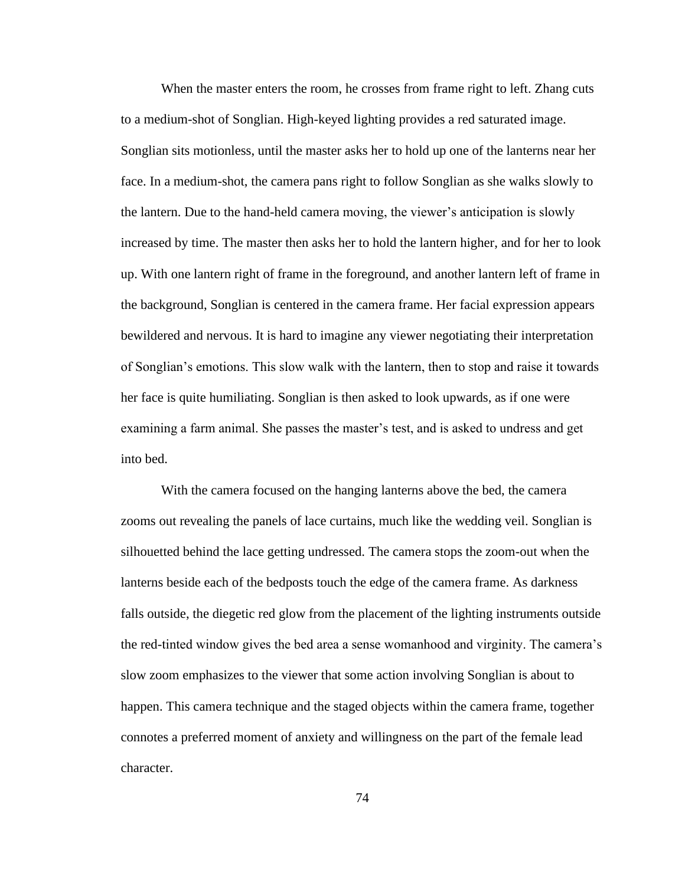When the master enters the room, he crosses from frame right to left. Zhang cuts to a medium-shot of Songlian. High-keyed lighting provides a red saturated image. Songlian sits motionless, until the master asks her to hold up one of the lanterns near her face. In a medium-shot, the camera pans right to follow Songlian as she walks slowly to the lantern. Due to the hand-held camera moving, the viewer's anticipation is slowly increased by time. The master then asks her to hold the lantern higher, and for her to look up. With one lantern right of frame in the foreground, and another lantern left of frame in the background, Songlian is centered in the camera frame. Her facial expression appears bewildered and nervous. It is hard to imagine any viewer negotiating their interpretation of Songlian's emotions. This slow walk with the lantern, then to stop and raise it towards her face is quite humiliating. Songlian is then asked to look upwards, as if one were examining a farm animal. She passes the master's test, and is asked to undress and get into bed.

With the camera focused on the hanging lanterns above the bed, the camera zooms out revealing the panels of lace curtains, much like the wedding veil. Songlian is silhouetted behind the lace getting undressed. The camera stops the zoom-out when the lanterns beside each of the bedposts touch the edge of the camera frame. As darkness falls outside, the diegetic red glow from the placement of the lighting instruments outside the red-tinted window gives the bed area a sense womanhood and virginity. The camera's slow zoom emphasizes to the viewer that some action involving Songlian is about to happen. This camera technique and the staged objects within the camera frame, together connotes a preferred moment of anxiety and willingness on the part of the female lead character.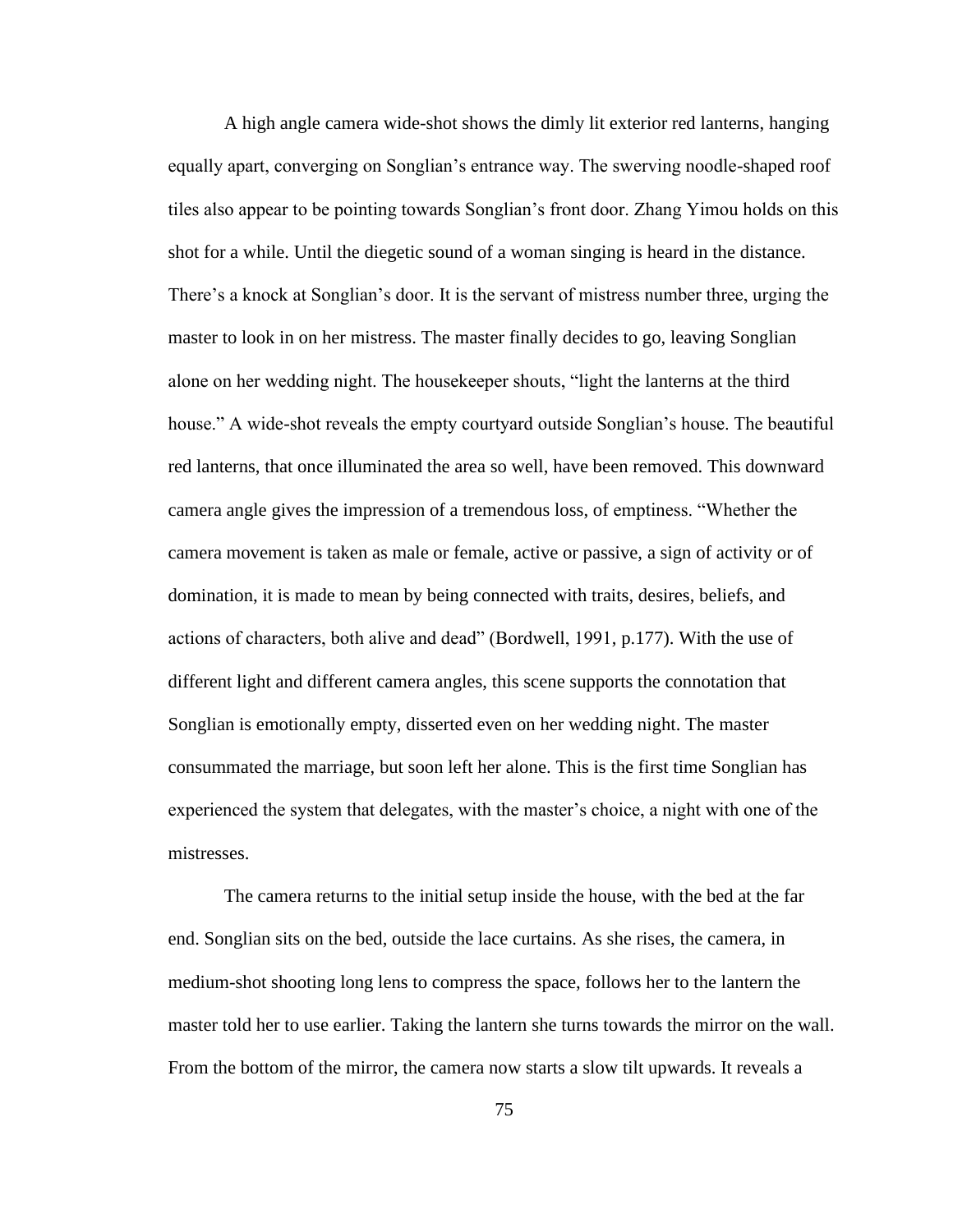A high angle camera wide-shot shows the dimly lit exterior red lanterns, hanging equally apart, converging on Songlian's entrance way. The swerving noodle-shaped roof tiles also appear to be pointing towards Songlian's front door. Zhang Yimou holds on this shot for a while. Until the diegetic sound of a woman singing is heard in the distance. There's a knock at Songlian's door. It is the servant of mistress number three, urging the master to look in on her mistress. The master finally decides to go, leaving Songlian alone on her wedding night. The housekeeper shouts, "light the lanterns at the third house." A wide-shot reveals the empty courtyard outside Songlian's house. The beautiful red lanterns, that once illuminated the area so well, have been removed. This downward camera angle gives the impression of a tremendous loss, of emptiness. "Whether the camera movement is taken as male or female, active or passive, a sign of activity or of domination, it is made to mean by being connected with traits, desires, beliefs, and actions of characters, both alive and dead" (Bordwell, 1991, p.177). With the use of different light and different camera angles, this scene supports the connotation that Songlian is emotionally empty, disserted even on her wedding night. The master consummated the marriage, but soon left her alone. This is the first time Songlian has experienced the system that delegates, with the master's choice, a night with one of the mistresses.

The camera returns to the initial setup inside the house, with the bed at the far end. Songlian sits on the bed, outside the lace curtains. As she rises, the camera, in medium-shot shooting long lens to compress the space, follows her to the lantern the master told her to use earlier. Taking the lantern she turns towards the mirror on the wall. From the bottom of the mirror, the camera now starts a slow tilt upwards. It reveals a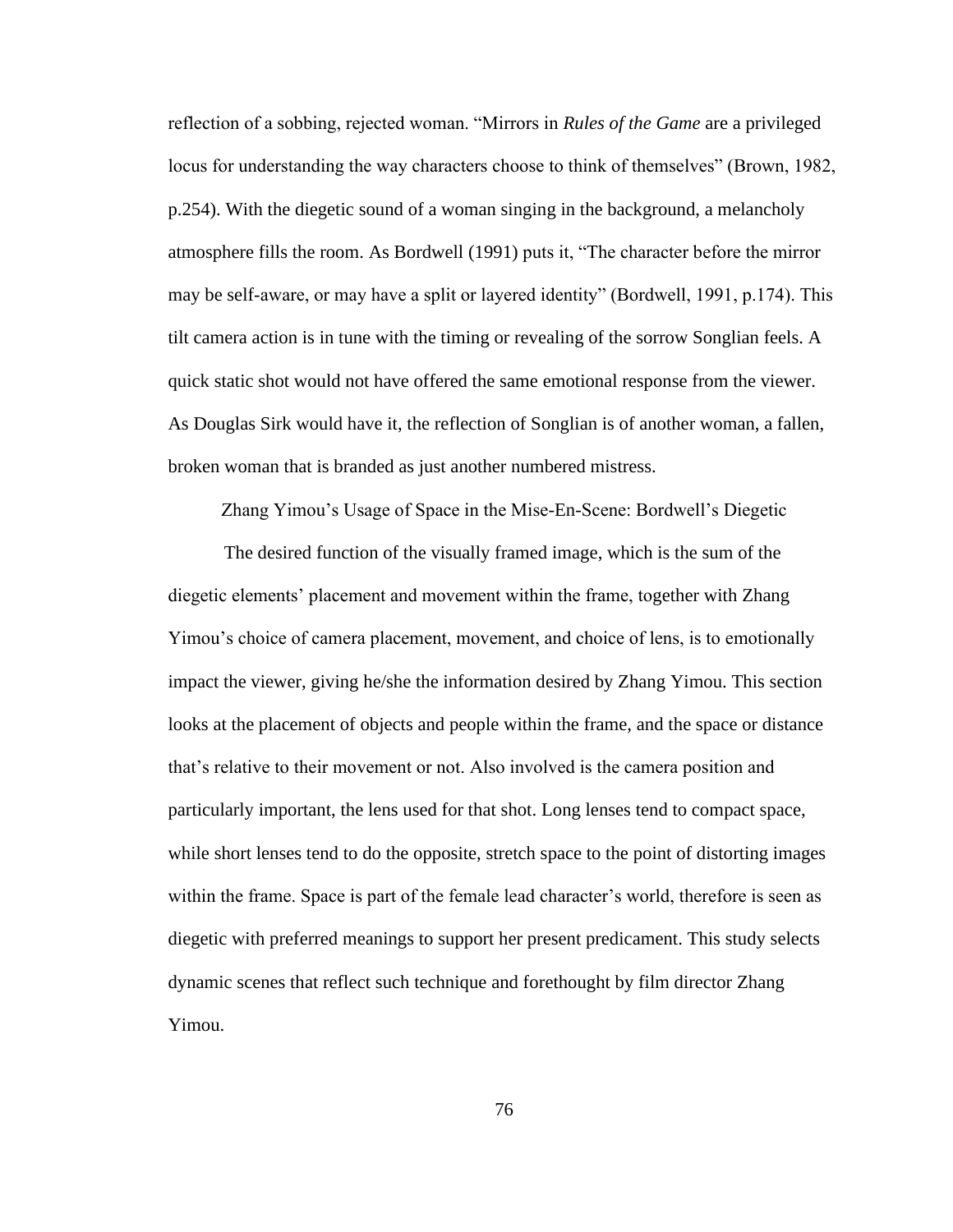reflection of a sobbing, rejected woman. “Mirrors in *Rules of the Game* are a privileged locus for understanding the way characters choose to think of themselves” (Brown, 1982, p.254). With the diegetic sound of a woman singing in the background, a melancholy atmosphere fills the room. As Bordwell (1991) puts it, “The character before the mirror may be self-aware, or may have a split or layered identity” (Bordwell, 1991, p.174). This tilt camera action is in tune with the timing or revealing of the sorrow Songlian feels. A quick static shot would not have offered the same emotional response from the viewer. As Douglas Sirk would have it, the reflection of Songlian is of another woman, a fallen, broken woman that is branded as just another numbered mistress.

## Zhang Yimou’s Usage of Space in the Mise-En-Scene: Bordwell’s Diegetic

The desired function of the visually framed image, which is the sum of the diegetic elements’ placement and movement within the frame, together with Zhang Yimou’s choice of camera placement, movement, and choice of lens, is to emotionally impact the viewer, giving he/she the information desired by Zhang Yimou. This section looks at the placement of objects and people within the frame, and the space or distance that’s relative to their movement or not. Also involved is the camera position and particularly important, the lens used for that shot. Long lenses tend to compact space, while short lenses tend to do the opposite, stretch space to the point of distorting images within the frame. Space is part of the female lead character’s world, therefore is seen as diegetic with preferred meanings to support her present predicament. This study selects dynamic scenes that reflect such technique and forethought by film director Zhang Yimou.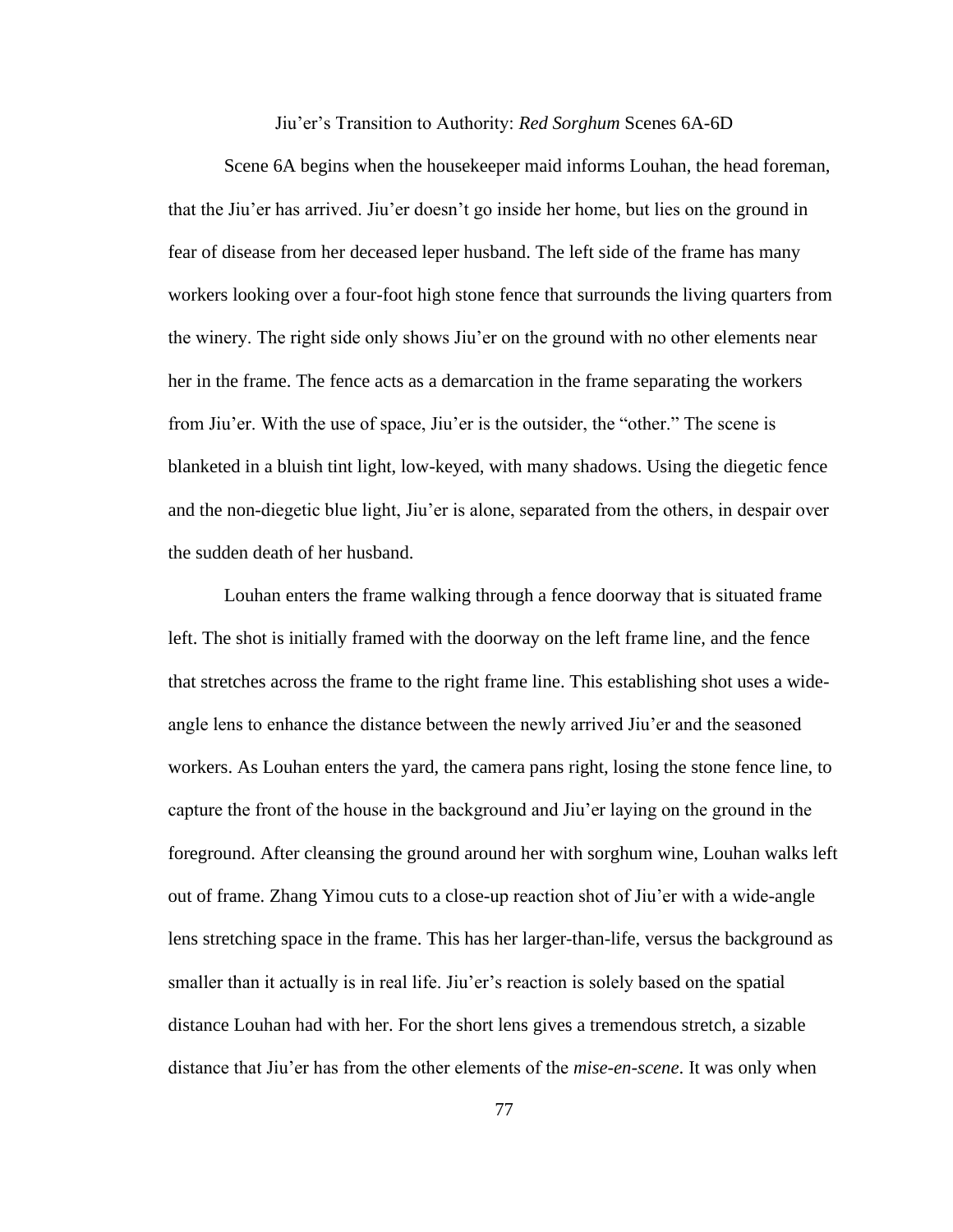# Jiu'er's Transition to Authority: *Red Sorghum* Scenes 6A-6D

Scene 6A begins when the housekeeper maid informs Louhan, the head foreman, that the Jiu'er has arrived. Jiu'er doesn't go inside her home, but lies on the ground in fear of disease from her deceased leper husband. The left side of the frame has many workers looking over a four-foot high stone fence that surrounds the living quarters from the winery. The right side only shows Jiu'er on the ground with no other elements near her in the frame. The fence acts as a demarcation in the frame separating the workers from Jiu'er. With the use of space, Jiu'er is the outsider, the "other." The scene is blanketed in a bluish tint light, low-keyed, with many shadows. Using the diegetic fence and the non-diegetic blue light, Jiu'er is alone, separated from the others, in despair over the sudden death of her husband.

Louhan enters the frame walking through a fence doorway that is situated frame left. The shot is initially framed with the doorway on the left frame line, and the fence that stretches across the frame to the right frame line. This establishing shot uses a wide-angle lens to enhance the distance between the newly arrived Jiu'er and the seasoned workers. As Louhan enters the yard, the camera pans right, losing the stone fence line, to capture the front of the house in the background and Jiu'er laying on the ground in the foreground. After cleansing the ground around her with sorghum wine, Louhan walks left out of frame. Zhang Yimou cuts to a close-up reaction shot of Jiu'er with a wide-angle lens stretching space in the frame. This has her larger-than-life, versus the background as smaller than it actually is in real life. Jiu'er's reaction is solely based on the spatial distance Louhan had with her. For the short lens gives a tremendous stretch, a sizable distance that Jiu'er has from the other elements of the *mise-en-scene*. It was only when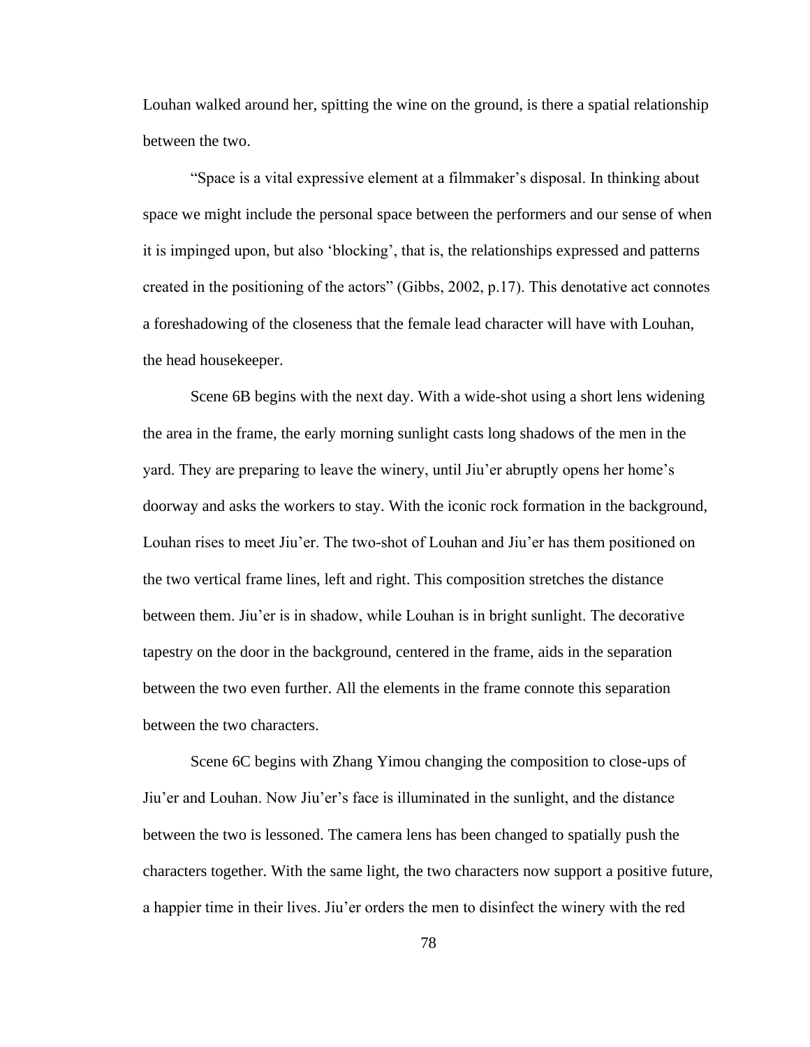Louhan walked around her, spitting the wine on the ground, is there a spatial relationship between the two.

"Space is a vital expressive element at a filmmaker's disposal. In thinking about space we might include the personal space between the performers and our sense of when it is impinged upon, but also 'blocking', that is, the relationships expressed and patterns created in the positioning of the actors" (Gibbs, 2002, p.17). This denotative act connotes a foreshadowing of the closeness that the female lead character will have with Louhan, the head housekeeper.

Scene 6B begins with the next day. With a wide-shot using a short lens widening the area in the frame, the early morning sunlight casts long shadows of the men in the yard. They are preparing to leave the winery, until Jiu'er abruptly opens her home's doorway and asks the workers to stay. With the iconic rock formation in the background, Louhan rises to meet Jiu'er. The two-shot of Louhan and Jiu'er has them positioned on the two vertical frame lines, left and right. This composition stretches the distance between them. Jiu'er is in shadow, while Louhan is in bright sunlight. The decorative tapestry on the door in the background, centered in the frame, aids in the separation between the two even further. All the elements in the frame connote this separation between the two characters.

Scene 6C begins with Zhang Yimou changing the composition to close-ups of Jiu'er and Louhan. Now Jiu'er's face is illuminated in the sunlight, and the distance between the two is lessoned. The camera lens has been changed to spatially push the characters together. With the same light, the two characters now support a positive future, a happier time in their lives. Jiu'er orders the men to disinfect the winery with the red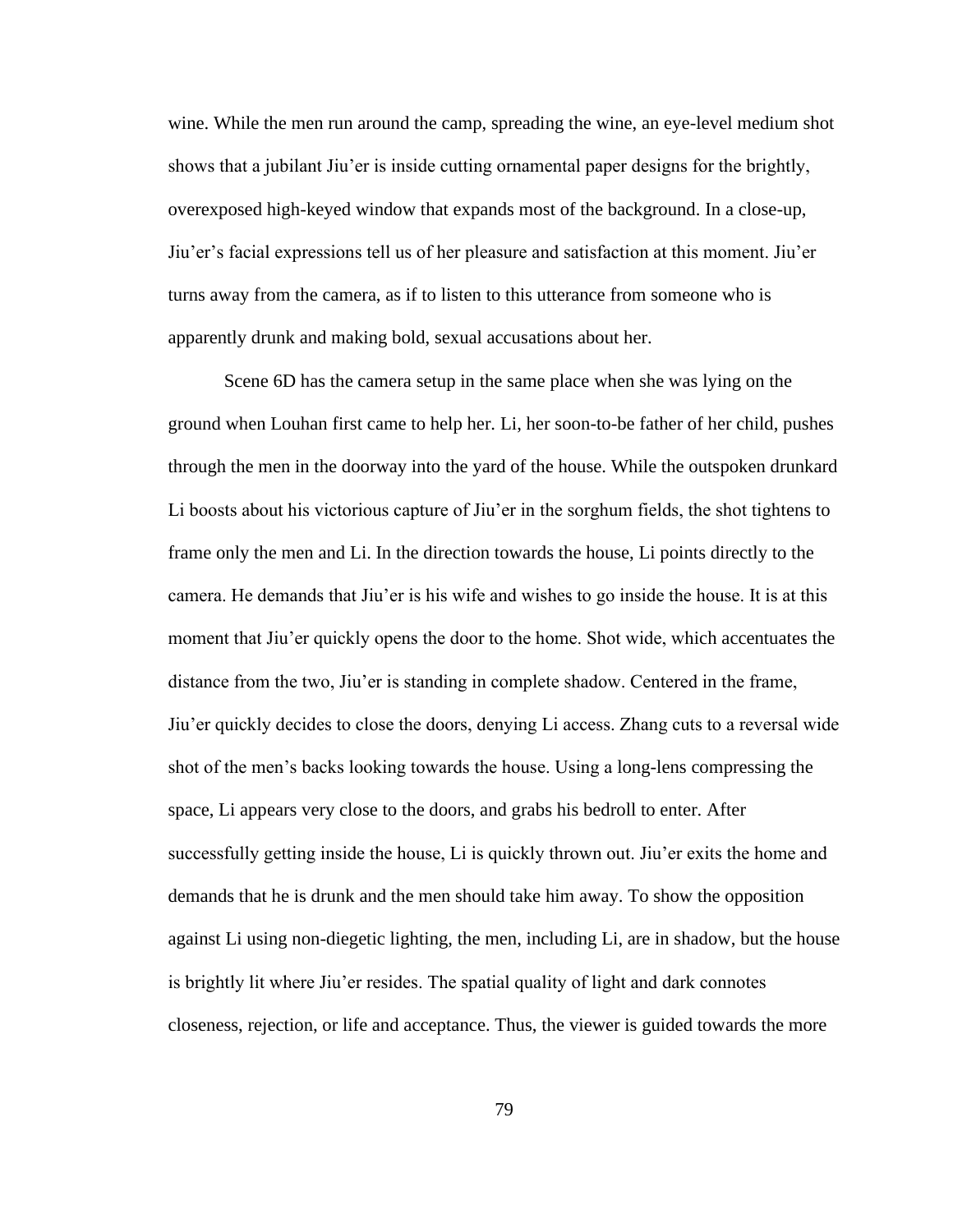wine. While the men run around the camp, spreading the wine, an eye-level medium shot shows that a jubilant Jiu'er is inside cutting ornamental paper designs for the brightly, overexposed high-keyed window that expands most of the background. In a close-up, Jiu'er's facial expressions tell us of her pleasure and satisfaction at this moment. Jiu'er turns away from the camera, as if to listen to this utterance from someone who is apparently drunk and making bold, sexual accusations about her.

Scene 6D has the camera setup in the same place when she was lying on the ground when Louhan first came to help her. Li, her soon-to-be father of her child, pushes through the men in the doorway into the yard of the house. While the outspoken drunkard Li boosts about his victorious capture of Jiu'er in the sorghum fields, the shot tightens to frame only the men and Li. In the direction towards the house, Li points directly to the camera. He demands that Jiu'er is his wife and wishes to go inside the house. It is at this moment that Jiu'er quickly opens the door to the home. Shot wide, which accentuates the distance from the two, Jiu'er is standing in complete shadow. Centered in the frame, Jiu'er quickly decides to close the doors, denying Li access. Zhang cuts to a reversal wide shot of the men's backs looking towards the house. Using a long-lens compressing the space, Li appears very close to the doors, and grabs his bedroll to enter. After successfully getting inside the house, Li is quickly thrown out. Jiu'er exits the home and demands that he is drunk and the men should take him away. To show the opposition against Li using non-diegetic lighting, the men, including Li, are in shadow, but the house is brightly lit where Jiu'er resides. The spatial quality of light and dark connotes closeness, rejection, or life and acceptance. Thus, the viewer is guided towards the more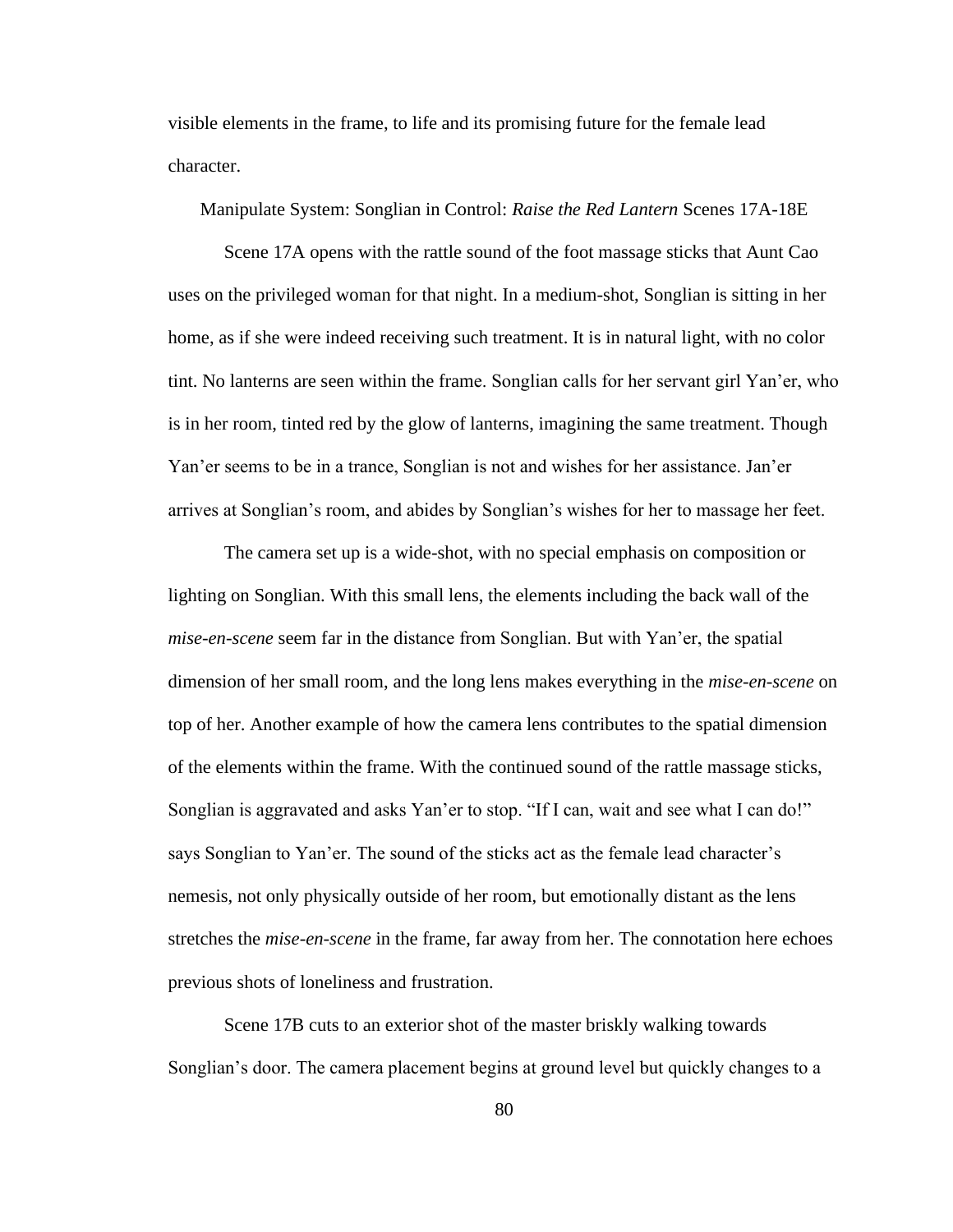visible elements in the frame, to life and its promising future for the female lead character.

## Manipulate System: Songlian in Control: *Raise the Red Lantern* Scenes 17A-18E

Scene 17A opens with the rattle sound of the foot massage sticks that Aunt Cao uses on the privileged woman for that night. In a medium-shot, Songlian is sitting in her home, as if she were indeed receiving such treatment. It is in natural light, with no color tint. No lanterns are seen within the frame. Songlian calls for her servant girl Yan'er, who is in her room, tinted red by the glow of lanterns, imagining the same treatment. Though Yan'er seems to be in a trance, Songlian is not and wishes for her assistance. Jan'er arrives at Songlian's room, and abides by Songlian's wishes for her to massage her feet.

The camera set up is a wide-shot, with no special emphasis on composition or lighting on Songlian. With this small lens, the elements including the back wall of the *mise-en-scene* seem far in the distance from Songlian. But with Yan'er, the spatial dimension of her small room, and the long lens makes everything in the *mise-en-scene* on top of her. Another example of how the camera lens contributes to the spatial dimension of the elements within the frame. With the continued sound of the rattle massage sticks, Songlian is aggravated and asks Yan'er to stop. "If I can, wait and see what I can do!" says Songlian to Yan'er. The sound of the sticks act as the female lead character's nemesis, not only physically outside of her room, but emotionally distant as the lens stretches the *mise-en-scene* in the frame, far away from her. The connotation here echoes previous shots of loneliness and frustration.

Scene 17B cuts to an exterior shot of the master briskly walking towards Songlian's door. The camera placement begins at ground level but quickly changes to a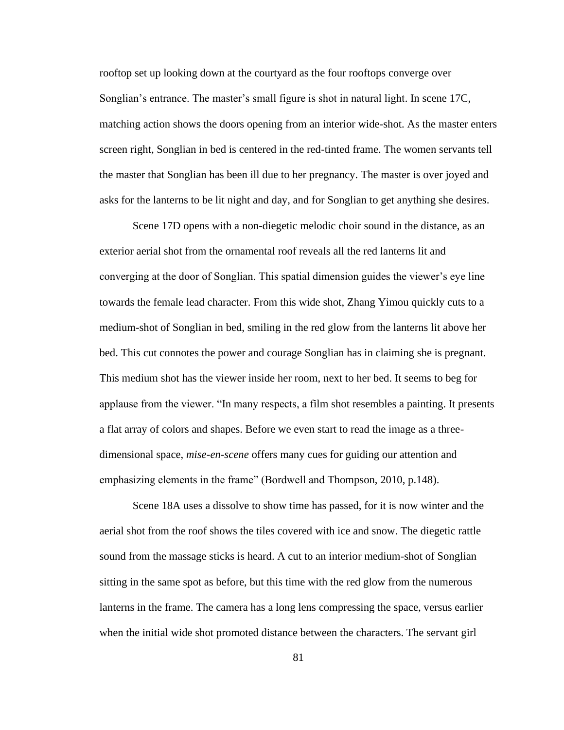rooftop set up looking down at the courtyard as the four rooftops converge over Songlian's entrance. The master's small figure is shot in natural light. In scene 17C, matching action shows the doors opening from an interior wide-shot. As the master enters screen right, Songlian in bed is centered in the red-tinted frame. The women servants tell the master that Songlian has been ill due to her pregnancy. The master is over joyed and asks for the lanterns to be lit night and day, and for Songlian to get anything she desires.

Scene 17D opens with a non-diegetic melodic choir sound in the distance, as an exterior aerial shot from the ornamental roof reveals all the red lanterns lit and converging at the door of Songlian. This spatial dimension guides the viewer's eye line towards the female lead character. From this wide shot, Zhang Yimou quickly cuts to a medium-shot of Songlian in bed, smiling in the red glow from the lanterns lit above her bed. This cut connotes the power and courage Songlian has in claiming she is pregnant. This medium shot has the viewer inside her room, next to her bed. It seems to beg for applause from the viewer. "In many respects, a film shot resembles a painting. It presents a flat array of colors and shapes. Before we even start to read the image as a three-dimensional space, *mise-en-scene* offers many cues for guiding our attention and emphasizing elements in the frame" (Bordwell and Thompson, 2010, p.148).

Scene 18A uses a dissolve to show time has passed, for it is now winter and the aerial shot from the roof shows the tiles covered with ice and snow. The diegetic rattle sound from the massage sticks is heard. A cut to an interior medium-shot of Songlian sitting in the same spot as before, but this time with the red glow from the numerous lanterns in the frame. The camera has a long lens compressing the space, versus earlier when the initial wide shot promoted distance between the characters. The servant girl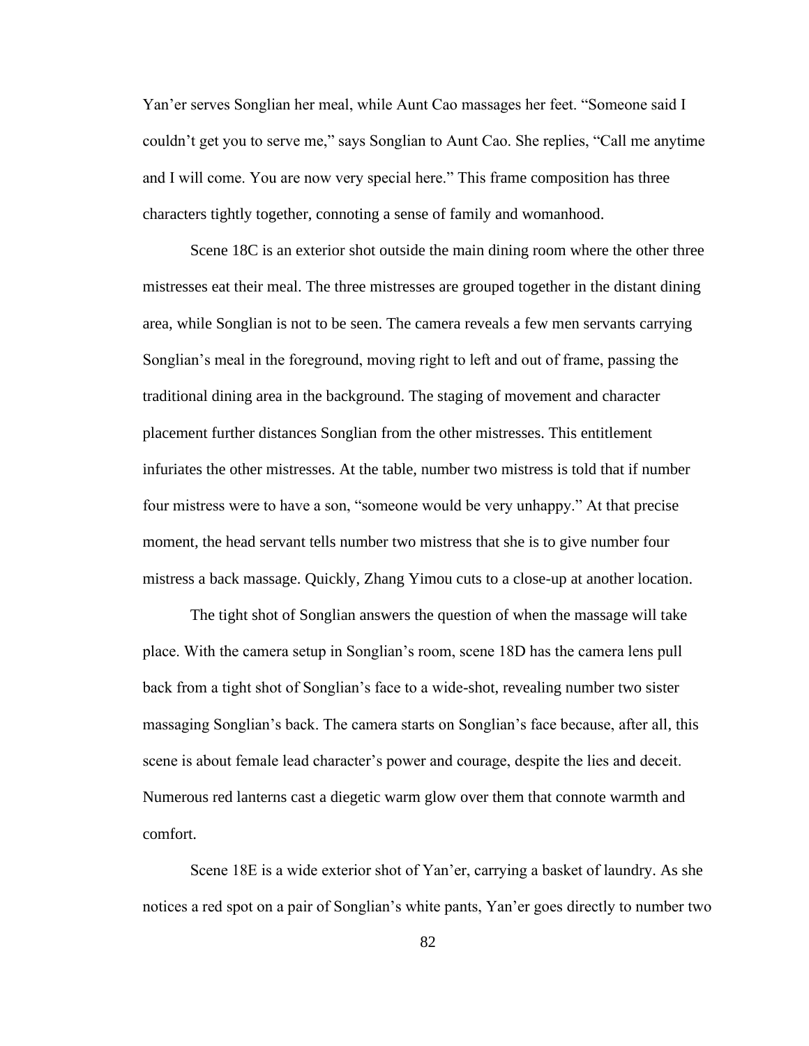Yan'er serves Songlian her meal, while Aunt Cao massages her feet. "Someone said I couldn't get you to serve me," says Songlian to Aunt Cao. She replies, "Call me anytime and I will come. You are now very special here." This frame composition has three characters tightly together, connoting a sense of family and womanhood.

Scene 18C is an exterior shot outside the main dining room where the other three mistresses eat their meal. The three mistresses are grouped together in the distant dining area, while Songlian is not to be seen. The camera reveals a few men servants carrying Songlian's meal in the foreground, moving right to left and out of frame, passing the traditional dining area in the background. The staging of movement and character placement further distances Songlian from the other mistresses. This entitlement infuriates the other mistresses. At the table, number two mistress is told that if number four mistress were to have a son, "someone would be very unhappy." At that precise moment, the head servant tells number two mistress that she is to give number four mistress a back massage. Quickly, Zhang Yimou cuts to a close-up at another location.

The tight shot of Songlian answers the question of when the massage will take place. With the camera setup in Songlian's room, scene 18D has the camera lens pull back from a tight shot of Songlian's face to a wide-shot, revealing number two sister massaging Songlian's back. The camera starts on Songlian's face because, after all, this scene is about female lead character's power and courage, despite the lies and deceit. Numerous red lanterns cast a diegetic warm glow over them that connote warmth and comfort.

Scene 18E is a wide exterior shot of Yan'er, carrying a basket of laundry. As she notices a red spot on a pair of Songlian's white pants, Yan'er goes directly to number two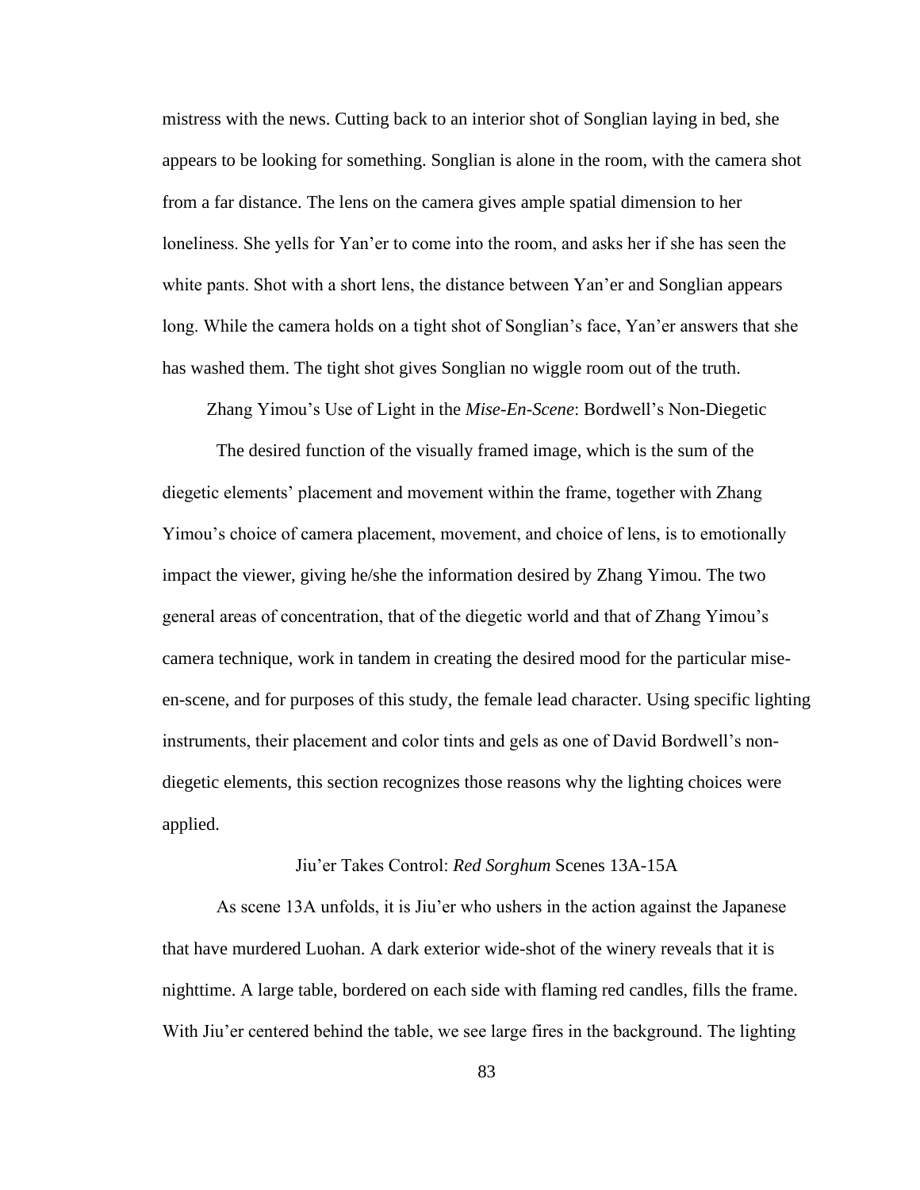mistress with the news. Cutting back to an interior shot of Songlian laying in bed, she appears to be looking for something. Songlian is alone in the room, with the camera shot from a far distance. The lens on the camera gives ample spatial dimension to her loneliness. She yells for Yan'er to come into the room, and asks her if she has seen the white pants. Shot with a short lens, the distance between Yan'er and Songlian appears long. While the camera holds on a tight shot of Songlian's face, Yan'er answers that she has washed them. The tight shot gives Songlian no wiggle room out of the truth.

## Zhang Yimou's Use of Light in the *Mise-En-Scene*: Bordwell's Non-Diegetic

The desired function of the visually framed image, which is the sum of the diegetic elements' placement and movement within the frame, together with Zhang Yimou's choice of camera placement, movement, and choice of lens, is to emotionally impact the viewer, giving he/she the information desired by Zhang Yimou. The two general areas of concentration, that of the diegetic world and that of Zhang Yimou's camera technique, work in tandem in creating the desired mood for the particular mise-en-scene, and for purposes of this study, the female lead character. Using specific lighting instruments, their placement and color tints and gels as one of David Bordwell's non-diegetic elements, this section recognizes those reasons why the lighting choices were applied.

### Jiu'er Takes Control: *Red Sorghum* Scenes 13A-15A

As scene 13A unfolds, it is Jiu'er who ushers in the action against the Japanese that have murdered Luohan. A dark exterior wide-shot of the winery reveals that it is nighttime. A large table, bordered on each side with flaming red candles, fills the frame. With Jiu'er centered behind the table, we see large fires in the background. The lighting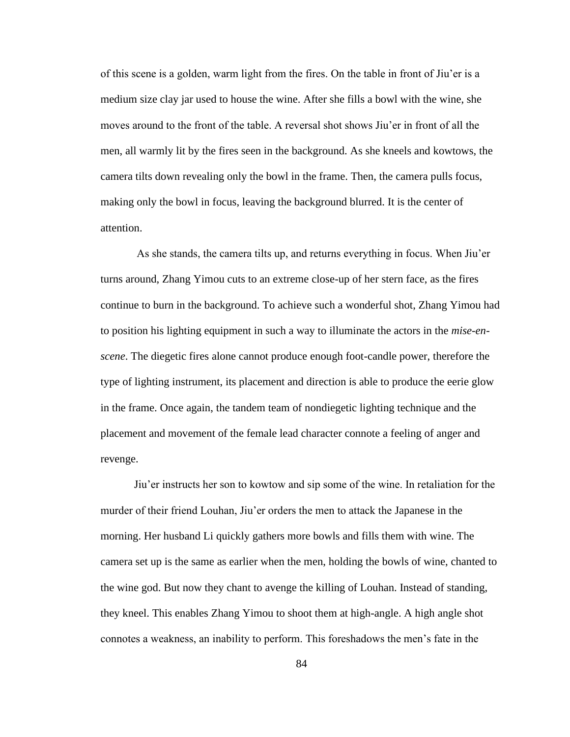of this scene is a golden, warm light from the fires. On the table in front of Jiu'er is a medium size clay jar used to house the wine. After she fills a bowl with the wine, she moves around to the front of the table. A reversal shot shows Jiu'er in front of all the men, all warmly lit by the fires seen in the background. As she kneels and kowtows, the camera tilts down revealing only the bowl in the frame. Then, the camera pulls focus, making only the bowl in focus, leaving the background blurred. It is the center of attention.

As she stands, the camera tilts up, and returns everything in focus. When Jiu'er turns around, Zhang Yimou cuts to an extreme close-up of her stern face, as the fires continue to burn in the background. To achieve such a wonderful shot, Zhang Yimou had to position his lighting equipment in such a way to illuminate the actors in the *mise-en-scene*. The diegetic fires alone cannot produce enough foot-candle power, therefore the type of lighting instrument, its placement and direction is able to produce the eerie glow in the frame. Once again, the tandem team of nondiegetic lighting technique and the placement and movement of the female lead character connote a feeling of anger and revenge.

Jiu'er instructs her son to kowtow and sip some of the wine. In retaliation for the murder of their friend Louhan, Jiu'er orders the men to attack the Japanese in the morning. Her husband Li quickly gathers more bowls and fills them with wine. The camera set up is the same as earlier when the men, holding the bowls of wine, chanted to the wine god. But now they chant to avenge the killing of Louhan. Instead of standing, they kneel. This enables Zhang Yimou to shoot them at high-angle. A high angle shot connotes a weakness, an inability to perform. This foreshadows the men's fate in the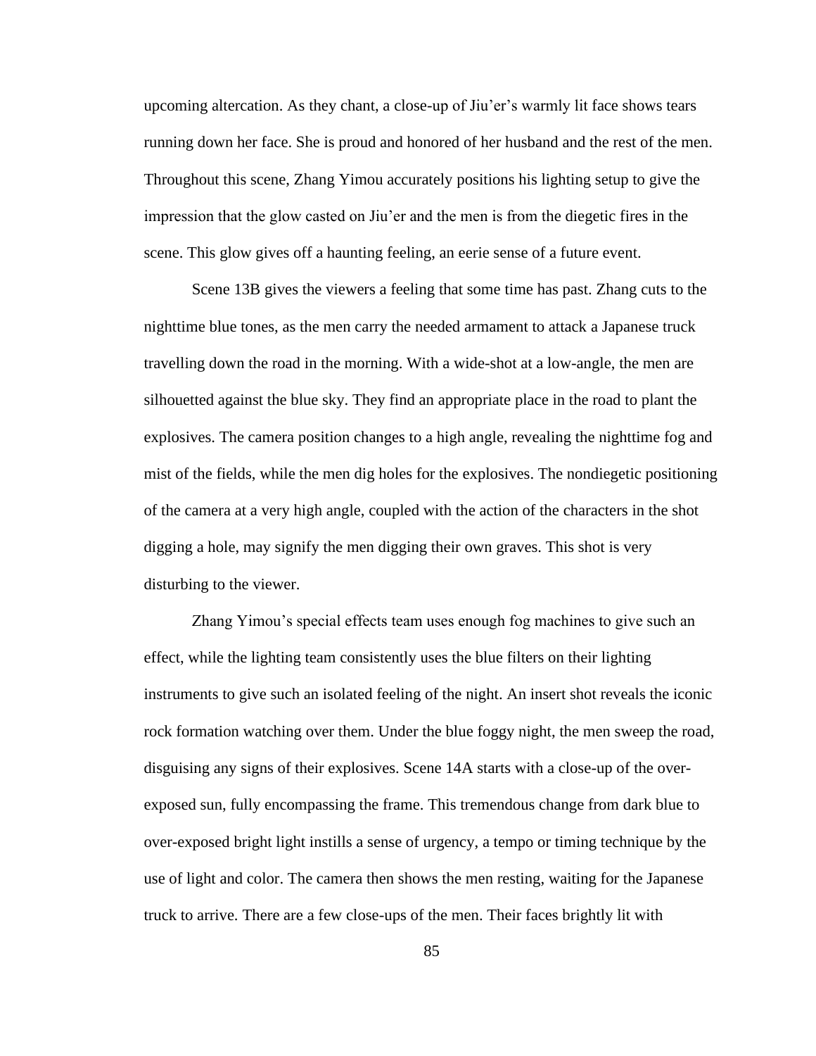upcoming altercation. As they chant, a close-up of Jiu'er's warmly lit face shows tears running down her face. She is proud and honored of her husband and the rest of the men. Throughout this scene, Zhang Yimou accurately positions his lighting setup to give the impression that the glow casted on Jiu'er and the men is from the diegetic fires in the scene. This glow gives off a haunting feeling, an eerie sense of a future event.

Scene 13B gives the viewers a feeling that some time has past. Zhang cuts to the nighttime blue tones, as the men carry the needed armament to attack a Japanese truck travelling down the road in the morning. With a wide-shot at a low-angle, the men are silhouetted against the blue sky. They find an appropriate place in the road to plant the explosives. The camera position changes to a high angle, revealing the nighttime fog and mist of the fields, while the men dig holes for the explosives. The nondiegetic positioning of the camera at a very high angle, coupled with the action of the characters in the shot digging a hole, may signify the men digging their own graves. This shot is very disturbing to the viewer.

Zhang Yimou's special effects team uses enough fog machines to give such an effect, while the lighting team consistently uses the blue filters on their lighting instruments to give such an isolated feeling of the night. An insert shot reveals the iconic rock formation watching over them. Under the blue foggy night, the men sweep the road, disguising any signs of their explosives. Scene 14A starts with a close-up of the over-exposed sun, fully encompassing the frame. This tremendous change from dark blue to over-exposed bright light instills a sense of urgency, a tempo or timing technique by the use of light and color. The camera then shows the men resting, waiting for the Japanese truck to arrive. There are a few close-ups of the men. Their faces brightly lit with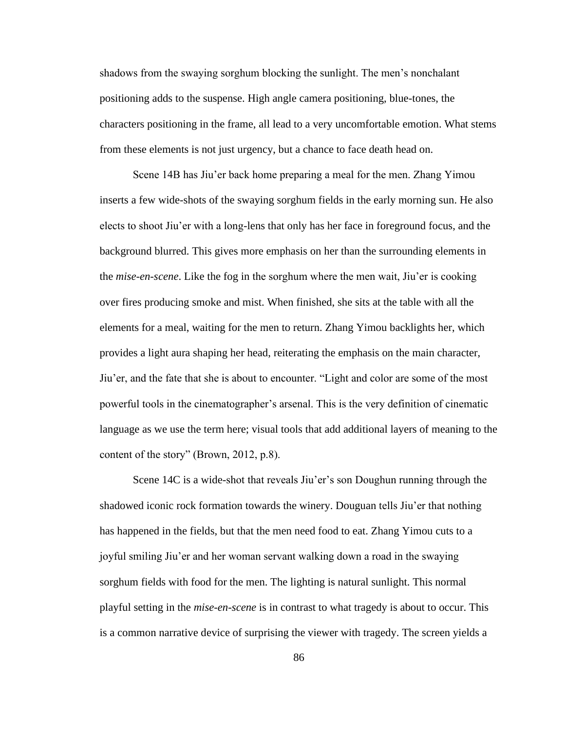shadows from the swaying sorghum blocking the sunlight. The men's nonchalant positioning adds to the suspense. High angle camera positioning, blue-tones, the characters positioning in the frame, all lead to a very uncomfortable emotion. What stems from these elements is not just urgency, but a chance to face death head on.

Scene 14B has Jiu'er back home preparing a meal for the men. Zhang Yimou inserts a few wide-shots of the swaying sorghum fields in the early morning sun. He also elects to shoot Jiu'er with a long-lens that only has her face in foreground focus, and the background blurred. This gives more emphasis on her than the surrounding elements in the *mise-en-scene*. Like the fog in the sorghum where the men wait, Jiu'er is cooking over fires producing smoke and mist. When finished, she sits at the table with all the elements for a meal, waiting for the men to return. Zhang Yimou backlights her, which provides a light aura shaping her head, reiterating the emphasis on the main character, Jiu'er, and the fate that she is about to encounter. "Light and color are some of the most powerful tools in the cinematographer's arsenal. This is the very definition of cinematic language as we use the term here; visual tools that add additional layers of meaning to the content of the story" (Brown, 2012, p.8).

Scene 14C is a wide-shot that reveals Jiu'er's son Doughun running through the shadowed iconic rock formation towards the winery. Douguan tells Jiu'er that nothing has happened in the fields, but that the men need food to eat. Zhang Yimou cuts to a joyful smiling Jiu'er and her woman servant walking down a road in the swaying sorghum fields with food for the men. The lighting is natural sunlight. This normal playful setting in the *mise-en-scene* is in contrast to what tragedy is about to occur. This is a common narrative device of surprising the viewer with tragedy. The screen yields a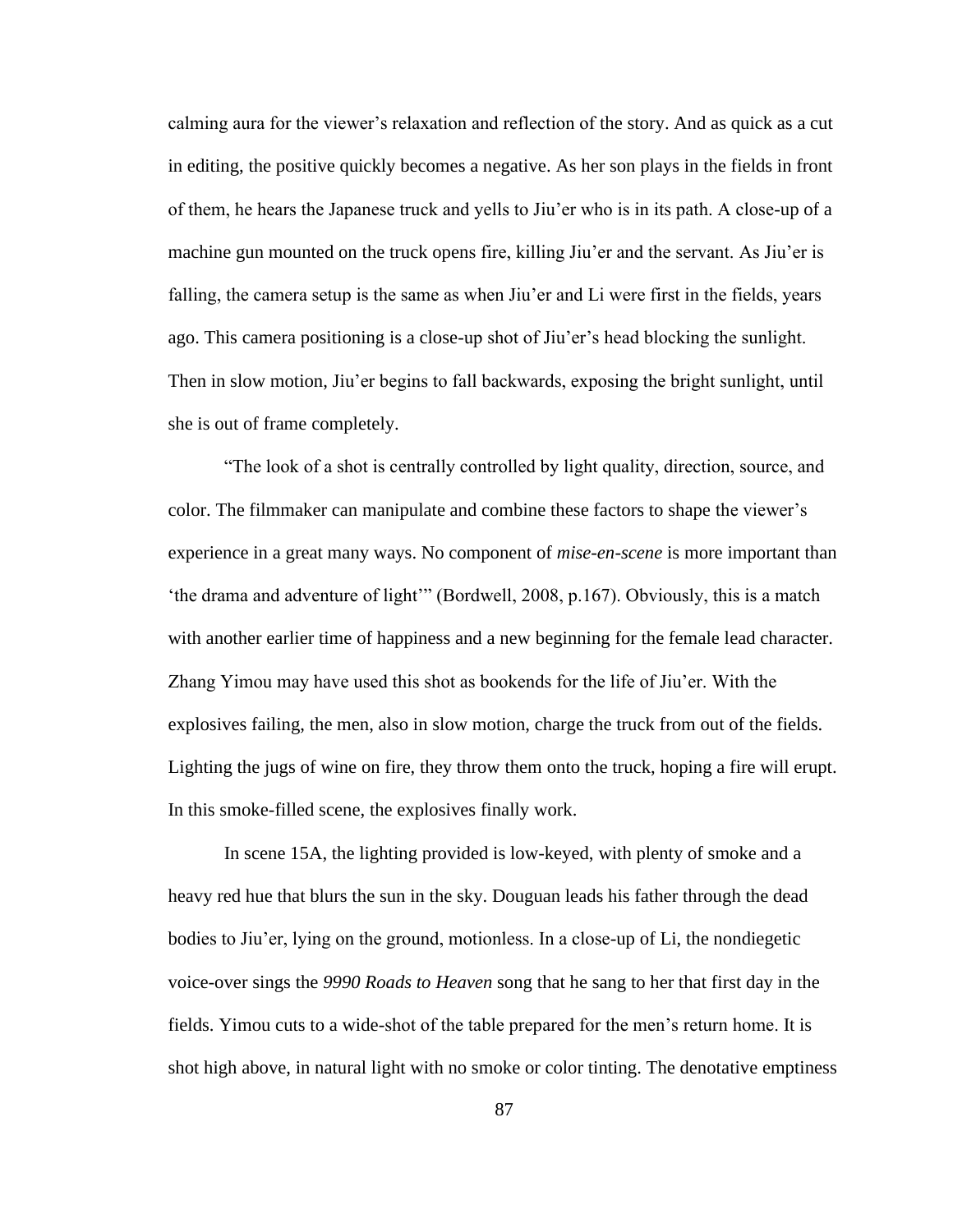calming aura for the viewer's relaxation and reflection of the story. And as quick as a cut in editing, the positive quickly becomes a negative. As her son plays in the fields in front of them, he hears the Japanese truck and yells to Jiu'er who is in its path. A close-up of a machine gun mounted on the truck opens fire, killing Jiu'er and the servant. As Jiu'er is falling, the camera setup is the same as when Jiu'er and Li were first in the fields, years ago. This camera positioning is a close-up shot of Jiu'er's head blocking the sunlight. Then in slow motion, Jiu'er begins to fall backwards, exposing the bright sunlight, until she is out of frame completely.

"The look of a shot is centrally controlled by light quality, direction, source, and color. The filmmaker can manipulate and combine these factors to shape the viewer's experience in a great many ways. No component of *mise-en-scene* is more important than 'the drama and adventure of light'" (Bordwell, 2008, p.167). Obviously, this is a match with another earlier time of happiness and a new beginning for the female lead character. Zhang Yimou may have used this shot as bookends for the life of Jiu'er. With the explosives failing, the men, also in slow motion, charge the truck from out of the fields. Lighting the jugs of wine on fire, they throw them onto the truck, hoping a fire will erupt. In this smoke-filled scene, the explosives finally work.

In scene 15A, the lighting provided is low-keyed, with plenty of smoke and a heavy red hue that blurs the sun in the sky. Douguan leads his father through the dead bodies to Jiu'er, lying on the ground, motionless. In a close-up of Li, the nondiegetic voice-over sings the *9990 Roads to Heaven* song that he sang to her that first day in the fields. Yimou cuts to a wide-shot of the table prepared for the men's return home. It is shot high above, in natural light with no smoke or color tinting. The denotative emptiness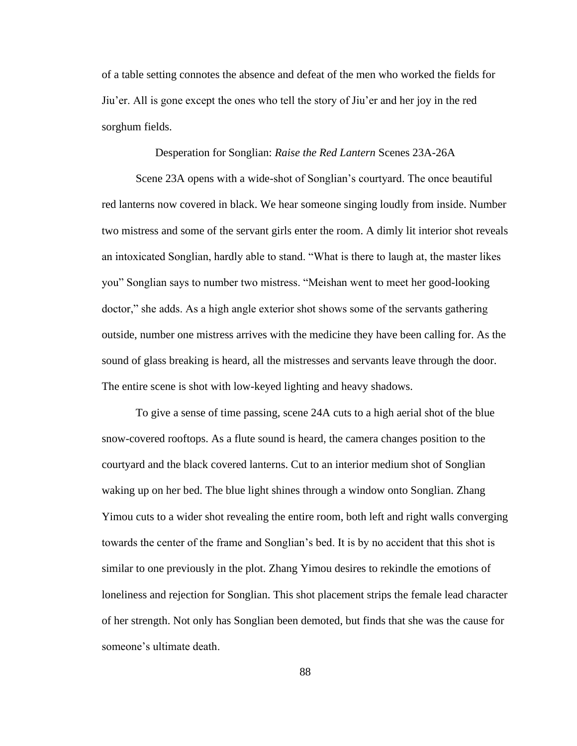of a table setting connotes the absence and defeat of the men who worked the fields for Jiu'er. All is gone except the ones who tell the story of Jiu'er and her joy in the red sorghum fields.

### Desperation for Songlian: *Raise the Red Lantern* Scenes 23A-26A

Scene 23A opens with a wide-shot of Songlian's courtyard. The once beautiful red lanterns now covered in black. We hear someone singing loudly from inside. Number two mistress and some of the servant girls enter the room. A dimly lit interior shot reveals an intoxicated Songlian, hardly able to stand. "What is there to laugh at, the master likes you" Songlian says to number two mistress. "Meishan went to meet her good-looking doctor," she adds. As a high angle exterior shot shows some of the servants gathering outside, number one mistress arrives with the medicine they have been calling for. As the sound of glass breaking is heard, all the mistresses and servants leave through the door. The entire scene is shot with low-keyed lighting and heavy shadows.

To give a sense of time passing, scene 24A cuts to a high aerial shot of the blue snow-covered rooftops. As a flute sound is heard, the camera changes position to the courtyard and the black covered lanterns. Cut to an interior medium shot of Songlian waking up on her bed. The blue light shines through a window onto Songlian. Zhang Yimou cuts to a wider shot revealing the entire room, both left and right walls converging towards the center of the frame and Songlian's bed. It is by no accident that this shot is similar to one previously in the plot. Zhang Yimou desires to rekindle the emotions of loneliness and rejection for Songlian. This shot placement strips the female lead character of her strength. Not only has Songlian been demoted, but finds that she was the cause for someone's ultimate death.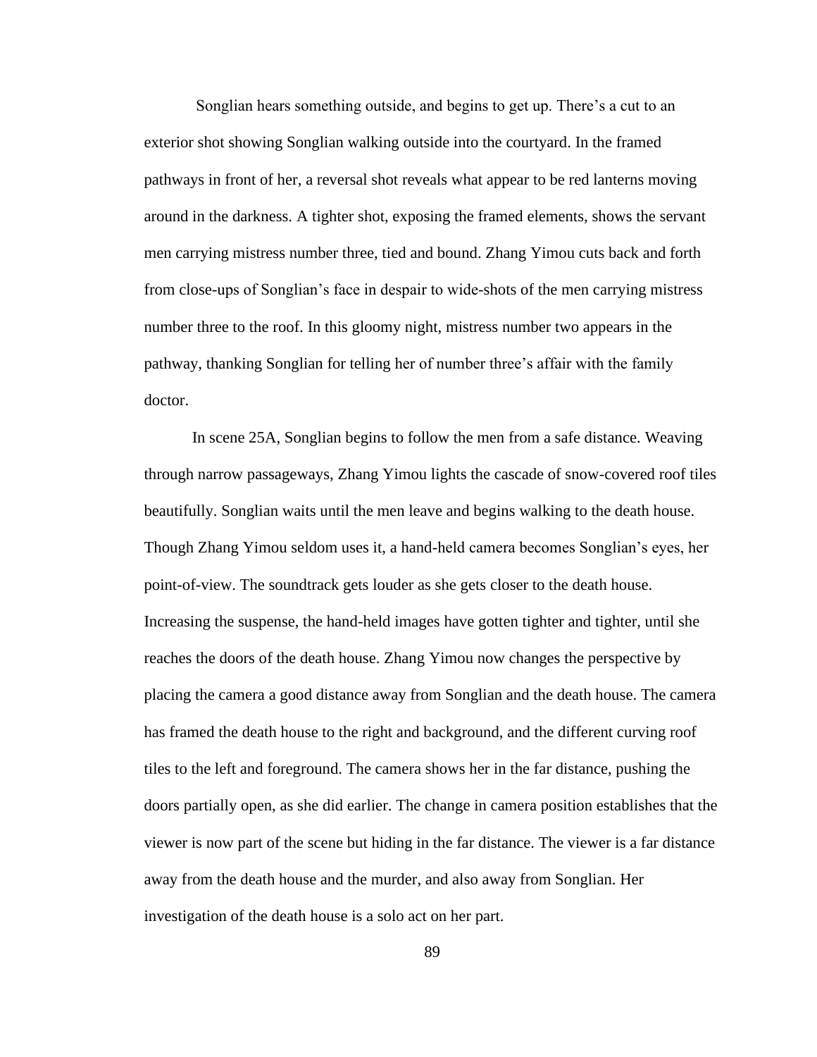Songlian hears something outside, and begins to get up. There's a cut to an exterior shot showing Songlian walking outside into the courtyard. In the framed pathways in front of her, a reversal shot reveals what appear to be red lanterns moving around in the darkness. A tighter shot, exposing the framed elements, shows the servant men carrying mistress number three, tied and bound. Zhang Yimou cuts back and forth from close-ups of Songlian's face in despair to wide-shots of the men carrying mistress number three to the roof. In this gloomy night, mistress number two appears in the pathway, thanking Songlian for telling her of number three's affair with the family doctor.

In scene 25A, Songlian begins to follow the men from a safe distance. Weaving through narrow passageways, Zhang Yimou lights the cascade of snow-covered roof tiles beautifully. Songlian waits until the men leave and begins walking to the death house. Though Zhang Yimou seldom uses it, a hand-held camera becomes Songlian's eyes, her point-of-view. The soundtrack gets louder as she gets closer to the death house. Increasing the suspense, the hand-held images have gotten tighter and tighter, until she reaches the doors of the death house. Zhang Yimou now changes the perspective by placing the camera a good distance away from Songlian and the death house. The camera has framed the death house to the right and background, and the different curving roof tiles to the left and foreground. The camera shows her in the far distance, pushing the doors partially open, as she did earlier. The change in camera position establishes that the viewer is now part of the scene but hiding in the far distance. The viewer is a far distance away from the death house and the murder, and also away from Songlian. Her investigation of the death house is a solo act on her part.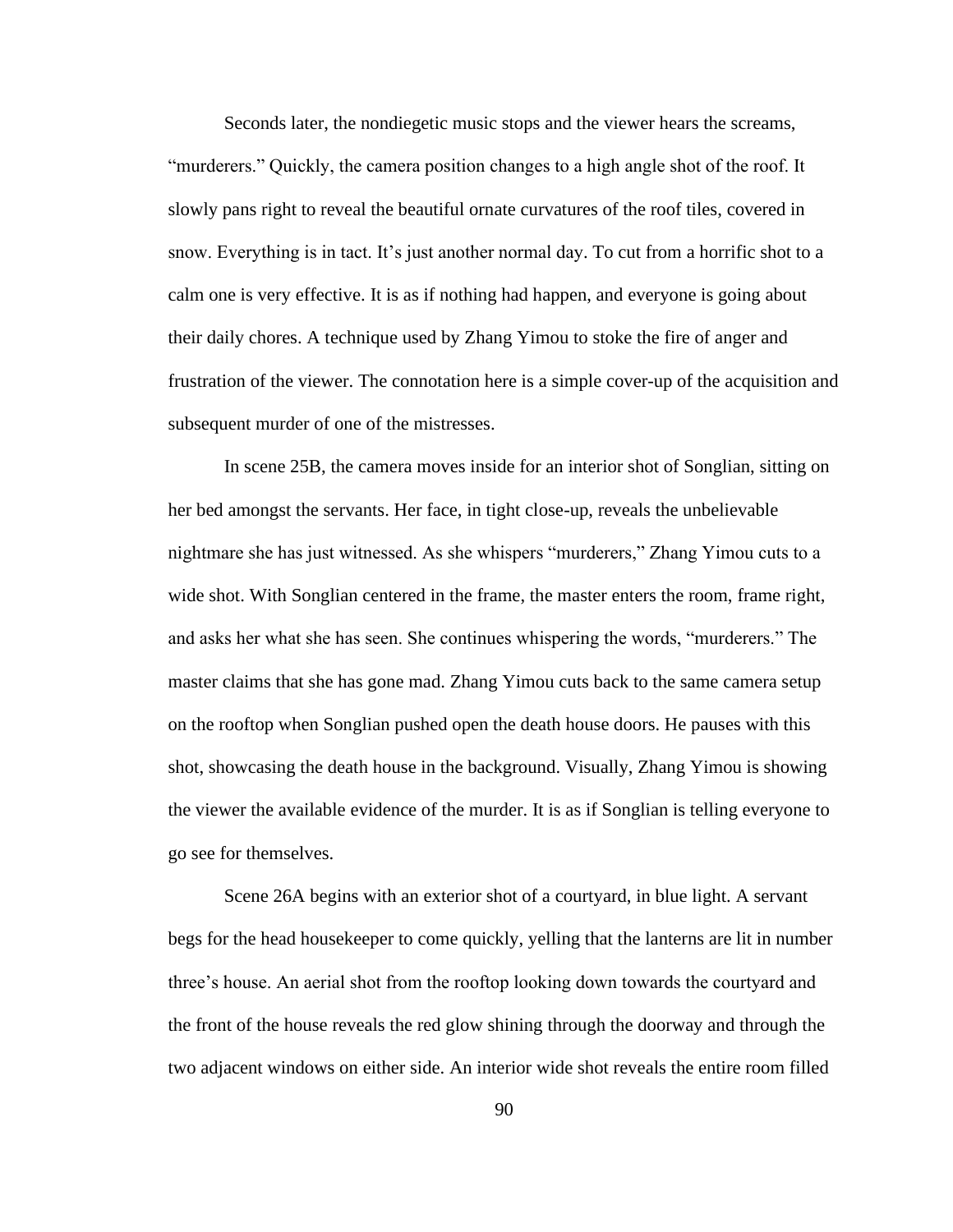Seconds later, the nondiegetic music stops and the viewer hears the screams, "murderers." Quickly, the camera position changes to a high angle shot of the roof. It slowly pans right to reveal the beautiful ornate curvatures of the roof tiles, covered in snow. Everything is in tact. It's just another normal day. To cut from a horrific shot to a calm one is very effective. It is as if nothing had happen, and everyone is going about their daily chores. A technique used by Zhang Yimou to stoke the fire of anger and frustration of the viewer. The connotation here is a simple cover-up of the acquisition and subsequent murder of one of the mistresses.

In scene 25B, the camera moves inside for an interior shot of Songlian, sitting on her bed amongst the servants. Her face, in tight close-up, reveals the unbelievable nightmare she has just witnessed. As she whispers "murderers," Zhang Yimou cuts to a wide shot. With Songlian centered in the frame, the master enters the room, frame right, and asks her what she has seen. She continues whispering the words, "murderers." The master claims that she has gone mad. Zhang Yimou cuts back to the same camera setup on the rooftop when Songlian pushed open the death house doors. He pauses with this shot, showcasing the death house in the background. Visually, Zhang Yimou is showing the viewer the available evidence of the murder. It is as if Songlian is telling everyone to go see for themselves.

Scene 26A begins with an exterior shot of a courtyard, in blue light. A servant begs for the head housekeeper to come quickly, yelling that the lanterns are lit in number three's house. An aerial shot from the rooftop looking down towards the courtyard and the front of the house reveals the red glow shining through the doorway and through the two adjacent windows on either side. An interior wide shot reveals the entire room filled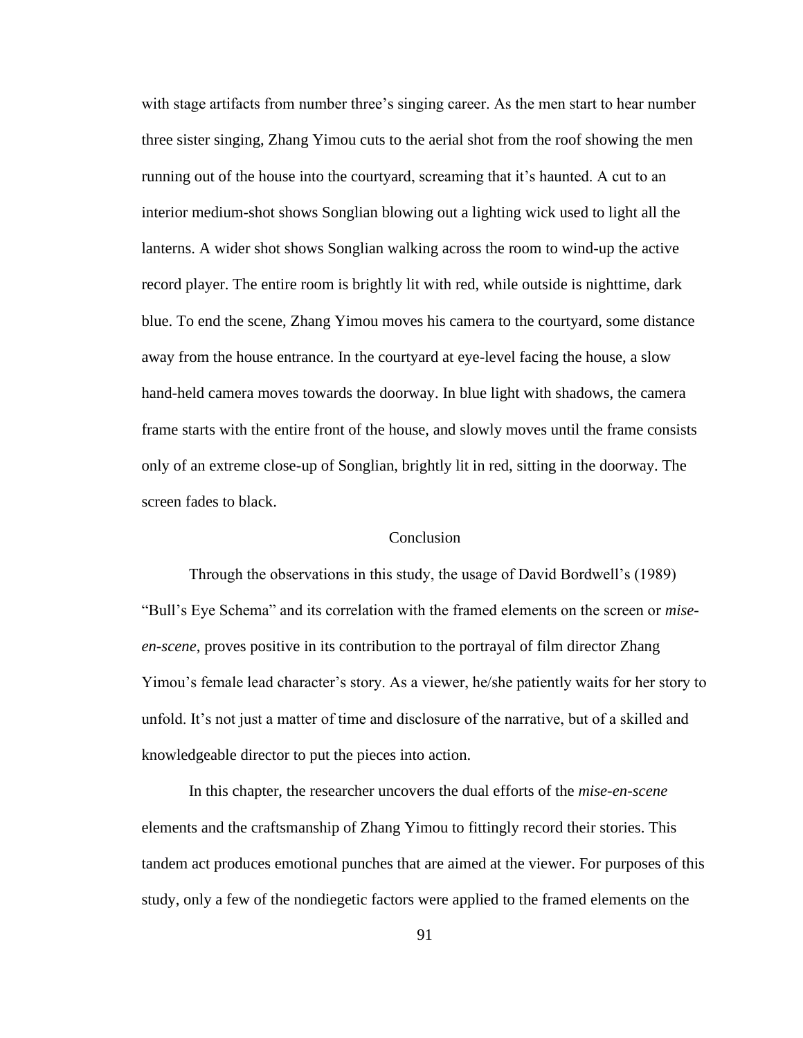with stage artifacts from number three's singing career. As the men start to hear number three sister singing, Zhang Yimou cuts to the aerial shot from the roof showing the men running out of the house into the courtyard, screaming that it's haunted. A cut to an interior medium-shot shows Songlian blowing out a lighting wick used to light all the lanterns. A wider shot shows Songlian walking across the room to wind-up the active record player. The entire room is brightly lit with red, while outside is nighttime, dark blue. To end the scene, Zhang Yimou moves his camera to the courtyard, some distance away from the house entrance. In the courtyard at eye-level facing the house, a slow hand-held camera moves towards the doorway. In blue light with shadows, the camera frame starts with the entire front of the house, and slowly moves until the frame consists only of an extreme close-up of Songlian, brightly lit in red, sitting in the doorway. The screen fades to black.

## Conclusion

Through the observations in this study, the usage of David Bordwell's (1989) "Bull's Eye Schema" and its correlation with the framed elements on the screen or *mise-en-scene*, proves positive in its contribution to the portrayal of film director Zhang Yimou's female lead character's story. As a viewer, he/she patiently waits for her story to unfold. It's not just a matter of time and disclosure of the narrative, but of a skilled and knowledgeable director to put the pieces into action.

In this chapter, the researcher uncovers the dual efforts of the *mise-en-scene* elements and the craftsmanship of Zhang Yimou to fittingly record their stories. This tandem act produces emotional punches that are aimed at the viewer. For purposes of this study, only a few of the nondiegetic factors were applied to the framed elements on the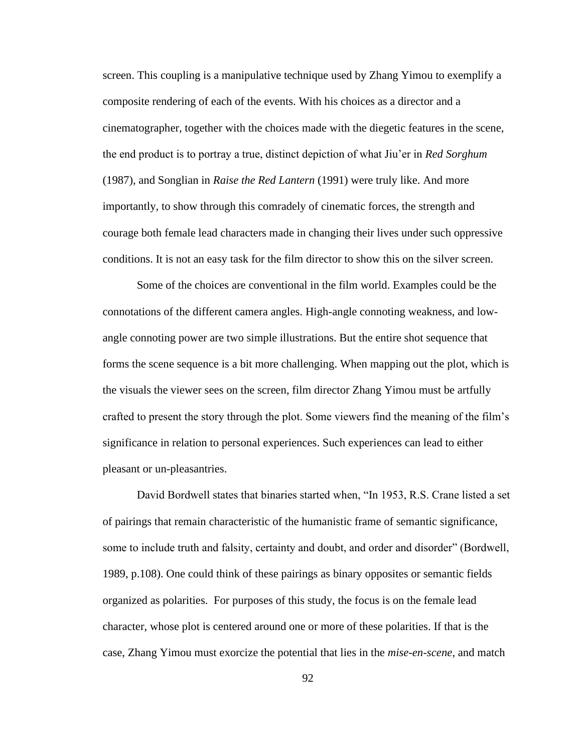screen. This coupling is a manipulative technique used by Zhang Yimou to exemplify a composite rendering of each of the events. With his choices as a director and a cinematographer, together with the choices made with the diegetic features in the scene, the end product is to portray a true, distinct depiction of what Jiu'er in *Red Sorghum* (1987), and Songlian in *Raise the Red Lantern* (1991) were truly like. And more importantly, to show through this comradely of cinematic forces, the strength and courage both female lead characters made in changing their lives under such oppressive conditions. It is not an easy task for the film director to show this on the silver screen.

Some of the choices are conventional in the film world. Examples could be the connotations of the different camera angles. High-angle connoting weakness, and low-angle connoting power are two simple illustrations. But the entire shot sequence that forms the scene sequence is a bit more challenging. When mapping out the plot, which is the visuals the viewer sees on the screen, film director Zhang Yimou must be artfully crafted to present the story through the plot. Some viewers find the meaning of the film's significance in relation to personal experiences. Such experiences can lead to either pleasant or un-pleasantries.

David Bordwell states that binaries started when, "In 1953, R.S. Crane listed a set of pairings that remain characteristic of the humanistic frame of semantic significance, some to include truth and falsity, certainty and doubt, and order and disorder" (Bordwell, 1989, p.108). One could think of these pairings as binary opposites or semantic fields organized as polarities. For purposes of this study, the focus is on the female lead character, whose plot is centered around one or more of these polarities. If that is the case, Zhang Yimou must exorcize the potential that lies in the *mise-en-scene*, and match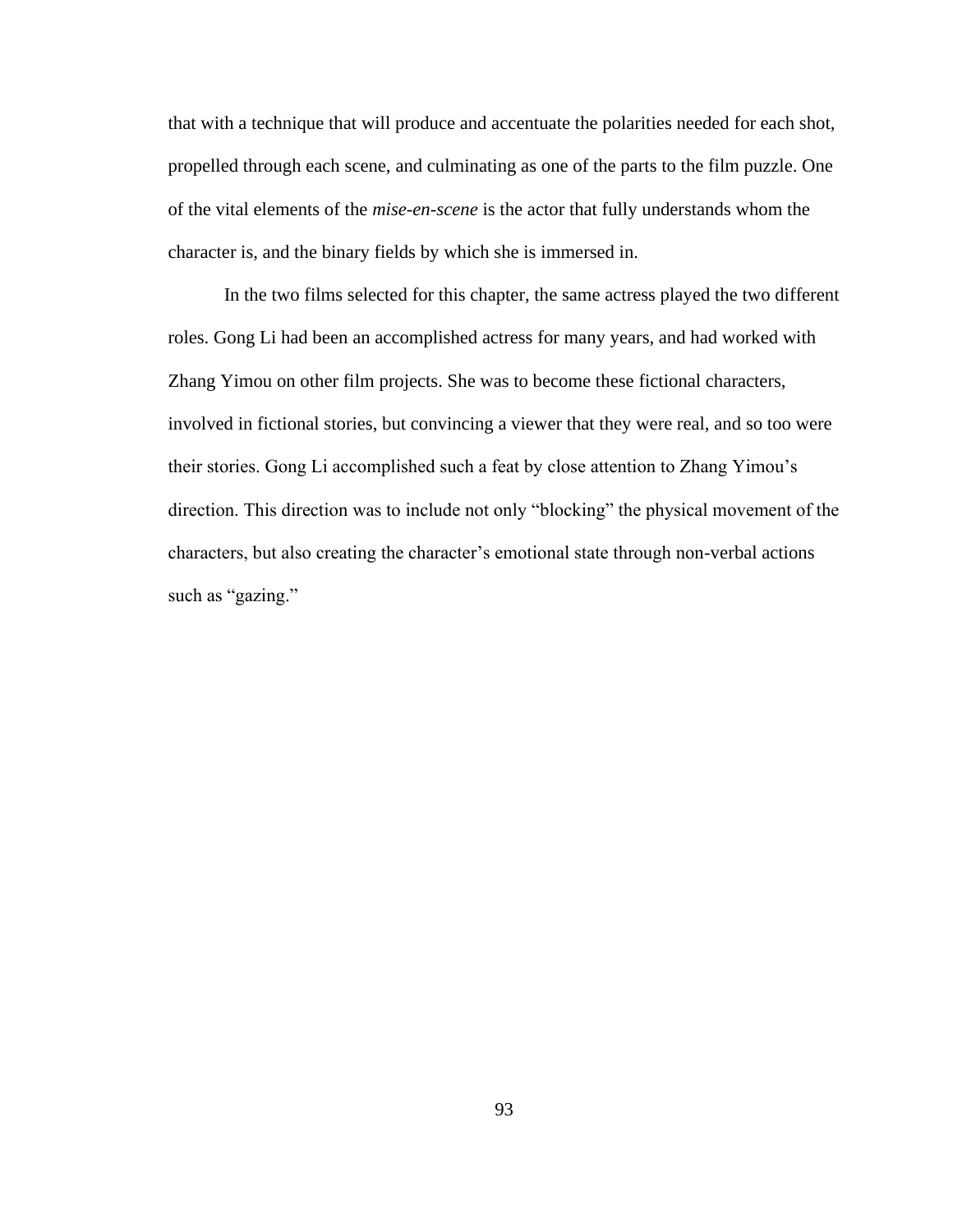that with a technique that will produce and accentuate the polarities needed for each shot, propelled through each scene, and culminating as one of the parts to the film puzzle. One of the vital elements of the *mise-en-scene* is the actor that fully understands whom the character is, and the binary fields by which she is immersed in.

In the two films selected for this chapter, the same actress played the two different roles. Gong Li had been an accomplished actress for many years, and had worked with Zhang Yimou on other film projects. She was to become these fictional characters, involved in fictional stories, but convincing a viewer that they were real, and so too were their stories. Gong Li accomplished such a feat by close attention to Zhang Yimou's direction. This direction was to include not only "blocking" the physical movement of the characters, but also creating the character's emotional state through non-verbal actions such as "gazing."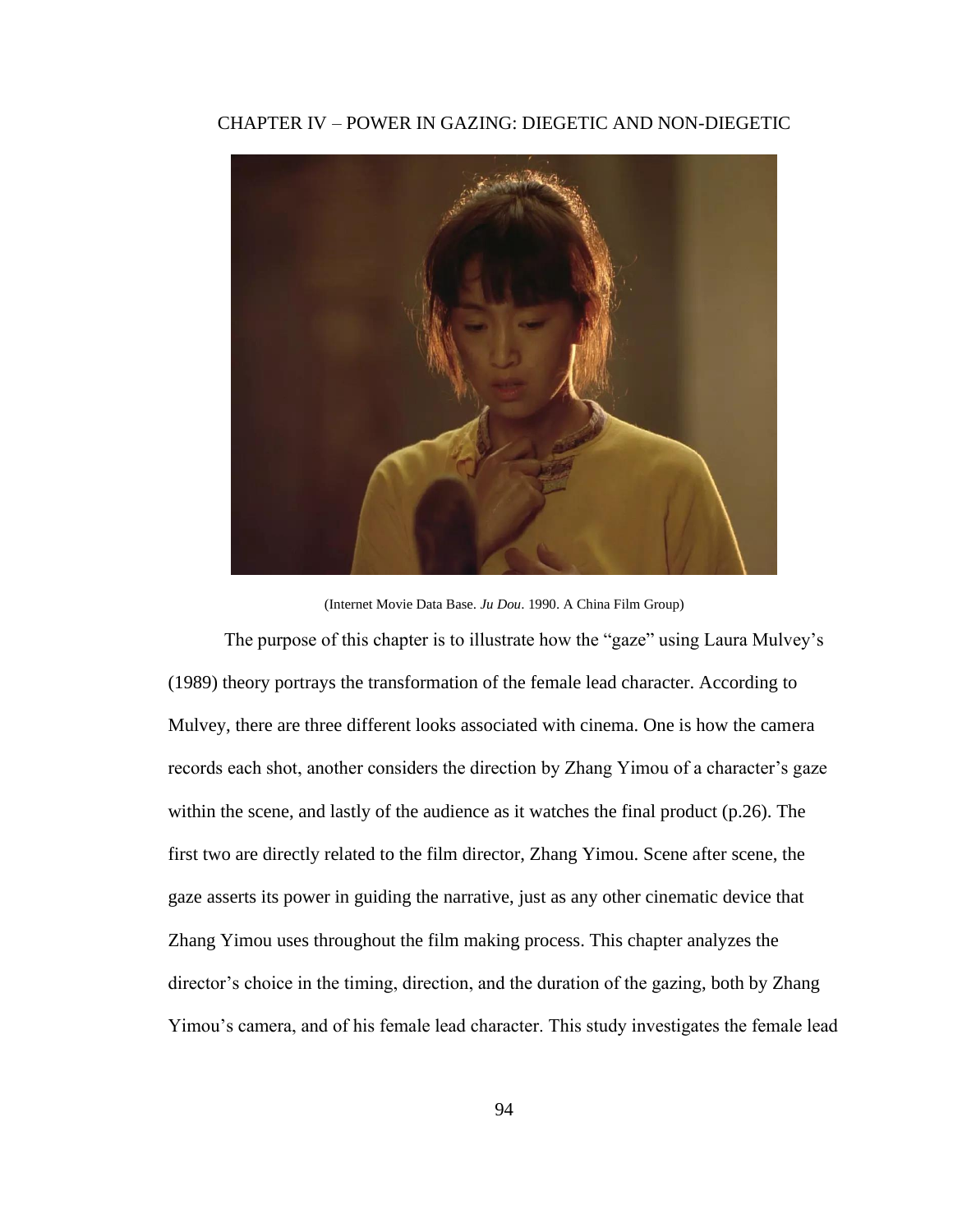# CHAPTER IV – POWER IN GAZING: DIEGETIC AND NON-DIEGETIC

(Internet Movie Data Base. *Ju Dou*. 1990. A China Film Group)

The purpose of this chapter is to illustrate how the "gaze" using Laura Mulvey's (1989) theory portrays the transformation of the female lead character. According to Mulvey, there are three different looks associated with cinema. One is how the camera records each shot, another considers the direction by Zhang Yimou of a character's gaze within the scene, and lastly of the audience as it watches the final product (p.26). The first two are directly related to the film director, Zhang Yimou. Scene after scene, the gaze asserts its power in guiding the narrative, just as any other cinematic device that Zhang Yimou uses throughout the film making process. This chapter analyzes the director's choice in the timing, direction, and the duration of the gazing, both by Zhang Yimou's camera, and of his female lead character. This study investigates the female lead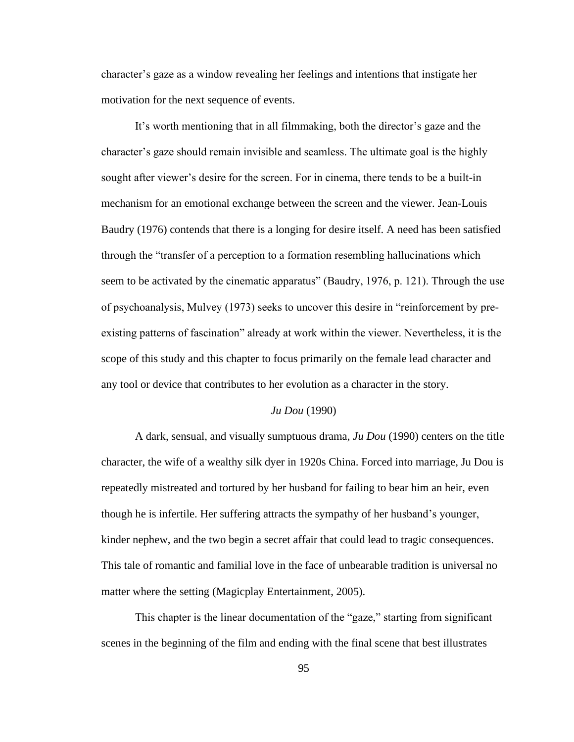character's gaze as a window revealing her feelings and intentions that instigate her motivation for the next sequence of events.

It's worth mentioning that in all filmmaking, both the director's gaze and the character's gaze should remain invisible and seamless. The ultimate goal is the highly sought after viewer's desire for the screen. For in cinema, there tends to be a built-in mechanism for an emotional exchange between the screen and the viewer. Jean-Louis Baudry (1976) contends that there is a longing for desire itself. A need has been satisfied through the "transfer of a perception to a formation resembling hallucinations which seem to be activated by the cinematic apparatus" (Baudry, 1976, p. 121). Through the use of psychoanalysis, Mulvey (1973) seeks to uncover this desire in "reinforcement by pre-existing patterns of fascination" already at work within the viewer. Nevertheless, it is the scope of this study and this chapter to focus primarily on the female lead character and any tool or device that contributes to her evolution as a character in the story.

## *Ju Dou* (1990)

A dark, sensual, and visually sumptuous drama, *Ju Dou* (1990) centers on the title character, the wife of a wealthy silk dyer in 1920s China. Forced into marriage, Ju Dou is repeatedly mistreated and tortured by her husband for failing to bear him an heir, even though he is infertile. Her suffering attracts the sympathy of her husband's younger, kinder nephew, and the two begin a secret affair that could lead to tragic consequences. This tale of romantic and familial love in the face of unbearable tradition is universal no matter where the setting (Magicplay Entertainment, 2005).

This chapter is the linear documentation of the "gaze," starting from significant scenes in the beginning of the film and ending with the final scene that best illustrates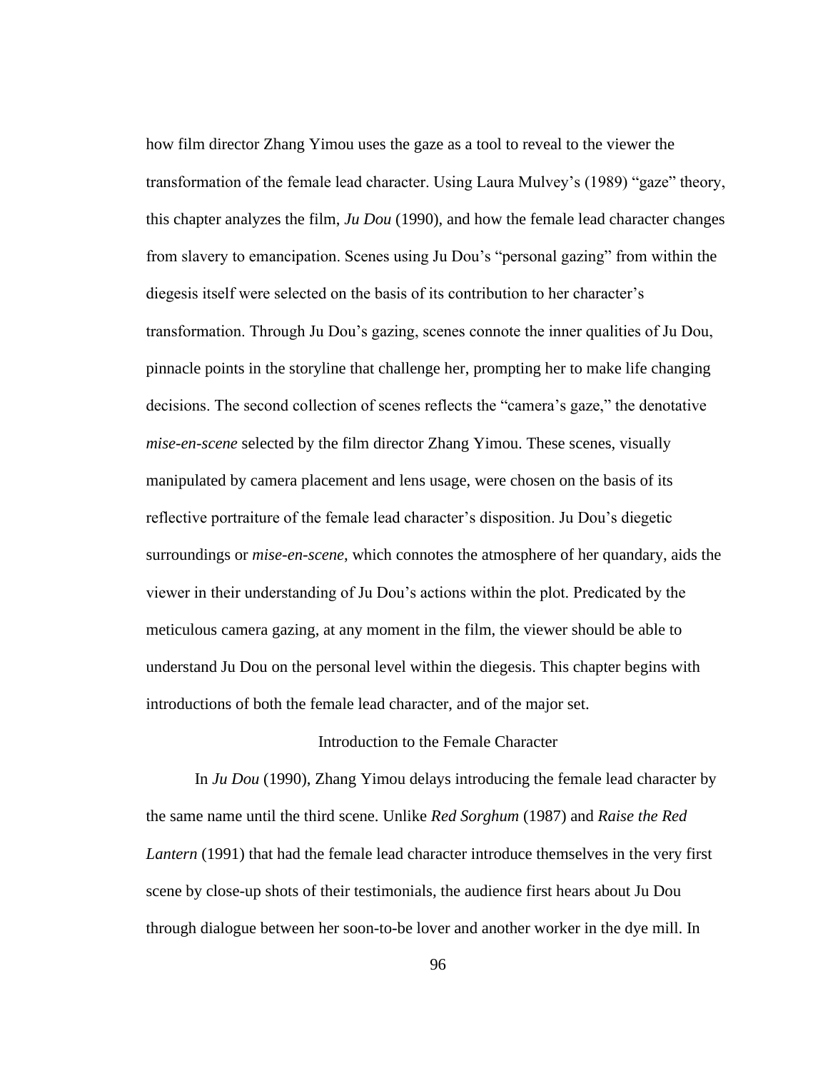how film director Zhang Yimou uses the gaze as a tool to reveal to the viewer the transformation of the female lead character. Using Laura Mulvey's (1989) "gaze" theory, this chapter analyzes the film, *Ju Dou* (1990), and how the female lead character changes from slavery to emancipation. Scenes using Ju Dou's "personal gazing" from within the diegesis itself were selected on the basis of its contribution to her character's transformation. Through Ju Dou's gazing, scenes connote the inner qualities of Ju Dou, pinnacle points in the storyline that challenge her, prompting her to make life changing decisions. The second collection of scenes reflects the "camera's gaze," the denotative *mise-en-scene* selected by the film director Zhang Yimou. These scenes, visually manipulated by camera placement and lens usage, were chosen on the basis of its reflective portraiture of the female lead character's disposition. Ju Dou's diegetic surroundings or *mise-en-scene*, which connotes the atmosphere of her quandary, aids the viewer in their understanding of Ju Dou's actions within the plot. Predicated by the meticulous camera gazing, at any moment in the film, the viewer should be able to understand Ju Dou on the personal level within the diegesis. This chapter begins with introductions of both the female lead character, and of the major set.

## Introduction to the Female Character

In *Ju Dou* (1990), Zhang Yimou delays introducing the female lead character by the same name until the third scene. Unlike *Red Sorghum* (1987) and *Raise the Red Lantern* (1991) that had the female lead character introduce themselves in the very first scene by close-up shots of their testimonials, the audience first hears about Ju Dou through dialogue between her soon-to-be lover and another worker in the dye mill. In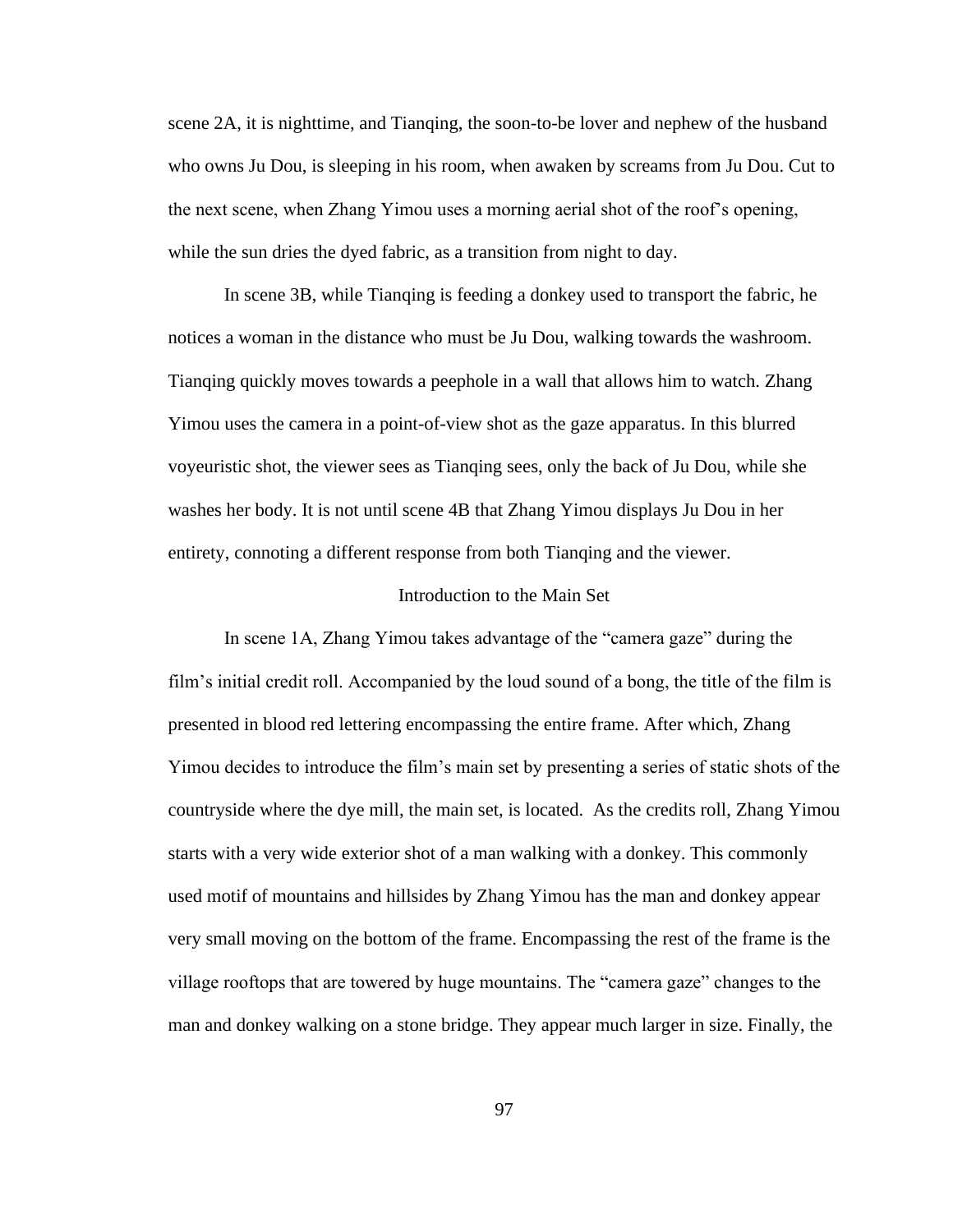scene 2A, it is nighttime, and Tianqing, the soon-to-be lover and nephew of the husband who owns Ju Dou, is sleeping in his room, when awaken by screams from Ju Dou. Cut to the next scene, when Zhang Yimou uses a morning aerial shot of the roof's opening, while the sun dries the dyed fabric, as a transition from night to day.

In scene 3B, while Tianqing is feeding a donkey used to transport the fabric, he notices a woman in the distance who must be Ju Dou, walking towards the washroom. Tianqing quickly moves towards a peephole in a wall that allows him to watch. Zhang Yimou uses the camera in a point-of-view shot as the gaze apparatus. In this blurred voyeuristic shot, the viewer sees as Tianqing sees, only the back of Ju Dou, while she washes her body. It is not until scene 4B that Zhang Yimou displays Ju Dou in her entirety, connoting a different response from both Tianqing and the viewer.

## Introduction to the Main Set

In scene 1A, Zhang Yimou takes advantage of the "camera gaze" during the film's initial credit roll. Accompanied by the loud sound of a bong, the title of the film is presented in blood red lettering encompassing the entire frame. After which, Zhang Yimou decides to introduce the film's main set by presenting a series of static shots of the countryside where the dye mill, the main set, is located. As the credits roll, Zhang Yimou starts with a very wide exterior shot of a man walking with a donkey. This commonly used motif of mountains and hillsides by Zhang Yimou has the man and donkey appear very small moving on the bottom of the frame. Encompassing the rest of the frame is the village rooftops that are towered by huge mountains. The "camera gaze" changes to the man and donkey walking on a stone bridge. They appear much larger in size. Finally, the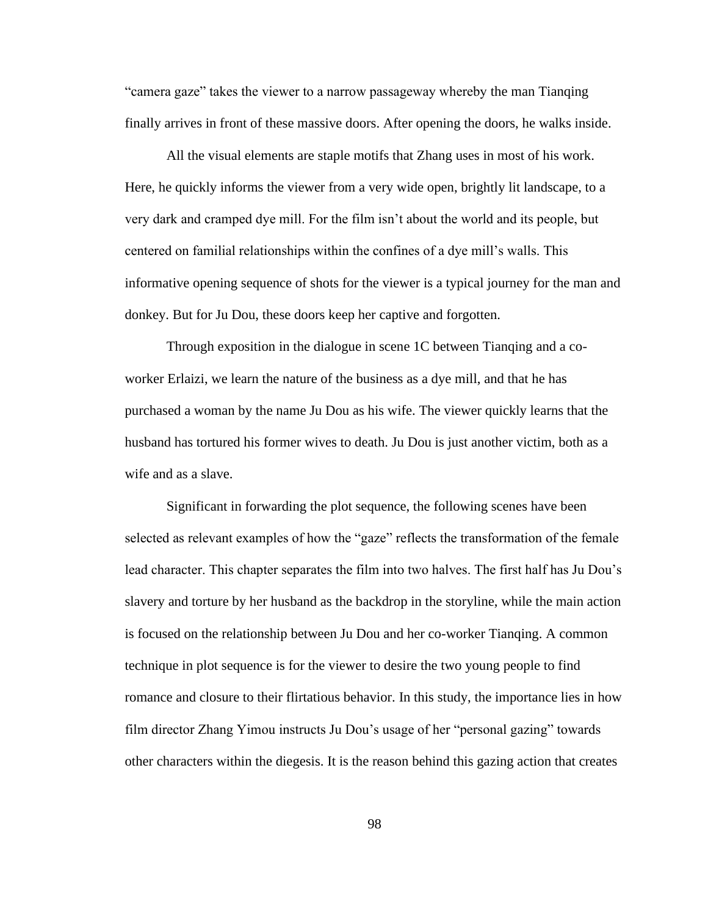“camera gaze” takes the viewer to a narrow passageway whereby the man Tianqing finally arrives in front of these massive doors. After opening the doors, he walks inside.

All the visual elements are staple motifs that Zhang uses in most of his work. Here, he quickly informs the viewer from a very wide open, brightly lit landscape, to a very dark and cramped dye mill. For the film isn’t about the world and its people, but centered on familial relationships within the confines of a dye mill’s walls. This informative opening sequence of shots for the viewer is a typical journey for the man and donkey. But for Ju Dou, these doors keep her captive and forgotten.

Through exposition in the dialogue in scene 1C between Tianqing and a co-worker Erlaizi, we learn the nature of the business as a dye mill, and that he has purchased a woman by the name Ju Dou as his wife. The viewer quickly learns that the husband has tortured his former wives to death. Ju Dou is just another victim, both as a wife and as a slave.

Significant in forwarding the plot sequence, the following scenes have been selected as relevant examples of how the “gaze” reflects the transformation of the female lead character. This chapter separates the film into two halves. The first half has Ju Dou’s slavery and torture by her husband as the backdrop in the storyline, while the main action is focused on the relationship between Ju Dou and her co-worker Tianqing. A common technique in plot sequence is for the viewer to desire the two young people to find romance and closure to their flirtatious behavior. In this study, the importance lies in how film director Zhang Yimou instructs Ju Dou’s usage of her “personal gazing” towards other characters within the diegesis. It is the reason behind this gazing action that creates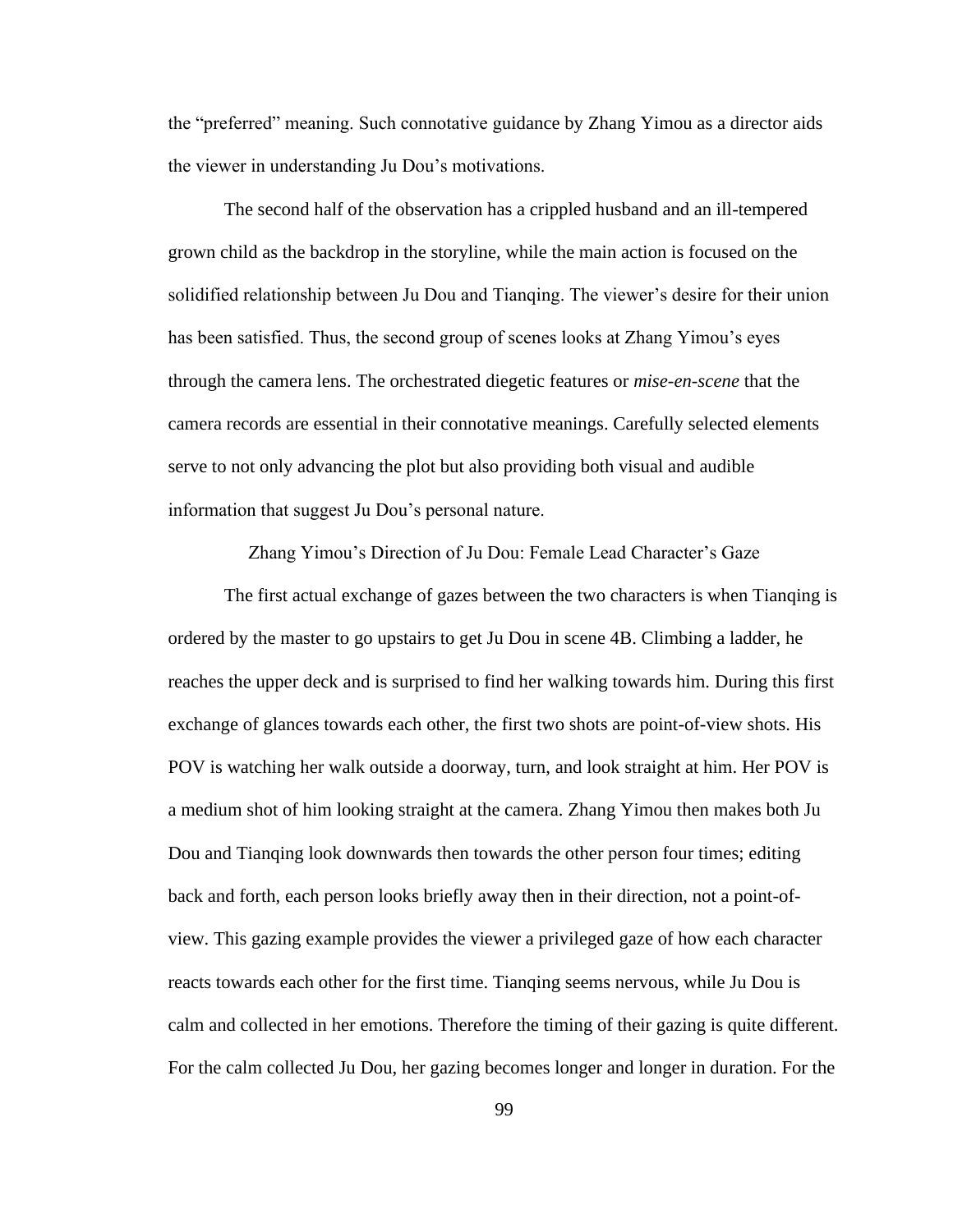the "preferred" meaning. Such connotative guidance by Zhang Yimou as a director aids the viewer in understanding Ju Dou's motivations.

The second half of the observation has a crippled husband and an ill-tempered grown child as the backdrop in the storyline, while the main action is focused on the solidified relationship between Ju Dou and Tianqing. The viewer's desire for their union has been satisfied. Thus, the second group of scenes looks at Zhang Yimou's eyes through the camera lens. The orchestrated diegetic features or *mise-en-scene* that the camera records are essential in their connotative meanings. Carefully selected elements serve to not only advancing the plot but also providing both visual and audible information that suggest Ju Dou's personal nature.

## Zhang Yimou's Direction of Ju Dou: Female Lead Character's Gaze

The first actual exchange of gazes between the two characters is when Tianqing is ordered by the master to go upstairs to get Ju Dou in scene 4B. Climbing a ladder, he reaches the upper deck and is surprised to find her walking towards him. During this first exchange of glances towards each other, the first two shots are point-of-view shots. His POV is watching her walk outside a doorway, turn, and look straight at him. Her POV is a medium shot of him looking straight at the camera. Zhang Yimou then makes both Ju Dou and Tianqing look downwards then towards the other person four times; editing back and forth, each person looks briefly away then in their direction, not a point-of-view. This gazing example provides the viewer a privileged gaze of how each character reacts towards each other for the first time. Tianqing seems nervous, while Ju Dou is calm and collected in her emotions. Therefore the timing of their gazing is quite different. For the calm collected Ju Dou, her gazing becomes longer and longer in duration. For the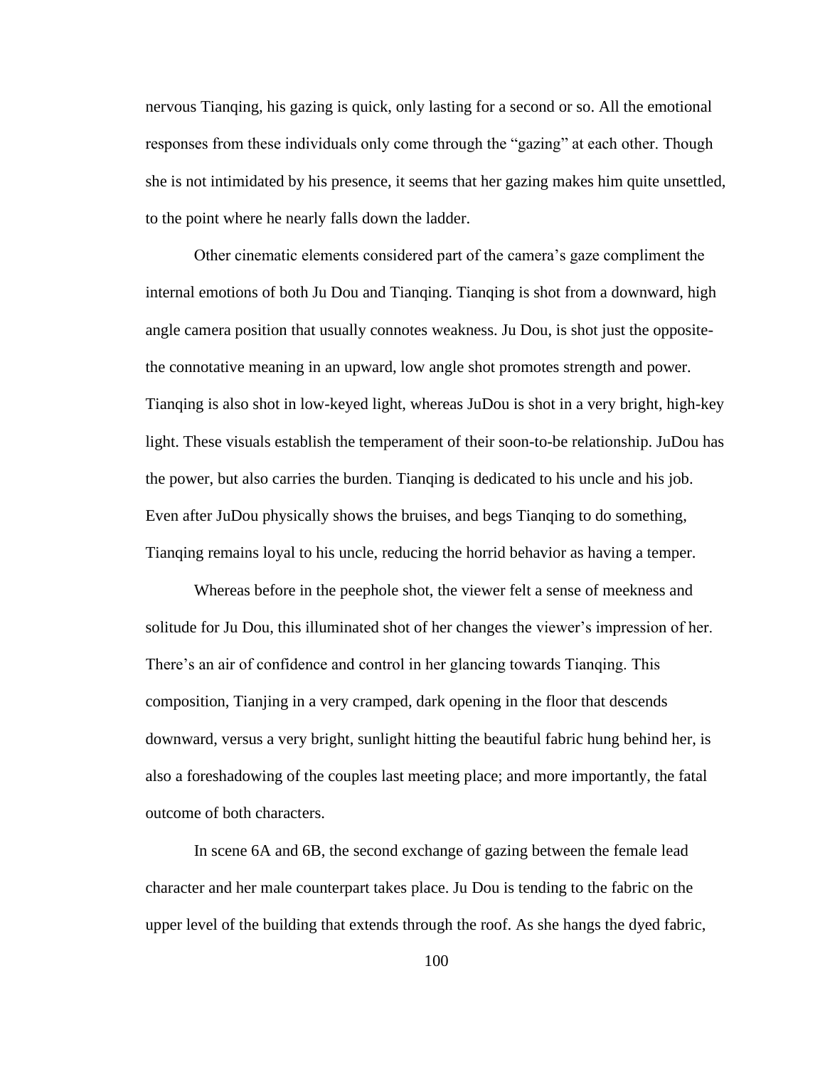nervous Tianqing, his gazing is quick, only lasting for a second or so. All the emotional responses from these individuals only come through the “gazing” at each other. Though she is not intimidated by his presence, it seems that her gazing makes him quite unsettled, to the point where he nearly falls down the ladder.

Other cinematic elements considered part of the camera’s gaze compliment the internal emotions of both Ju Dou and Tianqing. Tianqing is shot from a downward, high angle camera position that usually connotes weakness. Ju Dou, is shot just the opposite-the connotative meaning in an upward, low angle shot promotes strength and power. Tianqing is also shot in low-keyed light, whereas JuDou is shot in a very bright, high-key light. These visuals establish the temperament of their soon-to-be relationship. JuDou has the power, but also carries the burden. Tianqing is dedicated to his uncle and his job. Even after JuDou physically shows the bruises, and begs Tianqing to do something, Tianqing remains loyal to his uncle, reducing the horrid behavior as having a temper.

Whereas before in the peephole shot, the viewer felt a sense of meekness and solitude for Ju Dou, this illuminated shot of her changes the viewer’s impression of her. There’s an air of confidence and control in her glancing towards Tianqing. This composition, Tianjing in a very cramped, dark opening in the floor that descends downward, versus a very bright, sunlight hitting the beautiful fabric hung behind her, is also a foreshadowing of the couples last meeting place; and more importantly, the fatal outcome of both characters.

In scene 6A and 6B, the second exchange of gazing between the female lead character and her male counterpart takes place. Ju Dou is tending to the fabric on the upper level of the building that extends through the roof. As she hangs the dyed fabric,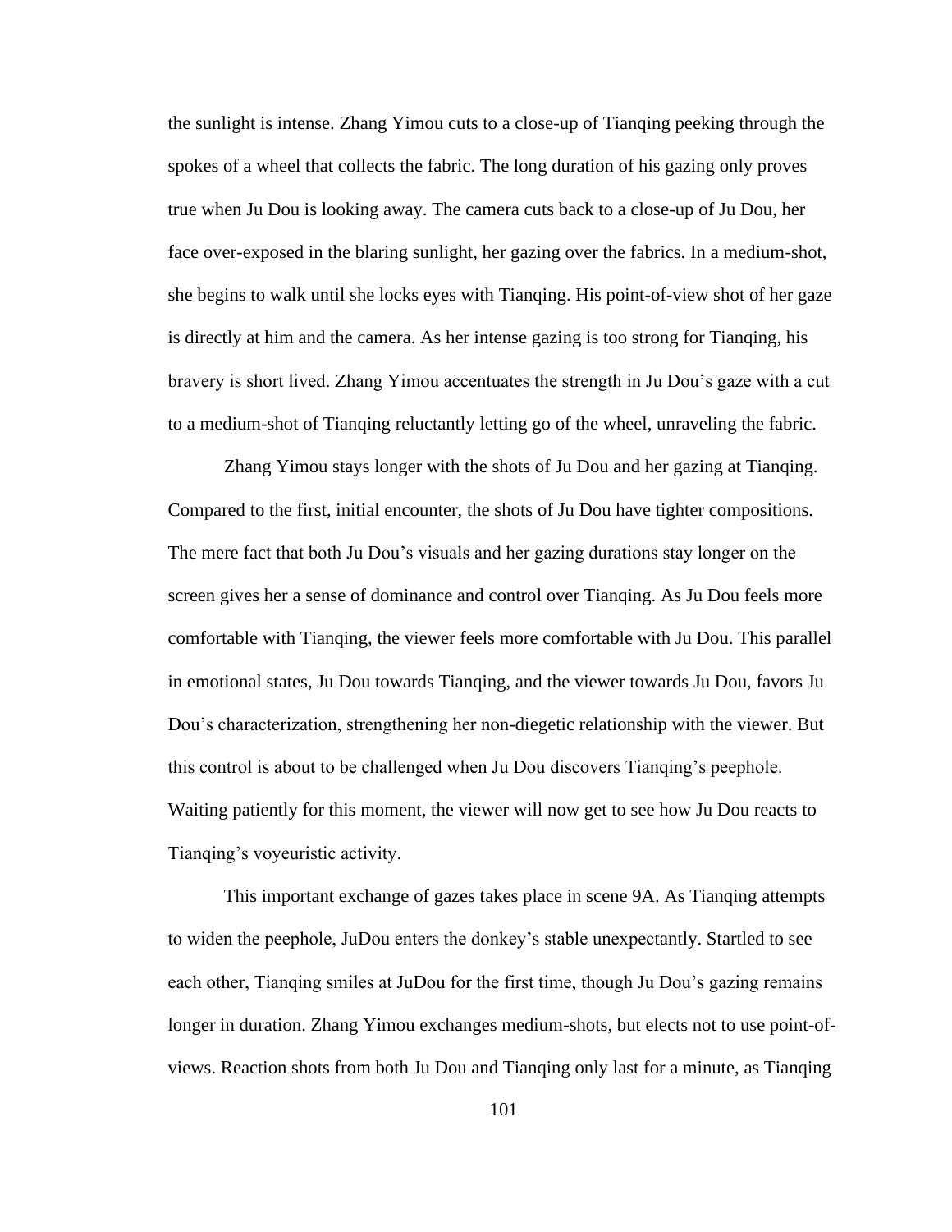the sunlight is intense. Zhang Yimou cuts to a close-up of Tianqing peeking through the spokes of a wheel that collects the fabric. The long duration of his gazing only proves true when Ju Dou is looking away. The camera cuts back to a close-up of Ju Dou, her face over-exposed in the blaring sunlight, her gazing over the fabrics. In a medium-shot, she begins to walk until she locks eyes with Tianqing. His point-of-view shot of her gaze is directly at him and the camera. As her intense gazing is too strong for Tianqing, his bravery is short lived. Zhang Yimou accentuates the strength in Ju Dou's gaze with a cut to a medium-shot of Tianqing reluctantly letting go of the wheel, unraveling the fabric.

Zhang Yimou stays longer with the shots of Ju Dou and her gazing at Tianqing. Compared to the first, initial encounter, the shots of Ju Dou have tighter compositions. The mere fact that both Ju Dou's visuals and her gazing durations stay longer on the screen gives her a sense of dominance and control over Tianqing. As Ju Dou feels more comfortable with Tianqing, the viewer feels more comfortable with Ju Dou. This parallel in emotional states, Ju Dou towards Tianqing, and the viewer towards Ju Dou, favors Ju Dou's characterization, strengthening her non-diegetic relationship with the viewer. But this control is about to be challenged when Ju Dou discovers Tianqing's peephole. Waiting patiently for this moment, the viewer will now get to see how Ju Dou reacts to Tianqing's voyeuristic activity.

This important exchange of gazes takes place in scene 9A. As Tianqing attempts to widen the peephole, JuDou enters the donkey's stable unexpectantly. Startled to see each other, Tianqing smiles at JuDou for the first time, though Ju Dou's gazing remains longer in duration. Zhang Yimou exchanges medium-shots, but elects not to use point-of-views. Reaction shots from both Ju Dou and Tianqing only last for a minute, as Tianqing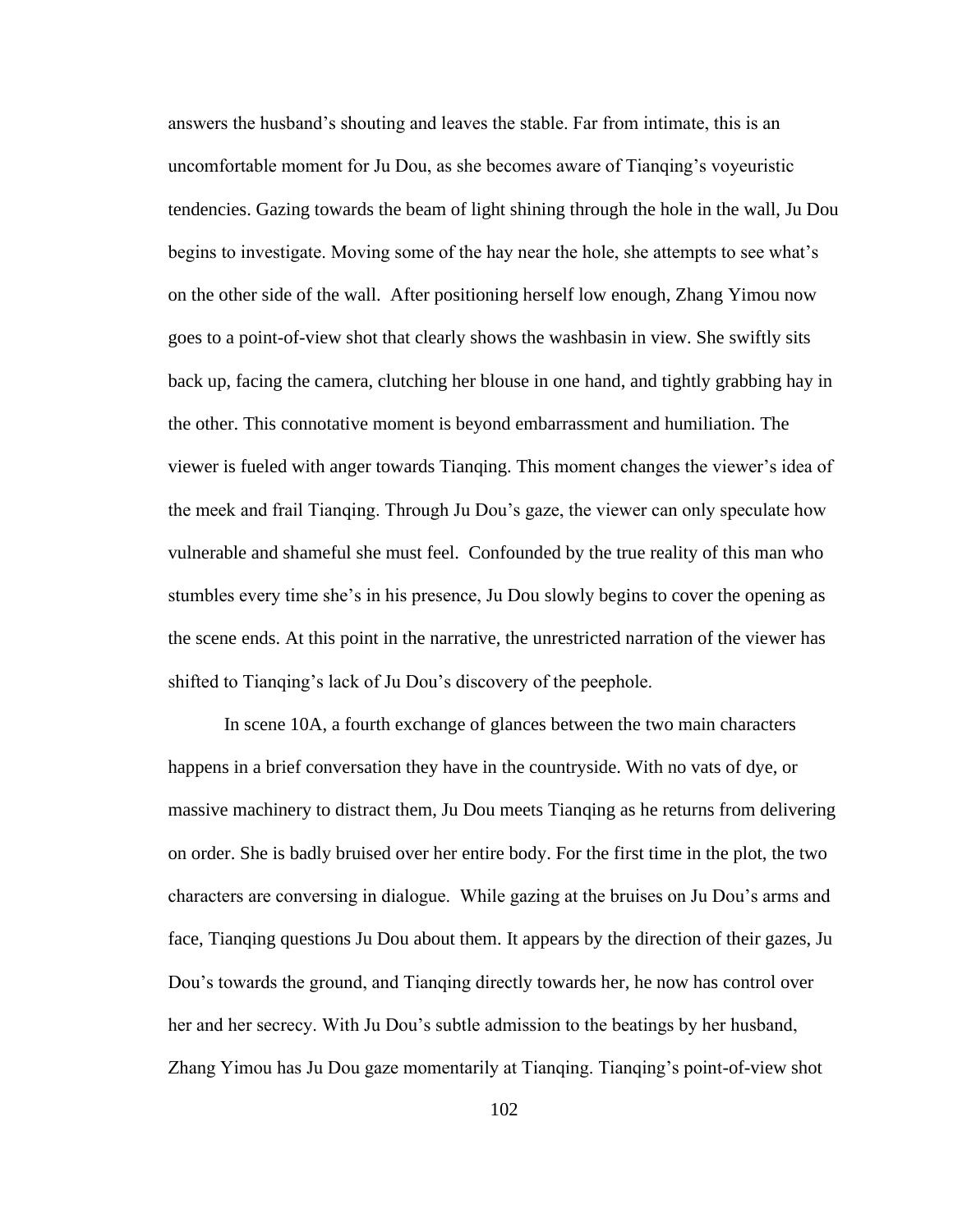answers the husband's shouting and leaves the stable. Far from intimate, this is an uncomfortable moment for Ju Dou, as she becomes aware of Tianqing's voyeuristic tendencies. Gazing towards the beam of light shining through the hole in the wall, Ju Dou begins to investigate. Moving some of the hay near the hole, she attempts to see what's on the other side of the wall. After positioning herself low enough, Zhang Yimou now goes to a point-of-view shot that clearly shows the washbasin in view. She swiftly sits back up, facing the camera, clutching her blouse in one hand, and tightly grabbing hay in the other. This connotative moment is beyond embarrassment and humiliation. The viewer is fueled with anger towards Tianqing. This moment changes the viewer's idea of the meek and frail Tianqing. Through Ju Dou's gaze, the viewer can only speculate how vulnerable and shameful she must feel. Confounded by the true reality of this man who stumbles every time she's in his presence, Ju Dou slowly begins to cover the opening as the scene ends. At this point in the narrative, the unrestricted narration of the viewer has shifted to Tianqing's lack of Ju Dou's discovery of the peephole.

In scene 10A, a fourth exchange of glances between the two main characters happens in a brief conversation they have in the countryside. With no vats of dye, or massive machinery to distract them, Ju Dou meets Tianqing as he returns from delivering on order. She is badly bruised over her entire body. For the first time in the plot, the two characters are conversing in dialogue. While gazing at the bruises on Ju Dou's arms and face, Tianqing questions Ju Dou about them. It appears by the direction of their gazes, Ju Dou's towards the ground, and Tianqing directly towards her, he now has control over her and her secrecy. With Ju Dou's subtle admission to the beatings by her husband, Zhang Yimou has Ju Dou gaze momentarily at Tianqing. Tianqing's point-of-view shot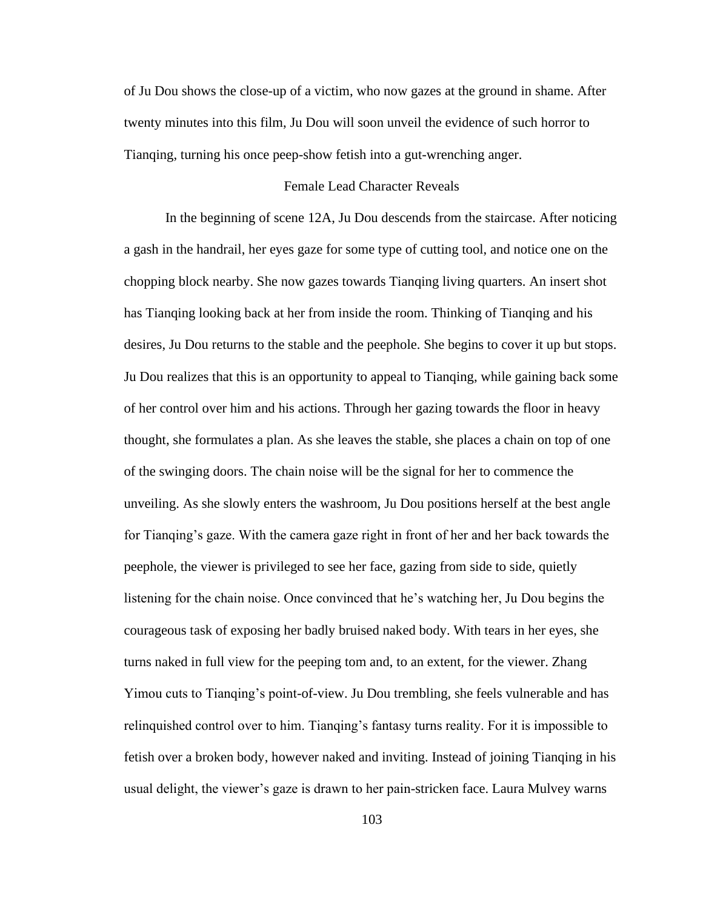of Ju Dou shows the close-up of a victim, who now gazes at the ground in shame. After twenty minutes into this film, Ju Dou will soon unveil the evidence of such horror to Tianqing, turning his once peep-show fetish into a gut-wrenching anger.

## Female Lead Character Reveals

In the beginning of scene 12A, Ju Dou descends from the staircase. After noticing a gash in the handrail, her eyes gaze for some type of cutting tool, and notice one on the chopping block nearby. She now gazes towards Tianqing living quarters. An insert shot has Tianqing looking back at her from inside the room. Thinking of Tianqing and his desires, Ju Dou returns to the stable and the peephole. She begins to cover it up but stops. Ju Dou realizes that this is an opportunity to appeal to Tianqing, while gaining back some of her control over him and his actions. Through her gazing towards the floor in heavy thought, she formulates a plan. As she leaves the stable, she places a chain on top of one of the swinging doors. The chain noise will be the signal for her to commence the unveiling. As she slowly enters the washroom, Ju Dou positions herself at the best angle for Tianqing's gaze. With the camera gaze right in front of her and her back towards the peephole, the viewer is privileged to see her face, gazing from side to side, quietly listening for the chain noise. Once convinced that he's watching her, Ju Dou begins the courageous task of exposing her badly bruised naked body. With tears in her eyes, she turns naked in full view for the peeping tom and, to an extent, for the viewer. Zhang Yimou cuts to Tianqing's point-of-view. Ju Dou trembling, she feels vulnerable and has relinquished control over to him. Tianqing's fantasy turns reality. For it is impossible to fetish over a broken body, however naked and inviting. Instead of joining Tianqing in his usual delight, the viewer's gaze is drawn to her pain-stricken face. Laura Mulvey warns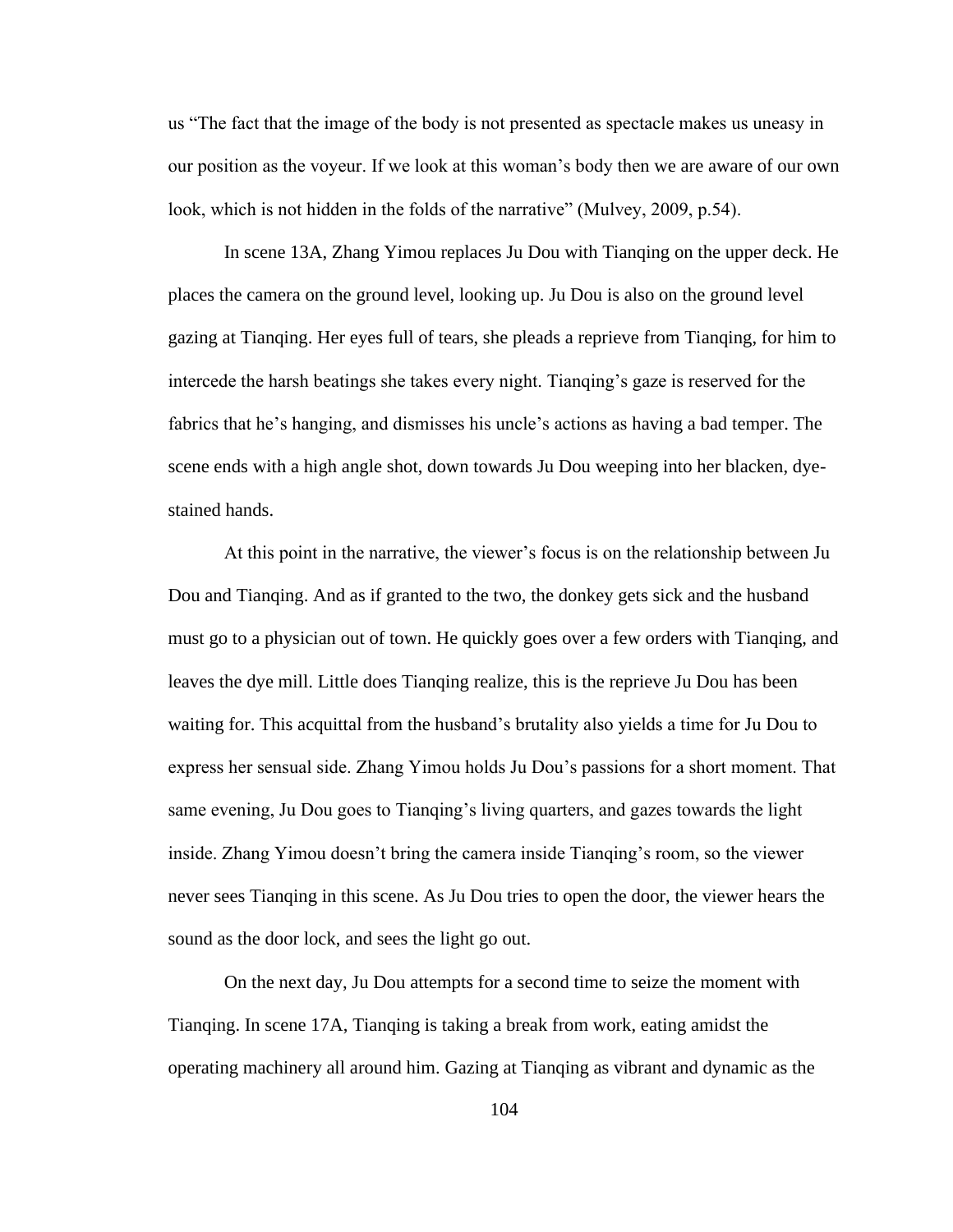us "The fact that the image of the body is not presented as spectacle makes us uneasy in our position as the voyeur. If we look at this woman's body then we are aware of our own look, which is not hidden in the folds of the narrative" (Mulvey, 2009, p.54).

In scene 13A, Zhang Yimou replaces Ju Dou with Tianqing on the upper deck. He places the camera on the ground level, looking up. Ju Dou is also on the ground level gazing at Tianqing. Her eyes full of tears, she pleads a reprieve from Tianqing, for him to intercede the harsh beatings she takes every night. Tianqing's gaze is reserved for the fabrics that he's hanging, and dismisses his uncle's actions as having a bad temper. The scene ends with a high angle shot, down towards Ju Dou weeping into her blacken, dye-stained hands.

At this point in the narrative, the viewer's focus is on the relationship between Ju Dou and Tianqing. And as if granted to the two, the donkey gets sick and the husband must go to a physician out of town. He quickly goes over a few orders with Tianqing, and leaves the dye mill. Little does Tianqing realize, this is the reprieve Ju Dou has been waiting for. This acquittal from the husband's brutality also yields a time for Ju Dou to express her sensual side. Zhang Yimou holds Ju Dou's passions for a short moment. That same evening, Ju Dou goes to Tianqing's living quarters, and gazes towards the light inside. Zhang Yimou doesn't bring the camera inside Tianqing's room, so the viewer never sees Tianqing in this scene. As Ju Dou tries to open the door, the viewer hears the sound as the door lock, and sees the light go out.

On the next day, Ju Dou attempts for a second time to seize the moment with Tianqing. In scene 17A, Tianqing is taking a break from work, eating amidst the operating machinery all around him. Gazing at Tianqing as vibrant and dynamic as the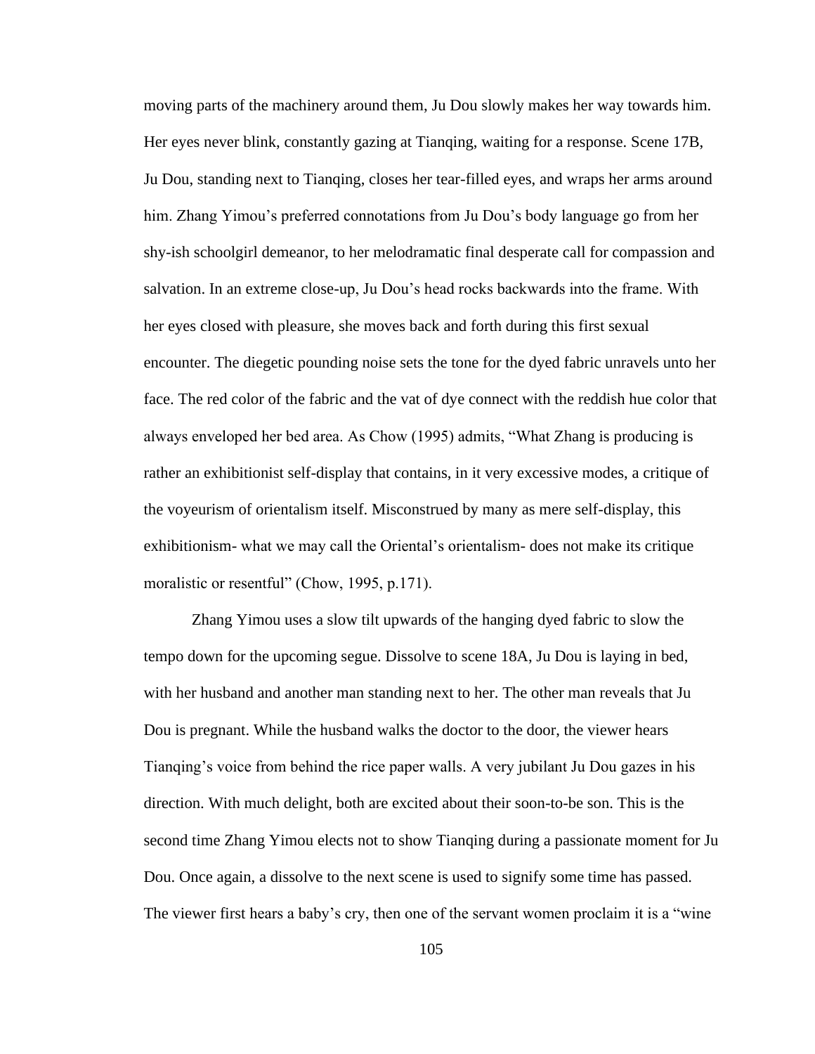moving parts of the machinery around them, Ju Dou slowly makes her way towards him. Her eyes never blink, constantly gazing at Tianqing, waiting for a response. Scene 17B, Ju Dou, standing next to Tianqing, closes her tear-filled eyes, and wraps her arms around him. Zhang Yimou's preferred connotations from Ju Dou's body language go from her shy-ish schoolgirl demeanor, to her melodramatic final desperate call for compassion and salvation. In an extreme close-up, Ju Dou's head rocks backwards into the frame. With her eyes closed with pleasure, she moves back and forth during this first sexual encounter. The diegetic pounding noise sets the tone for the dyed fabric unravels unto her face. The red color of the fabric and the vat of dye connect with the reddish hue color that always enveloped her bed area. As Chow (1995) admits, "What Zhang is producing is rather an exhibitionist self-display that contains, in it very excessive modes, a critique of the voyeurism of orientalism itself. Misconstrued by many as mere self-display, this exhibitionism- what we may call the Oriental's orientalism- does not make its critique moralistic or resentful" (Chow, 1995, p.171).

Zhang Yimou uses a slow tilt upwards of the hanging dyed fabric to slow the tempo down for the upcoming segue. Dissolve to scene 18A, Ju Dou is laying in bed, with her husband and another man standing next to her. The other man reveals that Ju Dou is pregnant. While the husband walks the doctor to the door, the viewer hears Tianqing's voice from behind the rice paper walls. A very jubilant Ju Dou gazes in his direction. With much delight, both are excited about their soon-to-be son. This is the second time Zhang Yimou elects not to show Tianqing during a passionate moment for Ju Dou. Once again, a dissolve to the next scene is used to signify some time has passed. The viewer first hears a baby's cry, then one of the servant women proclaim it is a "wine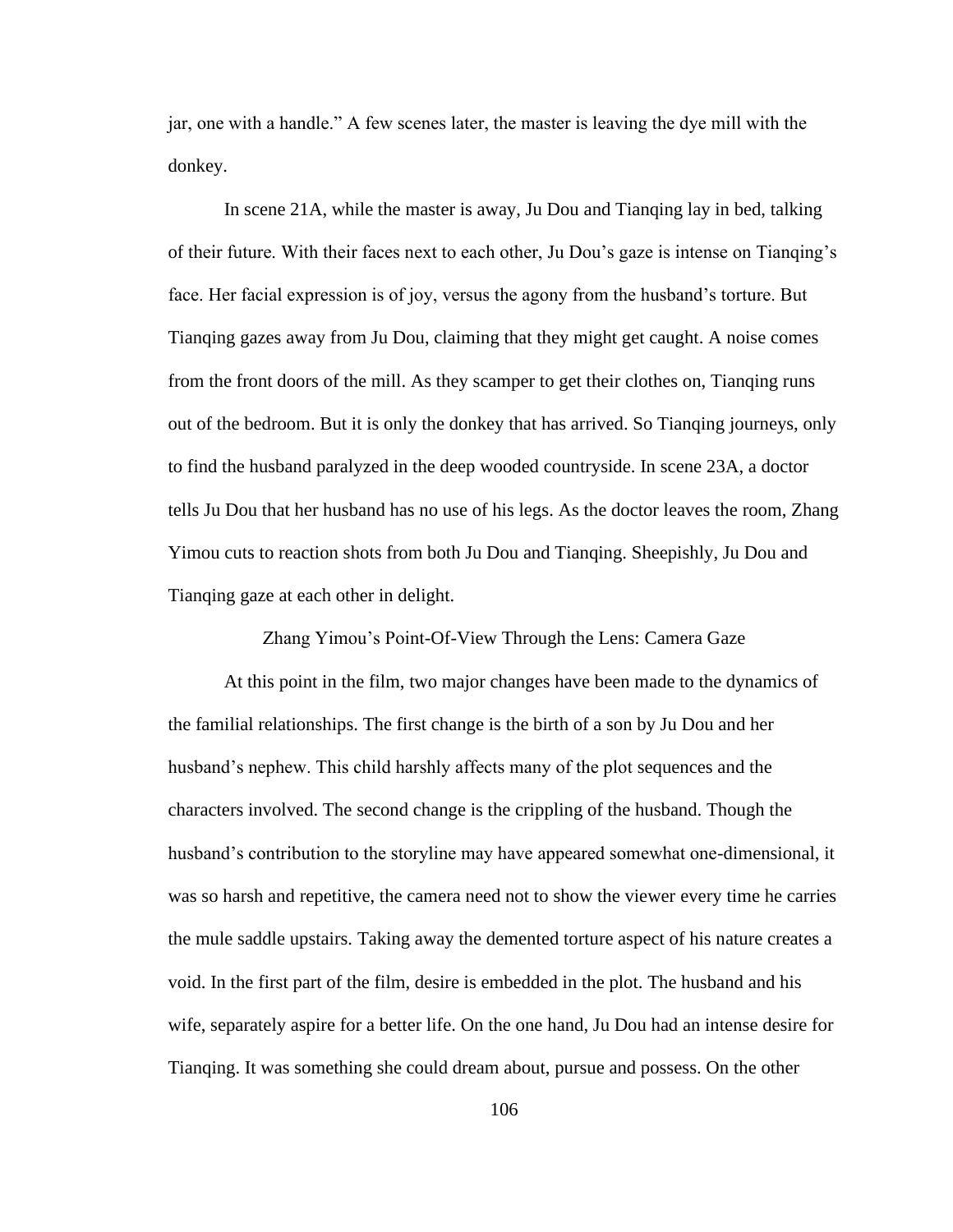jar, one with a handle." A few scenes later, the master is leaving the dye mill with the donkey.

In scene 21A, while the master is away, Ju Dou and Tianqing lay in bed, talking of their future. With their faces next to each other, Ju Dou's gaze is intense on Tianqing's face. Her facial expression is of joy, versus the agony from the husband's torture. But Tianqing gazes away from Ju Dou, claiming that they might get caught. A noise comes from the front doors of the mill. As they scamper to get their clothes on, Tianqing runs out of the bedroom. But it is only the donkey that has arrived. So Tianqing journeys, only to find the husband paralyzed in the deep wooded countryside. In scene 23A, a doctor tells Ju Dou that her husband has no use of his legs. As the doctor leaves the room, Zhang Yimou cuts to reaction shots from both Ju Dou and Tianqing. Sheepishly, Ju Dou and Tianqing gaze at each other in delight.

## Zhang Yimou's Point-Of-View Through the Lens: Camera Gaze

At this point in the film, two major changes have been made to the dynamics of the familial relationships. The first change is the birth of a son by Ju Dou and her husband's nephew. This child harshly affects many of the plot sequences and the characters involved. The second change is the crippling of the husband. Though the husband's contribution to the storyline may have appeared somewhat one-dimensional, it was so harsh and repetitive, the camera need not to show the viewer every time he carries the mule saddle upstairs. Taking away the demented torture aspect of his nature creates a void. In the first part of the film, desire is embedded in the plot. The husband and his wife, separately aspire for a better life. On the one hand, Ju Dou had an intense desire for Tianqing. It was something she could dream about, pursue and possess. On the other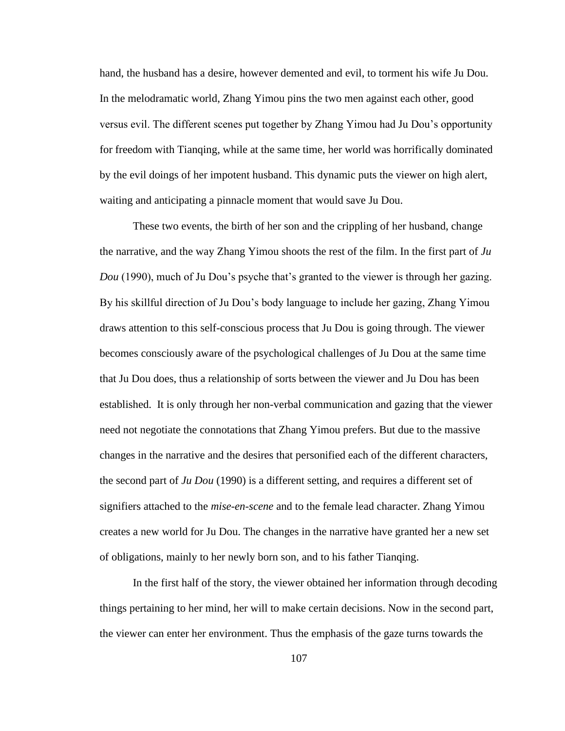hand, the husband has a desire, however demented and evil, to torment his wife Ju Dou. In the melodramatic world, Zhang Yimou pins the two men against each other, good versus evil. The different scenes put together by Zhang Yimou had Ju Dou's opportunity for freedom with Tianqing, while at the same time, her world was horrifically dominated by the evil doings of her impotent husband. This dynamic puts the viewer on high alert, waiting and anticipating a pinnacle moment that would save Ju Dou.

These two events, the birth of her son and the crippling of her husband, change the narrative, and the way Zhang Yimou shoots the rest of the film. In the first part of *Ju Dou* (1990), much of Ju Dou's psyche that's granted to the viewer is through her gazing. By his skillful direction of Ju Dou's body language to include her gazing, Zhang Yimou draws attention to this self-conscious process that Ju Dou is going through. The viewer becomes consciously aware of the psychological challenges of Ju Dou at the same time that Ju Dou does, thus a relationship of sorts between the viewer and Ju Dou has been established. It is only through her non-verbal communication and gazing that the viewer need not negotiate the connotations that Zhang Yimou prefers. But due to the massive changes in the narrative and the desires that personified each of the different characters, the second part of *Ju Dou* (1990) is a different setting, and requires a different set of signifiers attached to the *mise-en-scene* and to the female lead character. Zhang Yimou creates a new world for Ju Dou. The changes in the narrative have granted her a new set of obligations, mainly to her newly born son, and to his father Tianqing.

In the first half of the story, the viewer obtained her information through decoding things pertaining to her mind, her will to make certain decisions. Now in the second part, the viewer can enter her environment. Thus the emphasis of the gaze turns towards the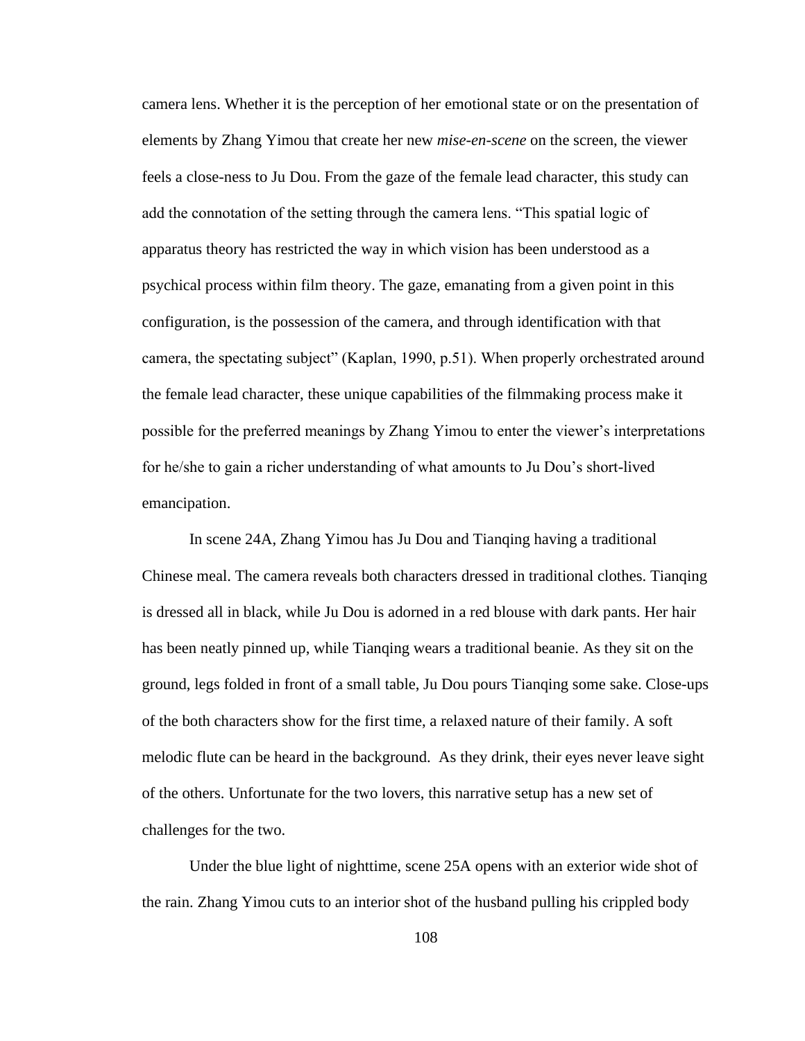camera lens. Whether it is the perception of her emotional state or on the presentation of elements by Zhang Yimou that create her new *mise-en-scene* on the screen, the viewer feels a close-ness to Ju Dou. From the gaze of the female lead character, this study can add the connotation of the setting through the camera lens. "This spatial logic of apparatus theory has restricted the way in which vision has been understood as a psychical process within film theory. The gaze, emanating from a given point in this configuration, is the possession of the camera, and through identification with that camera, the spectating subject" (Kaplan, 1990, p.51). When properly orchestrated around the female lead character, these unique capabilities of the filmmaking process make it possible for the preferred meanings by Zhang Yimou to enter the viewer's interpretations for he/she to gain a richer understanding of what amounts to Ju Dou's short-lived emancipation.

In scene 24A, Zhang Yimou has Ju Dou and Tianqing having a traditional Chinese meal. The camera reveals both characters dressed in traditional clothes. Tianqing is dressed all in black, while Ju Dou is adorned in a red blouse with dark pants. Her hair has been neatly pinned up, while Tianqing wears a traditional beanie. As they sit on the ground, legs folded in front of a small table, Ju Dou pours Tianqing some sake. Close-ups of the both characters show for the first time, a relaxed nature of their family. A soft melodic flute can be heard in the background. As they drink, their eyes never leave sight of the others. Unfortunate for the two lovers, this narrative setup has a new set of challenges for the two.

Under the blue light of nighttime, scene 25A opens with an exterior wide shot of the rain. Zhang Yimou cuts to an interior shot of the husband pulling his crippled body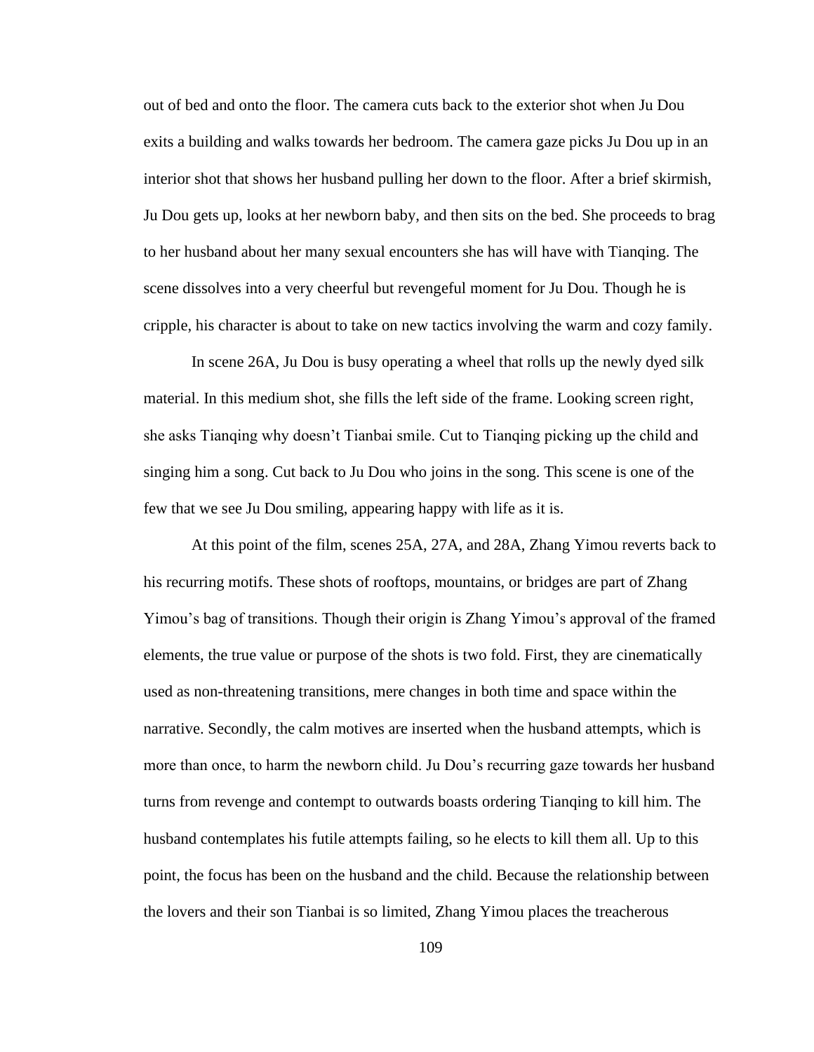out of bed and onto the floor. The camera cuts back to the exterior shot when Ju Dou exits a building and walks towards her bedroom. The camera gaze picks Ju Dou up in an interior shot that shows her husband pulling her down to the floor. After a brief skirmish, Ju Dou gets up, looks at her newborn baby, and then sits on the bed. She proceeds to brag to her husband about her many sexual encounters she has will have with Tianqing. The scene dissolves into a very cheerful but revengeful moment for Ju Dou. Though he is cripple, his character is about to take on new tactics involving the warm and cozy family.

In scene 26A, Ju Dou is busy operating a wheel that rolls up the newly dyed silk material. In this medium shot, she fills the left side of the frame. Looking screen right, she asks Tianqing why doesn't Tianbai smile. Cut to Tianqing picking up the child and singing him a song. Cut back to Ju Dou who joins in the song. This scene is one of the few that we see Ju Dou smiling, appearing happy with life as it is.

At this point of the film, scenes 25A, 27A, and 28A, Zhang Yimou reverts back to his recurring motifs. These shots of rooftops, mountains, or bridges are part of Zhang Yimou's bag of transitions. Though their origin is Zhang Yimou's approval of the framed elements, the true value or purpose of the shots is two fold. First, they are cinematically used as non-threatening transitions, mere changes in both time and space within the narrative. Secondly, the calm motives are inserted when the husband attempts, which is more than once, to harm the newborn child. Ju Dou's recurring gaze towards her husband turns from revenge and contempt to outwards boasts ordering Tianqing to kill him. The husband contemplates his futile attempts failing, so he elects to kill them all. Up to this point, the focus has been on the husband and the child. Because the relationship between the lovers and their son Tianbai is so limited, Zhang Yimou places the treacherous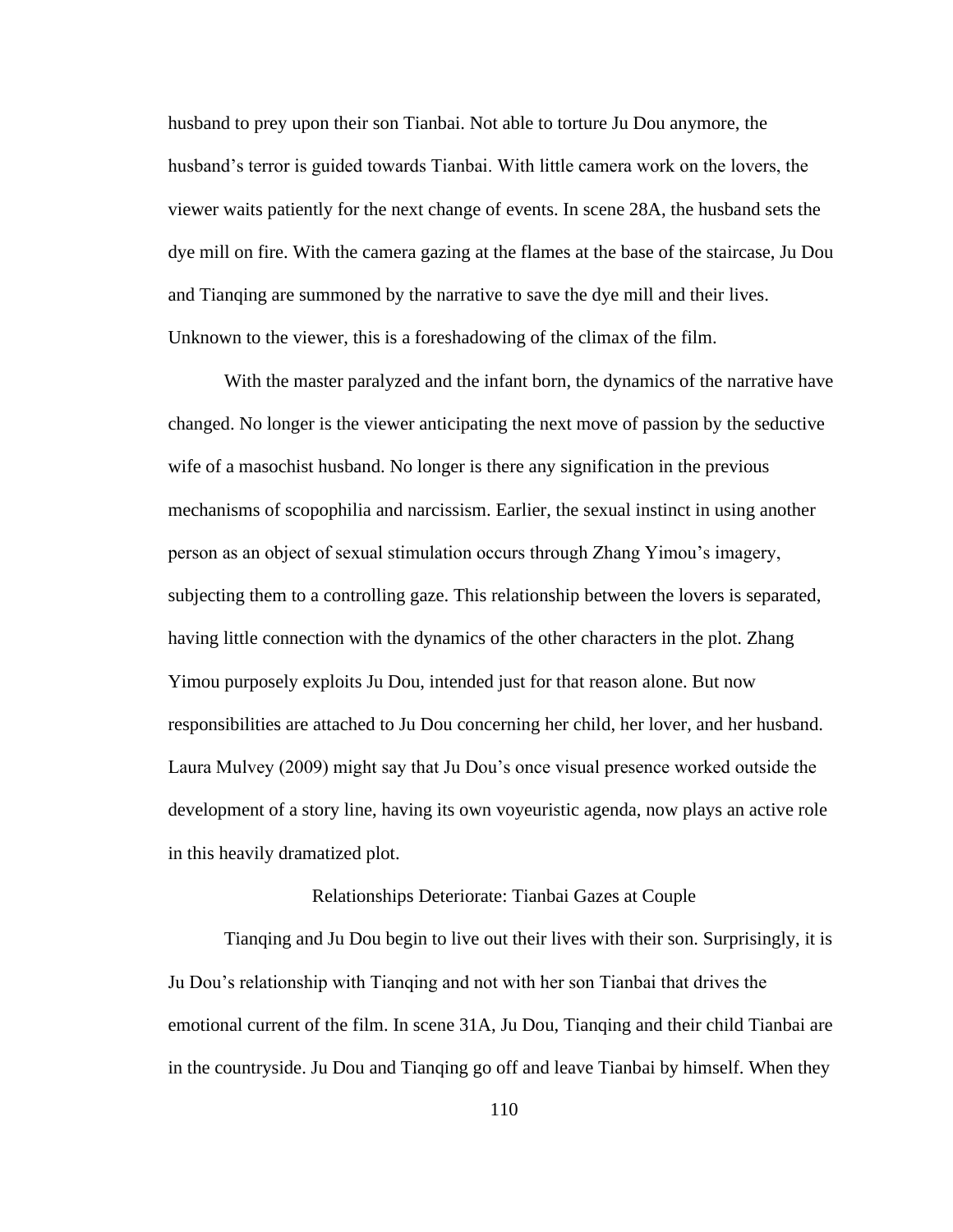husband to prey upon their son Tianbai. Not able to torture Ju Dou anymore, the husband's terror is guided towards Tianbai. With little camera work on the lovers, the viewer waits patiently for the next change of events. In scene 28A, the husband sets the dye mill on fire. With the camera gazing at the flames at the base of the staircase, Ju Dou and Tianqing are summoned by the narrative to save the dye mill and their lives. Unknown to the viewer, this is a foreshadowing of the climax of the film.

With the master paralyzed and the infant born, the dynamics of the narrative have changed. No longer is the viewer anticipating the next move of passion by the seductive wife of a masochist husband. No longer is there any signification in the previous mechanisms of scopophilia and narcissism. Earlier, the sexual instinct in using another person as an object of sexual stimulation occurs through Zhang Yimou's imagery, subjecting them to a controlling gaze. This relationship between the lovers is separated, having little connection with the dynamics of the other characters in the plot. Zhang Yimou purposely exploits Ju Dou, intended just for that reason alone. But now responsibilities are attached to Ju Dou concerning her child, her lover, and her husband. Laura Mulvey (2009) might say that Ju Dou's once visual presence worked outside the development of a story line, having its own voyeuristic agenda, now plays an active role in this heavily dramatized plot.

## Relationships Deteriorate: Tianbai Gazes at Couple

Tianqing and Ju Dou begin to live out their lives with their son. Surprisingly, it is Ju Dou's relationship with Tianqing and not with her son Tianbai that drives the emotional current of the film. In scene 31A, Ju Dou, Tianqing and their child Tianbai are in the countryside. Ju Dou and Tianqing go off and leave Tianbai by himself. When they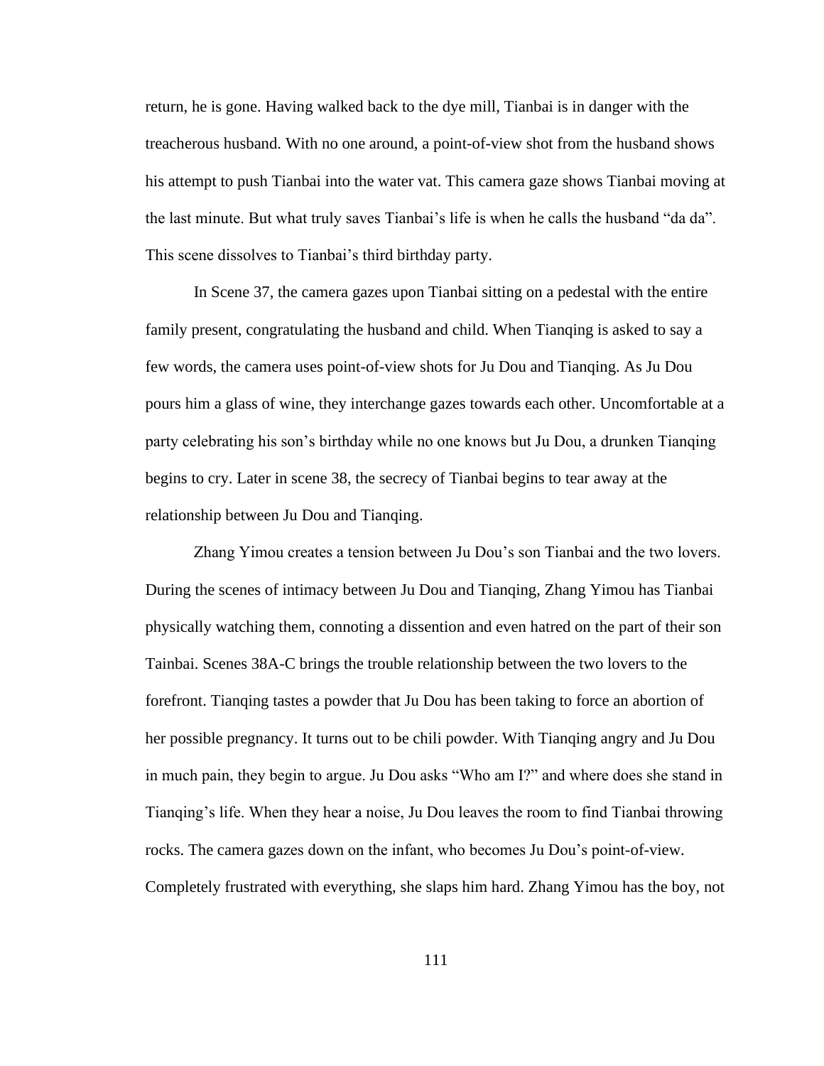return, he is gone. Having walked back to the dye mill, Tianbai is in danger with the treacherous husband. With no one around, a point-of-view shot from the husband shows his attempt to push Tianbai into the water vat. This camera gaze shows Tianbai moving at the last minute. But what truly saves Tianbai's life is when he calls the husband "da da". This scene dissolves to Tianbai's third birthday party.

In Scene 37, the camera gazes upon Tianbai sitting on a pedestal with the entire family present, congratulating the husband and child. When Tianqing is asked to say a few words, the camera uses point-of-view shots for Ju Dou and Tianqing. As Ju Dou pours him a glass of wine, they interchange gazes towards each other. Uncomfortable at a party celebrating his son's birthday while no one knows but Ju Dou, a drunken Tianqing begins to cry. Later in scene 38, the secrecy of Tianbai begins to tear away at the relationship between Ju Dou and Tianqing.

Zhang Yimou creates a tension between Ju Dou's son Tianbai and the two lovers. During the scenes of intimacy between Ju Dou and Tianqing, Zhang Yimou has Tianbai physically watching them, connoting a dissention and even hatred on the part of their son Tainbai. Scenes 38A-C brings the trouble relationship between the two lovers to the forefront. Tianqing tastes a powder that Ju Dou has been taking to force an abortion of her possible pregnancy. It turns out to be chili powder. With Tianqing angry and Ju Dou in much pain, they begin to argue. Ju Dou asks "Who am I?" and where does she stand in Tianqing's life. When they hear a noise, Ju Dou leaves the room to find Tianbai throwing rocks. The camera gazes down on the infant, who becomes Ju Dou's point-of-view. Completely frustrated with everything, she slaps him hard. Zhang Yimou has the boy, not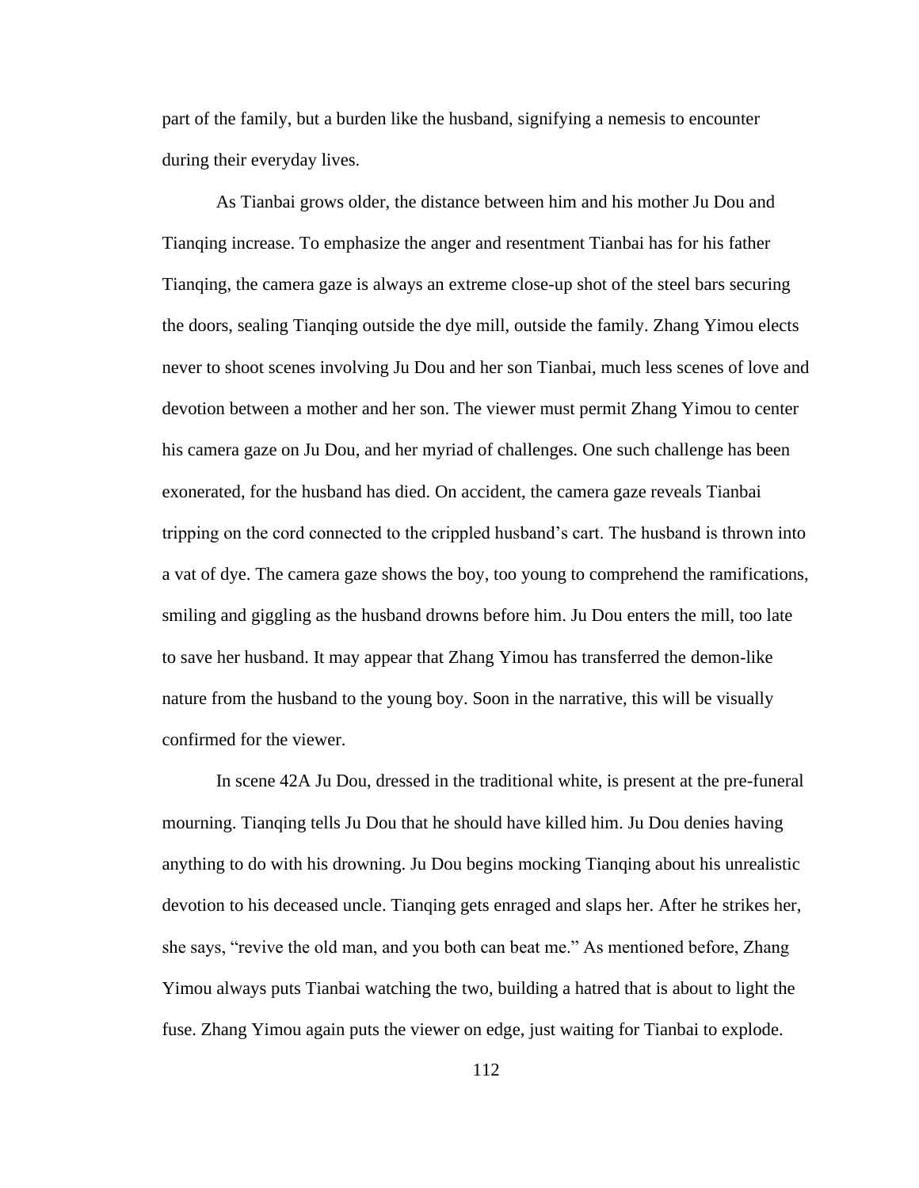part of the family, but a burden like the husband, signifying a nemesis to encounter during their everyday lives.

As Tianbai grows older, the distance between him and his mother Ju Dou and Tianqing increase. To emphasize the anger and resentment Tianbai has for his father Tianqing, the camera gaze is always an extreme close-up shot of the steel bars securing the doors, sealing Tianqing outside the dye mill, outside the family. Zhang Yimou elects never to shoot scenes involving Ju Dou and her son Tianbai, much less scenes of love and devotion between a mother and her son. The viewer must permit Zhang Yimou to center his camera gaze on Ju Dou, and her myriad of challenges. One such challenge has been exonerated, for the husband has died. On accident, the camera gaze reveals Tianbai tripping on the cord connected to the crippled husband's cart. The husband is thrown into a vat of dye. The camera gaze shows the boy, too young to comprehend the ramifications, smiling and giggling as the husband drowns before him. Ju Dou enters the mill, too late to save her husband. It may appear that Zhang Yimou has transferred the demon-like nature from the husband to the young boy. Soon in the narrative, this will be visually confirmed for the viewer.

In scene 42A Ju Dou, dressed in the traditional white, is present at the pre-funeral mourning. Tianqing tells Ju Dou that he should have killed him. Ju Dou denies having anything to do with his drowning. Ju Dou begins mocking Tianqing about his unrealistic devotion to his deceased uncle. Tianqing gets enraged and slaps her. After he strikes her, she says, "revive the old man, and you both can beat me." As mentioned before, Zhang Yimou always puts Tianbai watching the two, building a hatred that is about to light the fuse. Zhang Yimou again puts the viewer on edge, just waiting for Tianbai to explode.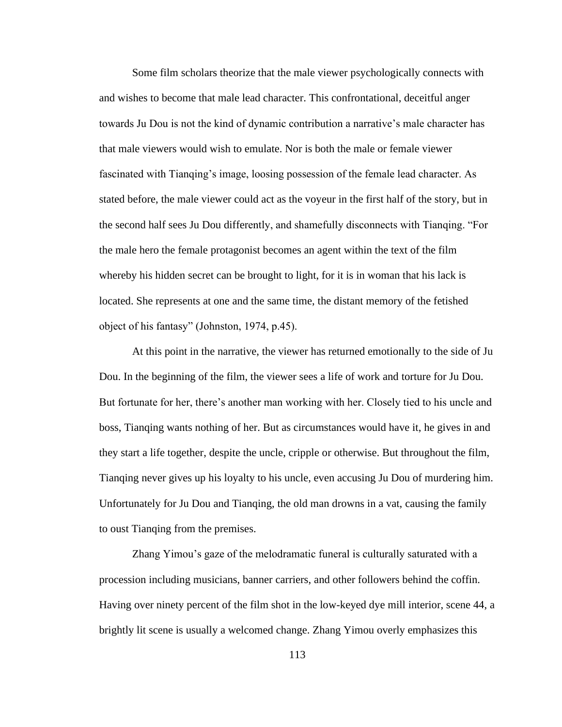Some film scholars theorize that the male viewer psychologically connects with and wishes to become that male lead character. This confrontational, deceitful anger towards Ju Dou is not the kind of dynamic contribution a narrative's male character has that male viewers would wish to emulate. Nor is both the male or female viewer fascinated with Tianqing's image, loosing possession of the female lead character. As stated before, the male viewer could act as the voyeur in the first half of the story, but in the second half sees Ju Dou differently, and shamefully disconnects with Tianqing. "For the male hero the female protagonist becomes an agent within the text of the film whereby his hidden secret can be brought to light, for it is in woman that his lack is located. She represents at one and the same time, the distant memory of the fetished object of his fantasy" (Johnston, 1974, p.45).

At this point in the narrative, the viewer has returned emotionally to the side of Ju Dou. In the beginning of the film, the viewer sees a life of work and torture for Ju Dou. But fortunate for her, there's another man working with her. Closely tied to his uncle and boss, Tianqing wants nothing of her. But as circumstances would have it, he gives in and they start a life together, despite the uncle, cripple or otherwise. But throughout the film, Tianqing never gives up his loyalty to his uncle, even accusing Ju Dou of murdering him. Unfortunately for Ju Dou and Tianqing, the old man drowns in a vat, causing the family to oust Tianqing from the premises.

Zhang Yimou's gaze of the melodramatic funeral is culturally saturated with a procession including musicians, banner carriers, and other followers behind the coffin. Having over ninety percent of the film shot in the low-keyed dye mill interior, scene 44, a brightly lit scene is usually a welcomed change. Zhang Yimou overly emphasizes this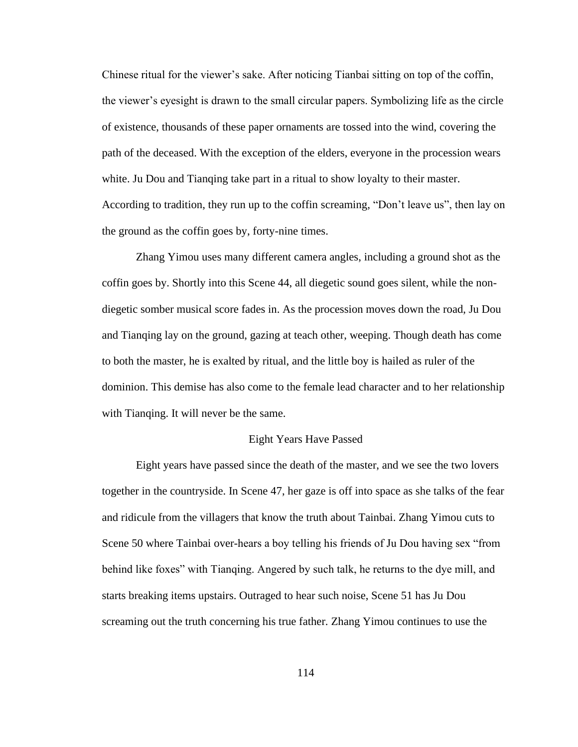Chinese ritual for the viewer's sake. After noticing Tianbai sitting on top of the coffin, the viewer's eyesight is drawn to the small circular papers. Symbolizing life as the circle of existence, thousands of these paper ornaments are tossed into the wind, covering the path of the deceased. With the exception of the elders, everyone in the procession wears white. Ju Dou and Tianqing take part in a ritual to show loyalty to their master. According to tradition, they run up to the coffin screaming, "Don't leave us", then lay on the ground as the coffin goes by, forty-nine times.

Zhang Yimou uses many different camera angles, including a ground shot as the coffin goes by. Shortly into this Scene 44, all diegetic sound goes silent, while the non-diegetic somber musical score fades in. As the procession moves down the road, Ju Dou and Tianqing lay on the ground, gazing at teach other, weeping. Though death has come to both the master, he is exalted by ritual, and the little boy is hailed as ruler of the dominion. This demise has also come to the female lead character and to her relationship with Tianqing. It will never be the same.

## Eight Years Have Passed

Eight years have passed since the death of the master, and we see the two lovers together in the countryside. In Scene 47, her gaze is off into space as she talks of the fear and ridicule from the villagers that know the truth about Tainbai. Zhang Yimou cuts to Scene 50 where Tainbai over-hears a boy telling his friends of Ju Dou having sex "from behind like foxes" with Tianqing. Angered by such talk, he returns to the dye mill, and starts breaking items upstairs. Outraged to hear such noise, Scene 51 has Ju Dou screaming out the truth concerning his true father. Zhang Yimou continues to use the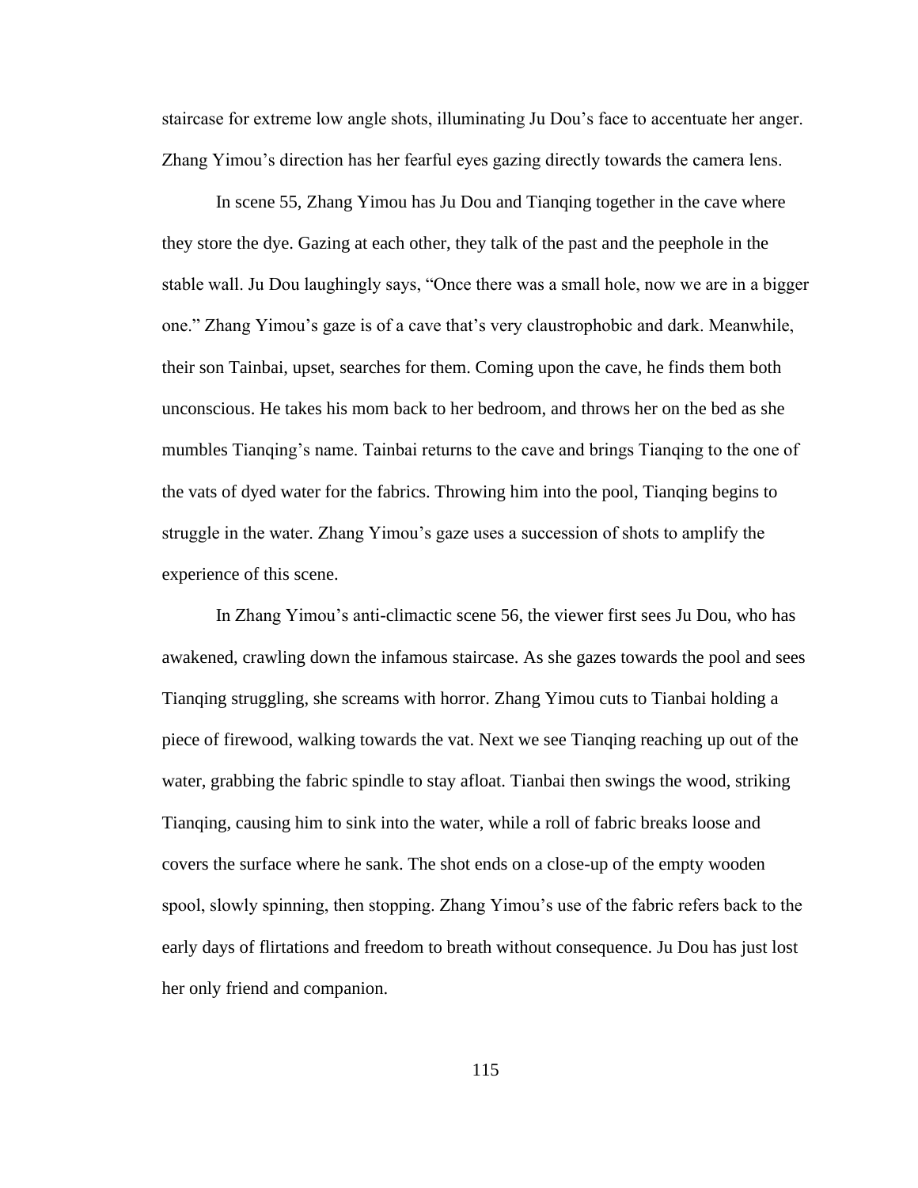staircase for extreme low angle shots, illuminating Ju Dou's face to accentuate her anger. Zhang Yimou's direction has her fearful eyes gazing directly towards the camera lens.

In scene 55, Zhang Yimou has Ju Dou and Tianqing together in the cave where they store the dye. Gazing at each other, they talk of the past and the peephole in the stable wall. Ju Dou laughingly says, "Once there was a small hole, now we are in a bigger one." Zhang Yimou's gaze is of a cave that's very claustrophobic and dark. Meanwhile, their son Tainbai, upset, searches for them. Coming upon the cave, he finds them both unconscious. He takes his mom back to her bedroom, and throws her on the bed as she mumbles Tianqing's name. Tainbai returns to the cave and brings Tianqing to the one of the vats of dyed water for the fabrics. Throwing him into the pool, Tianqing begins to struggle in the water. Zhang Yimou's gaze uses a succession of shots to amplify the experience of this scene.

In Zhang Yimou's anti-climactic scene 56, the viewer first sees Ju Dou, who has awakened, crawling down the infamous staircase. As she gazes towards the pool and sees Tianqing struggling, she screams with horror. Zhang Yimou cuts to Tianbai holding a piece of firewood, walking towards the vat. Next we see Tianqing reaching up out of the water, grabbing the fabric spindle to stay afloat. Tianbai then swings the wood, striking Tianqing, causing him to sink into the water, while a roll of fabric breaks loose and covers the surface where he sank. The shot ends on a close-up of the empty wooden spool, slowly spinning, then stopping. Zhang Yimou's use of the fabric refers back to the early days of flirtations and freedom to breath without consequence. Ju Dou has just lost her only friend and companion.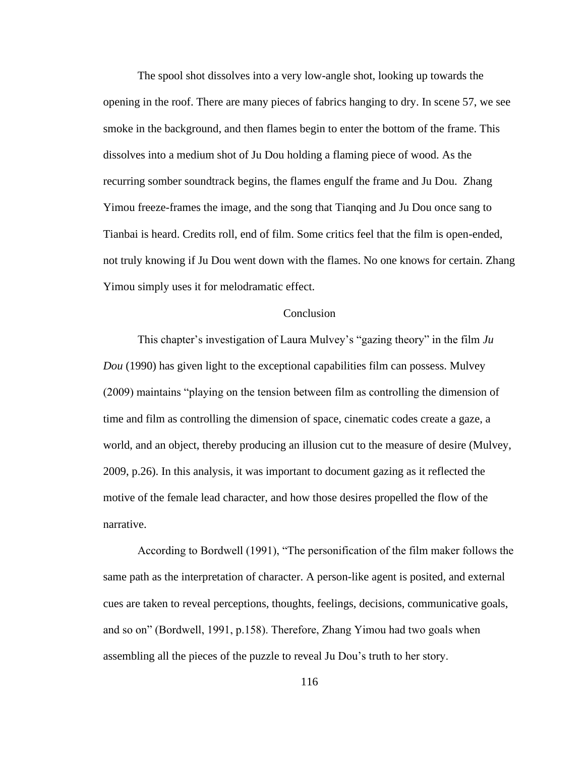The spool shot dissolves into a very low-angle shot, looking up towards the opening in the roof. There are many pieces of fabrics hanging to dry. In scene 57, we see smoke in the background, and then flames begin to enter the bottom of the frame. This dissolves into a medium shot of Ju Dou holding a flaming piece of wood. As the recurring somber soundtrack begins, the flames engulf the frame and Ju Dou. Zhang Yimou freeze-frames the image, and the song that Tianqing and Ju Dou once sang to Tianbai is heard. Credits roll, end of film. Some critics feel that the film is open-ended, not truly knowing if Ju Dou went down with the flames. No one knows for certain. Zhang Yimou simply uses it for melodramatic effect.

## Conclusion

This chapter's investigation of Laura Mulvey's "gazing theory" in the film *Ju Dou* (1990) has given light to the exceptional capabilities film can possess. Mulvey (2009) maintains "playing on the tension between film as controlling the dimension of time and film as controlling the dimension of space, cinematic codes create a gaze, a world, and an object, thereby producing an illusion cut to the measure of desire (Mulvey, 2009, p.26). In this analysis, it was important to document gazing as it reflected the motive of the female lead character, and how those desires propelled the flow of the narrative.

According to Bordwell (1991), "The personification of the film maker follows the same path as the interpretation of character. A person-like agent is posited, and external cues are taken to reveal perceptions, thoughts, feelings, decisions, communicative goals, and so on" (Bordwell, 1991, p.158). Therefore, Zhang Yimou had two goals when assembling all the pieces of the puzzle to reveal Ju Dou's truth to her story.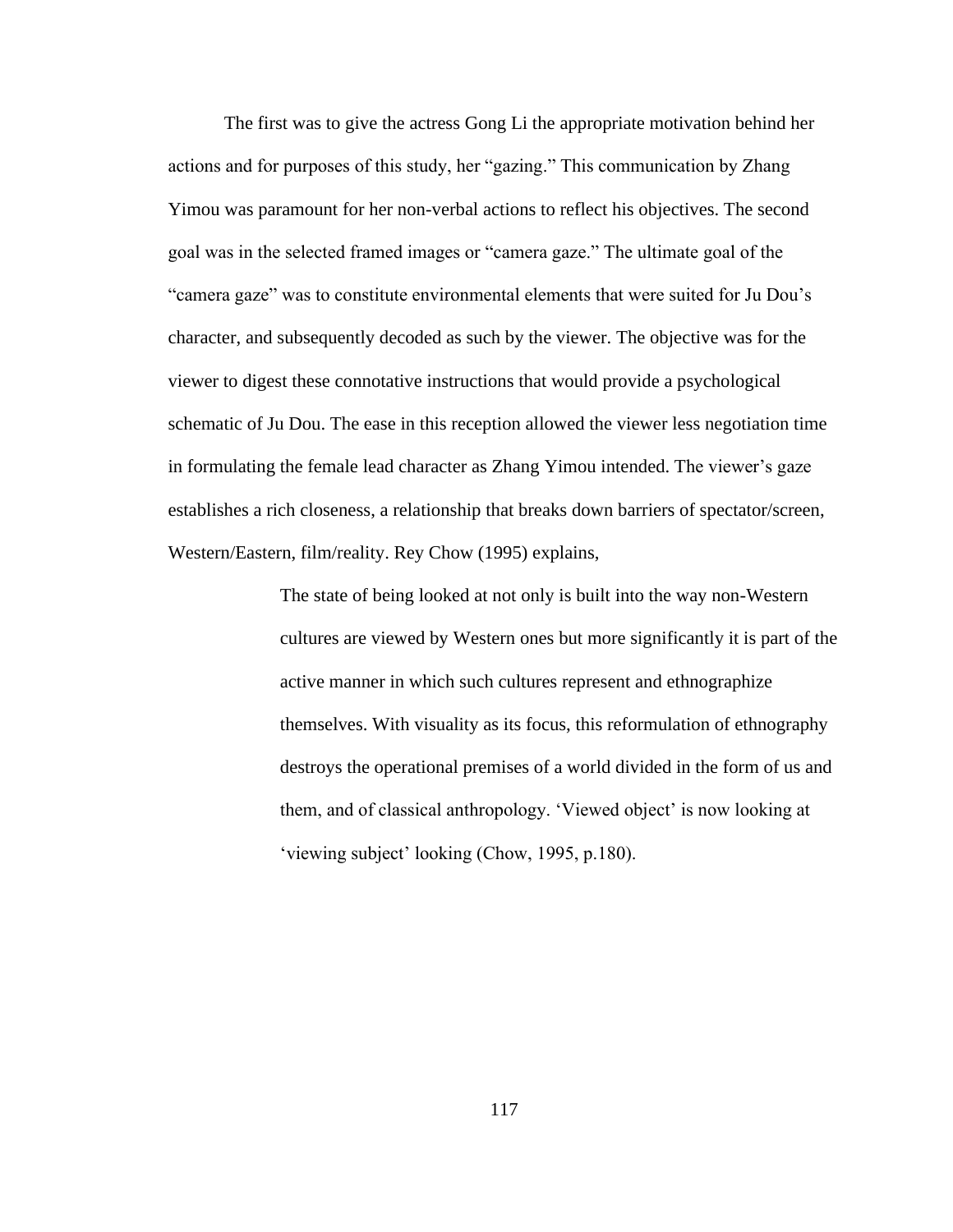The first was to give the actress Gong Li the appropriate motivation behind her actions and for purposes of this study, her “gazing.” This communication by Zhang Yimou was paramount for her non-verbal actions to reflect his objectives. The second goal was in the selected framed images or “camera gaze.” The ultimate goal of the “camera gaze” was to constitute environmental elements that were suited for Ju Dou’s character, and subsequently decoded as such by the viewer. The objective was for the viewer to digest these connotative instructions that would provide a psychological schematic of Ju Dou. The ease in this reception allowed the viewer less negotiation time in formulating the female lead character as Zhang Yimou intended. The viewer’s gaze establishes a rich closeness, a relationship that breaks down barriers of spectator/screen, Western/Eastern, film/reality. Rey Chow (1995) explains,

> The state of being looked at not only is built into the way non-Western cultures are viewed by Western ones but more significantly it is part of the active manner in which such cultures represent and ethnographize themselves. With visuality as its focus, this reformulation of ethnography destroys the operational premises of a world divided in the form of us and them, and of classical anthropology. ‘Viewed object’ is now looking at ‘viewing subject’ looking (Chow, 1995, p.180).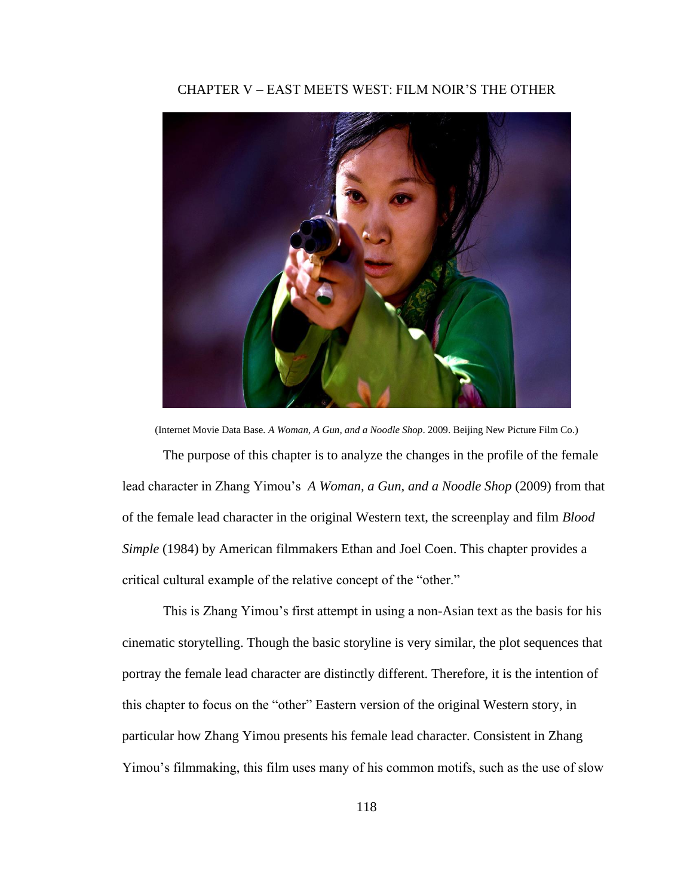# CHAPTER V – EAST MEETS WEST: FILM NOIR'S THE OTHER

(Internet Movie Data Base. *A Woman, A Gun, and a Noodle Shop*. 2009. Beijing New Picture Film Co.)

The purpose of this chapter is to analyze the changes in the profile of the female lead character in Zhang Yimou's *A Woman, a Gun, and a Noodle Shop* (2009) from that of the female lead character in the original Western text, the screenplay and film *Blood Simple* (1984) by American filmmakers Ethan and Joel Coen. This chapter provides a critical cultural example of the relative concept of the "other."

This is Zhang Yimou's first attempt in using a non-Asian text as the basis for his cinematic storytelling. Though the basic storyline is very similar, the plot sequences that portray the female lead character are distinctly different. Therefore, it is the intention of this chapter to focus on the "other" Eastern version of the original Western story, in particular how Zhang Yimou presents his female lead character. Consistent in Zhang Yimou's filmmaking, this film uses many of his common motifs, such as the use of slow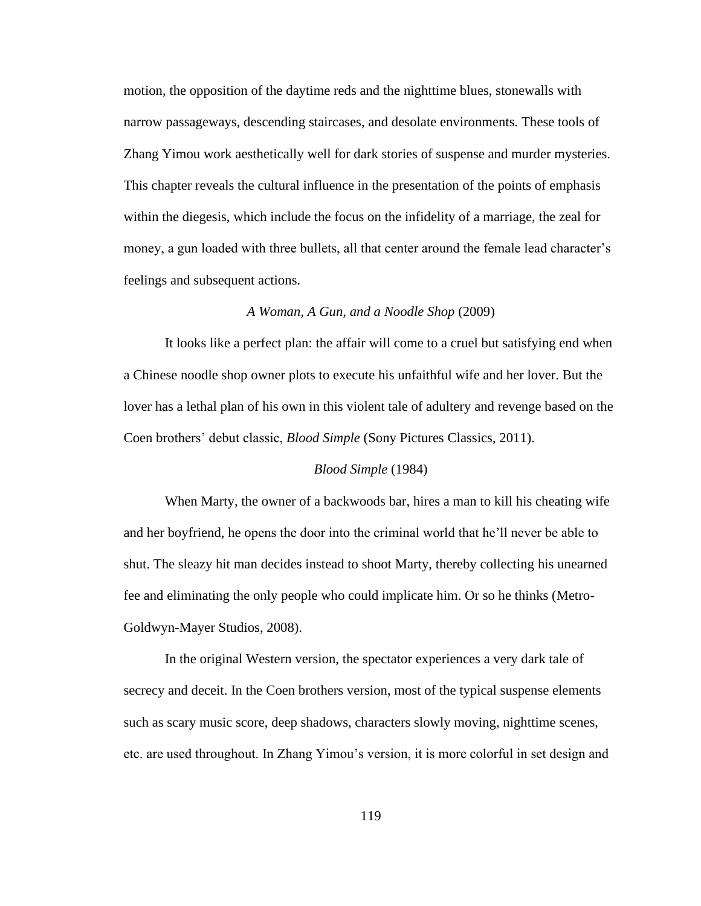motion, the opposition of the daytime reds and the nighttime blues, stonewalls with narrow passageways, descending staircases, and desolate environments. These tools of Zhang Yimou work aesthetically well for dark stories of suspense and murder mysteries. This chapter reveals the cultural influence in the presentation of the points of emphasis within the diegesis, which include the focus on the infidelity of a marriage, the zeal for money, a gun loaded with three bullets, all that center around the female lead character's feelings and subsequent actions.

### *A Woman, A Gun, and a Noodle Shop* (2009)

It looks like a perfect plan: the affair will come to a cruel but satisfying end when a Chinese noodle shop owner plots to execute his unfaithful wife and her lover. But the lover has a lethal plan of his own in this violent tale of adultery and revenge based on the Coen brothers' debut classic, *Blood Simple* (Sony Pictures Classics, 2011).

### *Blood Simple* (1984)

When Marty, the owner of a backwoods bar, hires a man to kill his cheating wife and her boyfriend, he opens the door into the criminal world that he'll never be able to shut. The sleazy hit man decides instead to shoot Marty, thereby collecting his unearned fee and eliminating the only people who could implicate him. Or so he thinks (Metro-Goldwyn-Mayer Studios, 2008).

In the original Western version, the spectator experiences a very dark tale of secrecy and deceit. In the Coen brothers version, most of the typical suspense elements such as scary music score, deep shadows, characters slowly moving, nighttime scenes, etc. are used throughout. In Zhang Yimou's version, it is more colorful in set design and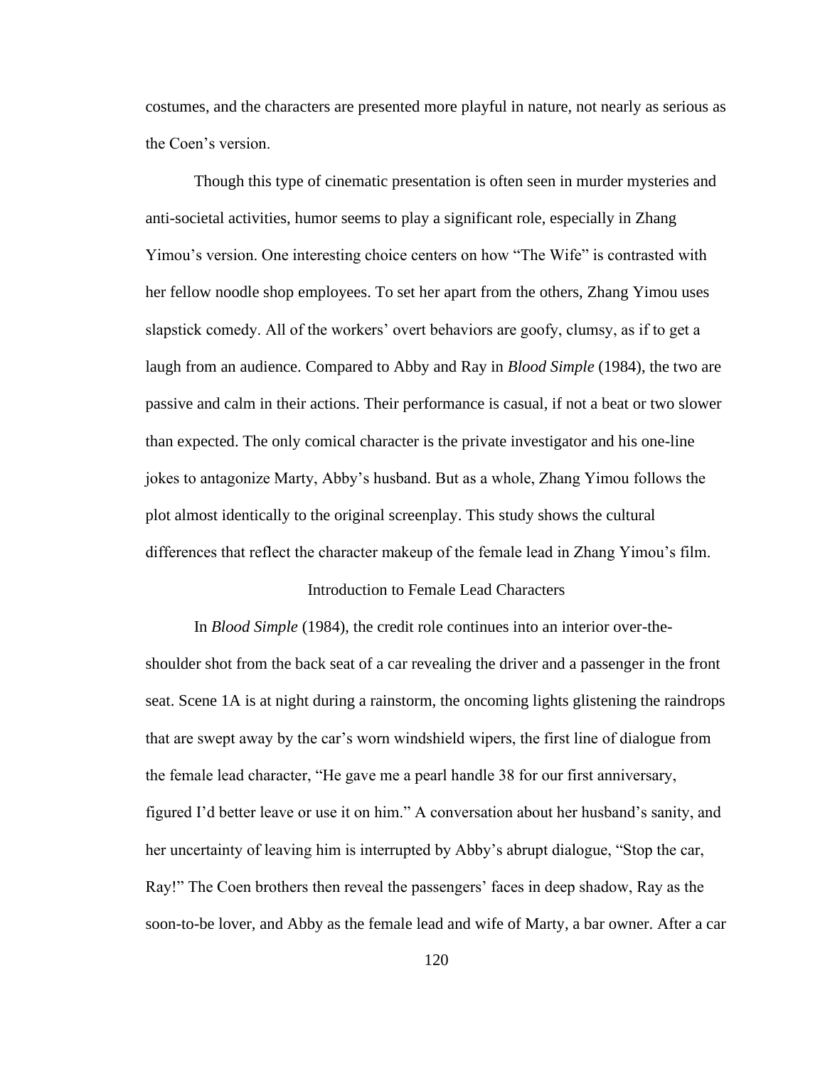costumes, and the characters are presented more playful in nature, not nearly as serious as the Coen's version.

Though this type of cinematic presentation is often seen in murder mysteries and anti-societal activities, humor seems to play a significant role, especially in Zhang Yimou's version. One interesting choice centers on how "The Wife" is contrasted with her fellow noodle shop employees. To set her apart from the others, Zhang Yimou uses slapstick comedy. All of the workers' overt behaviors are goofy, clumsy, as if to get a laugh from an audience. Compared to Abby and Ray in *Blood Simple* (1984), the two are passive and calm in their actions. Their performance is casual, if not a beat or two slower than expected. The only comical character is the private investigator and his one-line jokes to antagonize Marty, Abby's husband. But as a whole, Zhang Yimou follows the plot almost identically to the original screenplay. This study shows the cultural differences that reflect the character makeup of the female lead in Zhang Yimou's film.

## Introduction to Female Lead Characters

In *Blood Simple* (1984), the credit role continues into an interior over-the-shoulder shot from the back seat of a car revealing the driver and a passenger in the front seat. Scene 1A is at night during a rainstorm, the oncoming lights glistening the raindrops that are swept away by the car's worn windshield wipers, the first line of dialogue from the female lead character, "He gave me a pearl handle 38 for our first anniversary, figured I'd better leave or use it on him." A conversation about her husband's sanity, and her uncertainty of leaving him is interrupted by Abby's abrupt dialogue, "Stop the car, Ray!" The Coen brothers then reveal the passengers' faces in deep shadow, Ray as the soon-to-be lover, and Abby as the female lead and wife of Marty, a bar owner. After a car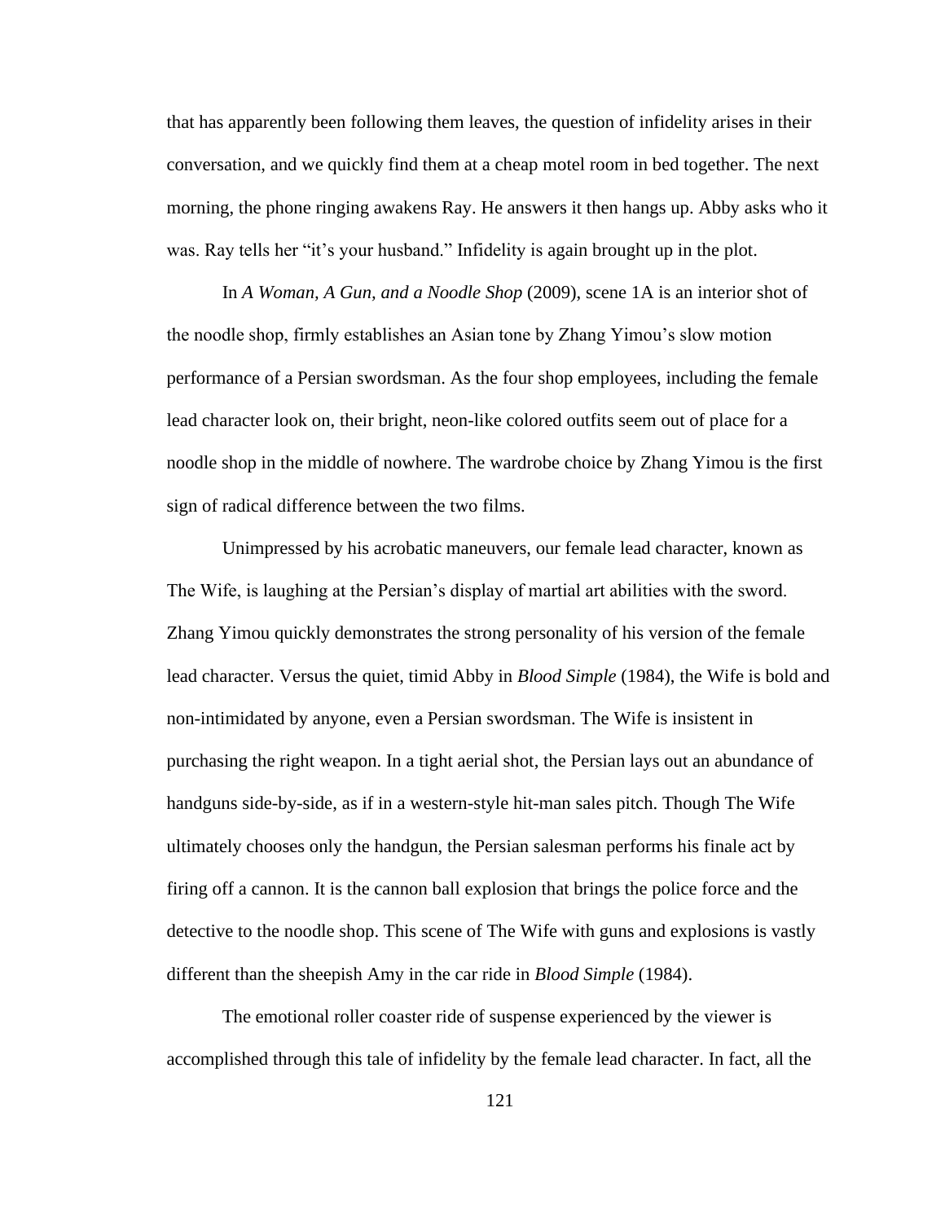that has apparently been following them leaves, the question of infidelity arises in their conversation, and we quickly find them at a cheap motel room in bed together. The next morning, the phone ringing awakens Ray. He answers it then hangs up. Abby asks who it was. Ray tells her "it's your husband." Infidelity is again brought up in the plot.

In *A Woman, A Gun, and a Noodle Shop* (2009), scene 1A is an interior shot of the noodle shop, firmly establishes an Asian tone by Zhang Yimou's slow motion performance of a Persian swordsman. As the four shop employees, including the female lead character look on, their bright, neon-like colored outfits seem out of place for a noodle shop in the middle of nowhere. The wardrobe choice by Zhang Yimou is the first sign of radical difference between the two films.

Unimpressed by his acrobatic maneuvers, our female lead character, known as The Wife, is laughing at the Persian's display of martial art abilities with the sword. Zhang Yimou quickly demonstrates the strong personality of his version of the female lead character. Versus the quiet, timid Abby in *Blood Simple* (1984), the Wife is bold and non-intimidated by anyone, even a Persian swordsman. The Wife is insistent in purchasing the right weapon. In a tight aerial shot, the Persian lays out an abundance of handguns side-by-side, as if in a western-style hit-man sales pitch. Though The Wife ultimately chooses only the handgun, the Persian salesman performs his finale act by firing off a cannon. It is the cannon ball explosion that brings the police force and the detective to the noodle shop. This scene of The Wife with guns and explosions is vastly different than the sheepish Amy in the car ride in *Blood Simple* (1984).

The emotional roller coaster ride of suspense experienced by the viewer is accomplished through this tale of infidelity by the female lead character. In fact, all the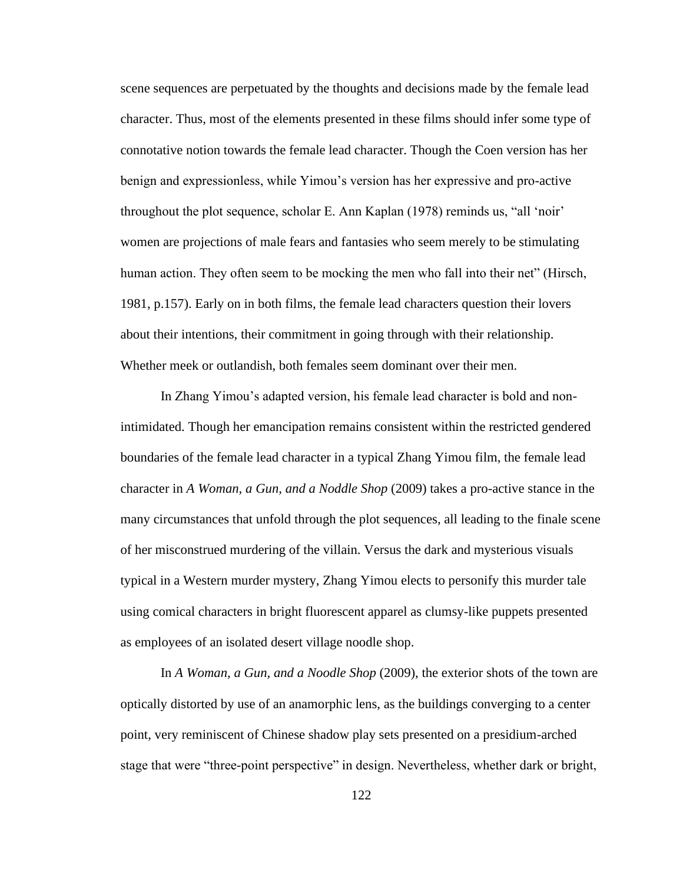scene sequences are perpetuated by the thoughts and decisions made by the female lead character. Thus, most of the elements presented in these films should infer some type of connotative notion towards the female lead character. Though the Coen version has her benign and expressionless, while Yimou's version has her expressive and pro-active throughout the plot sequence, scholar E. Ann Kaplan (1978) reminds us, "all 'noir' women are projections of male fears and fantasies who seem merely to be stimulating human action. They often seem to be mocking the men who fall into their net" (Hirsch, 1981, p.157). Early on in both films, the female lead characters question their lovers about their intentions, their commitment in going through with their relationship. Whether meek or outlandish, both females seem dominant over their men.

In Zhang Yimou's adapted version, his female lead character is bold and non-intimidated. Though her emancipation remains consistent within the restricted gendered boundaries of the female lead character in a typical Zhang Yimou film, the female lead character in *A Woman, a Gun, and a Noddle Shop* (2009) takes a pro-active stance in the many circumstances that unfold through the plot sequences, all leading to the finale scene of her misconstrued murdering of the villain. Versus the dark and mysterious visuals typical in a Western murder mystery, Zhang Yimou elects to personify this murder tale using comical characters in bright fluorescent apparel as clumsy-like puppets presented as employees of an isolated desert village noodle shop.

In *A Woman, a Gun, and a Noodle Shop* (2009), the exterior shots of the town are optically distorted by use of an anamorphic lens, as the buildings converging to a center point, very reminiscent of Chinese shadow play sets presented on a presidium-arched stage that were "three-point perspective" in design. Nevertheless, whether dark or bright,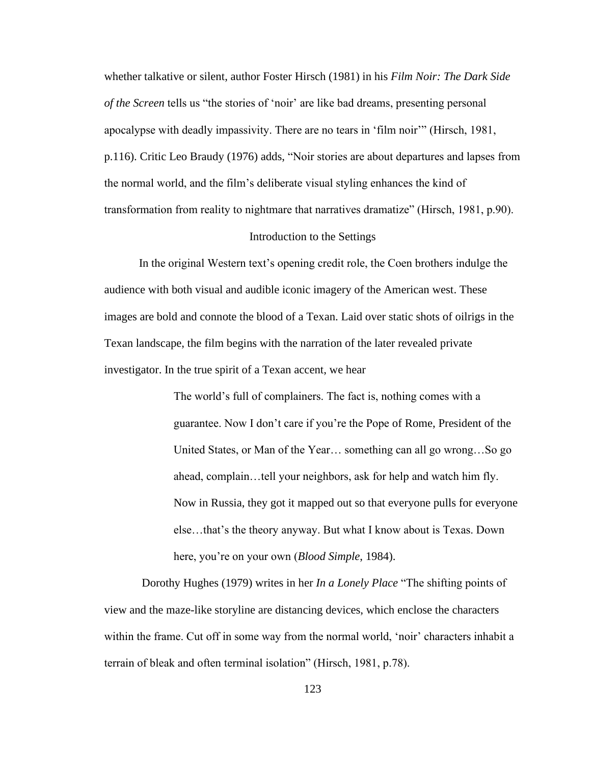whether talkative or silent, author Foster Hirsch (1981) in his *Film Noir: The Dark Side of the Screen* tells us "the stories of 'noir' are like bad dreams, presenting personal apocalypse with deadly impassivity. There are no tears in 'film noir'" (Hirsch, 1981, p.116). Critic Leo Braudy (1976) adds, "Noir stories are about departures and lapses from the normal world, and the film's deliberate visual styling enhances the kind of transformation from reality to nightmare that narratives dramatize" (Hirsch, 1981, p.90).

## Introduction to the Settings

In the original Western text's opening credit role, the Coen brothers indulge the audience with both visual and audible iconic imagery of the American west. These images are bold and connote the blood of a Texan. Laid over static shots of oilrigs in the Texan landscape, the film begins with the narration of the later revealed private investigator. In the true spirit of a Texan accent, we hear

> The world's full of complainers. The fact is, nothing comes with a guarantee. Now I don't care if you're the Pope of Rome, President of the United States, or Man of the Year… something can all go wrong…So go ahead, complain…tell your neighbors, ask for help and watch him fly. Now in Russia, they got it mapped out so that everyone pulls for everyone else…that's the theory anyway. But what I know about is Texas. Down here, you're on your own (*Blood Simple*, 1984).

Dorothy Hughes (1979) writes in her *In a Lonely Place* "The shifting points of view and the maze-like storyline are distancing devices, which enclose the characters within the frame. Cut off in some way from the normal world, 'noir' characters inhabit a terrain of bleak and often terminal isolation" (Hirsch, 1981, p.78).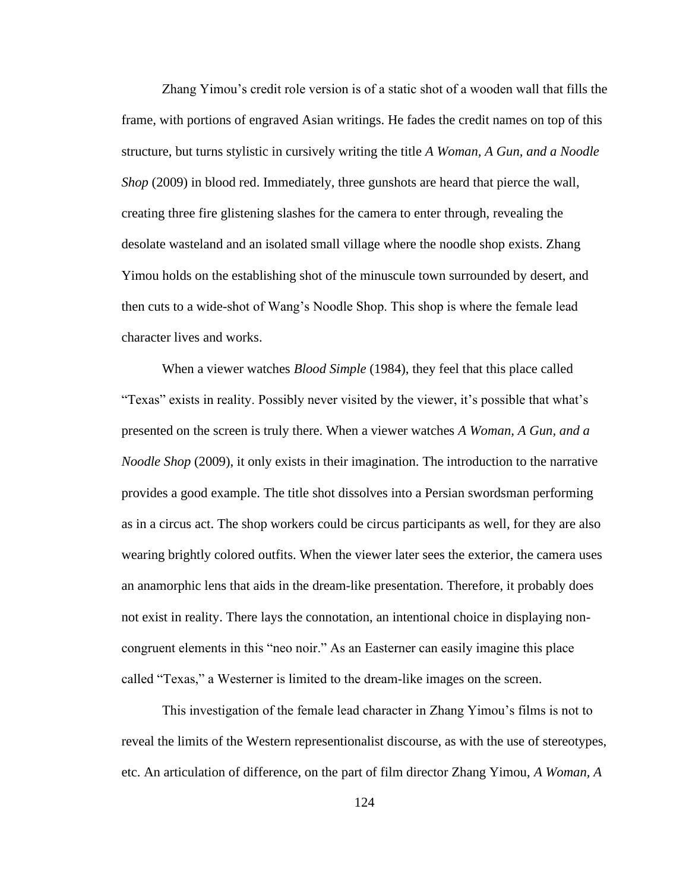Zhang Yimou's credit role version is of a static shot of a wooden wall that fills the frame, with portions of engraved Asian writings. He fades the credit names on top of this structure, but turns stylistic in cursively writing the title *A Woman, A Gun, and a Noodle Shop* (2009) in blood red. Immediately, three gunshots are heard that pierce the wall, creating three fire glistening slashes for the camera to enter through, revealing the desolate wasteland and an isolated small village where the noodle shop exists. Zhang Yimou holds on the establishing shot of the minuscule town surrounded by desert, and then cuts to a wide-shot of Wang's Noodle Shop. This shop is where the female lead character lives and works.

When a viewer watches *Blood Simple* (1984), they feel that this place called "Texas" exists in reality. Possibly never visited by the viewer, it's possible that what's presented on the screen is truly there. When a viewer watches *A Woman, A Gun, and a Noodle Shop* (2009), it only exists in their imagination. The introduction to the narrative provides a good example. The title shot dissolves into a Persian swordsman performing as in a circus act. The shop workers could be circus participants as well, for they are also wearing brightly colored outfits. When the viewer later sees the exterior, the camera uses an anamorphic lens that aids in the dream-like presentation. Therefore, it probably does not exist in reality. There lays the connotation, an intentional choice in displaying non-congruent elements in this "neo noir." As an Easterner can easily imagine this place called "Texas," a Westerner is limited to the dream-like images on the screen.

This investigation of the female lead character in Zhang Yimou's films is not to reveal the limits of the Western representionalist discourse, as with the use of stereotypes, etc. An articulation of difference, on the part of film director Zhang Yimou, *A Woman, A*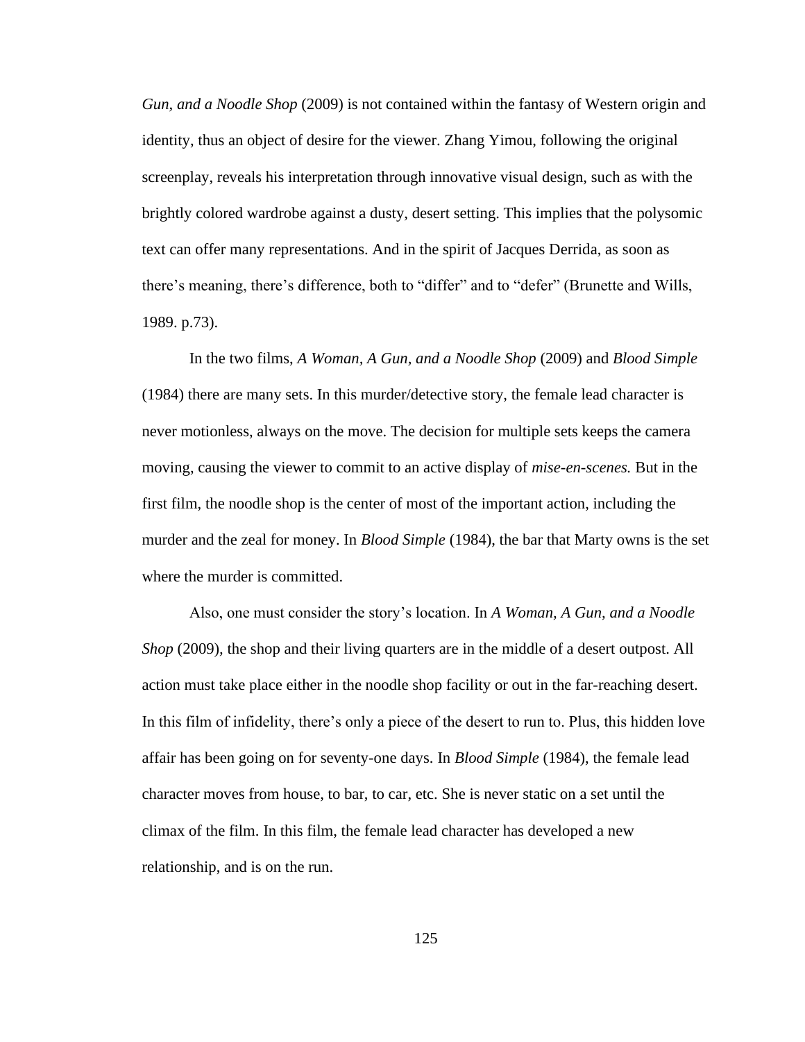*Gun, and a Noodle Shop* (2009) is not contained within the fantasy of Western origin and identity, thus an object of desire for the viewer. Zhang Yimou, following the original screenplay, reveals his interpretation through innovative visual design, such as with the brightly colored wardrobe against a dusty, desert setting. This implies that the polysomic text can offer many representations. And in the spirit of Jacques Derrida, as soon as there's meaning, there's difference, both to "differ" and to "defer" (Brunette and Wills, 1989. p.73).

In the two films, *A Woman, A Gun, and a Noodle Shop* (2009) and *Blood Simple* (1984) there are many sets. In this murder/detective story, the female lead character is never motionless, always on the move. The decision for multiple sets keeps the camera moving, causing the viewer to commit to an active display of *mise-en-scenes.* But in the first film, the noodle shop is the center of most of the important action, including the murder and the zeal for money. In *Blood Simple* (1984), the bar that Marty owns is the set where the murder is committed.

Also, one must consider the story's location. In *A Woman, A Gun, and a Noodle Shop* (2009), the shop and their living quarters are in the middle of a desert outpost. All action must take place either in the noodle shop facility or out in the far-reaching desert. In this film of infidelity, there's only a piece of the desert to run to. Plus, this hidden love affair has been going on for seventy-one days. In *Blood Simple* (1984), the female lead character moves from house, to bar, to car, etc. She is never static on a set until the climax of the film. In this film, the female lead character has developed a new relationship, and is on the run.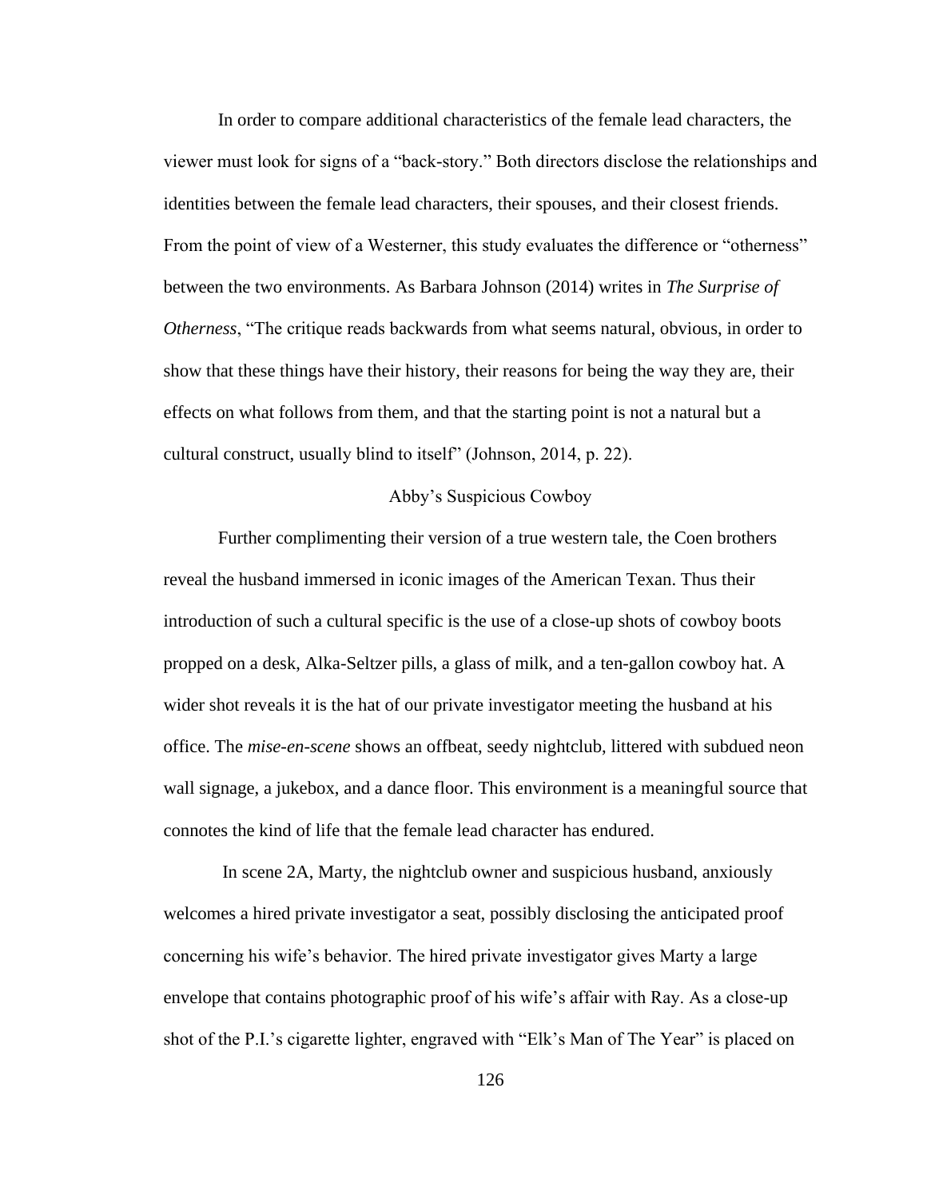In order to compare additional characteristics of the female lead characters, the viewer must look for signs of a "back-story." Both directors disclose the relationships and identities between the female lead characters, their spouses, and their closest friends. From the point of view of a Westerner, this study evaluates the difference or "otherness" between the two environments. As Barbara Johnson (2014) writes in *The Surprise of Otherness*, "The critique reads backwards from what seems natural, obvious, in order to show that these things have their history, their reasons for being the way they are, their effects on what follows from them, and that the starting point is not a natural but a cultural construct, usually blind to itself" (Johnson, 2014, p. 22).

## Abby's Suspicious Cowboy

Further complimenting their version of a true western tale, the Coen brothers reveal the husband immersed in iconic images of the American Texan. Thus their introduction of such a cultural specific is the use of a close-up shots of cowboy boots propped on a desk, Alka-Seltzer pills, a glass of milk, and a ten-gallon cowboy hat. A wider shot reveals it is the hat of our private investigator meeting the husband at his office. The *mise-en-scene* shows an offbeat, seedy nightclub, littered with subdued neon wall signage, a jukebox, and a dance floor. This environment is a meaningful source that connotes the kind of life that the female lead character has endured.

In scene 2A, Marty, the nightclub owner and suspicious husband, anxiously welcomes a hired private investigator a seat, possibly disclosing the anticipated proof concerning his wife's behavior. The hired private investigator gives Marty a large envelope that contains photographic proof of his wife's affair with Ray. As a close-up shot of the P.I.'s cigarette lighter, engraved with "Elk's Man of The Year" is placed on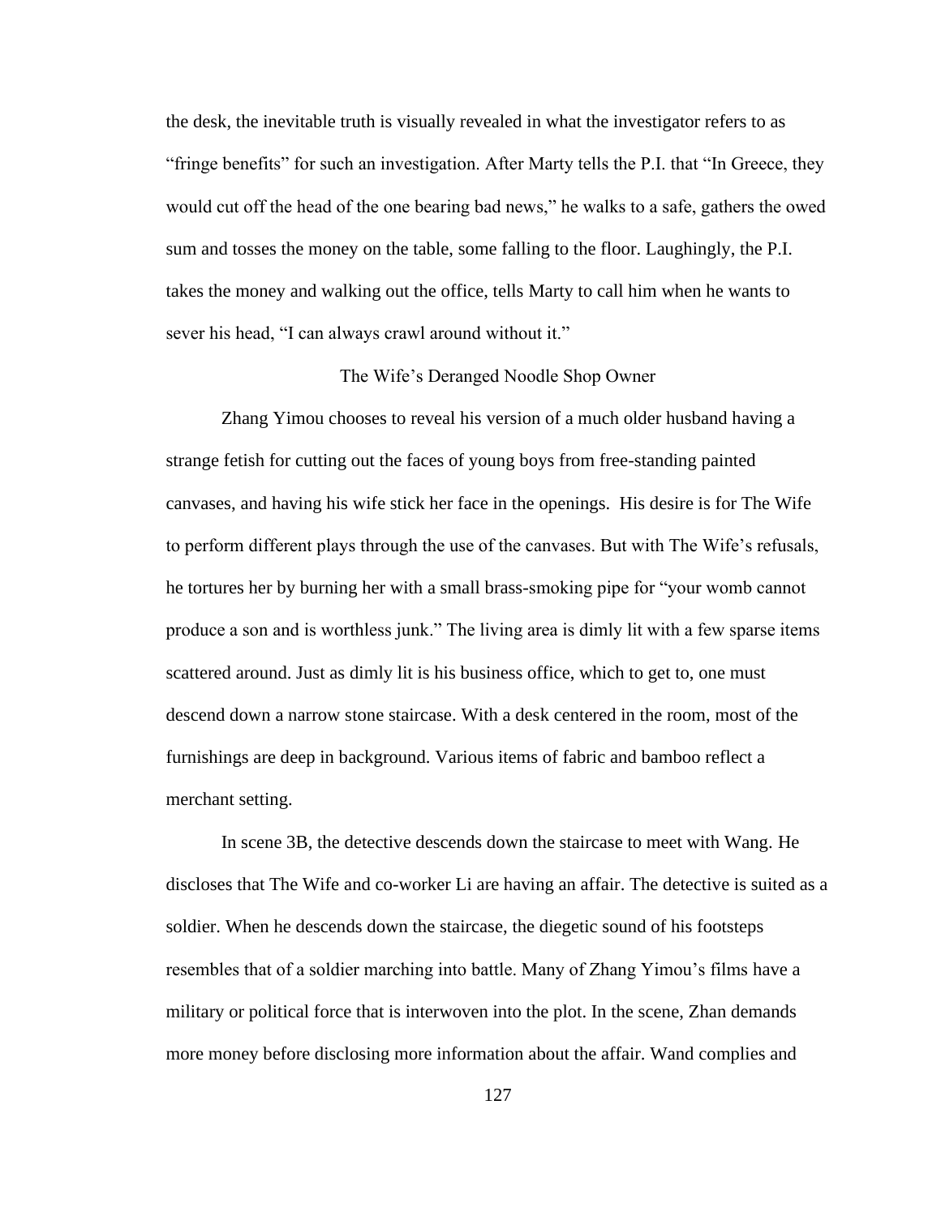the desk, the inevitable truth is visually revealed in what the investigator refers to as "fringe benefits" for such an investigation. After Marty tells the P.I. that "In Greece, they would cut off the head of the one bearing bad news," he walks to a safe, gathers the owed sum and tosses the money on the table, some falling to the floor. Laughingly, the P.I. takes the money and walking out the office, tells Marty to call him when he wants to sever his head, "I can always crawl around without it."

### The Wife's Deranged Noodle Shop Owner

Zhang Yimou chooses to reveal his version of a much older husband having a strange fetish for cutting out the faces of young boys from free-standing painted canvases, and having his wife stick her face in the openings. His desire is for The Wife to perform different plays through the use of the canvases. But with The Wife's refusals, he tortures her by burning her with a small brass-smoking pipe for "your womb cannot produce a son and is worthless junk." The living area is dimly lit with a few sparse items scattered around. Just as dimly lit is his business office, which to get to, one must descend down a narrow stone staircase. With a desk centered in the room, most of the furnishings are deep in background. Various items of fabric and bamboo reflect a merchant setting.

In scene 3B, the detective descends down the staircase to meet with Wang. He discloses that The Wife and co-worker Li are having an affair. The detective is suited as a soldier. When he descends down the staircase, the diegetic sound of his footsteps resembles that of a soldier marching into battle. Many of Zhang Yimou's films have a military or political force that is interwoven into the plot. In the scene, Zhan demands more money before disclosing more information about the affair. Wand complies and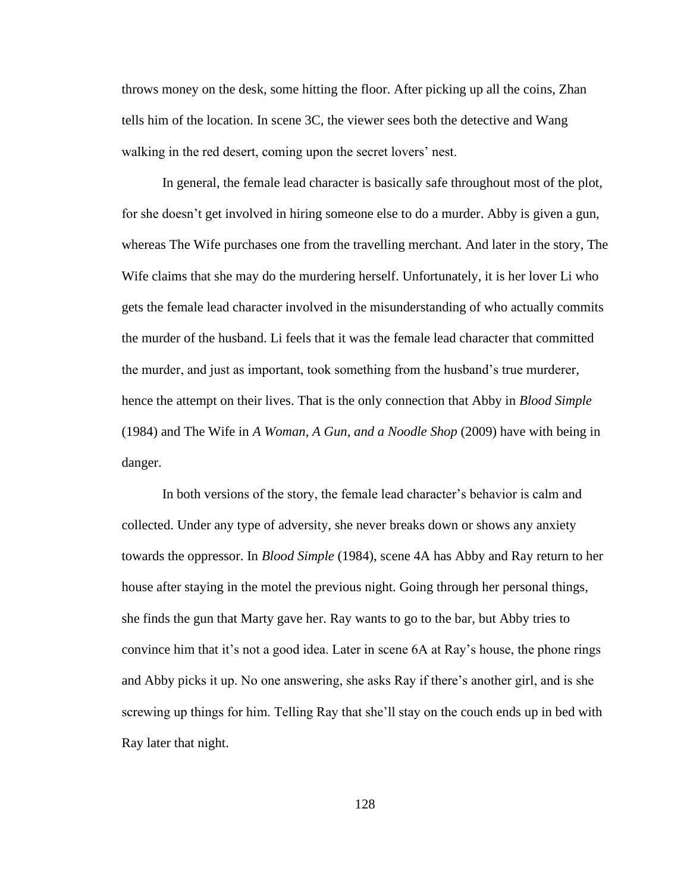throws money on the desk, some hitting the floor. After picking up all the coins, Zhan tells him of the location. In scene 3C, the viewer sees both the detective and Wang walking in the red desert, coming upon the secret lovers' nest.

In general, the female lead character is basically safe throughout most of the plot, for she doesn't get involved in hiring someone else to do a murder. Abby is given a gun, whereas The Wife purchases one from the travelling merchant. And later in the story, The Wife claims that she may do the murdering herself. Unfortunately, it is her lover Li who gets the female lead character involved in the misunderstanding of who actually commits the murder of the husband. Li feels that it was the female lead character that committed the murder, and just as important, took something from the husband's true murderer, hence the attempt on their lives. That is the only connection that Abby in *Blood Simple* (1984) and The Wife in *A Woman, A Gun, and a Noodle Shop* (2009) have with being in danger.

In both versions of the story, the female lead character's behavior is calm and collected. Under any type of adversity, she never breaks down or shows any anxiety towards the oppressor. In *Blood Simple* (1984), scene 4A has Abby and Ray return to her house after staying in the motel the previous night. Going through her personal things, she finds the gun that Marty gave her. Ray wants to go to the bar, but Abby tries to convince him that it's not a good idea. Later in scene 6A at Ray's house, the phone rings and Abby picks it up. No one answering, she asks Ray if there's another girl, and is she screwing up things for him. Telling Ray that she'll stay on the couch ends up in bed with Ray later that night.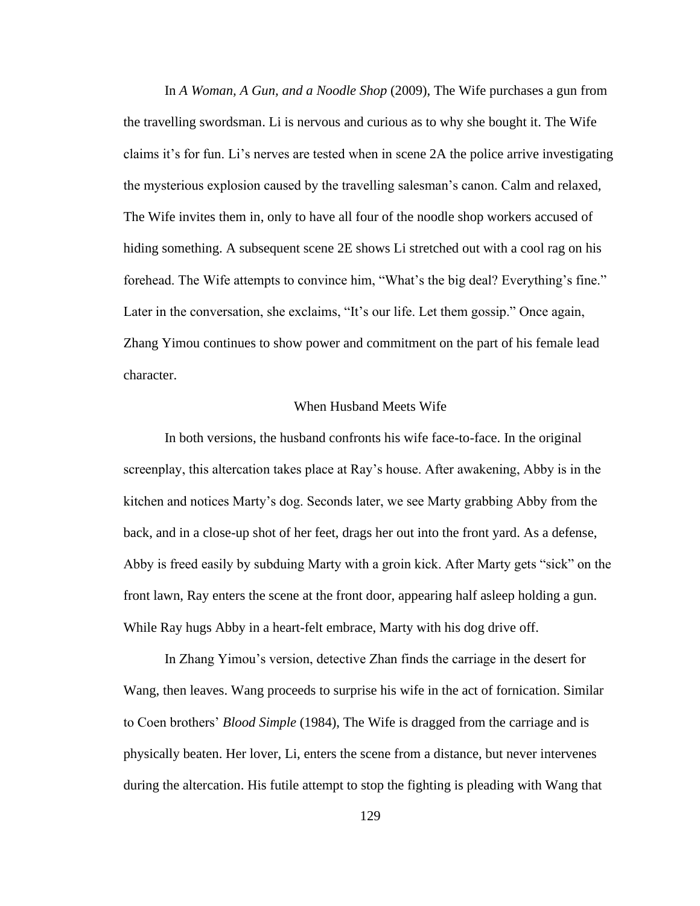In *A Woman, A Gun, and a Noodle Shop* (2009), The Wife purchases a gun from the travelling swordsman. Li is nervous and curious as to why she bought it. The Wife claims it's for fun. Li's nerves are tested when in scene 2A the police arrive investigating the mysterious explosion caused by the travelling salesman's canon. Calm and relaxed, The Wife invites them in, only to have all four of the noodle shop workers accused of hiding something. A subsequent scene 2E shows Li stretched out with a cool rag on his forehead. The Wife attempts to convince him, "What's the big deal? Everything's fine." Later in the conversation, she exclaims, "It's our life. Let them gossip." Once again, Zhang Yimou continues to show power and commitment on the part of his female lead character.

## When Husband Meets Wife

In both versions, the husband confronts his wife face-to-face. In the original screenplay, this altercation takes place at Ray's house. After awakening, Abby is in the kitchen and notices Marty's dog. Seconds later, we see Marty grabbing Abby from the back, and in a close-up shot of her feet, drags her out into the front yard. As a defense, Abby is freed easily by subduing Marty with a groin kick. After Marty gets "sick" on the front lawn, Ray enters the scene at the front door, appearing half asleep holding a gun. While Ray hugs Abby in a heart-felt embrace, Marty with his dog drive off.

In Zhang Yimou's version, detective Zhan finds the carriage in the desert for Wang, then leaves. Wang proceeds to surprise his wife in the act of fornication. Similar to Coen brothers' *Blood Simple* (1984), The Wife is dragged from the carriage and is physically beaten. Her lover, Li, enters the scene from a distance, but never intervenes during the altercation. His futile attempt to stop the fighting is pleading with Wang that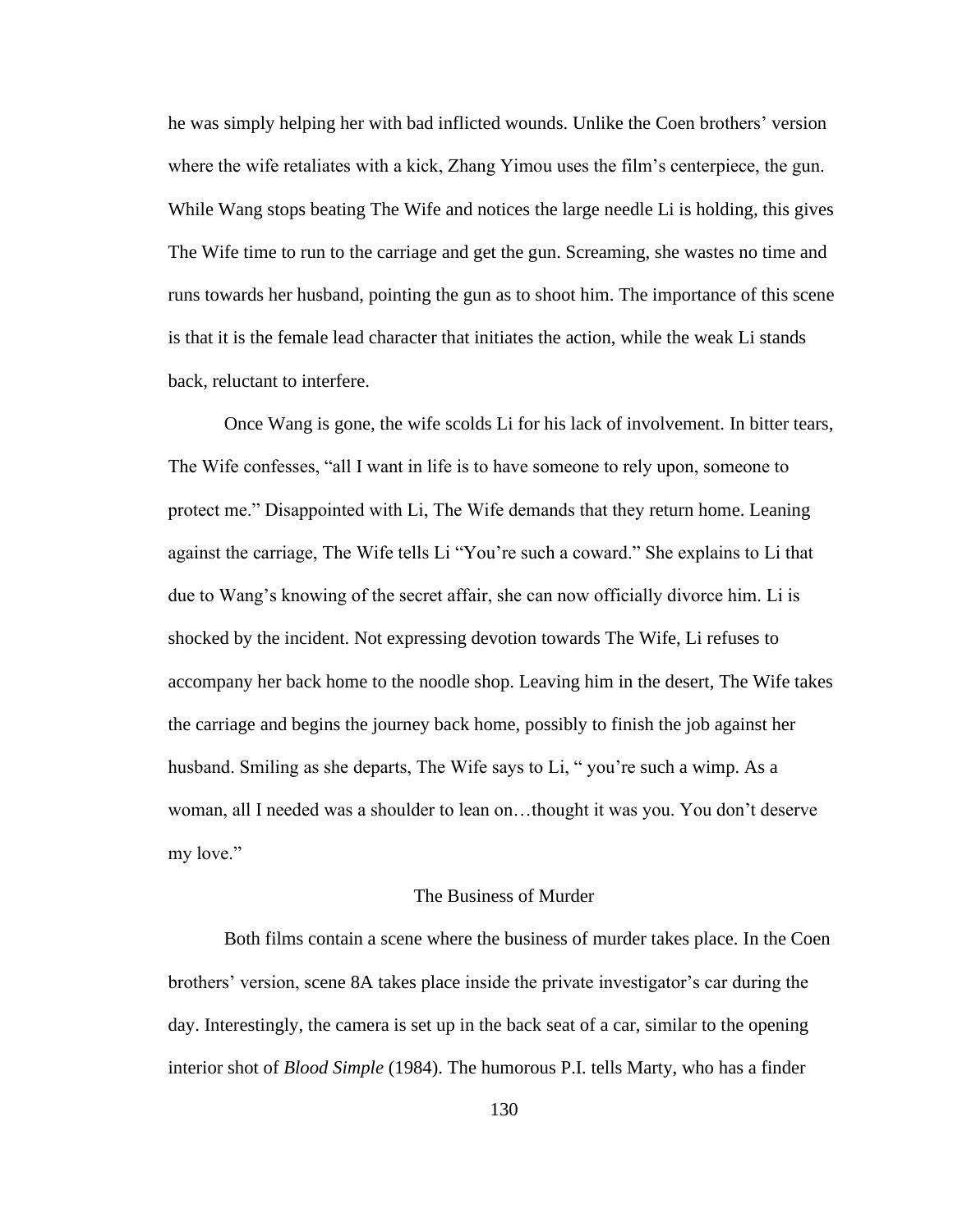he was simply helping her with bad inflicted wounds. Unlike the Coen brothers' version where the wife retaliates with a kick, Zhang Yimou uses the film's centerpiece, the gun. While Wang stops beating The Wife and notices the large needle Li is holding, this gives The Wife time to run to the carriage and get the gun. Screaming, she wastes no time and runs towards her husband, pointing the gun as to shoot him. The importance of this scene is that it is the female lead character that initiates the action, while the weak Li stands back, reluctant to interfere.

Once Wang is gone, the wife scolds Li for his lack of involvement. In bitter tears, The Wife confesses, "all I want in life is to have someone to rely upon, someone to protect me." Disappointed with Li, The Wife demands that they return home. Leaning against the carriage, The Wife tells Li "You're such a coward." She explains to Li that due to Wang's knowing of the secret affair, she can now officially divorce him. Li is shocked by the incident. Not expressing devotion towards The Wife, Li refuses to accompany her back home to the noodle shop. Leaving him in the desert, The Wife takes the carriage and begins the journey back home, possibly to finish the job against her husband. Smiling as she departs, The Wife says to Li, " you're such a wimp. As a woman, all I needed was a shoulder to lean on…thought it was you. You don't deserve my love."

## The Business of Murder

Both films contain a scene where the business of murder takes place. In the Coen brothers' version, scene 8A takes place inside the private investigator's car during the day. Interestingly, the camera is set up in the back seat of a car, similar to the opening interior shot of *Blood Simple* (1984). The humorous P.I. tells Marty, who has a finder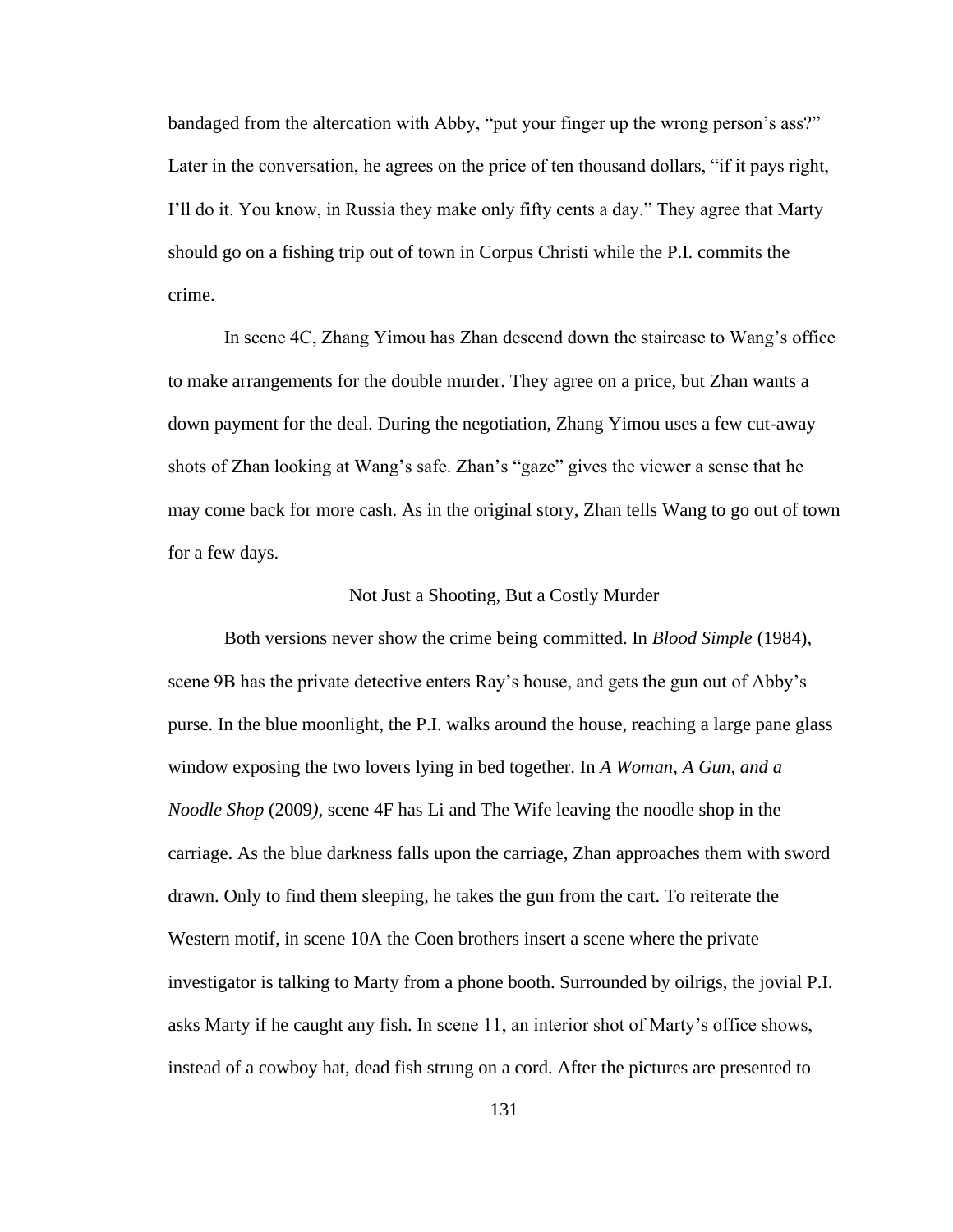bandaged from the altercation with Abby, "put your finger up the wrong person's ass?" Later in the conversation, he agrees on the price of ten thousand dollars, "if it pays right, I'll do it. You know, in Russia they make only fifty cents a day." They agree that Marty should go on a fishing trip out of town in Corpus Christi while the P.I. commits the crime.

In scene 4C, Zhang Yimou has Zhan descend down the staircase to Wang's office to make arrangements for the double murder. They agree on a price, but Zhan wants a down payment for the deal. During the negotiation, Zhang Yimou uses a few cut-away shots of Zhan looking at Wang's safe. Zhan's "gaze" gives the viewer a sense that he may come back for more cash. As in the original story, Zhan tells Wang to go out of town for a few days.

## Not Just a Shooting, But a Costly Murder

Both versions never show the crime being committed. In *Blood Simple* (1984), scene 9B has the private detective enters Ray's house, and gets the gun out of Abby's purse. In the blue moonlight, the P.I. walks around the house, reaching a large pane glass window exposing the two lovers lying in bed together. In *A Woman, A Gun, and a Noodle Shop* (2009), scene 4F has Li and The Wife leaving the noodle shop in the carriage. As the blue darkness falls upon the carriage, Zhan approaches them with sword drawn. Only to find them sleeping, he takes the gun from the cart. To reiterate the Western motif, in scene 10A the Coen brothers insert a scene where the private investigator is talking to Marty from a phone booth. Surrounded by oilrigs, the jovial P.I. asks Marty if he caught any fish. In scene 11, an interior shot of Marty's office shows, instead of a cowboy hat, dead fish strung on a cord. After the pictures are presented to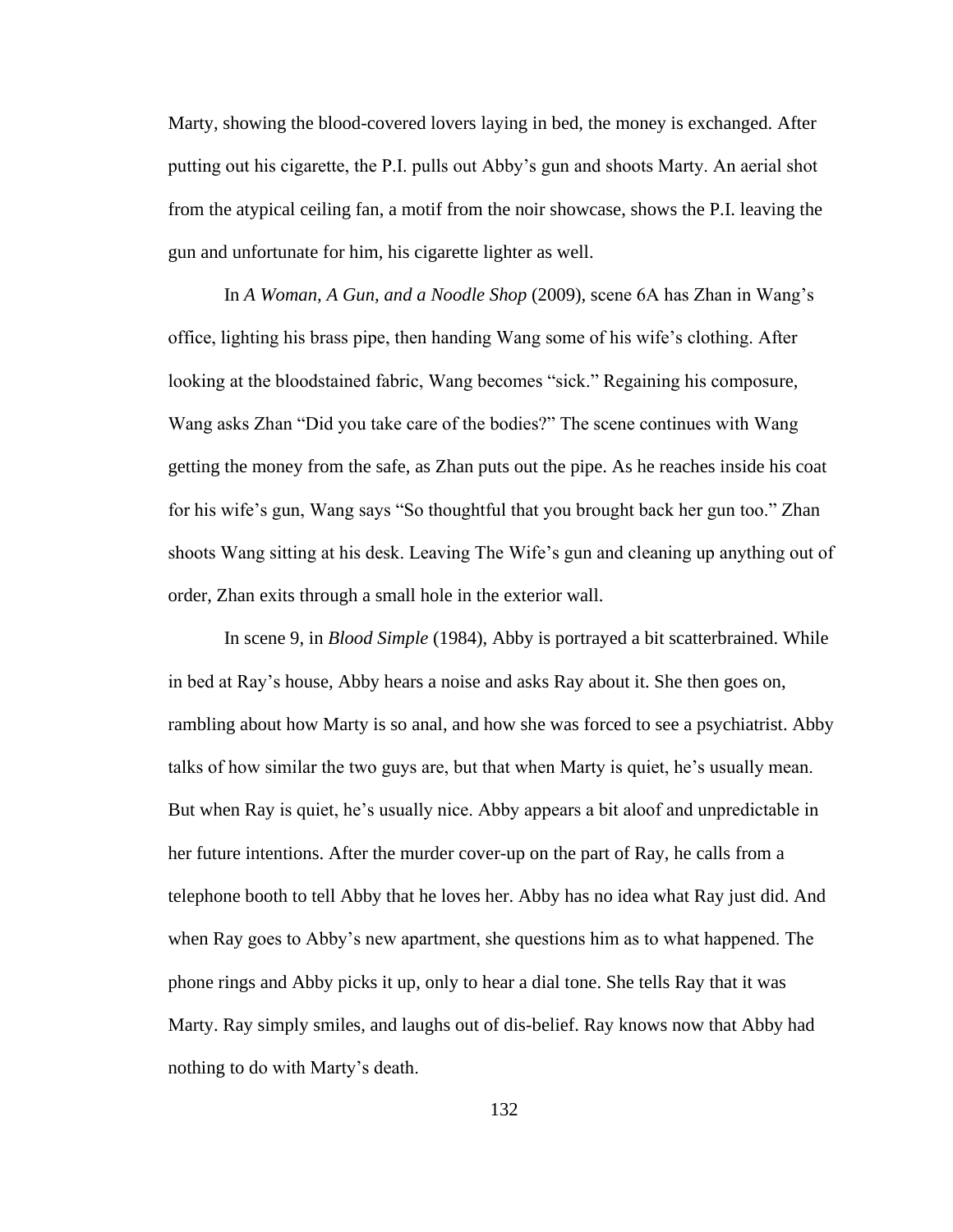Marty, showing the blood-covered lovers laying in bed, the money is exchanged. After putting out his cigarette, the P.I. pulls out Abby's gun and shoots Marty. An aerial shot from the atypical ceiling fan, a motif from the noir showcase, shows the P.I. leaving the gun and unfortunate for him, his cigarette lighter as well.

In *A Woman, A Gun, and a Noodle Shop* (2009), scene 6A has Zhan in Wang's office, lighting his brass pipe, then handing Wang some of his wife's clothing. After looking at the bloodstained fabric, Wang becomes "sick." Regaining his composure, Wang asks Zhan "Did you take care of the bodies?" The scene continues with Wang getting the money from the safe, as Zhan puts out the pipe. As he reaches inside his coat for his wife's gun, Wang says "So thoughtful that you brought back her gun too." Zhan shoots Wang sitting at his desk. Leaving The Wife's gun and cleaning up anything out of order, Zhan exits through a small hole in the exterior wall.

In scene 9, in *Blood Simple* (1984), Abby is portrayed a bit scatterbrained. While in bed at Ray's house, Abby hears a noise and asks Ray about it. She then goes on, rambling about how Marty is so anal, and how she was forced to see a psychiatrist. Abby talks of how similar the two guys are, but that when Marty is quiet, he's usually mean. But when Ray is quiet, he's usually nice. Abby appears a bit aloof and unpredictable in her future intentions. After the murder cover-up on the part of Ray, he calls from a telephone booth to tell Abby that he loves her. Abby has no idea what Ray just did. And when Ray goes to Abby's new apartment, she questions him as to what happened. The phone rings and Abby picks it up, only to hear a dial tone. She tells Ray that it was Marty. Ray simply smiles, and laughs out of dis-belief. Ray knows now that Abby had nothing to do with Marty's death.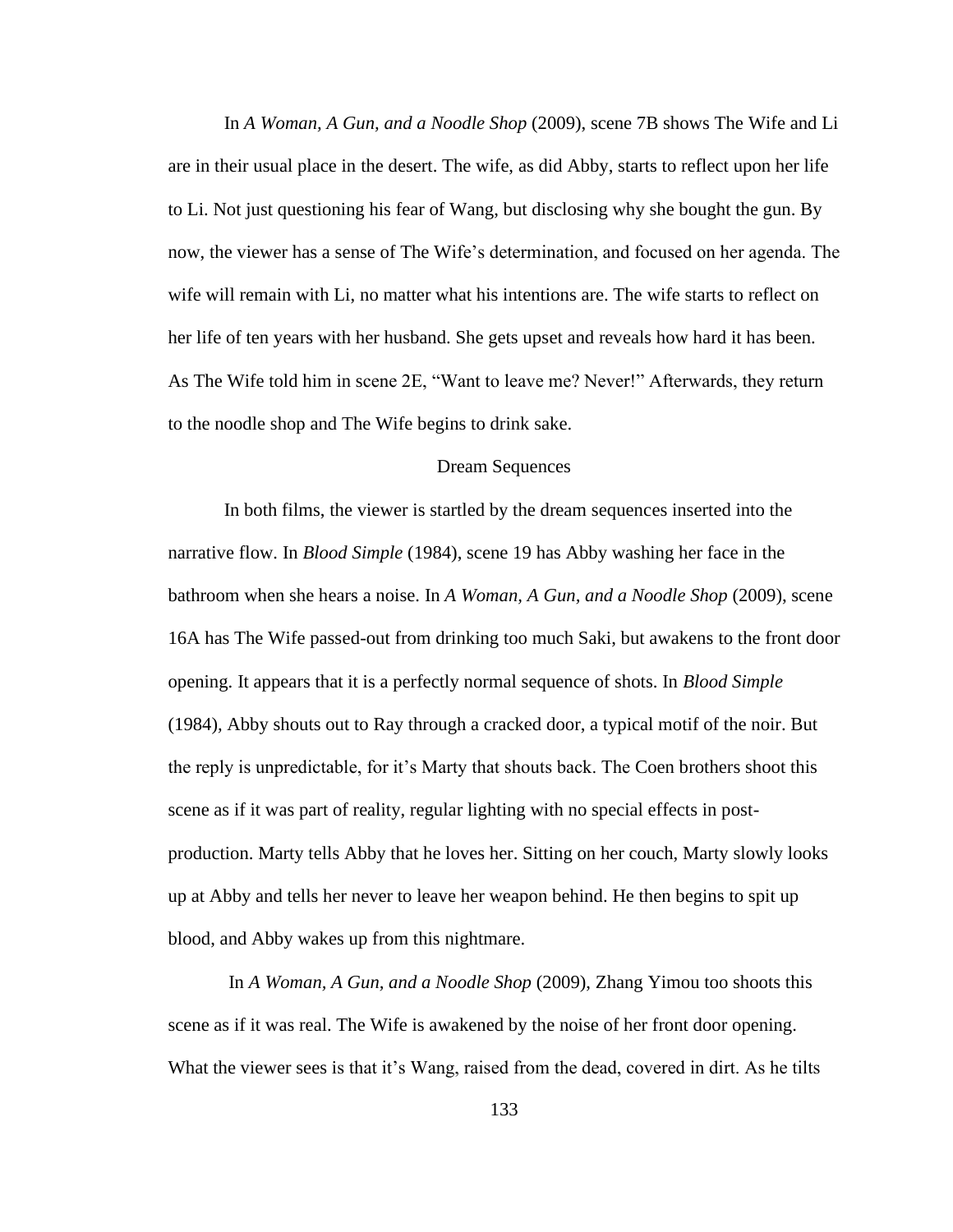In *A Woman, A Gun, and a Noodle Shop* (2009), scene 7B shows The Wife and Li are in their usual place in the desert. The wife, as did Abby, starts to reflect upon her life to Li. Not just questioning his fear of Wang, but disclosing why she bought the gun. By now, the viewer has a sense of The Wife's determination, and focused on her agenda. The wife will remain with Li, no matter what his intentions are. The wife starts to reflect on her life of ten years with her husband. She gets upset and reveals how hard it has been. As The Wife told him in scene 2E, "Want to leave me? Never!" Afterwards, they return to the noodle shop and The Wife begins to drink sake.

## Dream Sequences

In both films, the viewer is startled by the dream sequences inserted into the narrative flow. In *Blood Simple* (1984), scene 19 has Abby washing her face in the bathroom when she hears a noise. In *A Woman, A Gun, and a Noodle Shop* (2009), scene 16A has The Wife passed-out from drinking too much Saki, but awakens to the front door opening. It appears that it is a perfectly normal sequence of shots. In *Blood Simple* (1984), Abby shouts out to Ray through a cracked door, a typical motif of the noir. But the reply is unpredictable, for it's Marty that shouts back. The Coen brothers shoot this scene as if it was part of reality, regular lighting with no special effects in post-production. Marty tells Abby that he loves her. Sitting on her couch, Marty slowly looks up at Abby and tells her never to leave her weapon behind. He then begins to spit up blood, and Abby wakes up from this nightmare.

In *A Woman, A Gun, and a Noodle Shop* (2009), Zhang Yimou too shoots this scene as if it was real. The Wife is awakened by the noise of her front door opening. What the viewer sees is that it's Wang, raised from the dead, covered in dirt. As he tilts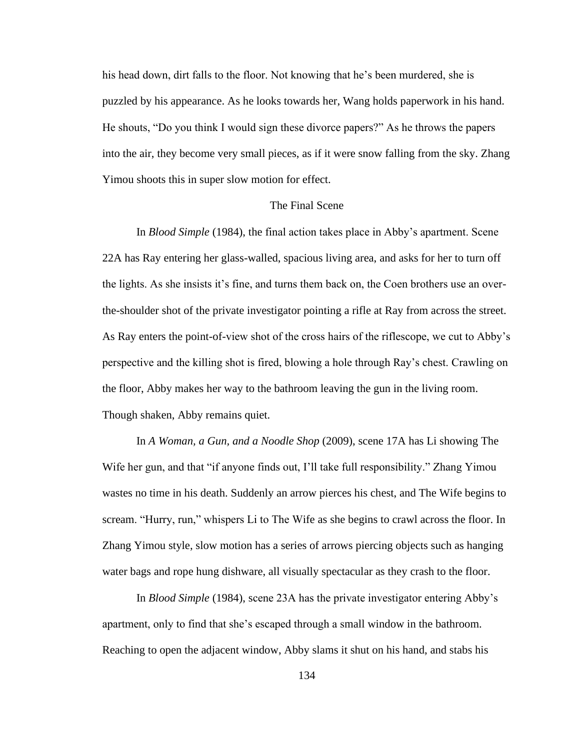his head down, dirt falls to the floor. Not knowing that he's been murdered, she is puzzled by his appearance. As he looks towards her, Wang holds paperwork in his hand. He shouts, "Do you think I would sign these divorce papers?" As he throws the papers into the air, they become very small pieces, as if it were snow falling from the sky. Zhang Yimou shoots this in super slow motion for effect.

## The Final Scene

In *Blood Simple* (1984), the final action takes place in Abby's apartment. Scene 22A has Ray entering her glass-walled, spacious living area, and asks for her to turn off the lights. As she insists it's fine, and turns them back on, the Coen brothers use an over-the-shoulder shot of the private investigator pointing a rifle at Ray from across the street. As Ray enters the point-of-view shot of the cross hairs of the riflescope, we cut to Abby's perspective and the killing shot is fired, blowing a hole through Ray's chest. Crawling on the floor, Abby makes her way to the bathroom leaving the gun in the living room. Though shaken, Abby remains quiet.

In *A Woman, a Gun, and a Noodle Shop* (2009), scene 17A has Li showing The Wife her gun, and that "if anyone finds out, I'll take full responsibility." Zhang Yimou wastes no time in his death. Suddenly an arrow pierces his chest, and The Wife begins to scream. "Hurry, run," whispers Li to The Wife as she begins to crawl across the floor. In Zhang Yimou style, slow motion has a series of arrows piercing objects such as hanging water bags and rope hung dishware, all visually spectacular as they crash to the floor.

In *Blood Simple* (1984), scene 23A has the private investigator entering Abby's apartment, only to find that she's escaped through a small window in the bathroom. Reaching to open the adjacent window, Abby slams it shut on his hand, and stabs his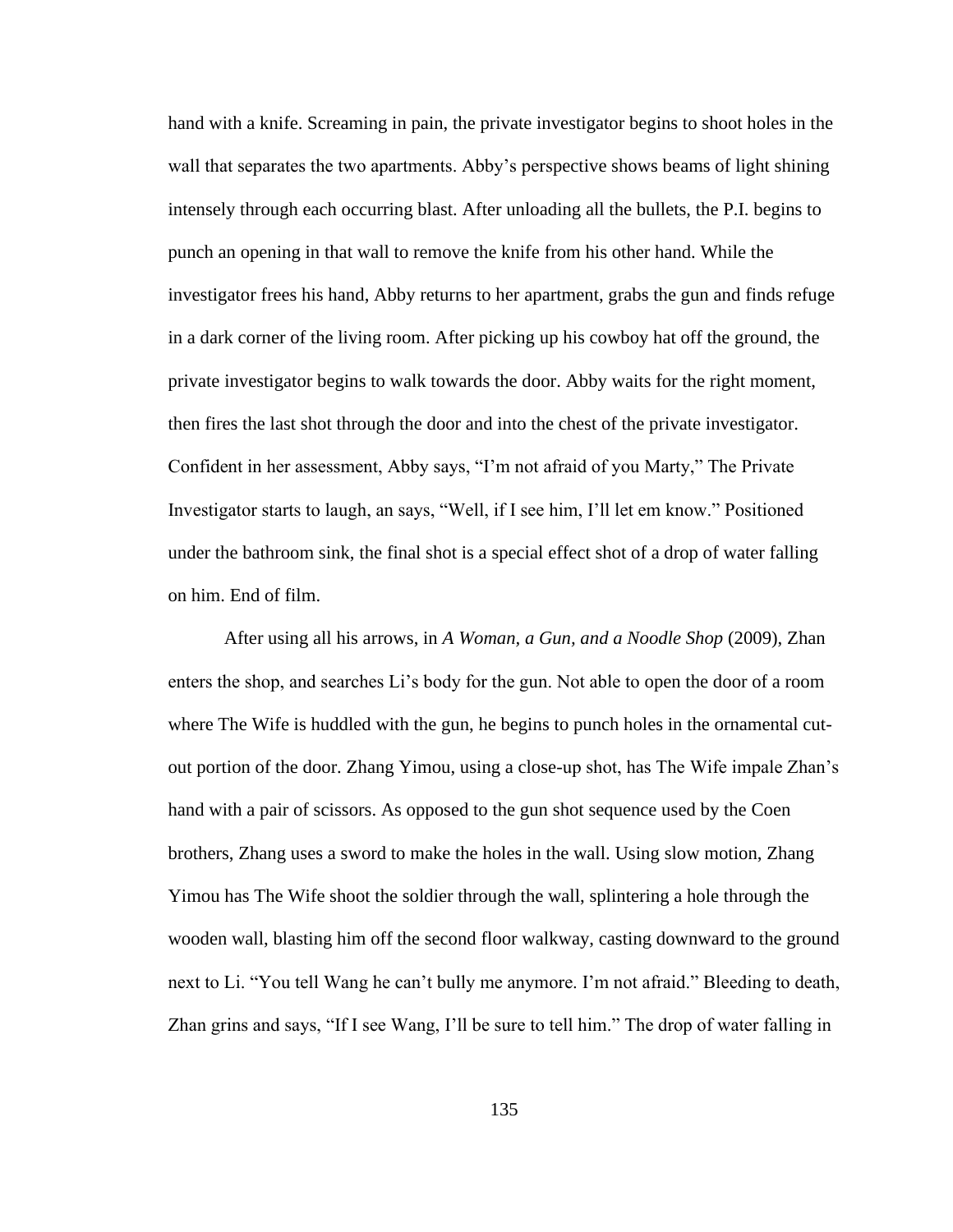hand with a knife. Screaming in pain, the private investigator begins to shoot holes in the wall that separates the two apartments. Abby's perspective shows beams of light shining intensely through each occurring blast. After unloading all the bullets, the P.I. begins to punch an opening in that wall to remove the knife from his other hand. While the investigator frees his hand, Abby returns to her apartment, grabs the gun and finds refuge in a dark corner of the living room. After picking up his cowboy hat off the ground, the private investigator begins to walk towards the door. Abby waits for the right moment, then fires the last shot through the door and into the chest of the private investigator. Confident in her assessment, Abby says, "I'm not afraid of you Marty," The Private Investigator starts to laugh, an says, "Well, if I see him, I'll let em know." Positioned under the bathroom sink, the final shot is a special effect shot of a drop of water falling on him. End of film.

After using all his arrows, in *A Woman, a Gun, and a Noodle Shop* (2009), Zhan enters the shop, and searches Li's body for the gun. Not able to open the door of a room where The Wife is huddled with the gun, he begins to punch holes in the ornamental cut-out portion of the door. Zhang Yimou, using a close-up shot, has The Wife impale Zhan's hand with a pair of scissors. As opposed to the gun shot sequence used by the Coen brothers, Zhang uses a sword to make the holes in the wall. Using slow motion, Zhang Yimou has The Wife shoot the soldier through the wall, splintering a hole through the wooden wall, blasting him off the second floor walkway, casting downward to the ground next to Li. "You tell Wang he can't bully me anymore. I'm not afraid." Bleeding to death, Zhan grins and says, "If I see Wang, I'll be sure to tell him." The drop of water falling in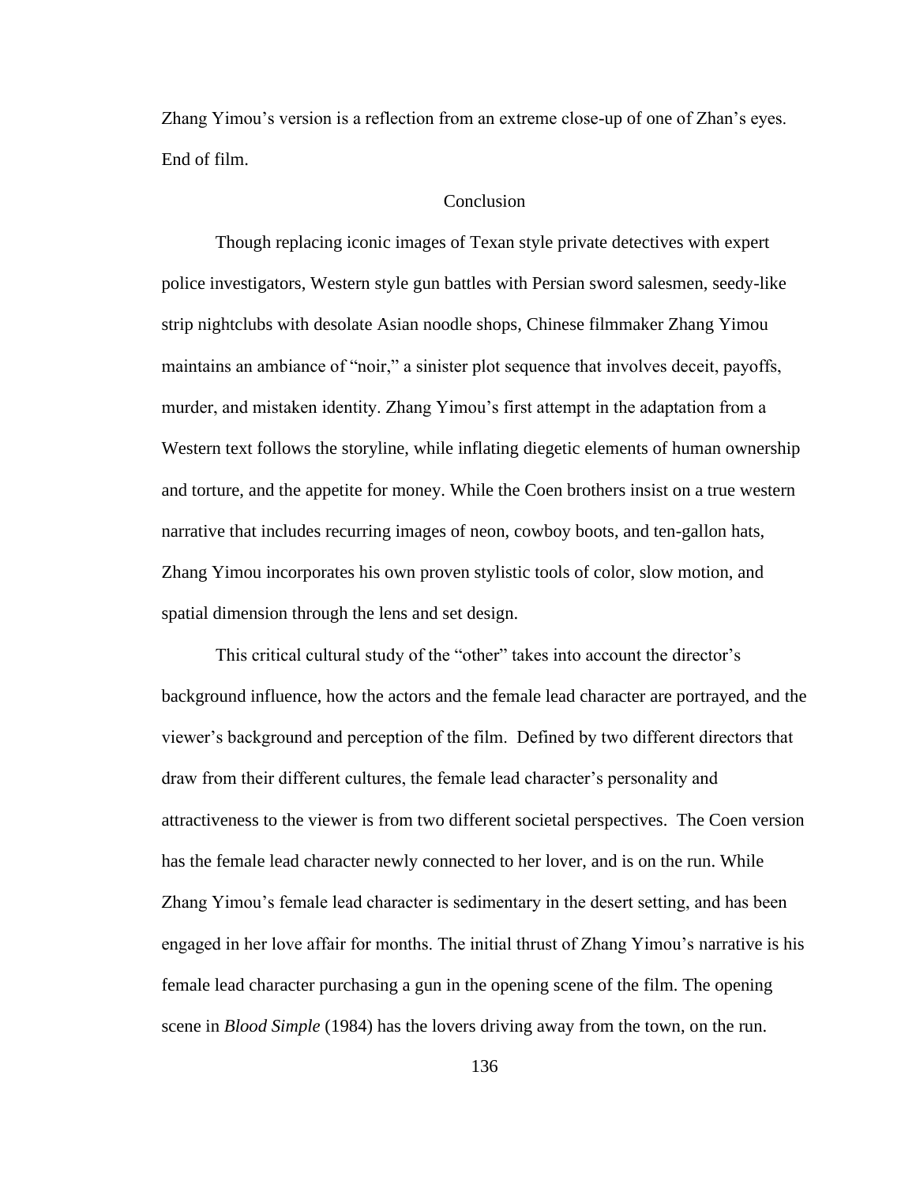Zhang Yimou's version is a reflection from an extreme close-up of one of Zhan's eyes. End of film.

## Conclusion

Though replacing iconic images of Texan style private detectives with expert police investigators, Western style gun battles with Persian sword salesmen, seedy-like strip nightclubs with desolate Asian noodle shops, Chinese filmmaker Zhang Yimou maintains an ambiance of "noir," a sinister plot sequence that involves deceit, payoffs, murder, and mistaken identity. Zhang Yimou's first attempt in the adaptation from a Western text follows the storyline, while inflating diegetic elements of human ownership and torture, and the appetite for money. While the Coen brothers insist on a true western narrative that includes recurring images of neon, cowboy boots, and ten-gallon hats, Zhang Yimou incorporates his own proven stylistic tools of color, slow motion, and spatial dimension through the lens and set design.

This critical cultural study of the "other" takes into account the director's background influence, how the actors and the female lead character are portrayed, and the viewer's background and perception of the film. Defined by two different directors that draw from their different cultures, the female lead character's personality and attractiveness to the viewer is from two different societal perspectives. The Coen version has the female lead character newly connected to her lover, and is on the run. While Zhang Yimou's female lead character is sedimentary in the desert setting, and has been engaged in her love affair for months. The initial thrust of Zhang Yimou's narrative is his female lead character purchasing a gun in the opening scene of the film. The opening scene in *Blood Simple* (1984) has the lovers driving away from the town, on the run.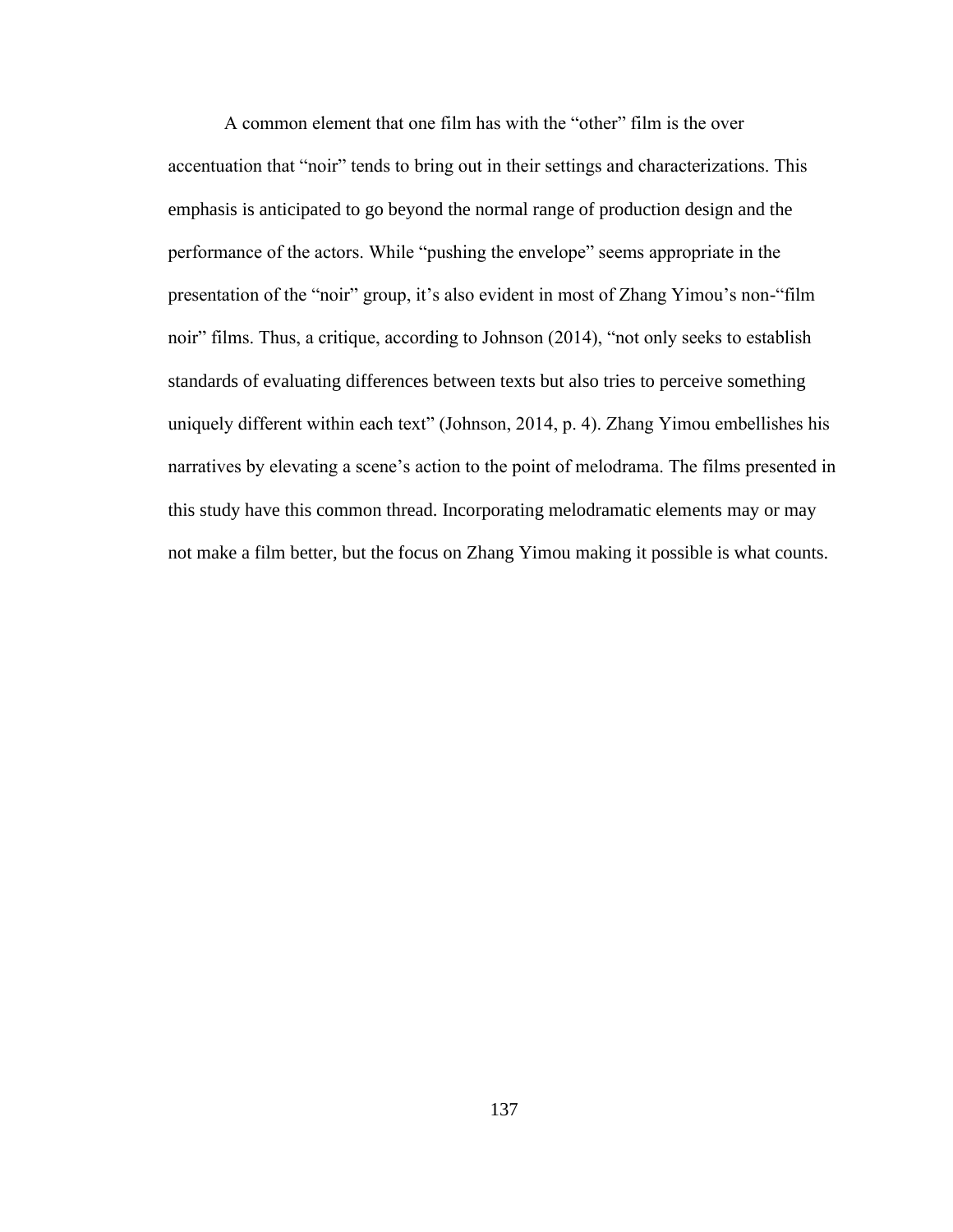A common element that one film has with the “other” film is the over accentuation that “noir” tends to bring out in their settings and characterizations. This emphasis is anticipated to go beyond the normal range of production design and the performance of the actors. While “pushing the envelope” seems appropriate in the presentation of the “noir” group, it’s also evident in most of Zhang Yimou’s non-“film noir” films. Thus, a critique, according to Johnson (2014), “not only seeks to establish standards of evaluating differences between texts but also tries to perceive something uniquely different within each text” (Johnson, 2014, p. 4). Zhang Yimou embellishes his narratives by elevating a scene’s action to the point of melodrama. The films presented in this study have this common thread. Incorporating melodramatic elements may or may not make a film better, but the focus on Zhang Yimou making it possible is what counts.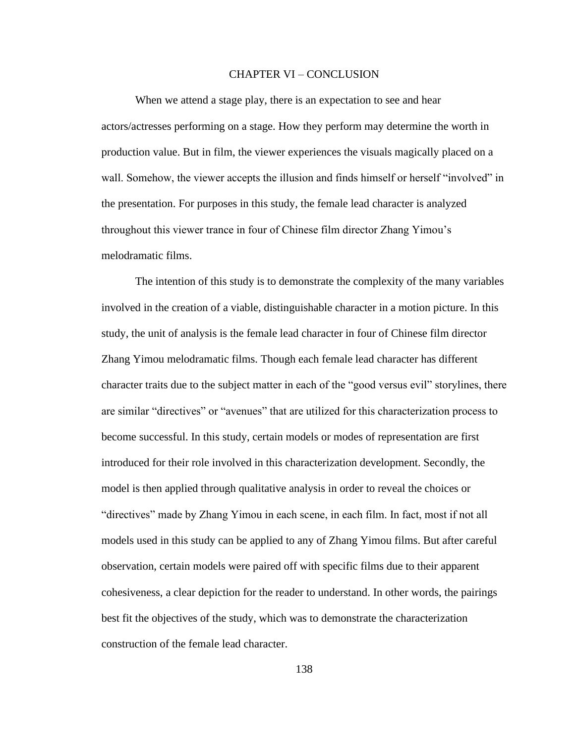# CHAPTER VI – CONCLUSION

When we attend a stage play, there is an expectation to see and hear actors/actresses performing on a stage. How they perform may determine the worth in production value. But in film, the viewer experiences the visuals magically placed on a wall. Somehow, the viewer accepts the illusion and finds himself or herself "involved" in the presentation. For purposes in this study, the female lead character is analyzed throughout this viewer trance in four of Chinese film director Zhang Yimou's melodramatic films.

The intention of this study is to demonstrate the complexity of the many variables involved in the creation of a viable, distinguishable character in a motion picture. In this study, the unit of analysis is the female lead character in four of Chinese film director Zhang Yimou melodramatic films. Though each female lead character has different character traits due to the subject matter in each of the "good versus evil" storylines, there are similar "directives" or "avenues" that are utilized for this characterization process to become successful. In this study, certain models or modes of representation are first introduced for their role involved in this characterization development. Secondly, the model is then applied through qualitative analysis in order to reveal the choices or "directives" made by Zhang Yimou in each scene, in each film. In fact, most if not all models used in this study can be applied to any of Zhang Yimou films. But after careful observation, certain models were paired off with specific films due to their apparent cohesiveness, a clear depiction for the reader to understand. In other words, the pairings best fit the objectives of the study, which was to demonstrate the characterization construction of the female lead character.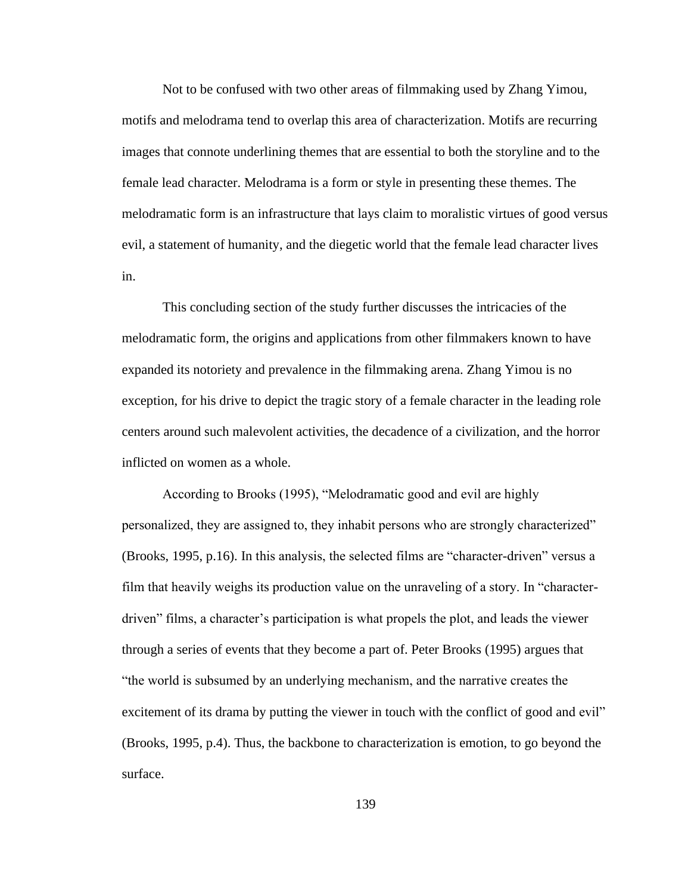Not to be confused with two other areas of filmmaking used by Zhang Yimou, motifs and melodrama tend to overlap this area of characterization. Motifs are recurring images that connote underlining themes that are essential to both the storyline and to the female lead character. Melodrama is a form or style in presenting these themes. The melodramatic form is an infrastructure that lays claim to moralistic virtues of good versus evil, a statement of humanity, and the diegetic world that the female lead character lives in.

This concluding section of the study further discusses the intricacies of the melodramatic form, the origins and applications from other filmmakers known to have expanded its notoriety and prevalence in the filmmaking arena. Zhang Yimou is no exception, for his drive to depict the tragic story of a female character in the leading role centers around such malevolent activities, the decadence of a civilization, and the horror inflicted on women as a whole.

According to Brooks (1995), "Melodramatic good and evil are highly personalized, they are assigned to, they inhabit persons who are strongly characterized" (Brooks, 1995, p.16). In this analysis, the selected films are "character-driven" versus a film that heavily weighs its production value on the unraveling of a story. In "character-driven" films, a character's participation is what propels the plot, and leads the viewer through a series of events that they become a part of. Peter Brooks (1995) argues that "the world is subsumed by an underlying mechanism, and the narrative creates the excitement of its drama by putting the viewer in touch with the conflict of good and evil" (Brooks, 1995, p.4). Thus, the backbone to characterization is emotion, to go beyond the surface.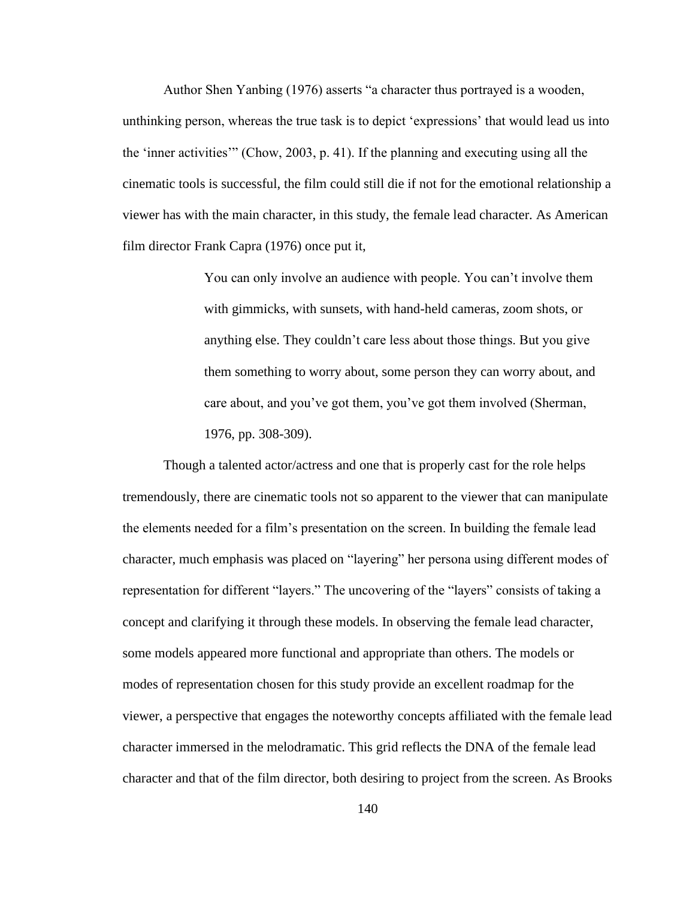Author Shen Yanbing (1976) asserts "a character thus portrayed is a wooden, unthinking person, whereas the true task is to depict 'expressions' that would lead us into the 'inner activities'" (Chow, 2003, p. 41). If the planning and executing using all the cinematic tools is successful, the film could still die if not for the emotional relationship a viewer has with the main character, in this study, the female lead character. As American film director Frank Capra (1976) once put it,

> You can only involve an audience with people. You can't involve them with gimmicks, with sunsets, with hand-held cameras, zoom shots, or anything else. They couldn't care less about those things. But you give them something to worry about, some person they can worry about, and care about, and you've got them, you've got them involved (Sherman, 1976, pp. 308-309).

Though a talented actor/actress and one that is properly cast for the role helps tremendously, there are cinematic tools not so apparent to the viewer that can manipulate the elements needed for a film's presentation on the screen. In building the female lead character, much emphasis was placed on "layering" her persona using different modes of representation for different "layers." The uncovering of the "layers" consists of taking a concept and clarifying it through these models. In observing the female lead character, some models appeared more functional and appropriate than others. The models or modes of representation chosen for this study provide an excellent roadmap for the viewer, a perspective that engages the noteworthy concepts affiliated with the female lead character immersed in the melodramatic. This grid reflects the DNA of the female lead character and that of the film director, both desiring to project from the screen. As Brooks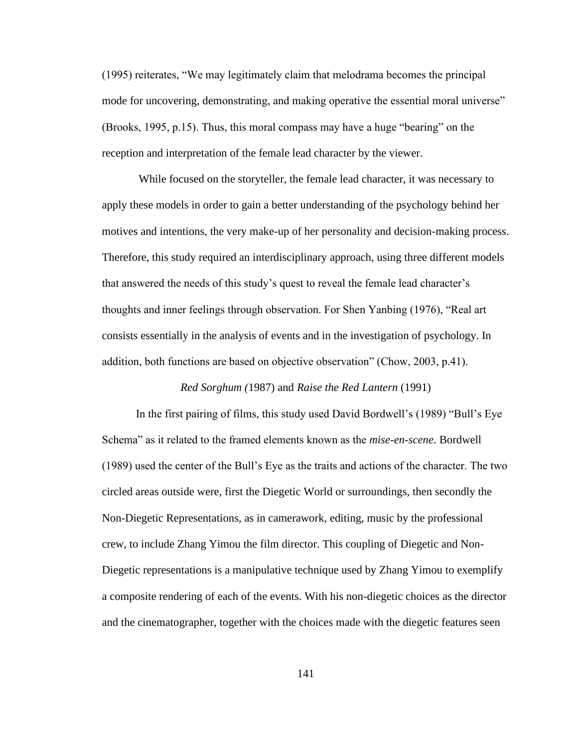(1995) reiterates, “We may legitimately claim that melodrama becomes the principal mode for uncovering, demonstrating, and making operative the essential moral universe” (Brooks, 1995, p.15). Thus, this moral compass may have a huge “bearing” on the reception and interpretation of the female lead character by the viewer.

While focused on the storyteller, the female lead character, it was necessary to apply these models in order to gain a better understanding of the psychology behind her motives and intentions, the very make-up of her personality and decision-making process. Therefore, this study required an interdisciplinary approach, using three different models that answered the needs of this study’s quest to reveal the female lead character’s thoughts and inner feelings through observation. For Shen Yanbing (1976), “Real art consists essentially in the analysis of events and in the investigation of psychology. In addition, both functions are based on objective observation” (Chow, 2003, p.41).

### *Red Sorghum (*1987) and *Raise the Red Lantern* (1991)

In the first pairing of films, this study used David Bordwell’s (1989) “Bull’s Eye Schema” as it related to the framed elements known as the *mise-en-scene*. Bordwell (1989) used the center of the Bull’s Eye as the traits and actions of the character. The two circled areas outside were, first the Diegetic World or surroundings, then secondly the Non-Diegetic Representations, as in camerawork, editing, music by the professional crew, to include Zhang Yimou the film director. This coupling of Diegetic and Non-Diegetic representations is a manipulative technique used by Zhang Yimou to exemplify a composite rendering of each of the events. With his non-diegetic choices as the director and the cinematographer, together with the choices made with the diegetic features seen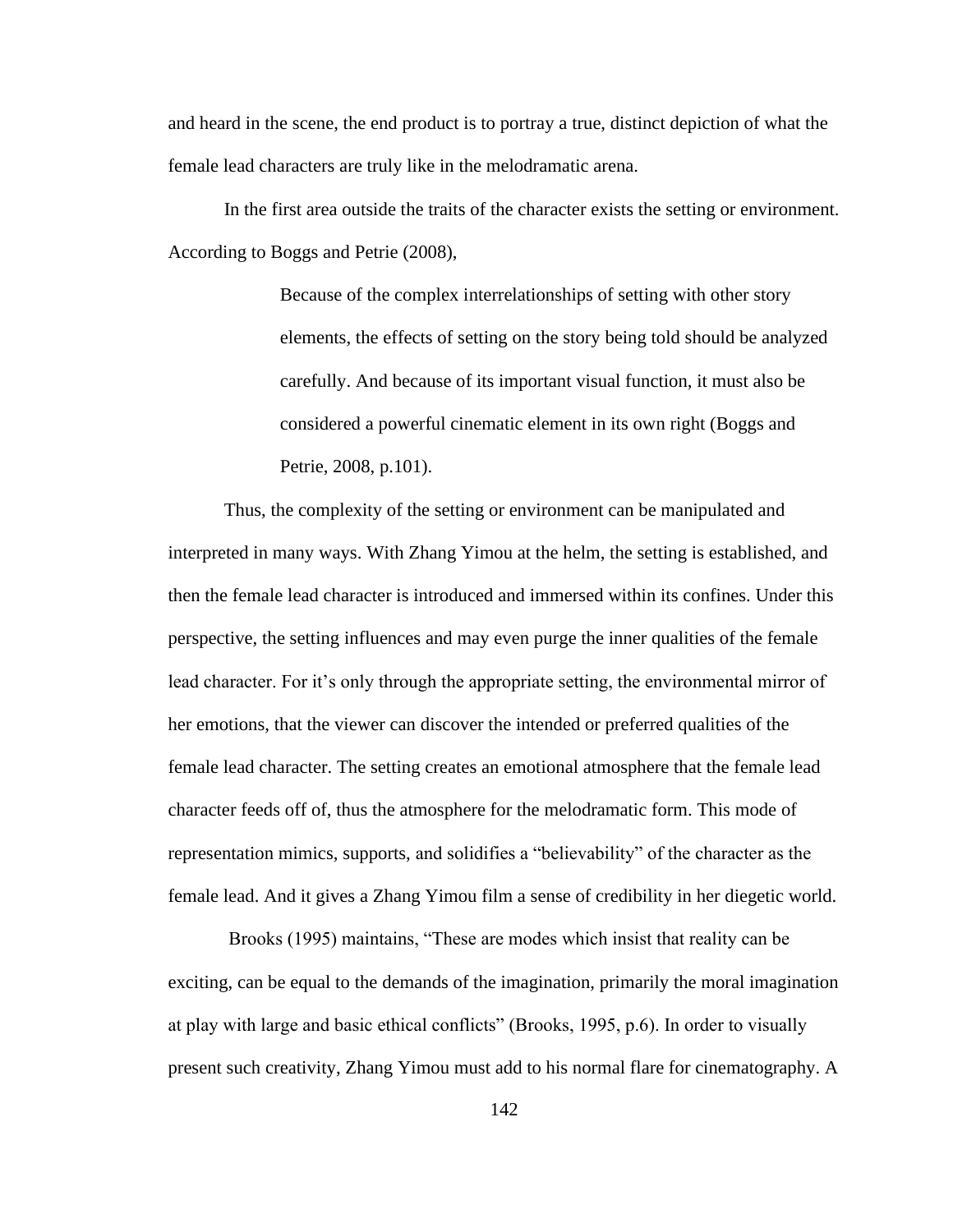and heard in the scene, the end product is to portray a true, distinct depiction of what the female lead characters are truly like in the melodramatic arena.

In the first area outside the traits of the character exists the setting or environment. According to Boggs and Petrie (2008),

> Because of the complex interrelationships of setting with other story elements, the effects of setting on the story being told should be analyzed carefully. And because of its important visual function, it must also be considered a powerful cinematic element in its own right (Boggs and Petrie, 2008, p.101).

Thus, the complexity of the setting or environment can be manipulated and interpreted in many ways. With Zhang Yimou at the helm, the setting is established, and then the female lead character is introduced and immersed within its confines. Under this perspective, the setting influences and may even purge the inner qualities of the female lead character. For it's only through the appropriate setting, the environmental mirror of her emotions, that the viewer can discover the intended or preferred qualities of the female lead character. The setting creates an emotional atmosphere that the female lead character feeds off of, thus the atmosphere for the melodramatic form. This mode of representation mimics, supports, and solidifies a "believability" of the character as the female lead. And it gives a Zhang Yimou film a sense of credibility in her diegetic world.

Brooks (1995) maintains, "These are modes which insist that reality can be exciting, can be equal to the demands of the imagination, primarily the moral imagination at play with large and basic ethical conflicts" (Brooks, 1995, p.6). In order to visually present such creativity, Zhang Yimou must add to his normal flare for cinematography. A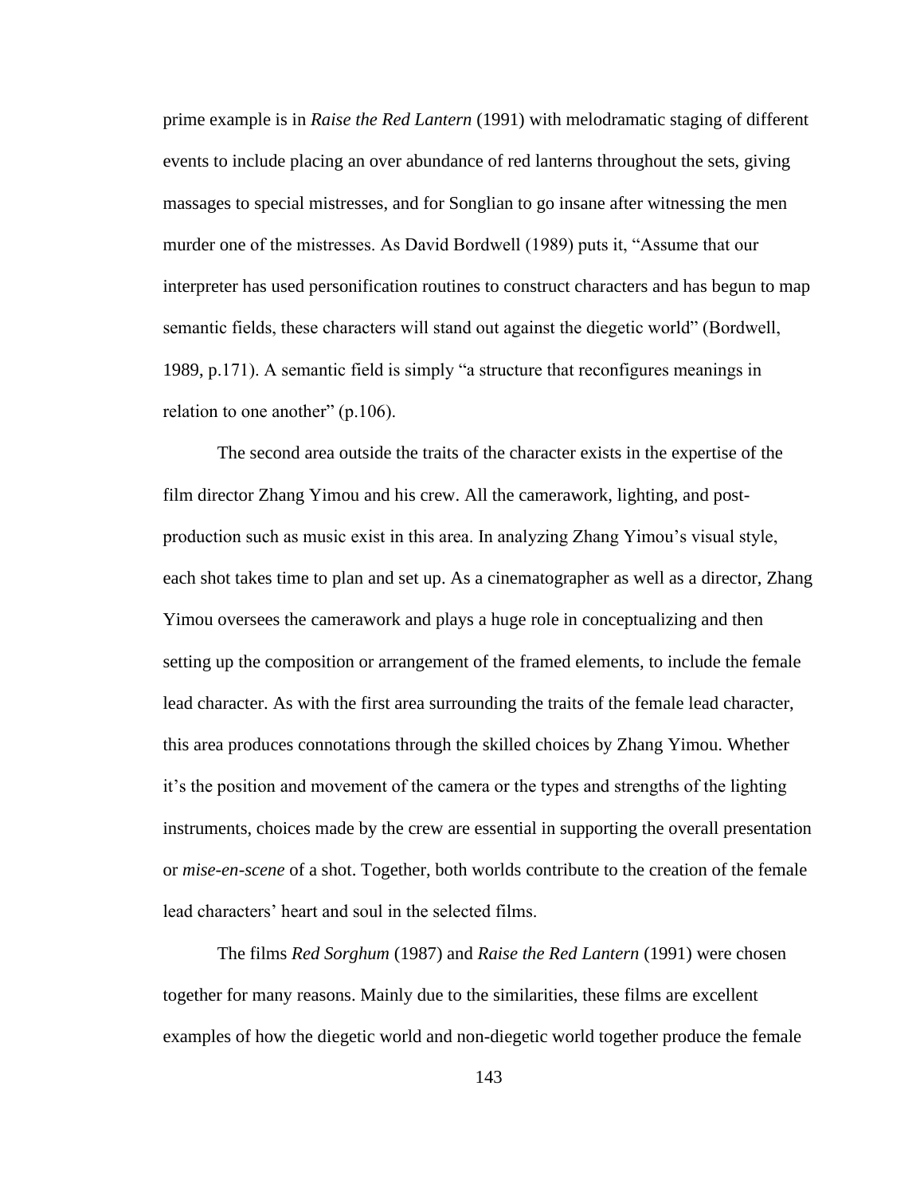prime example is in *Raise the Red Lantern* (1991) with melodramatic staging of different events to include placing an over abundance of red lanterns throughout the sets, giving massages to special mistresses, and for Songlian to go insane after witnessing the men murder one of the mistresses. As David Bordwell (1989) puts it, "Assume that our interpreter has used personification routines to construct characters and has begun to map semantic fields, these characters will stand out against the diegetic world" (Bordwell, 1989, p.171). A semantic field is simply "a structure that reconfigures meanings in relation to one another" (p.106).

The second area outside the traits of the character exists in the expertise of the film director Zhang Yimou and his crew. All the camerawork, lighting, and post-production such as music exist in this area. In analyzing Zhang Yimou's visual style, each shot takes time to plan and set up. As a cinematographer as well as a director, Zhang Yimou oversees the camerawork and plays a huge role in conceptualizing and then setting up the composition or arrangement of the framed elements, to include the female lead character. As with the first area surrounding the traits of the female lead character, this area produces connotations through the skilled choices by Zhang Yimou. Whether it's the position and movement of the camera or the types and strengths of the lighting instruments, choices made by the crew are essential in supporting the overall presentation or *mise-en-scene* of a shot. Together, both worlds contribute to the creation of the female lead characters' heart and soul in the selected films.

The films *Red Sorghum* (1987) and *Raise the Red Lantern* (1991) were chosen together for many reasons. Mainly due to the similarities, these films are excellent examples of how the diegetic world and non-diegetic world together produce the female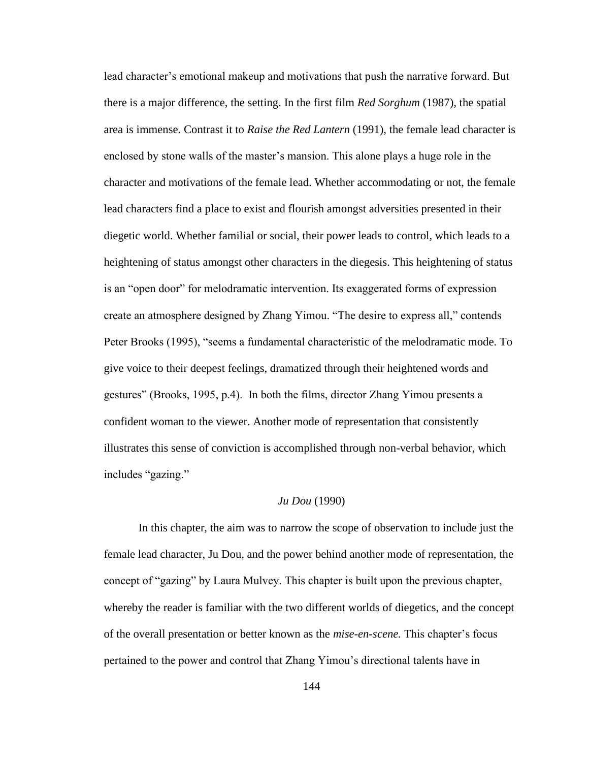lead character's emotional makeup and motivations that push the narrative forward. But there is a major difference, the setting. In the first film *Red Sorghum* (1987), the spatial area is immense. Contrast it to *Raise the Red Lantern* (1991), the female lead character is enclosed by stone walls of the master's mansion. This alone plays a huge role in the character and motivations of the female lead. Whether accommodating or not, the female lead characters find a place to exist and flourish amongst adversities presented in their diegetic world. Whether familial or social, their power leads to control, which leads to a heightening of status amongst other characters in the diegesis. This heightening of status is an "open door" for melodramatic intervention. Its exaggerated forms of expression create an atmosphere designed by Zhang Yimou. "The desire to express all," contends Peter Brooks (1995), "seems a fundamental characteristic of the melodramatic mode. To give voice to their deepest feelings, dramatized through their heightened words and gestures" (Brooks, 1995, p.4). In both the films, director Zhang Yimou presents a confident woman to the viewer. Another mode of representation that consistently illustrates this sense of conviction is accomplished through non-verbal behavior, which includes "gazing."

### *Ju Dou* (1990)

In this chapter, the aim was to narrow the scope of observation to include just the female lead character, Ju Dou, and the power behind another mode of representation, the concept of "gazing" by Laura Mulvey. This chapter is built upon the previous chapter, whereby the reader is familiar with the two different worlds of diegetics, and the concept of the overall presentation or better known as the *mise-en-scene.* This chapter's focus pertained to the power and control that Zhang Yimou's directional talents have in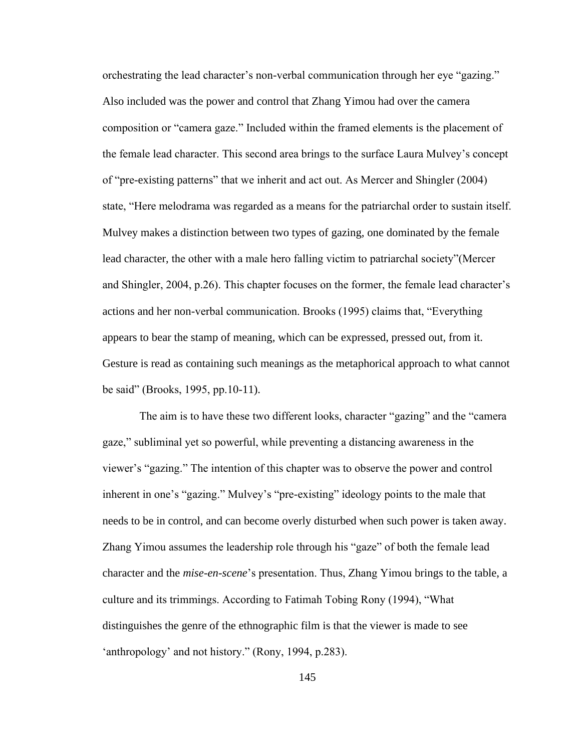orchestrating the lead character's non-verbal communication through her eye "gazing." Also included was the power and control that Zhang Yimou had over the camera composition or "camera gaze." Included within the framed elements is the placement of the female lead character. This second area brings to the surface Laura Mulvey's concept of "pre-existing patterns" that we inherit and act out. As Mercer and Shingler (2004) state, "Here melodrama was regarded as a means for the patriarchal order to sustain itself. Mulvey makes a distinction between two types of gazing, one dominated by the female lead character, the other with a male hero falling victim to patriarchal society"(Mercer and Shingler, 2004, p.26). This chapter focuses on the former, the female lead character's actions and her non-verbal communication. Brooks (1995) claims that, "Everything appears to bear the stamp of meaning, which can be expressed, pressed out, from it. Gesture is read as containing such meanings as the metaphorical approach to what cannot be said" (Brooks, 1995, pp.10-11).

The aim is to have these two different looks, character "gazing" and the "camera gaze," subliminal yet so powerful, while preventing a distancing awareness in the viewer's "gazing." The intention of this chapter was to observe the power and control inherent in one's "gazing." Mulvey's "pre-existing" ideology points to the male that needs to be in control, and can become overly disturbed when such power is taken away. Zhang Yimou assumes the leadership role through his "gaze" of both the female lead character and the *mise-en-scene*'s presentation. Thus, Zhang Yimou brings to the table, a culture and its trimmings. According to Fatimah Tobing Rony (1994), "What distinguishes the genre of the ethnographic film is that the viewer is made to see 'anthropology' and not history." (Rony, 1994, p.283).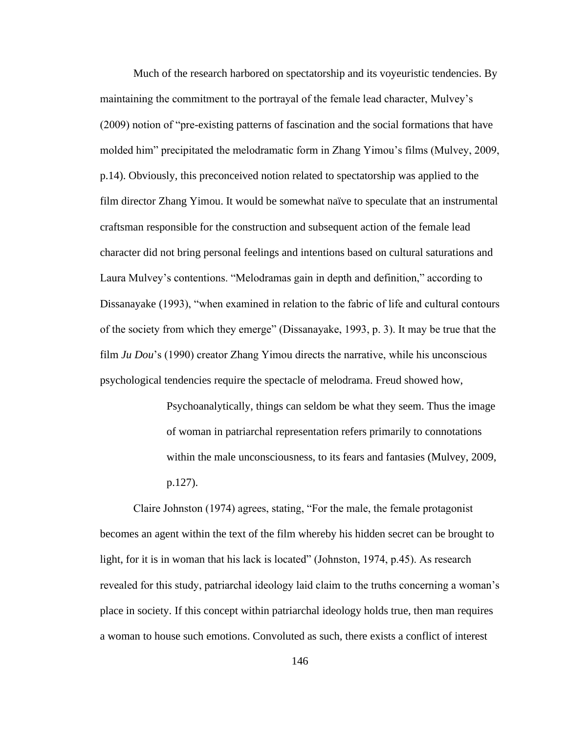Much of the research harbored on spectatorship and its voyeuristic tendencies. By maintaining the commitment to the portrayal of the female lead character, Mulvey's (2009) notion of "pre-existing patterns of fascination and the social formations that have molded him" precipitated the melodramatic form in Zhang Yimou's films (Mulvey, 2009, p.14). Obviously, this preconceived notion related to spectatorship was applied to the film director Zhang Yimou. It would be somewhat naïve to speculate that an instrumental craftsman responsible for the construction and subsequent action of the female lead character did not bring personal feelings and intentions based on cultural saturations and Laura Mulvey's contentions. "Melodramas gain in depth and definition," according to Dissanayake (1993), "when examined in relation to the fabric of life and cultural contours of the society from which they emerge" (Dissanayake, 1993, p. 3). It may be true that the film *Ju Dou*'s (1990) creator Zhang Yimou directs the narrative, while his unconscious psychological tendencies require the spectacle of melodrama. Freud showed how,

> Psychoanalytically, things can seldom be what they seem. Thus the image of woman in patriarchal representation refers primarily to connotations within the male unconsciousness, to its fears and fantasies (Mulvey, 2009, p.127).

Claire Johnston (1974) agrees, stating, "For the male, the female protagonist becomes an agent within the text of the film whereby his hidden secret can be brought to light, for it is in woman that his lack is located" (Johnston, 1974, p.45). As research revealed for this study, patriarchal ideology laid claim to the truths concerning a woman's place in society. If this concept within patriarchal ideology holds true, then man requires a woman to house such emotions. Convoluted as such, there exists a conflict of interest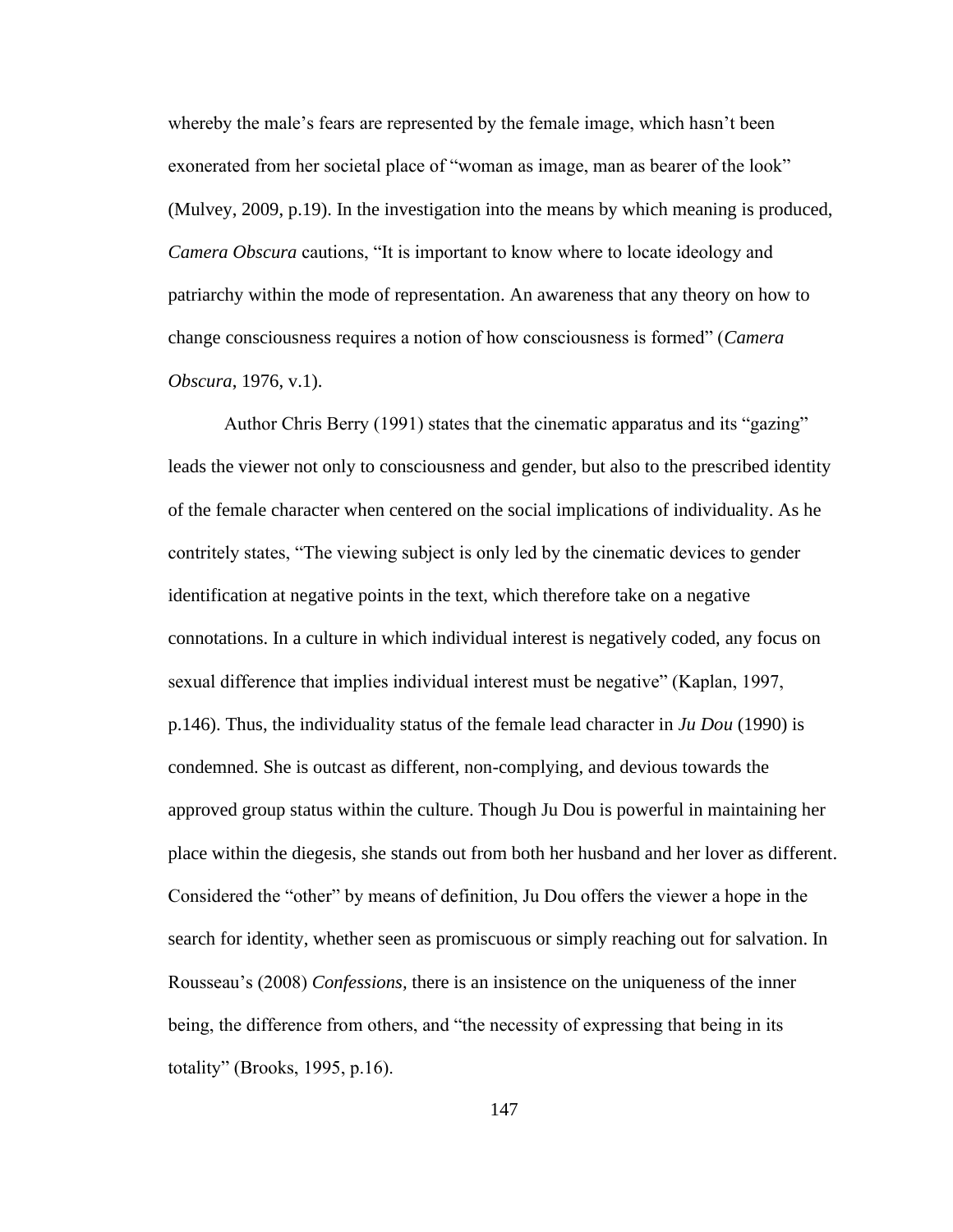whereby the male's fears are represented by the female image, which hasn't been exonerated from her societal place of "woman as image, man as bearer of the look" (Mulvey, 2009, p.19). In the investigation into the means by which meaning is produced, *Camera Obscura* cautions, "It is important to know where to locate ideology and patriarchy within the mode of representation. An awareness that any theory on how to change consciousness requires a notion of how consciousness is formed" (*Camera Obscura*, 1976, v.1).

Author Chris Berry (1991) states that the cinematic apparatus and its "gazing" leads the viewer not only to consciousness and gender, but also to the prescribed identity of the female character when centered on the social implications of individuality. As he contritely states, "The viewing subject is only led by the cinematic devices to gender identification at negative points in the text, which therefore take on a negative connotations. In a culture in which individual interest is negatively coded, any focus on sexual difference that implies individual interest must be negative" (Kaplan, 1997, p.146). Thus, the individuality status of the female lead character in *Ju Dou* (1990) is condemned. She is outcast as different, non-complying, and devious towards the approved group status within the culture. Though Ju Dou is powerful in maintaining her place within the diegesis, she stands out from both her husband and her lover as different. Considered the "other" by means of definition, Ju Dou offers the viewer a hope in the search for identity, whether seen as promiscuous or simply reaching out for salvation. In Rousseau's (2008) *Confessions*, there is an insistence on the uniqueness of the inner being, the difference from others, and "the necessity of expressing that being in its totality" (Brooks, 1995, p.16).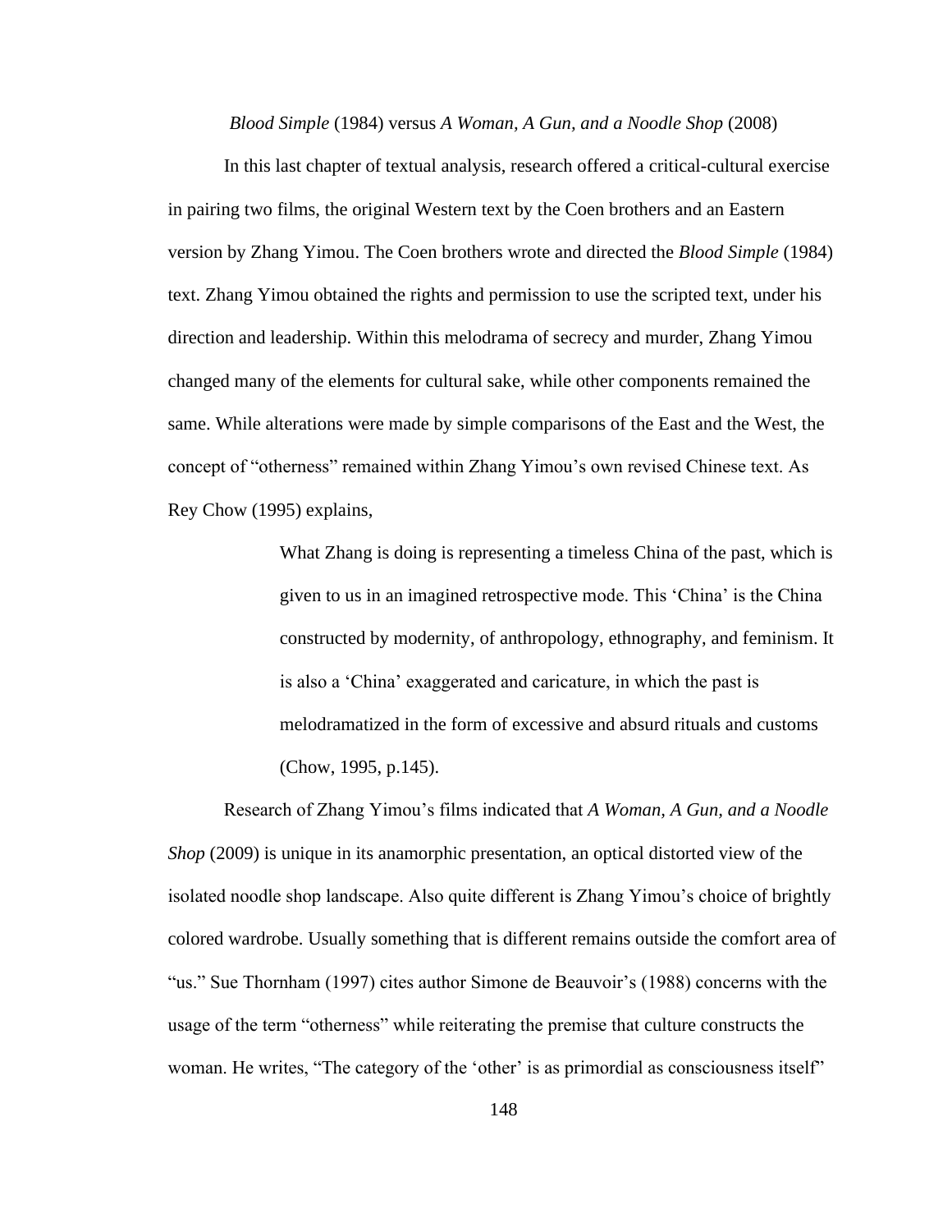### *Blood Simple* (1984) versus *A Woman, A Gun, and a Noodle Shop* (2008)

In this last chapter of textual analysis, research offered a critical-cultural exercise in pairing two films, the original Western text by the Coen brothers and an Eastern version by Zhang Yimou. The Coen brothers wrote and directed the *Blood Simple* (1984) text. Zhang Yimou obtained the rights and permission to use the scripted text, under his direction and leadership. Within this melodrama of secrecy and murder, Zhang Yimou changed many of the elements for cultural sake, while other components remained the same. While alterations were made by simple comparisons of the East and the West, the concept of "otherness" remained within Zhang Yimou's own revised Chinese text. As Rey Chow (1995) explains,

> What Zhang is doing is representing a timeless China of the past, which is given to us in an imagined retrospective mode. This 'China' is the China constructed by modernity, of anthropology, ethnography, and feminism. It is also a 'China' exaggerated and caricature, in which the past is melodramatized in the form of excessive and absurd rituals and customs (Chow, 1995, p.145).

Research of Zhang Yimou's films indicated that *A Woman, A Gun, and a Noodle Shop* (2009) is unique in its anamorphic presentation, an optical distorted view of the isolated noodle shop landscape. Also quite different is Zhang Yimou's choice of brightly colored wardrobe. Usually something that is different remains outside the comfort area of "us." Sue Thornham (1997) cites author Simone de Beauvoir's (1988) concerns with the usage of the term "otherness" while reiterating the premise that culture constructs the woman. He writes, "The category of the 'other' is as primordial as consciousness itself"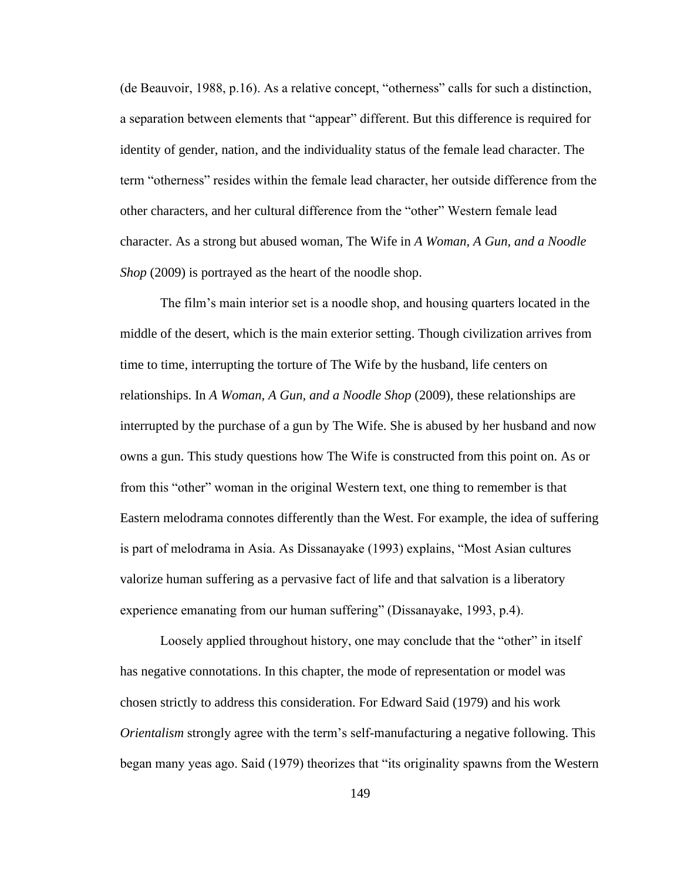(de Beauvoir, 1988, p.16). As a relative concept, "otherness" calls for such a distinction, a separation between elements that "appear" different. But this difference is required for identity of gender, nation, and the individuality status of the female lead character. The term "otherness" resides within the female lead character, her outside difference from the other characters, and her cultural difference from the "other" Western female lead character. As a strong but abused woman, The Wife in *A Woman, A Gun, and a Noodle Shop* (2009) is portrayed as the heart of the noodle shop.

The film's main interior set is a noodle shop, and housing quarters located in the middle of the desert, which is the main exterior setting. Though civilization arrives from time to time, interrupting the torture of The Wife by the husband, life centers on relationships. In *A Woman, A Gun, and a Noodle Shop* (2009), these relationships are interrupted by the purchase of a gun by The Wife. She is abused by her husband and now owns a gun. This study questions how The Wife is constructed from this point on. As or from this "other" woman in the original Western text, one thing to remember is that Eastern melodrama connotes differently than the West. For example, the idea of suffering is part of melodrama in Asia. As Dissanayake (1993) explains, "Most Asian cultures valorize human suffering as a pervasive fact of life and that salvation is a liberatory experience emanating from our human suffering" (Dissanayake, 1993, p.4).

Loosely applied throughout history, one may conclude that the "other" in itself has negative connotations. In this chapter, the mode of representation or model was chosen strictly to address this consideration. For Edward Said (1979) and his work *Orientalism* strongly agree with the term's self-manufacturing a negative following. This began many yeas ago. Said (1979) theorizes that "its originality spawns from the Western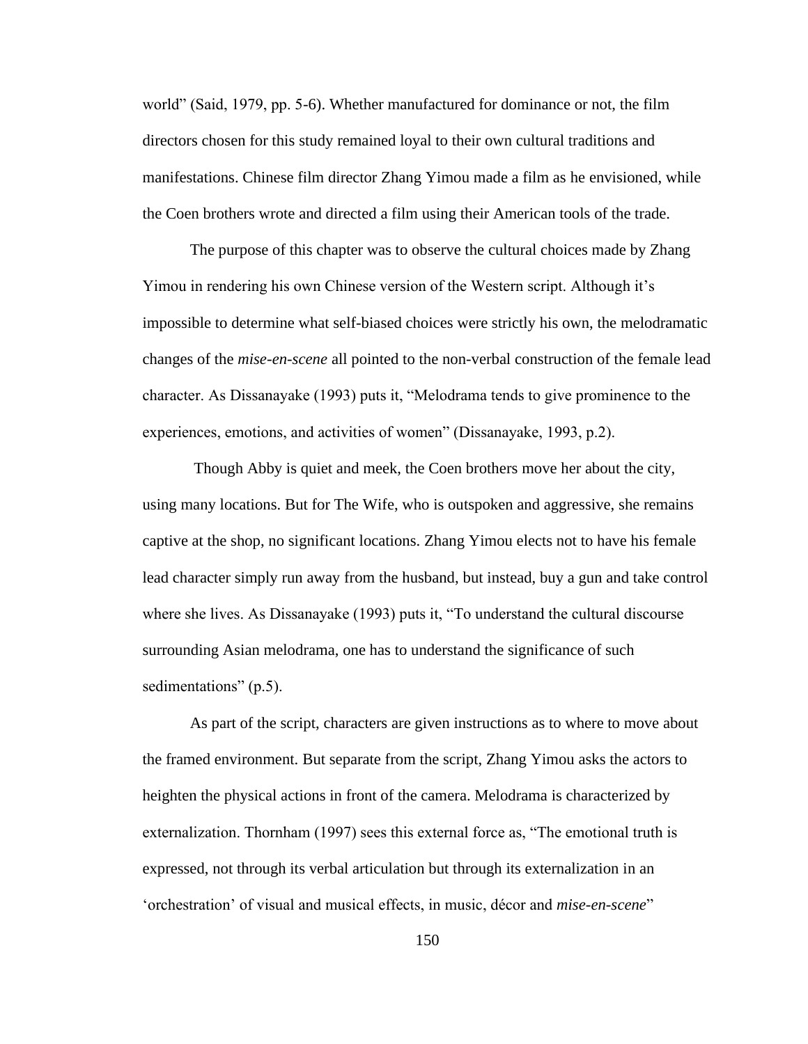world" (Said, 1979, pp. 5-6). Whether manufactured for dominance or not, the film directors chosen for this study remained loyal to their own cultural traditions and manifestations. Chinese film director Zhang Yimou made a film as he envisioned, while the Coen brothers wrote and directed a film using their American tools of the trade.

The purpose of this chapter was to observe the cultural choices made by Zhang Yimou in rendering his own Chinese version of the Western script. Although it's impossible to determine what self-biased choices were strictly his own, the melodramatic changes of the *mise-en-scene* all pointed to the non-verbal construction of the female lead character. As Dissanayake (1993) puts it, "Melodrama tends to give prominence to the experiences, emotions, and activities of women" (Dissanayake, 1993, p.2).

Though Abby is quiet and meek, the Coen brothers move her about the city, using many locations. But for The Wife, who is outspoken and aggressive, she remains captive at the shop, no significant locations. Zhang Yimou elects not to have his female lead character simply run away from the husband, but instead, buy a gun and take control where she lives. As Dissanayake (1993) puts it, "To understand the cultural discourse surrounding Asian melodrama, one has to understand the significance of such sedimentations" (p.5).

As part of the script, characters are given instructions as to where to move about the framed environment. But separate from the script, Zhang Yimou asks the actors to heighten the physical actions in front of the camera. Melodrama is characterized by externalization. Thornham (1997) sees this external force as, "The emotional truth is expressed, not through its verbal articulation but through its externalization in an 'orchestration' of visual and musical effects, in music, décor and *mise-en-scene*"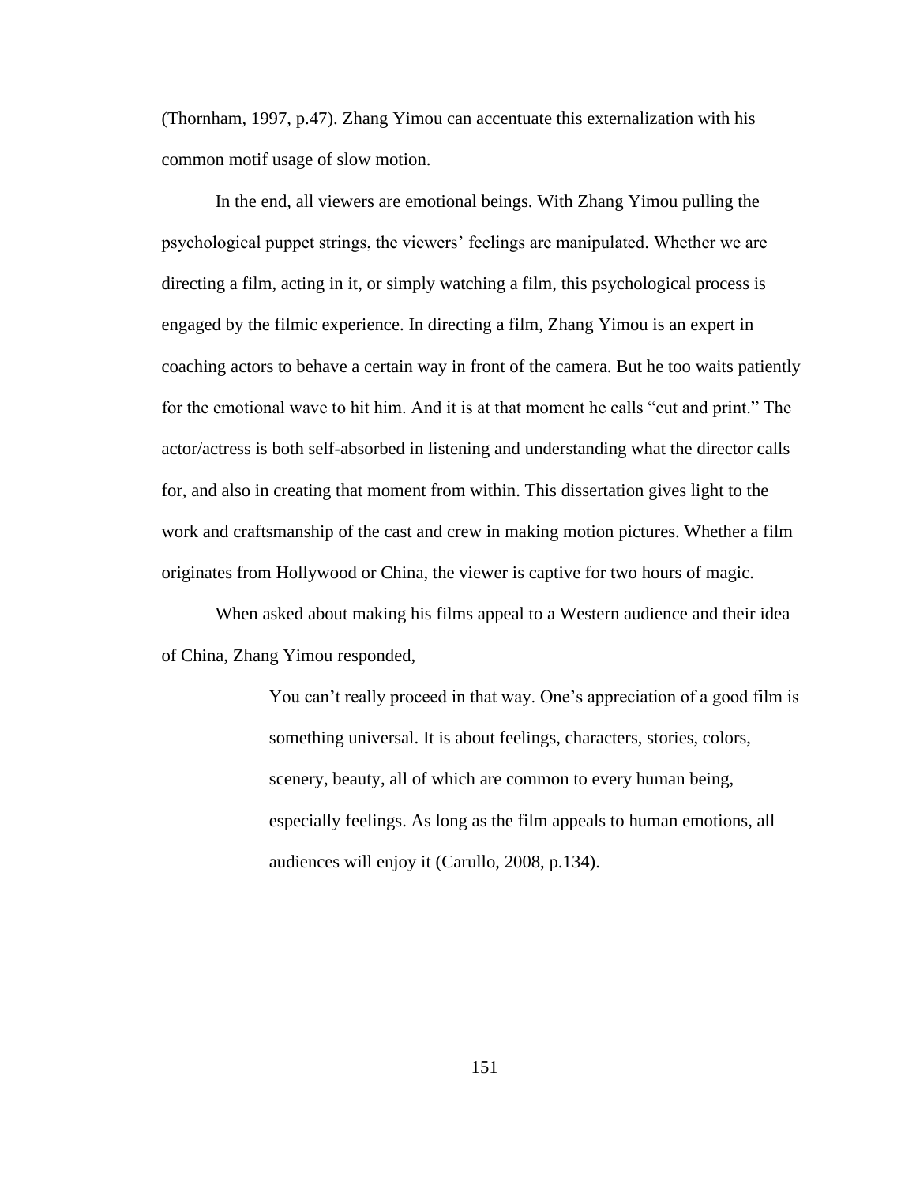(Thornham, 1997, p.47). Zhang Yimou can accentuate this externalization with his common motif usage of slow motion.

In the end, all viewers are emotional beings. With Zhang Yimou pulling the psychological puppet strings, the viewers' feelings are manipulated. Whether we are directing a film, acting in it, or simply watching a film, this psychological process is engaged by the filmic experience. In directing a film, Zhang Yimou is an expert in coaching actors to behave a certain way in front of the camera. But he too waits patiently for the emotional wave to hit him. And it is at that moment he calls "cut and print." The actor/actress is both self-absorbed in listening and understanding what the director calls for, and also in creating that moment from within. This dissertation gives light to the work and craftsmanship of the cast and crew in making motion pictures. Whether a film originates from Hollywood or China, the viewer is captive for two hours of magic.

When asked about making his films appeal to a Western audience and their idea of China, Zhang Yimou responded,

> You can't really proceed in that way. One's appreciation of a good film is something universal. It is about feelings, characters, stories, colors, scenery, beauty, all of which are common to every human being, especially feelings. As long as the film appeals to human emotions, all audiences will enjoy it (Carullo, 2008, p.134).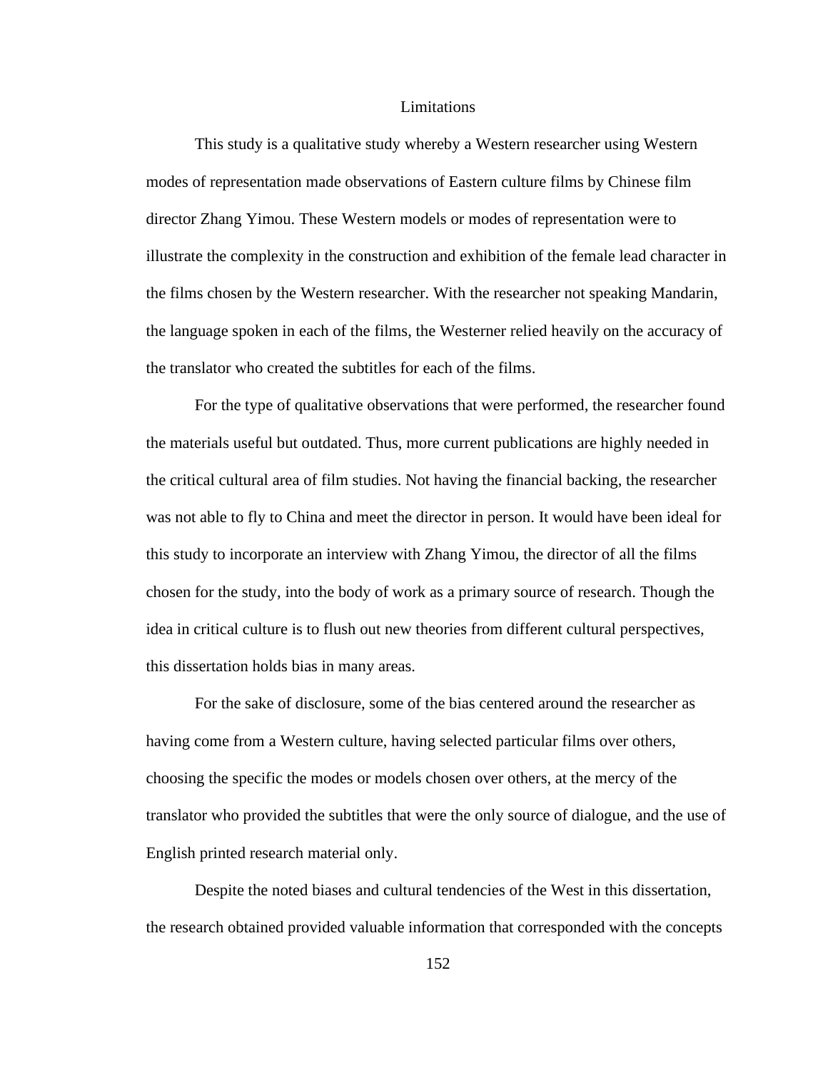## Limitations

This study is a qualitative study whereby a Western researcher using Western modes of representation made observations of Eastern culture films by Chinese film director Zhang Yimou. These Western models or modes of representation were to illustrate the complexity in the construction and exhibition of the female lead character in the films chosen by the Western researcher. With the researcher not speaking Mandarin, the language spoken in each of the films, the Westerner relied heavily on the accuracy of the translator who created the subtitles for each of the films.

For the type of qualitative observations that were performed, the researcher found the materials useful but outdated. Thus, more current publications are highly needed in the critical cultural area of film studies. Not having the financial backing, the researcher was not able to fly to China and meet the director in person. It would have been ideal for this study to incorporate an interview with Zhang Yimou, the director of all the films chosen for the study, into the body of work as a primary source of research. Though the idea in critical culture is to flush out new theories from different cultural perspectives, this dissertation holds bias in many areas.

For the sake of disclosure, some of the bias centered around the researcher as having come from a Western culture, having selected particular films over others, choosing the specific the modes or models chosen over others, at the mercy of the translator who provided the subtitles that were the only source of dialogue, and the use of English printed research material only.

Despite the noted biases and cultural tendencies of the West in this dissertation, the research obtained provided valuable information that corresponded with the concepts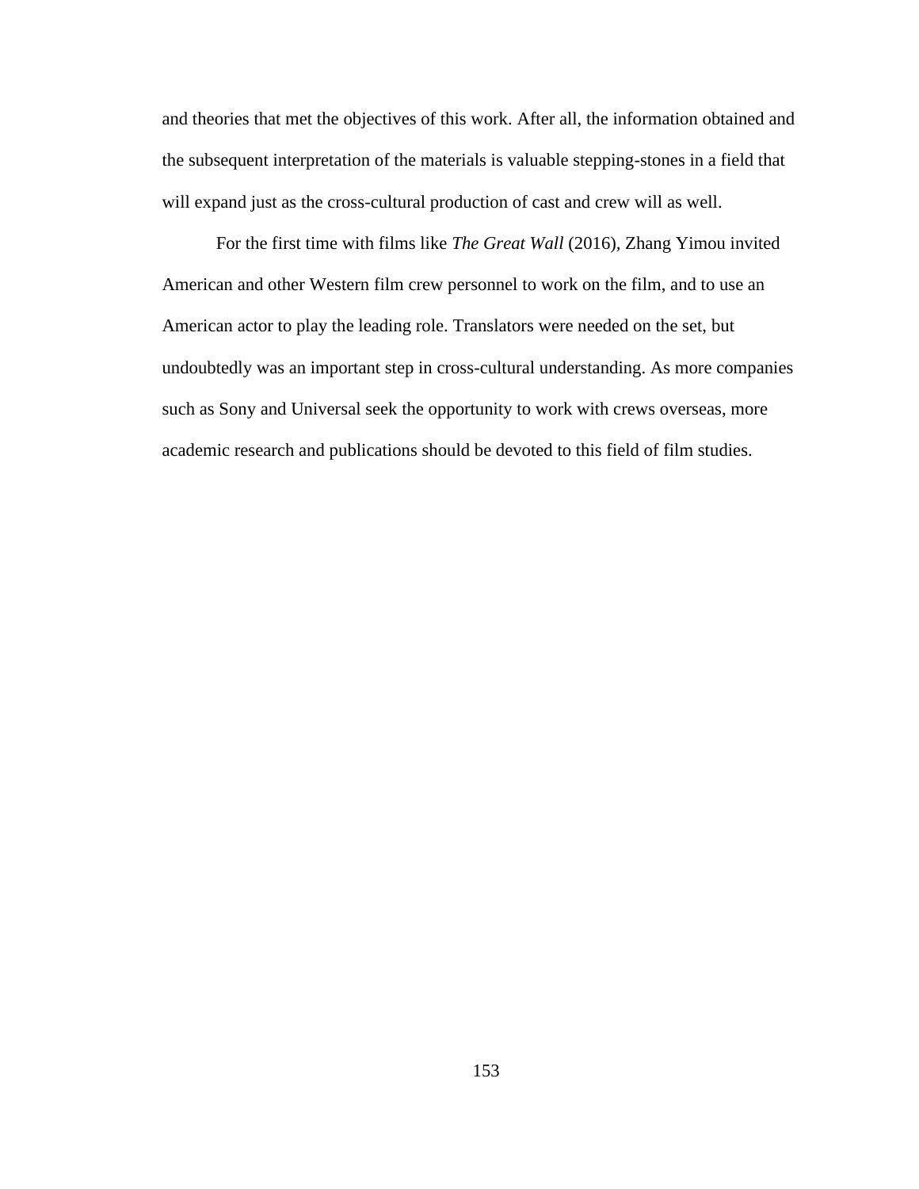and theories that met the objectives of this work. After all, the information obtained and the subsequent interpretation of the materials is valuable stepping-stones in a field that will expand just as the cross-cultural production of cast and crew will as well.

For the first time with films like *The Great Wall* (2016), Zhang Yimou invited American and other Western film crew personnel to work on the film, and to use an American actor to play the leading role. Translators were needed on the set, but undoubtedly was an important step in cross-cultural understanding. As more companies such as Sony and Universal seek the opportunity to work with crews overseas, more academic research and publications should be devoted to this field of film studies.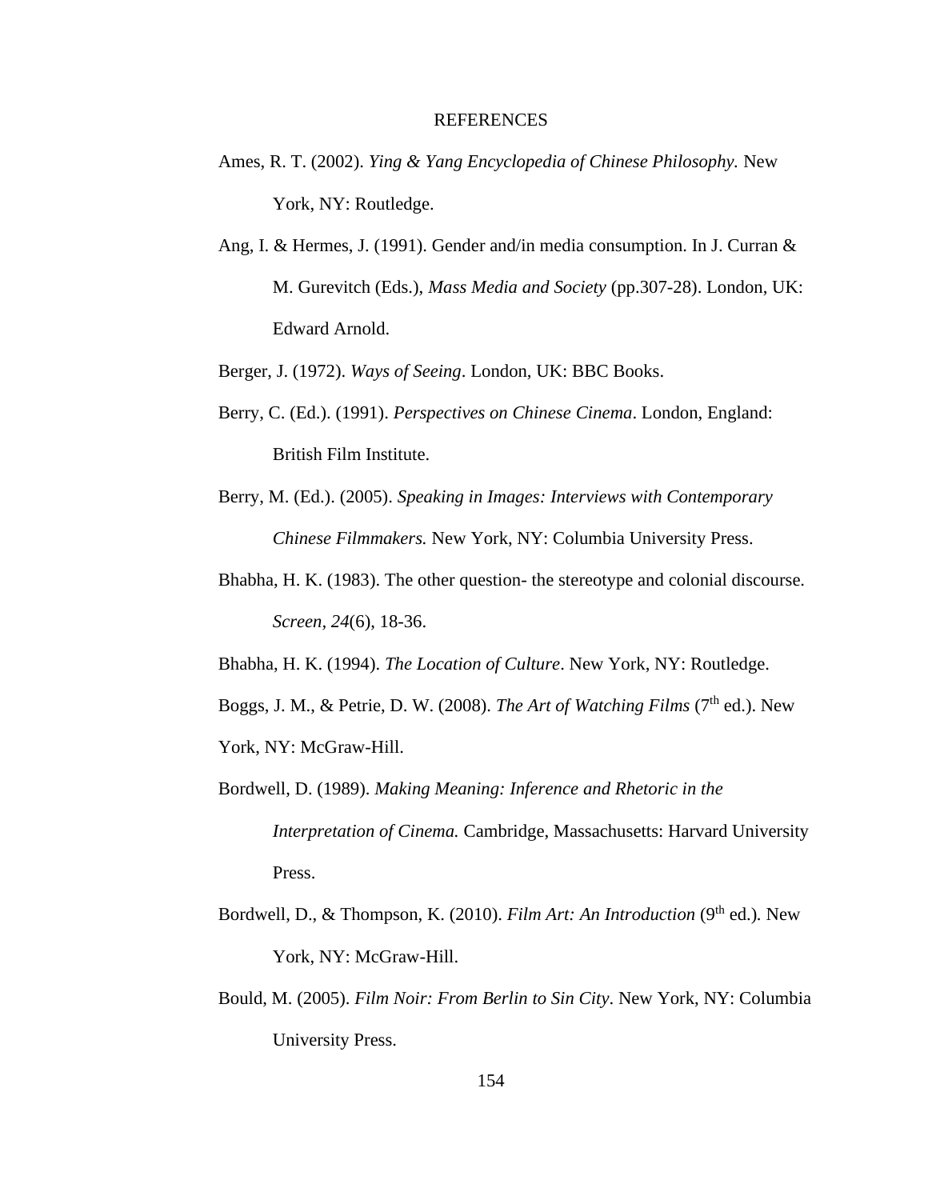# REFERENCES

Ames, R. T. (2002). *Ying & Yang Encyclopedia of Chinese Philosophy.* New York, NY: Routledge.

Ang, I. & Hermes, J. (1991). Gender and/in media consumption. In J. Curran & M. Gurevitch (Eds.), *Mass Media and Society* (pp.307-28). London, UK: Edward Arnold.

Berger, J. (1972). *Ways of Seeing*. London, UK: BBC Books.

Berry, C. (Ed.). (1991). *Perspectives on Chinese Cinema*. London, England: British Film Institute.

Berry, M. (Ed.). (2005). *Speaking in Images: Interviews with Contemporary Chinese Filmmakers.* New York, NY: Columbia University Press.

Bhabha, H. K. (1983). The other question- the stereotype and colonial discourse. *Screen, 24*(6), 18-36.

Bhabha, H. K. (1994). *The Location of Culture*. New York, NY: Routledge.

Boggs, J. M., & Petrie, D. W. (2008). *The Art of Watching Films* (7th ed.). New York, NY: McGraw-Hill.

Bordwell, D. (1989). *Making Meaning: Inference and Rhetoric in the Interpretation of Cinema.* Cambridge, Massachusetts: Harvard University Press.

Bordwell, D., & Thompson, K. (2010). *Film Art: An Introduction* (9th ed.). New York, NY: McGraw-Hill.

Bould, M. (2005). *Film Noir: From Berlin to Sin City*. New York, NY: Columbia University Press.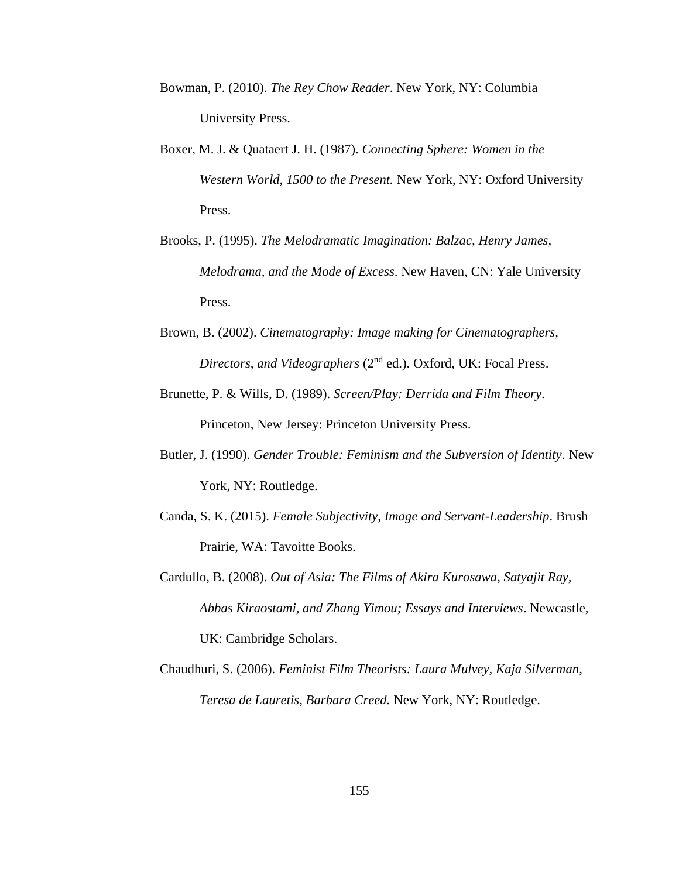Bowman, P. (2010). *The Rey Chow Reader*. New York, NY: Columbia University Press.

Boxer, M. J. & Quataert J. H. (1987). *Connecting Sphere: Women in the Western World, 1500 to the Present.* New York, NY: Oxford University Press.

Brooks, P. (1995). *The Melodramatic Imagination: Balzac, Henry James, Melodrama, and the Mode of Excess*. New Haven, CN: Yale University Press.

Brown, B. (2002). *Cinematography: Image making for Cinematographers, Directors, and Videographers* (2nd ed.). Oxford, UK: Focal Press.

Brunette, P. & Wills, D. (1989). *Screen/Play: Derrida and Film Theory*. Princeton, New Jersey: Princeton University Press.

Butler, J. (1990). *Gender Trouble: Feminism and the Subversion of Identity*. New York, NY: Routledge.

Canda, S. K. (2015). *Female Subjectivity, Image and Servant-Leadership*. Brush Prairie, WA: Tavoitte Books.

Cardullo, B. (2008). *Out of Asia: The Films of Akira Kurosawa, Satyajit Ray, Abbas Kiraostami, and Zhang Yimou; Essays and Interviews*. Newcastle, UK: Cambridge Scholars.

Chaudhuri, S. (2006). *Feminist Film Theorists: Laura Mulvey, Kaja Silverman, Teresa de Lauretis, Barbara Creed.* New York, NY: Routledge.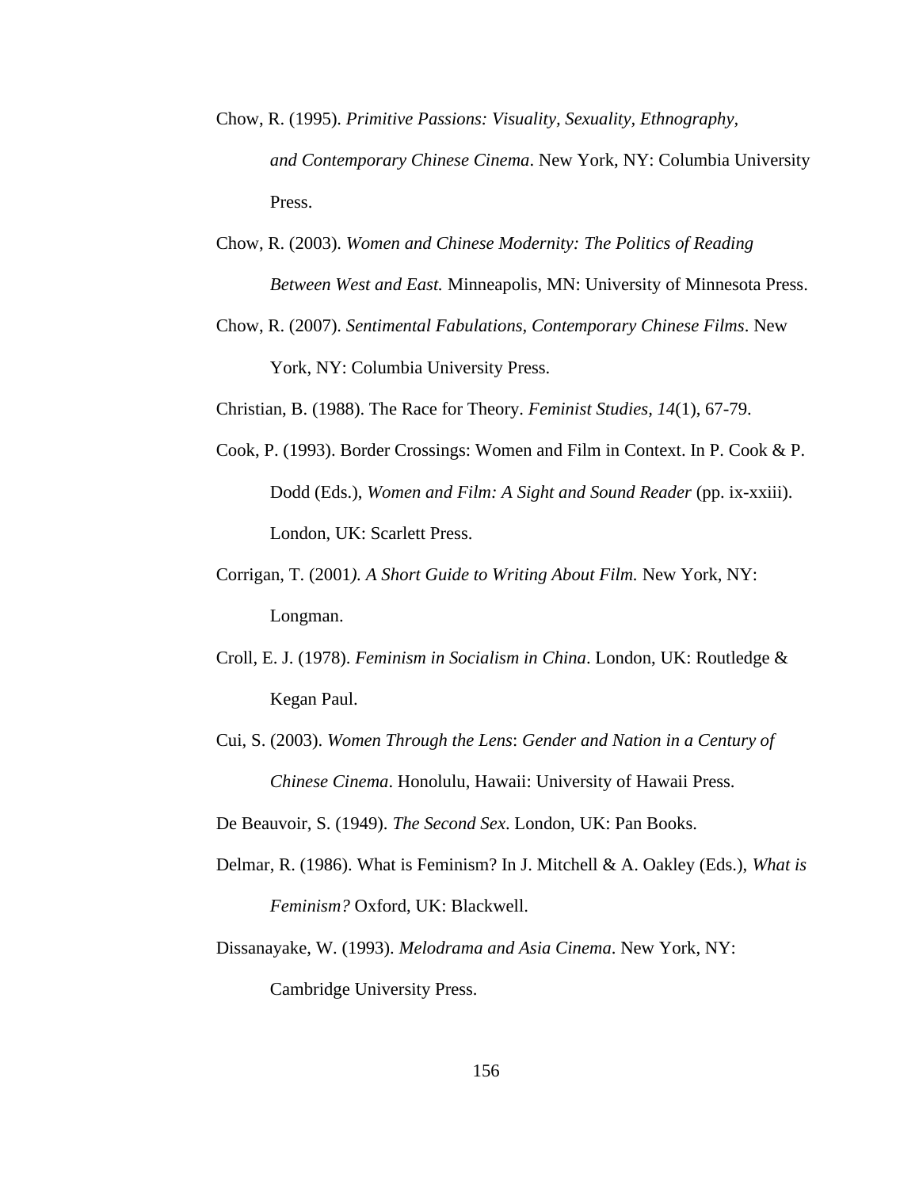Chow, R. (1995). *Primitive Passions: Visuality, Sexuality, Ethnography, and Contemporary Chinese Cinema*. New York, NY: Columbia University Press.

Chow, R. (2003). *Women and Chinese Modernity: The Politics of Reading Between West and East.* Minneapolis, MN: University of Minnesota Press.

Chow, R. (2007). *Sentimental Fabulations, Contemporary Chinese Films*. New York, NY: Columbia University Press.

Christian, B. (1988). The Race for Theory. *Feminist Studies, 14*(1), 67-79.

Cook, P. (1993). Border Crossings: Women and Film in Context. In P. Cook & P. Dodd (Eds.), *Women and Film: A Sight and Sound Reader* (pp. ix-xxiii). London, UK: Scarlett Press.

Corrigan, T. (2001*). A Short Guide to Writing About Film.* New York, NY: Longman.

Croll, E. J. (1978). *Feminism in Socialism in China*. London, UK: Routledge & Kegan Paul.

Cui, S. (2003). *Women Through the Lens*: *Gender and Nation in a Century of Chinese Cinema*. Honolulu, Hawaii: University of Hawaii Press.

De Beauvoir, S. (1949). *The Second Sex*. London, UK: Pan Books.

Delmar, R. (1986). What is Feminism? In J. Mitchell & A. Oakley (Eds.), *What is Feminism?* Oxford, UK: Blackwell.

Dissanayake, W. (1993). *Melodrama and Asia Cinema*. New York, NY: Cambridge University Press.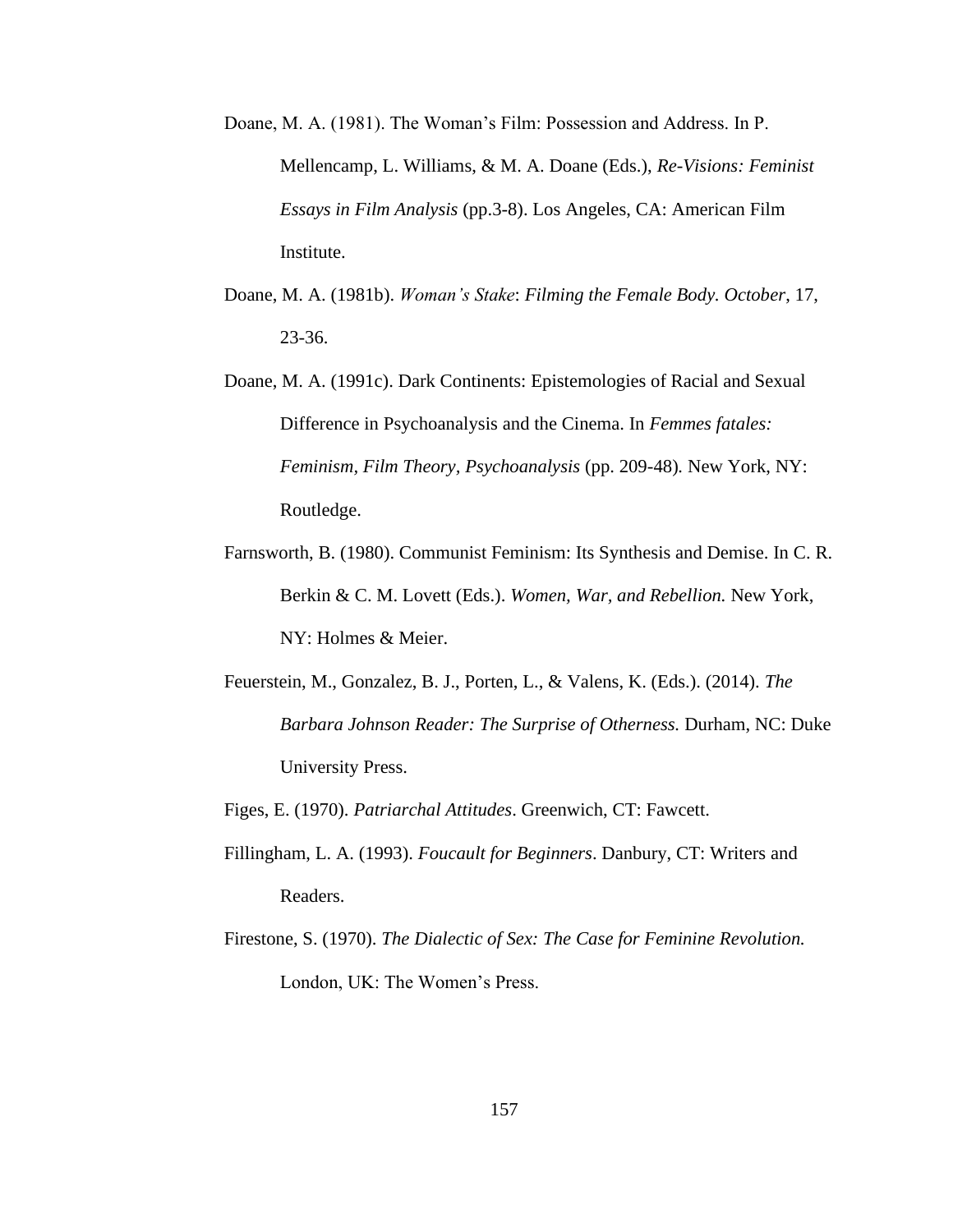Doane, M. A. (1981). The Woman's Film: Possession and Address. In P. Mellencamp, L. Williams, & M. A. Doane (Eds.), *Re-Visions: Feminist Essays in Film Analysis* (pp.3-8). Los Angeles, CA: American Film Institute.

Doane, M. A. (1981b). *Woman's Stake*: *Filming the Female Body*. *October*, 17, 23-36.

Doane, M. A. (1991c). Dark Continents: Epistemologies of Racial and Sexual Difference in Psychoanalysis and the Cinema. In *Femmes fatales: Feminism, Film Theory, Psychoanalysis* (pp. 209-48). New York, NY: Routledge.

Farnsworth, B. (1980). Communist Feminism: Its Synthesis and Demise. In C. R. Berkin & C. M. Lovett (Eds.). *Women, War, and Rebellion.* New York, NY: Holmes & Meier.

Feuerstein, M., Gonzalez, B. J., Porten, L., & Valens, K. (Eds.). (2014). *The Barbara Johnson Reader: The Surprise of Otherness.* Durham, NC: Duke University Press.

Figes, E. (1970). *Patriarchal Attitudes*. Greenwich, CT: Fawcett.

Fillingham, L. A. (1993). *Foucault for Beginners*. Danbury, CT: Writers and Readers.

Firestone, S. (1970). *The Dialectic of Sex: The Case for Feminine Revolution.* London, UK: The Women's Press.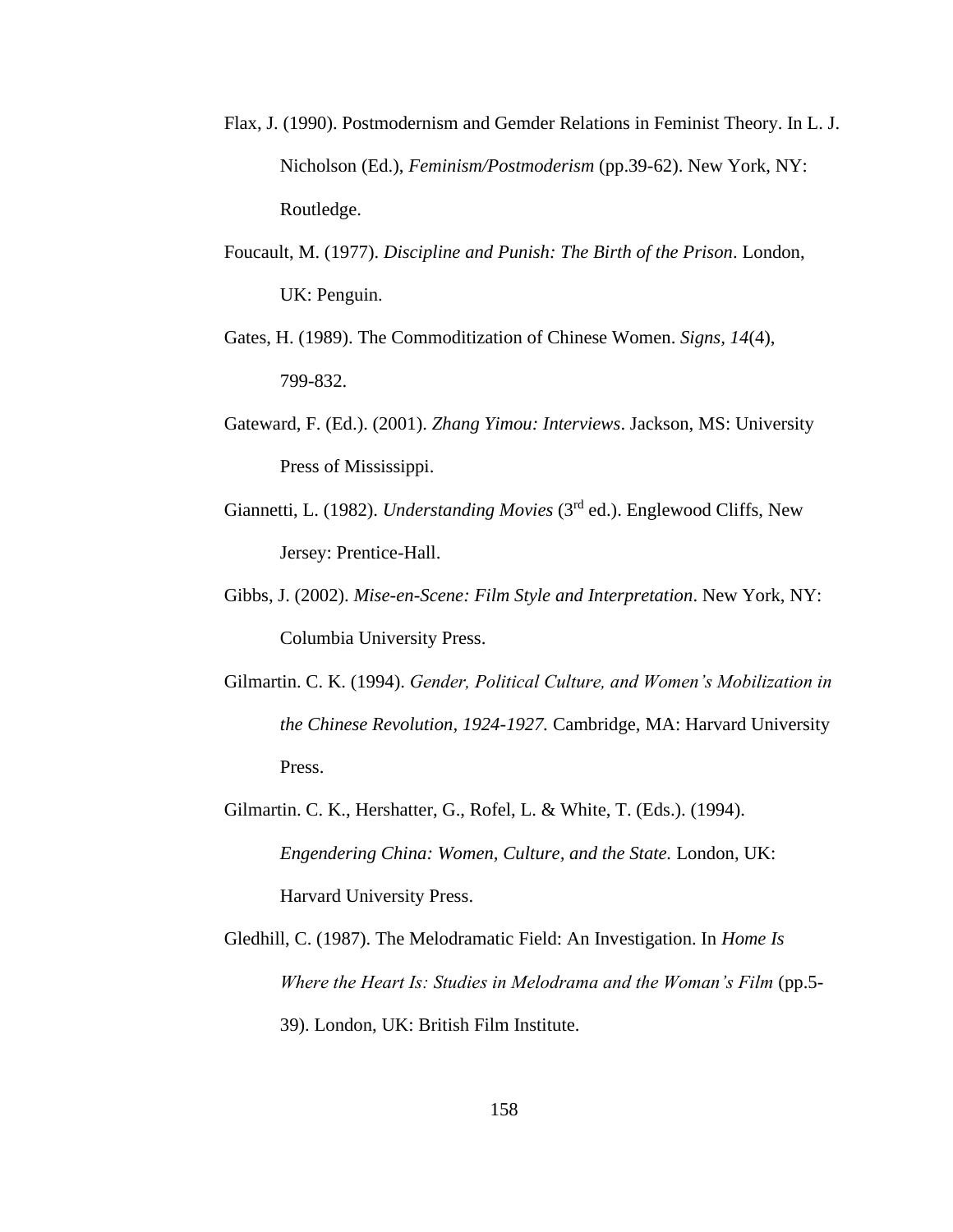Flax, J. (1990). Postmodernism and Gemder Relations in Feminist Theory. In L. J. Nicholson (Ed.), *Feminism/Postmoderism* (pp.39-62). New York, NY: Routledge.

Foucault, M. (1977). *Discipline and Punish: The Birth of the Prison*. London, UK: Penguin.

Gates, H. (1989). The Commoditization of Chinese Women. *Signs*, *14*(4), 799-832.

Gateward, F. (Ed.). (2001). *Zhang Yimou: Interviews*. Jackson, MS: University Press of Mississippi.

Giannetti, L. (1982). *Understanding Movies* (3rd ed.). Englewood Cliffs, New Jersey: Prentice-Hall.

Gibbs, J. (2002). *Mise-en-Scene: Film Style and Interpretation*. New York, NY: Columbia University Press.

Gilmartin. C. K. (1994). *Gender, Political Culture, and Women's Mobilization in the Chinese Revolution, 1924-1927.* Cambridge, MA: Harvard University Press.

Gilmartin. C. K., Hershatter, G., Rofel, L. & White, T. (Eds.). (1994). *Engendering China: Women, Culture, and the State.* London, UK: Harvard University Press.

Gledhill, C. (1987). The Melodramatic Field: An Investigation. In *Home Is Where the Heart Is: Studies in Melodrama and the Woman's Film* (pp.5-39). London, UK: British Film Institute.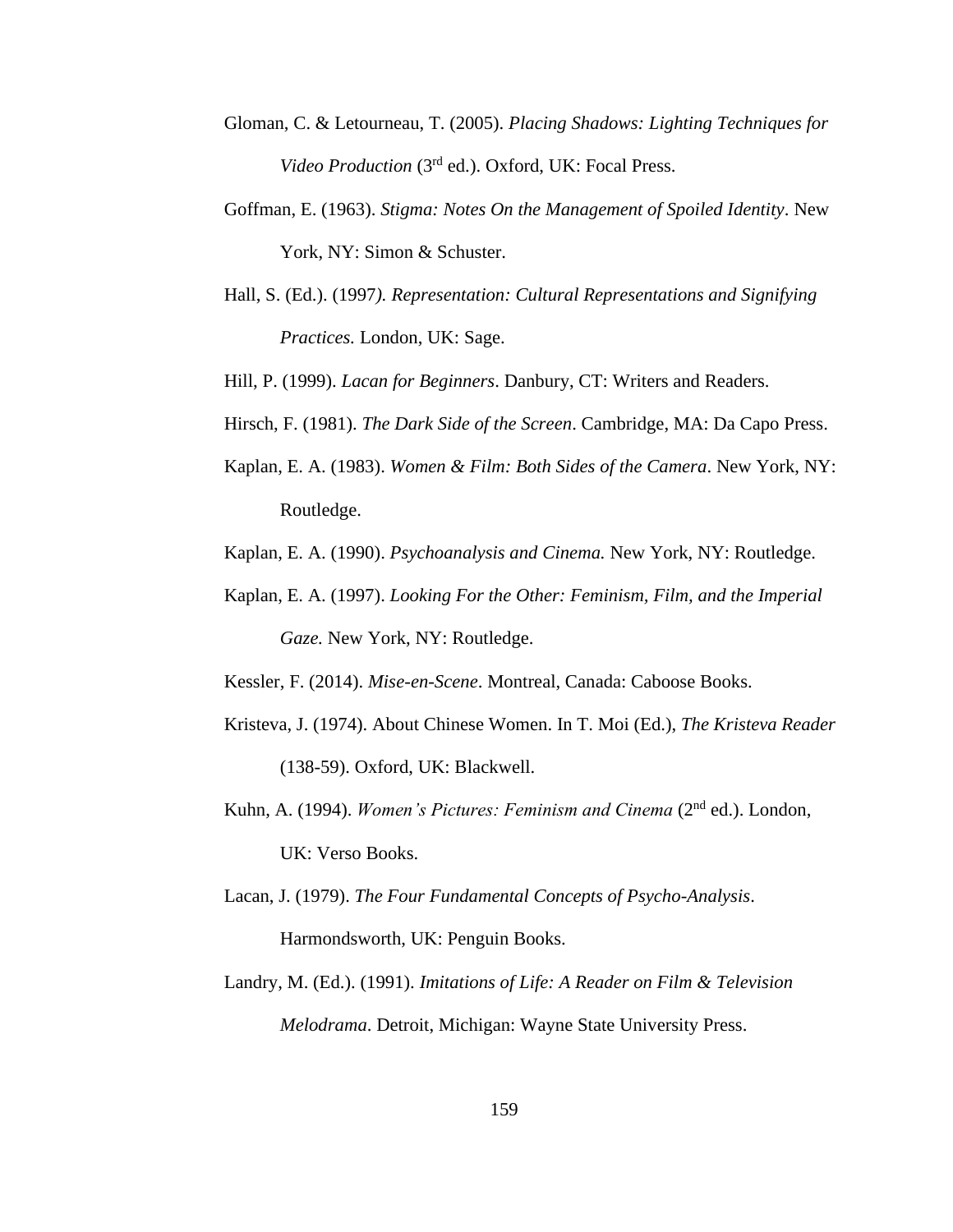Gloman, C. & Letourneau, T. (2005). *Placing Shadows: Lighting Techniques for Video Production* (3rd ed.). Oxford, UK: Focal Press.

Goffman, E. (1963). *Stigma: Notes On the Management of Spoiled Identity*. New York, NY: Simon & Schuster.

Hall, S. (Ed.). (1997*). Representation: Cultural Representations and Signifying Practices.* London, UK: Sage.

Hill, P. (1999). *Lacan for Beginners*. Danbury, CT: Writers and Readers.

Hirsch, F. (1981). *The Dark Side of the Screen*. Cambridge, MA: Da Capo Press.

Kaplan, E. A. (1983). *Women & Film: Both Sides of the Camera*. New York, NY: Routledge.

Kaplan, E. A. (1990). *Psychoanalysis and Cinema.* New York, NY: Routledge.

Kaplan, E. A. (1997). *Looking For the Other: Feminism, Film, and the Imperial Gaze.* New York, NY: Routledge.

Kessler, F. (2014). *Mise-en-Scene*. Montreal, Canada: Caboose Books.

Kristeva, J. (1974). About Chinese Women. In T. Moi (Ed.), *The Kristeva Reader* (138-59). Oxford, UK: Blackwell.

Kuhn, A. (1994). *Women's Pictures: Feminism and Cinema* (2nd ed.). London, UK: Verso Books.

Lacan, J. (1979). *The Four Fundamental Concepts of Psycho-Analysis*. Harmondsworth, UK: Penguin Books.

Landry, M. (Ed.). (1991). *Imitations of Life: A Reader on Film & Television Melodrama*. Detroit, Michigan: Wayne State University Press.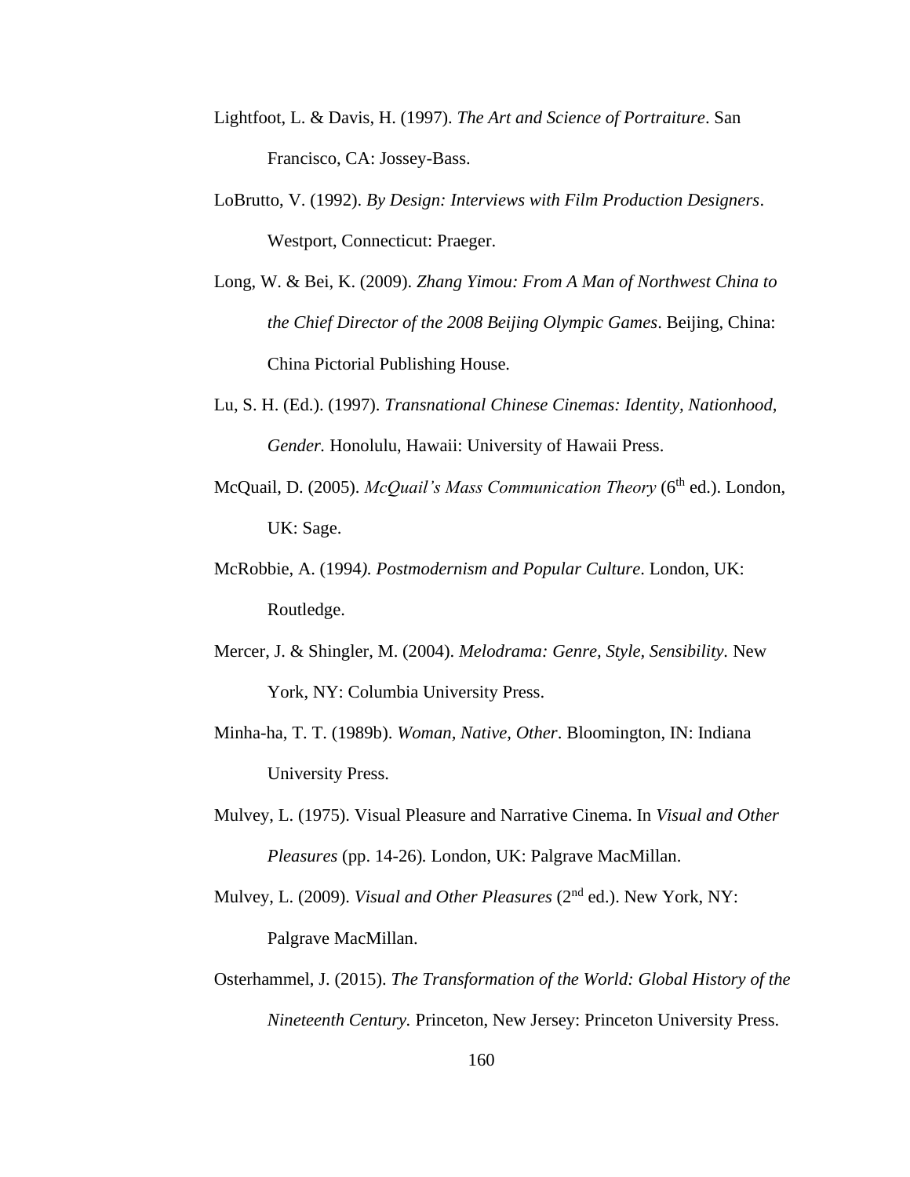Lightfoot, L. & Davis, H. (1997). *The Art and Science of Portraiture*. San Francisco, CA: Jossey-Bass.

LoBrutto, V. (1992). *By Design: Interviews with Film Production Designers*. Westport, Connecticut: Praeger.

Long, W. & Bei, K. (2009). *Zhang Yimou: From A Man of Northwest China to the Chief Director of the 2008 Beijing Olympic Games*. Beijing, China: China Pictorial Publishing House.

Lu, S. H. (Ed.). (1997). *Transnational Chinese Cinemas: Identity, Nationhood, Gender.* Honolulu, Hawaii: University of Hawaii Press.

McQuail, D. (2005). *McQuail's Mass Communication Theory* (6th ed.). London, UK: Sage.

McRobbie, A. (1994*). Postmodernism and Popular Culture*. London, UK: Routledge.

Mercer, J. & Shingler, M. (2004). *Melodrama: Genre, Style, Sensibility.* New York, NY: Columbia University Press.

Minha-ha, T. T. (1989b). *Woman, Native, Other*. Bloomington, IN: Indiana University Press.

Mulvey, L. (1975). Visual Pleasure and Narrative Cinema. In *Visual and Other Pleasures* (pp. 14-26)*.* London, UK: Palgrave MacMillan.

Mulvey, L. (2009). *Visual and Other Pleasures* (2nd ed.). New York, NY: Palgrave MacMillan.

Osterhammel, J. (2015). *The Transformation of the World: Global History of the Nineteenth Century.* Princeton, New Jersey: Princeton University Press.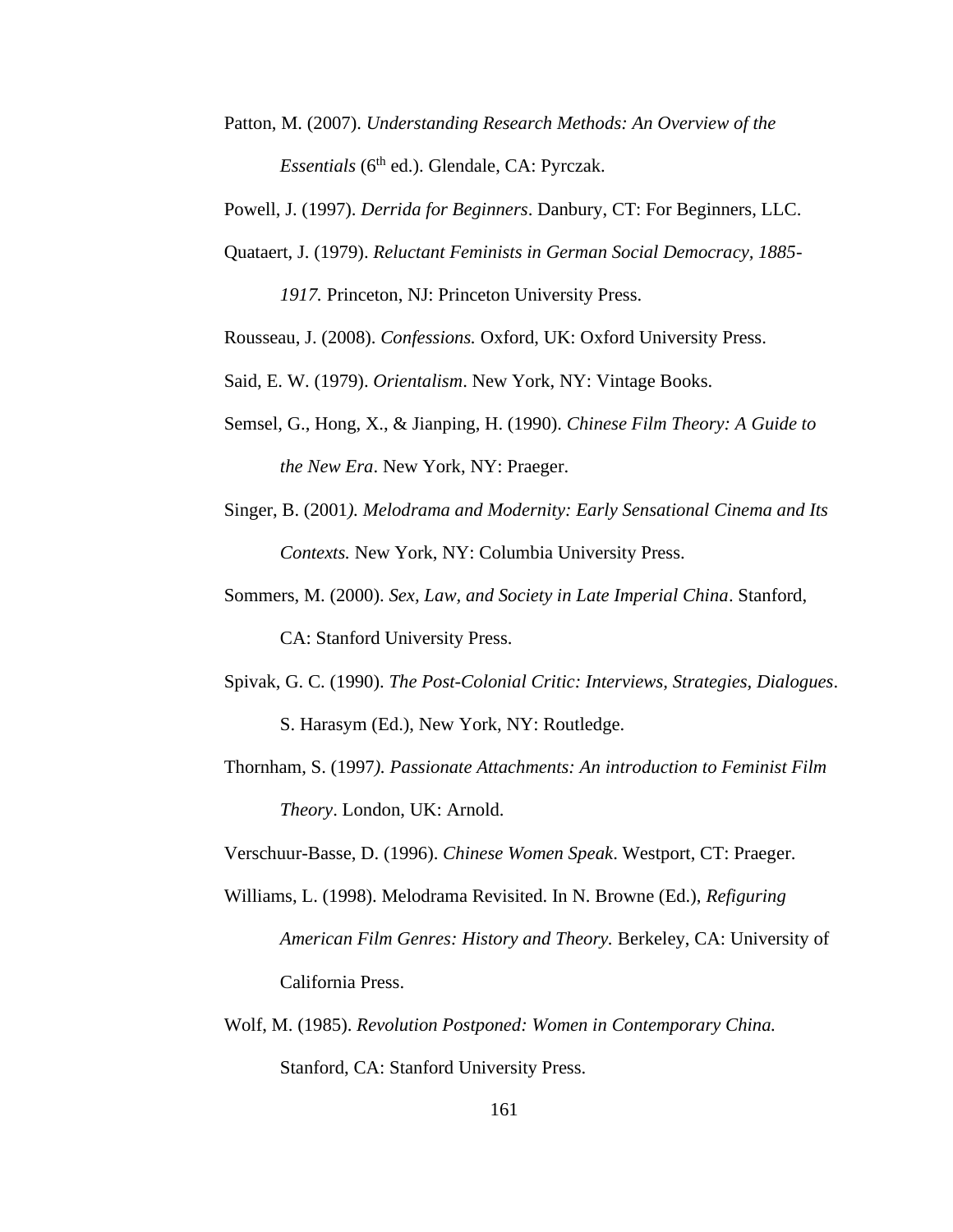Patton, M. (2007). *Understanding Research Methods: An Overview of the Essentials* (6th ed.). Glendale, CA: Pyrczak.

Powell, J. (1997). *Derrida for Beginners*. Danbury, CT: For Beginners, LLC.

Quataert, J. (1979). *Reluctant Feminists in German Social Democracy, 1885-1917.* Princeton, NJ: Princeton University Press.

Rousseau, J. (2008). *Confessions.* Oxford, UK: Oxford University Press.

Said, E. W. (1979). *Orientalism*. New York, NY: Vintage Books.

Semsel, G., Hong, X., & Jianping, H. (1990). *Chinese Film Theory: A Guide to the New Era*. New York, NY: Praeger.

Singer, B. (2001*). Melodrama and Modernity: Early Sensational Cinema and Its Contexts.* New York, NY: Columbia University Press.

Sommers, M. (2000). *Sex, Law, and Society in Late Imperial China*. Stanford, CA: Stanford University Press.

Spivak, G. C. (1990). *The Post-Colonial Critic: Interviews, Strategies, Dialogues*. S. Harasym (Ed.), New York, NY: Routledge.

Thornham, S. (1997*). Passionate Attachments: An introduction to Feminist Film Theory*. London, UK: Arnold.

Verschuur-Basse, D. (1996). *Chinese Women Speak*. Westport, CT: Praeger.

Williams, L. (1998). Melodrama Revisited. In N. Browne (Ed.), *Refiguring American Film Genres: History and Theory.* Berkeley, CA: University of California Press.

Wolf, M. (1985). *Revolution Postponed: Women in Contemporary China.* Stanford, CA: Stanford University Press.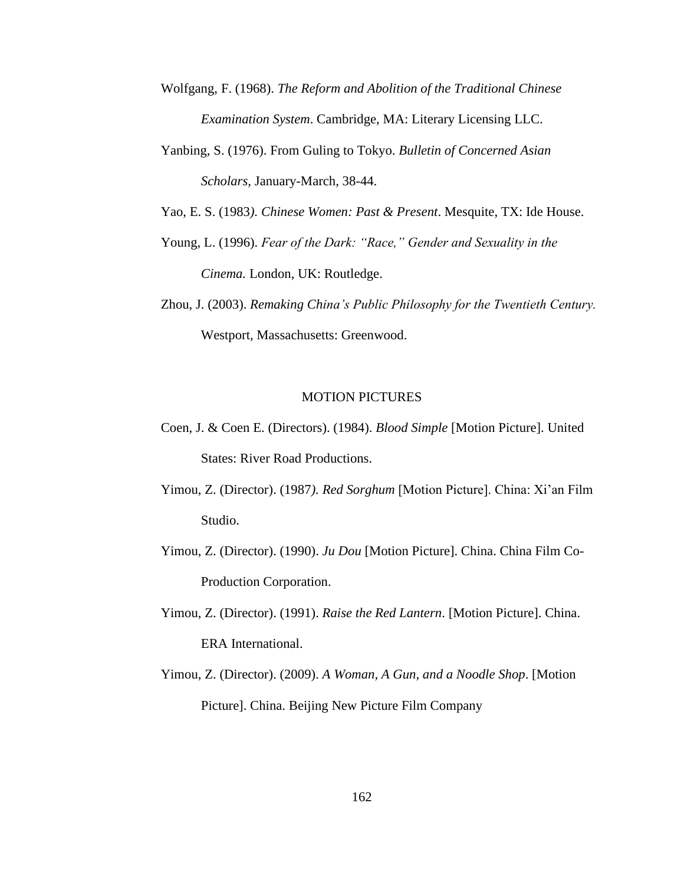Wolfgang, F. (1968). *The Reform and Abolition of the Traditional Chinese Examination System*. Cambridge, MA: Literary Licensing LLC.

Yanbing, S. (1976). From Guling to Tokyo. *Bulletin of Concerned Asian Scholars,* January-March, 38-44.

Yao, E. S. (1983*). Chinese Women: Past & Present*. Mesquite, TX: Ide House.

Young, L. (1996). *Fear of the Dark: "Race," Gender and Sexuality in the Cinema.* London, UK: Routledge.

Zhou, J. (2003). *Remaking China's Public Philosophy for the Twentieth Century.* Westport, Massachusetts: Greenwood.

## MOTION PICTURES

Coen, J. & Coen E. (Directors). (1984). *Blood Simple* [Motion Picture]. United States: River Road Productions.

Yimou, Z. (Director). (1987*). Red Sorghum* [Motion Picture]. China: Xi'an Film Studio.

Yimou, Z. (Director). (1990). *Ju Dou* [Motion Picture]. China. China Film Co-Production Corporation.

Yimou, Z. (Director). (1991). *Raise the Red Lantern*. [Motion Picture]. China. ERA International.

Yimou, Z. (Director). (2009). *A Woman, A Gun, and a Noodle Shop*. [Motion Picture]. China. Beijing New Picture Film Company